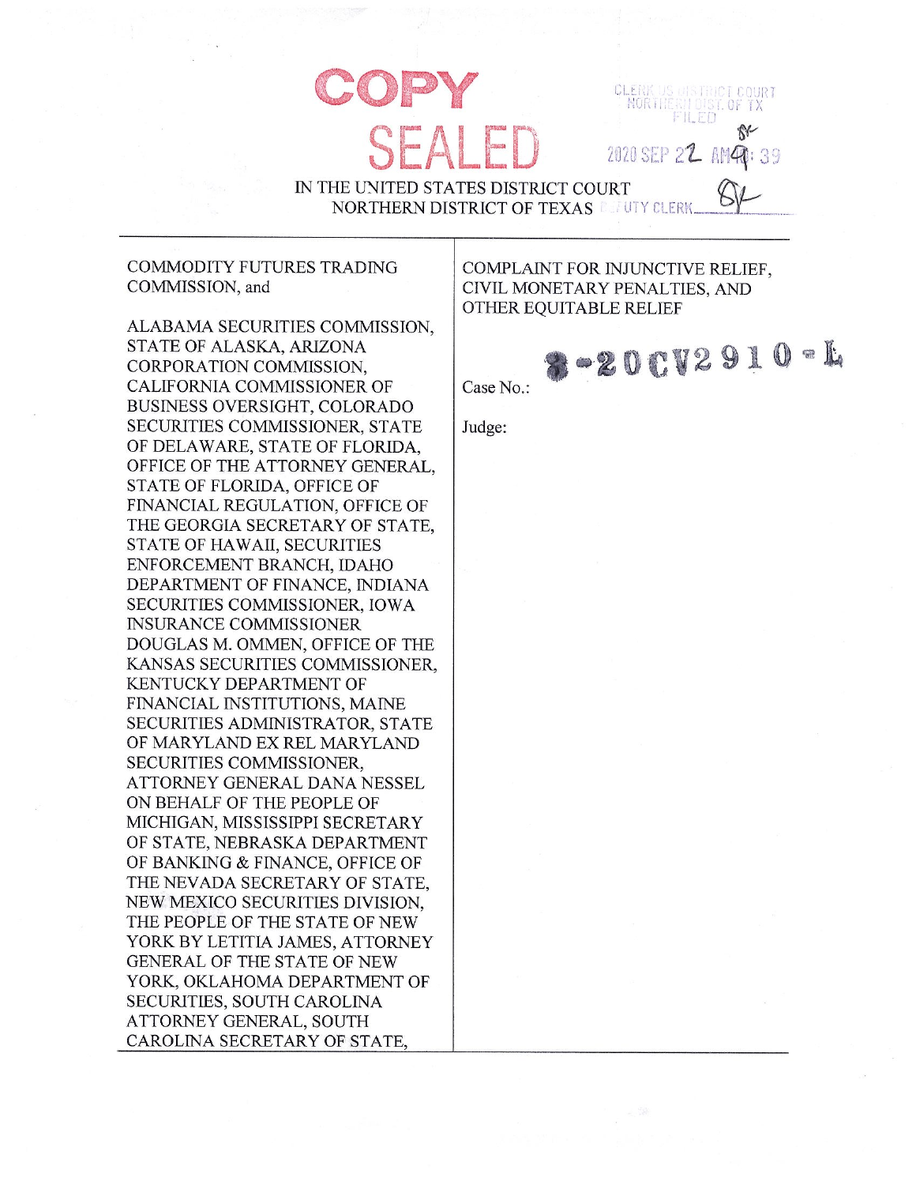COPY

SEALED

CLERK US DISTRICT COURT
NORTHERN DIST. OF TX
FILED

2020 SEP 22 AM 9:39

DEPUTY CLERK

IN THE UNITED STATES DISTRICT COURT
NORTHERN DISTRICT OF TEXAS

COMMODITY FUTURES TRADING COMMISSION, and

ALABAMA SECURITIES COMMISSION, STATE OF ALASKA, ARIZONA CORPORATION COMMISSION, CALIFORNIA COMMISSIONER OF BUSINESS OVERSIGHT, COLORADO SECURITIES COMMISSIONER, STATE OF DELAWARE, STATE OF FLORIDA, OFFICE OF THE ATTORNEY GENERAL, STATE OF FLORIDA, OFFICE OF FINANCIAL REGULATION, OFFICE OF THE GEORGIA SECRETARY OF STATE, STATE OF HAWAII, SECURITIES ENFORCEMENT BRANCH, IDAHO DEPARTMENT OF FINANCE, INDIANA SECURITIES COMMISSIONER, IOWA INSURANCE COMMISSIONER DOUGLAS M. OMMEN, OFFICE OF THE KANSAS SECURITIES COMMISSIONER, KENTUCKY DEPARTMENT OF FINANCIAL INSTITUTIONS, MAINE SECURITIES ADMINISTRATOR, STATE OF MARYLAND EX REL MARYLAND SECURITIES COMMISSIONER, ATTORNEY GENERAL DANA NESSEL ON BEHALF OF THE PEOPLE OF MICHIGAN, MISSISSIPPI SECRETARY OF STATE, NEBRASKA DEPARTMENT OF BANKING & FINANCE, OFFICE OF THE NEVADA SECRETARY OF STATE, NEW MEXICO SECURITIES DIVISION, THE PEOPLE OF THE STATE OF NEW YORK BY LETITIA JAMES, ATTORNEY GENERAL OF THE STATE OF NEW YORK, OKLAHOMA DEPARTMENT OF SECURITIES, SOUTH CAROLINA ATTORNEY GENERAL, SOUTH CAROLINA SECRETARY OF STATE,

COMPLAINT FOR INJUNCTIVE RELIEF, CIVIL MONETARY PENALTIES, AND OTHER EQUITABLE RELIEF

Case No.: 3-20CV2910-L

Judge: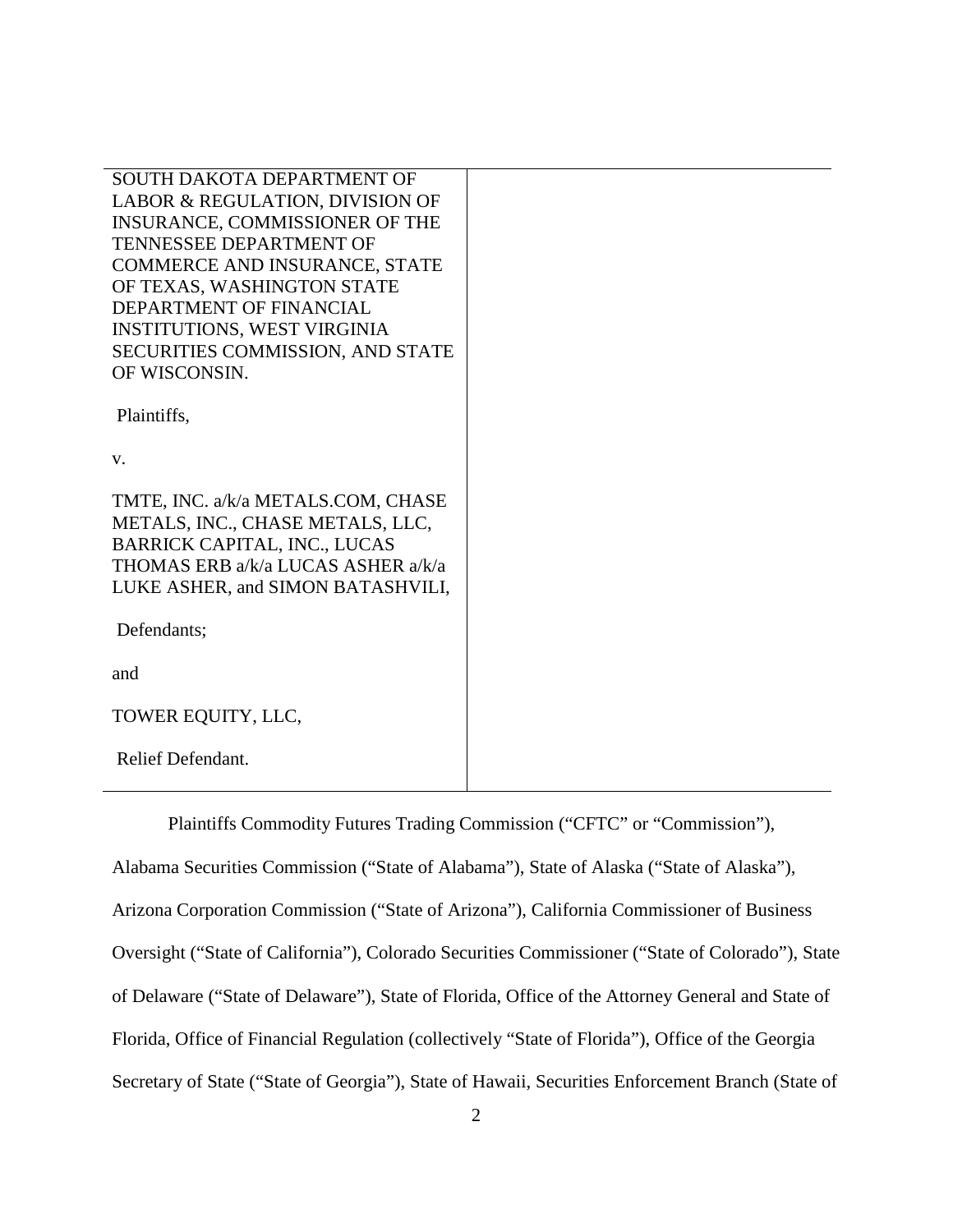| | |
|---|---|
| SOUTH DAKOTA DEPARTMENT OF LABOR & REGULATION, DIVISION OF INSURANCE, COMMISSIONER OF THE TENNESSEE DEPARTMENT OF COMMERCE AND INSURANCE, STATE OF TEXAS, WASHINGTON STATE DEPARTMENT OF FINANCIAL INSTITUTIONS, WEST VIRGINIA SECURITIES COMMISSION, AND STATE OF WISCONSIN.<br><br>Plaintiffs,<br><br>v.<br><br>TMTE, INC. a/k/a METALS.COM, CHASE METALS, INC., CHASE METALS, LLC, BARRICK CAPITAL, INC., LUCAS THOMAS ERB a/k/a LUCAS ASHER a/k/a LUKE ASHER, and SIMON BATASHVILI,<br><br>Defendants;<br><br>and<br><br>TOWER EQUITY, LLC,<br><br>Relief Defendant. | |

Plaintiffs Commodity Futures Trading Commission ("CFTC" or "Commission"), Alabama Securities Commission ("State of Alabama"), State of Alaska ("State of Alaska"), Arizona Corporation Commission ("State of Arizona"), California Commissioner of Business Oversight ("State of California"), Colorado Securities Commissioner ("State of Colorado"), State of Delaware ("State of Delaware"), State of Florida, Office of the Attorney General and State of Florida, Office of Financial Regulation (collectively "State of Florida"), Office of the Georgia Secretary of State ("State of Georgia"), State of Hawaii, Securities Enforcement Branch (State of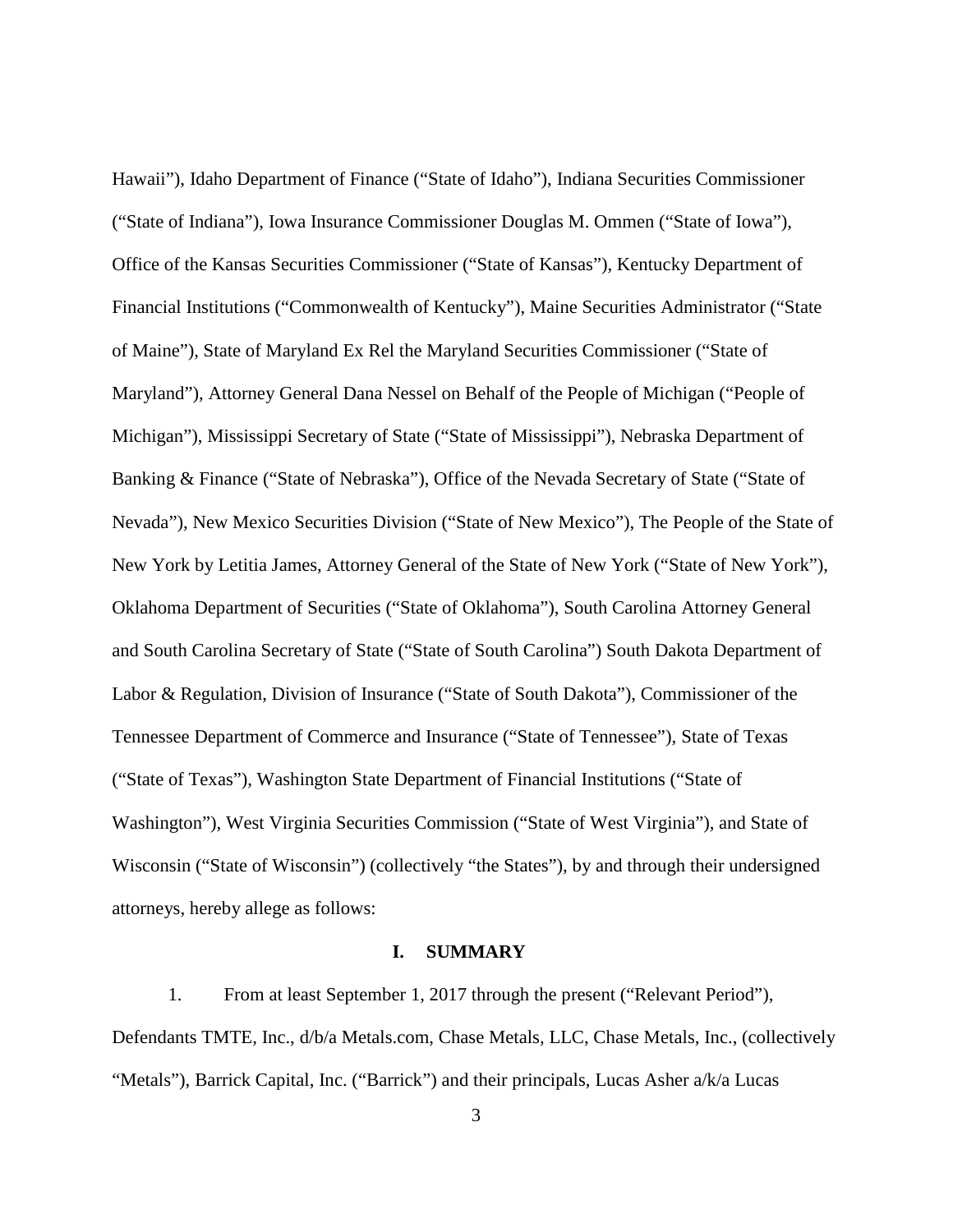Hawaii"), Idaho Department of Finance ("State of Idaho"), Indiana Securities Commissioner ("State of Indiana"), Iowa Insurance Commissioner Douglas M. Ommen ("State of Iowa"), Office of the Kansas Securities Commissioner ("State of Kansas"), Kentucky Department of Financial Institutions ("Commonwealth of Kentucky"), Maine Securities Administrator ("State of Maine"), State of Maryland Ex Rel the Maryland Securities Commissioner ("State of Maryland"), Attorney General Dana Nessel on Behalf of the People of Michigan ("People of Michigan"), Mississippi Secretary of State ("State of Mississippi"), Nebraska Department of Banking & Finance ("State of Nebraska"), Office of the Nevada Secretary of State ("State of Nevada"), New Mexico Securities Division ("State of New Mexico"), The People of the State of New York by Letitia James, Attorney General of the State of New York ("State of New York"), Oklahoma Department of Securities ("State of Oklahoma"), South Carolina Attorney General and South Carolina Secretary of State ("State of South Carolina") South Dakota Department of Labor & Regulation, Division of Insurance ("State of South Dakota"), Commissioner of the Tennessee Department of Commerce and Insurance ("State of Tennessee"), State of Texas ("State of Texas"), Washington State Department of Financial Institutions ("State of Washington"), West Virginia Securities Commission ("State of West Virginia"), and State of Wisconsin ("State of Wisconsin") (collectively "the States"), by and through their undersigned attorneys, hereby allege as follows:

## I. SUMMARY

1. From at least September 1, 2017 through the present ("Relevant Period"), Defendants TMTE, Inc., d/b/a Metals.com, Chase Metals, LLC, Chase Metals, Inc., (collectively "Metals"), Barrick Capital, Inc. ("Barrick") and their principals, Lucas Asher a/k/a Lucas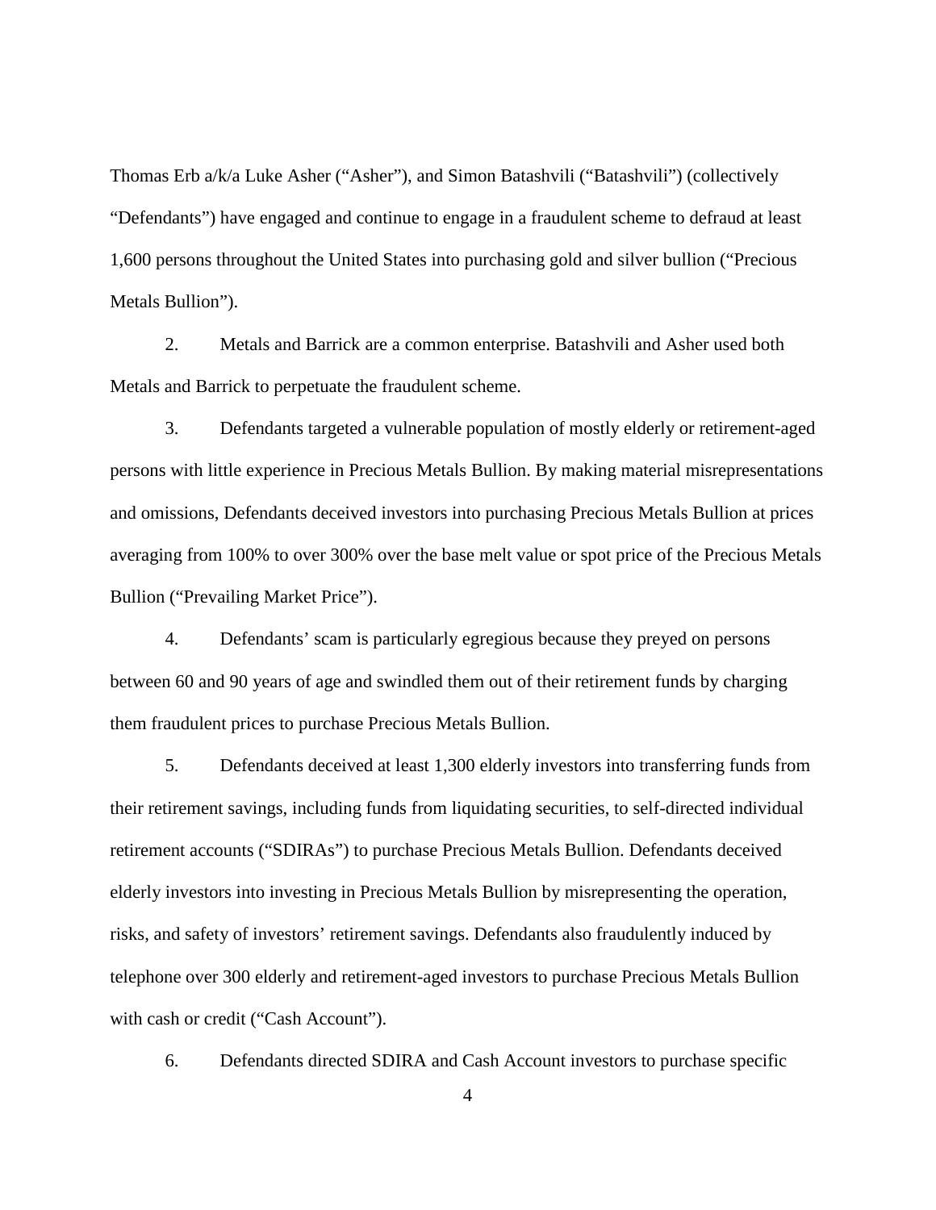Thomas Erb a/k/a Luke Asher ("Asher"), and Simon Batashvili ("Batashvili") (collectively "Defendants") have engaged and continue to engage in a fraudulent scheme to defraud at least 1,600 persons throughout the United States into purchasing gold and silver bullion ("Precious Metals Bullion").

2. Metals and Barrick are a common enterprise. Batashvili and Asher used both Metals and Barrick to perpetuate the fraudulent scheme.

3. Defendants targeted a vulnerable population of mostly elderly or retirement-aged persons with little experience in Precious Metals Bullion. By making material misrepresentations and omissions, Defendants deceived investors into purchasing Precious Metals Bullion at prices averaging from 100% to over 300% over the base melt value or spot price of the Precious Metals Bullion ("Prevailing Market Price").

4. Defendants' scam is particularly egregious because they preyed on persons between 60 and 90 years of age and swindled them out of their retirement funds by charging them fraudulent prices to purchase Precious Metals Bullion.

5. Defendants deceived at least 1,300 elderly investors into transferring funds from their retirement savings, including funds from liquidating securities, to self-directed individual retirement accounts ("SDIRAs") to purchase Precious Metals Bullion. Defendants deceived elderly investors into investing in Precious Metals Bullion by misrepresenting the operation, risks, and safety of investors' retirement savings. Defendants also fraudulently induced by telephone over 300 elderly and retirement-aged investors to purchase Precious Metals Bullion with cash or credit ("Cash Account").

6. Defendants directed SDIRA and Cash Account investors to purchase specific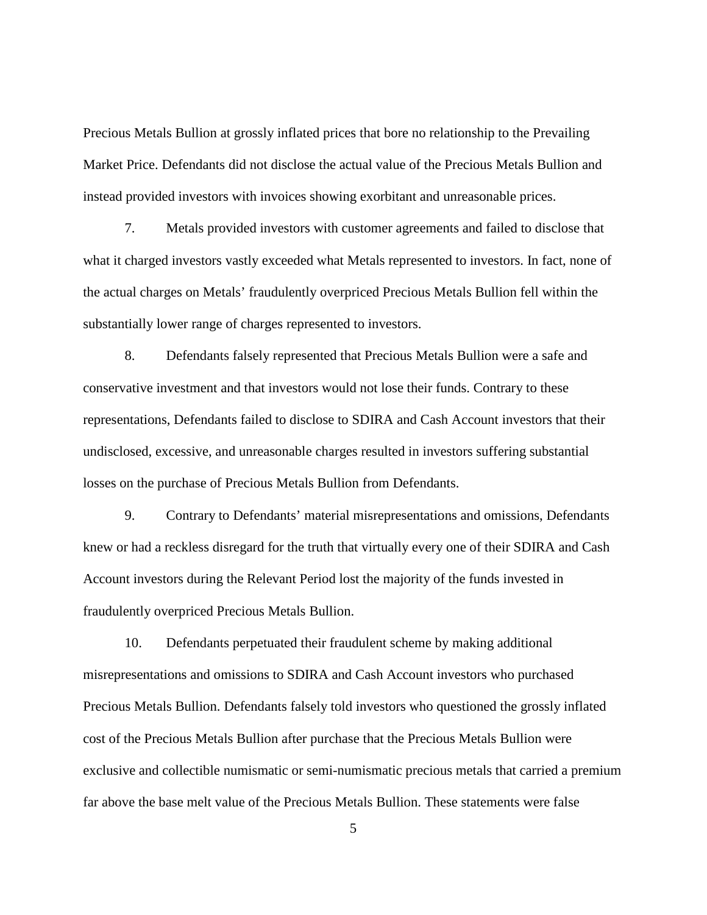Precious Metals Bullion at grossly inflated prices that bore no relationship to the Prevailing Market Price. Defendants did not disclose the actual value of the Precious Metals Bullion and instead provided investors with invoices showing exorbitant and unreasonable prices.

7. Metals provided investors with customer agreements and failed to disclose that what it charged investors vastly exceeded what Metals represented to investors. In fact, none of the actual charges on Metals' fraudulently overpriced Precious Metals Bullion fell within the substantially lower range of charges represented to investors.

8. Defendants falsely represented that Precious Metals Bullion were a safe and conservative investment and that investors would not lose their funds. Contrary to these representations, Defendants failed to disclose to SDIRA and Cash Account investors that their undisclosed, excessive, and unreasonable charges resulted in investors suffering substantial losses on the purchase of Precious Metals Bullion from Defendants.

9. Contrary to Defendants' material misrepresentations and omissions, Defendants knew or had a reckless disregard for the truth that virtually every one of their SDIRA and Cash Account investors during the Relevant Period lost the majority of the funds invested in fraudulently overpriced Precious Metals Bullion.

10. Defendants perpetuated their fraudulent scheme by making additional misrepresentations and omissions to SDIRA and Cash Account investors who purchased Precious Metals Bullion. Defendants falsely told investors who questioned the grossly inflated cost of the Precious Metals Bullion after purchase that the Precious Metals Bullion were exclusive and collectible numismatic or semi-numismatic precious metals that carried a premium far above the base melt value of the Precious Metals Bullion. These statements were false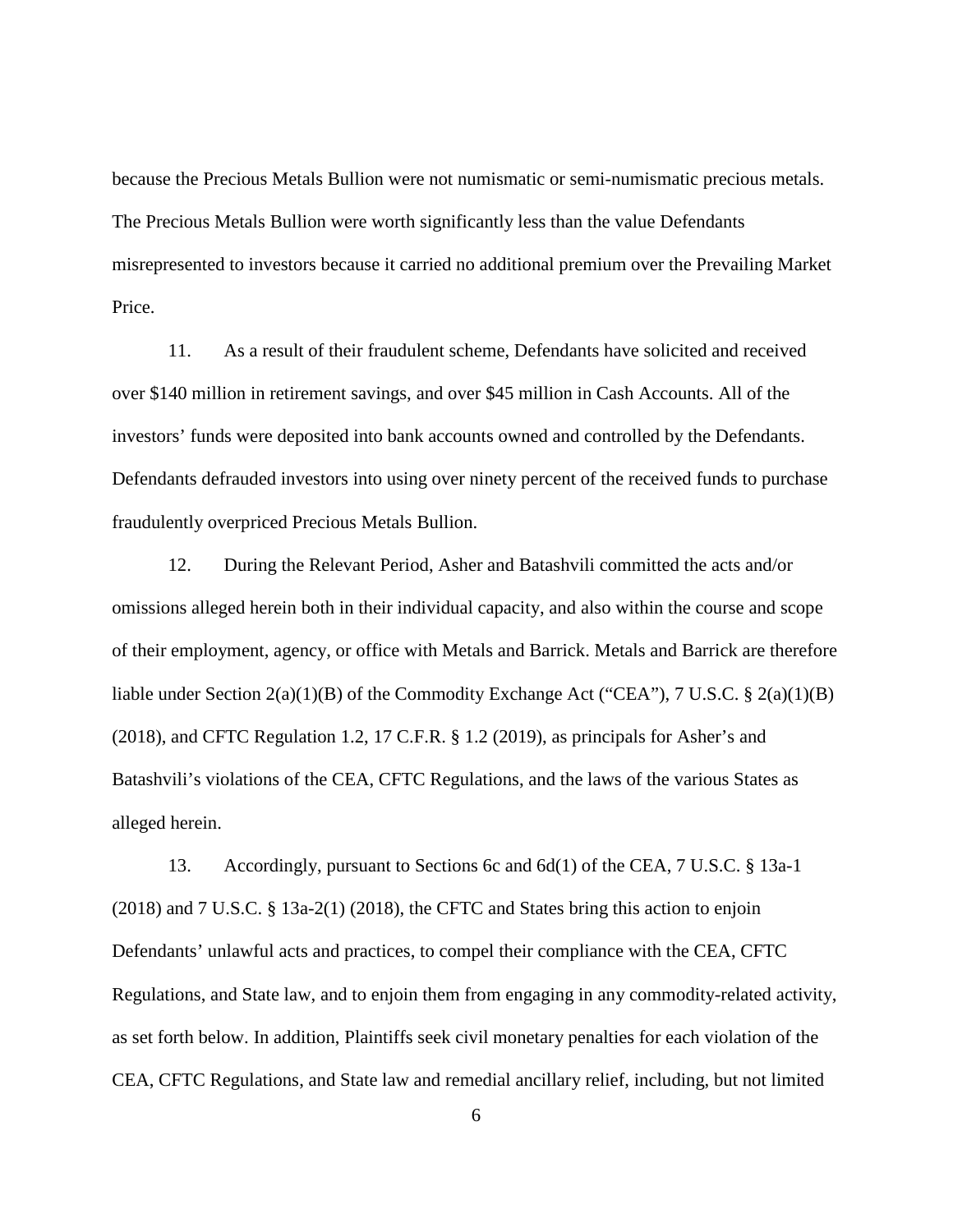because the Precious Metals Bullion were not numismatic or semi-numismatic precious metals. The Precious Metals Bullion were worth significantly less than the value Defendants misrepresented to investors because it carried no additional premium over the Prevailing Market Price.

11. As a result of their fraudulent scheme, Defendants have solicited and received over $140 million in retirement savings, and over $45 million in Cash Accounts. All of the investors' funds were deposited into bank accounts owned and controlled by the Defendants. Defendants defrauded investors into using over ninety percent of the received funds to purchase fraudulently overpriced Precious Metals Bullion.

12. During the Relevant Period, Asher and Batashvili committed the acts and/or omissions alleged herein both in their individual capacity, and also within the course and scope of their employment, agency, or office with Metals and Barrick. Metals and Barrick are therefore liable under Section 2(a)(1)(B) of the Commodity Exchange Act ("CEA"), 7 U.S.C. § 2(a)(1)(B) (2018), and CFTC Regulation 1.2, 17 C.F.R. § 1.2 (2019), as principals for Asher's and Batashvili's violations of the CEA, CFTC Regulations, and the laws of the various States as alleged herein.

13. Accordingly, pursuant to Sections 6c and 6d(1) of the CEA, 7 U.S.C. § 13a-1 (2018) and 7 U.S.C. § 13a-2(1) (2018), the CFTC and States bring this action to enjoin Defendants' unlawful acts and practices, to compel their compliance with the CEA, CFTC Regulations, and State law, and to enjoin them from engaging in any commodity-related activity, as set forth below. In addition, Plaintiffs seek civil monetary penalties for each violation of the CEA, CFTC Regulations, and State law and remedial ancillary relief, including, but not limited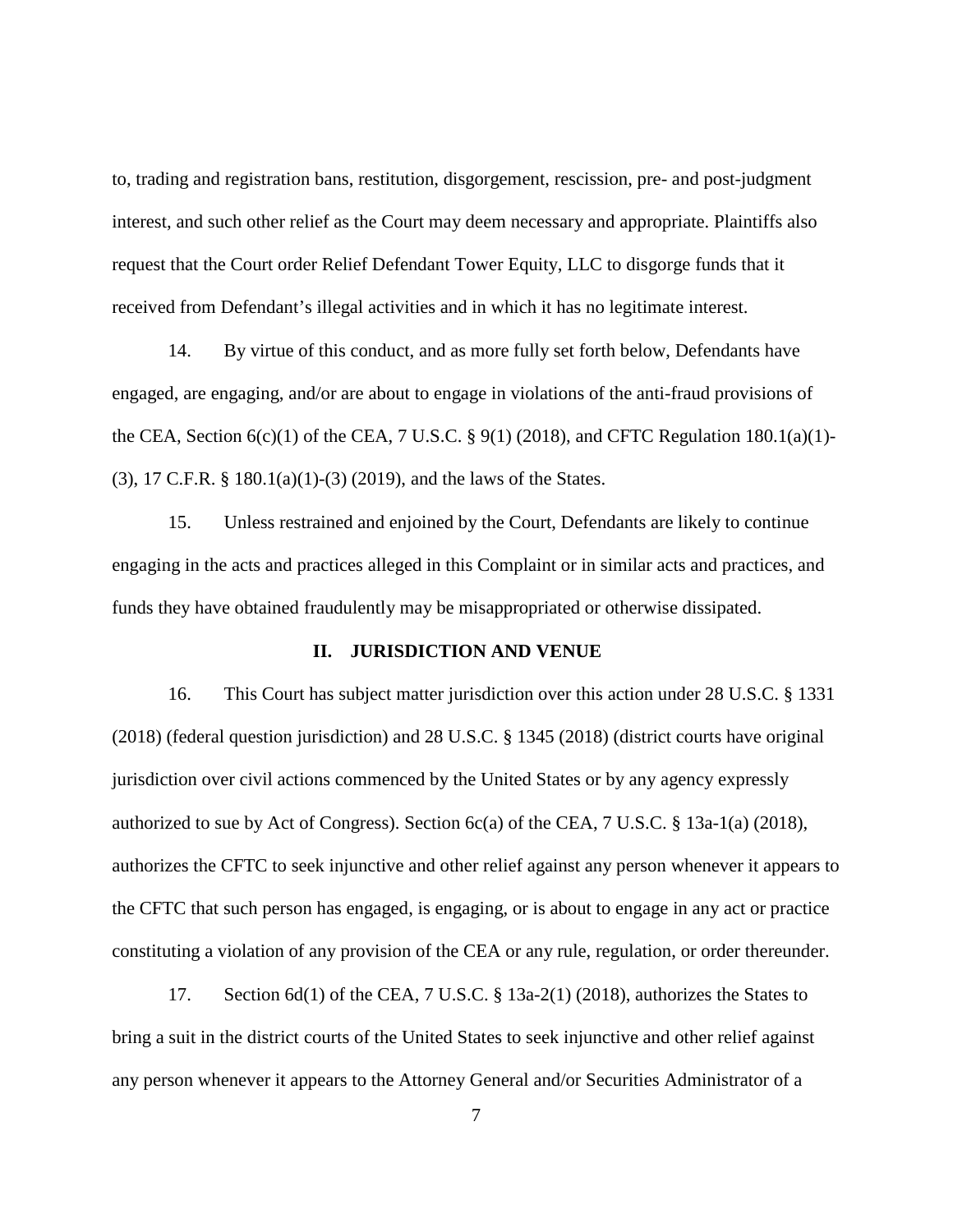to, trading and registration bans, restitution, disgorgement, rescission, pre- and post-judgment interest, and such other relief as the Court may deem necessary and appropriate. Plaintiffs also request that the Court order Relief Defendant Tower Equity, LLC to disgorge funds that it received from Defendant's illegal activities and in which it has no legitimate interest.

14. By virtue of this conduct, and as more fully set forth below, Defendants have engaged, are engaging, and/or are about to engage in violations of the anti-fraud provisions of the CEA, Section 6(c)(1) of the CEA, 7 U.S.C. § 9(1) (2018), and CFTC Regulation 180.1(a)(1)-(3), 17 C.F.R. § 180.1(a)(1)-(3) (2019), and the laws of the States.

15. Unless restrained and enjoined by the Court, Defendants are likely to continue engaging in the acts and practices alleged in this Complaint or in similar acts and practices, and funds they have obtained fraudulently may be misappropriated or otherwise dissipated.

## II. JURISDICTION AND VENUE

16. This Court has subject matter jurisdiction over this action under 28 U.S.C. § 1331 (2018) (federal question jurisdiction) and 28 U.S.C. § 1345 (2018) (district courts have original jurisdiction over civil actions commenced by the United States or by any agency expressly authorized to sue by Act of Congress). Section 6c(a) of the CEA, 7 U.S.C. § 13a-1(a) (2018), authorizes the CFTC to seek injunctive and other relief against any person whenever it appears to the CFTC that such person has engaged, is engaging, or is about to engage in any act or practice constituting a violation of any provision of the CEA or any rule, regulation, or order thereunder.

17. Section 6d(1) of the CEA, 7 U.S.C. § 13a-2(1) (2018), authorizes the States to bring a suit in the district courts of the United States to seek injunctive and other relief against any person whenever it appears to the Attorney General and/or Securities Administrator of a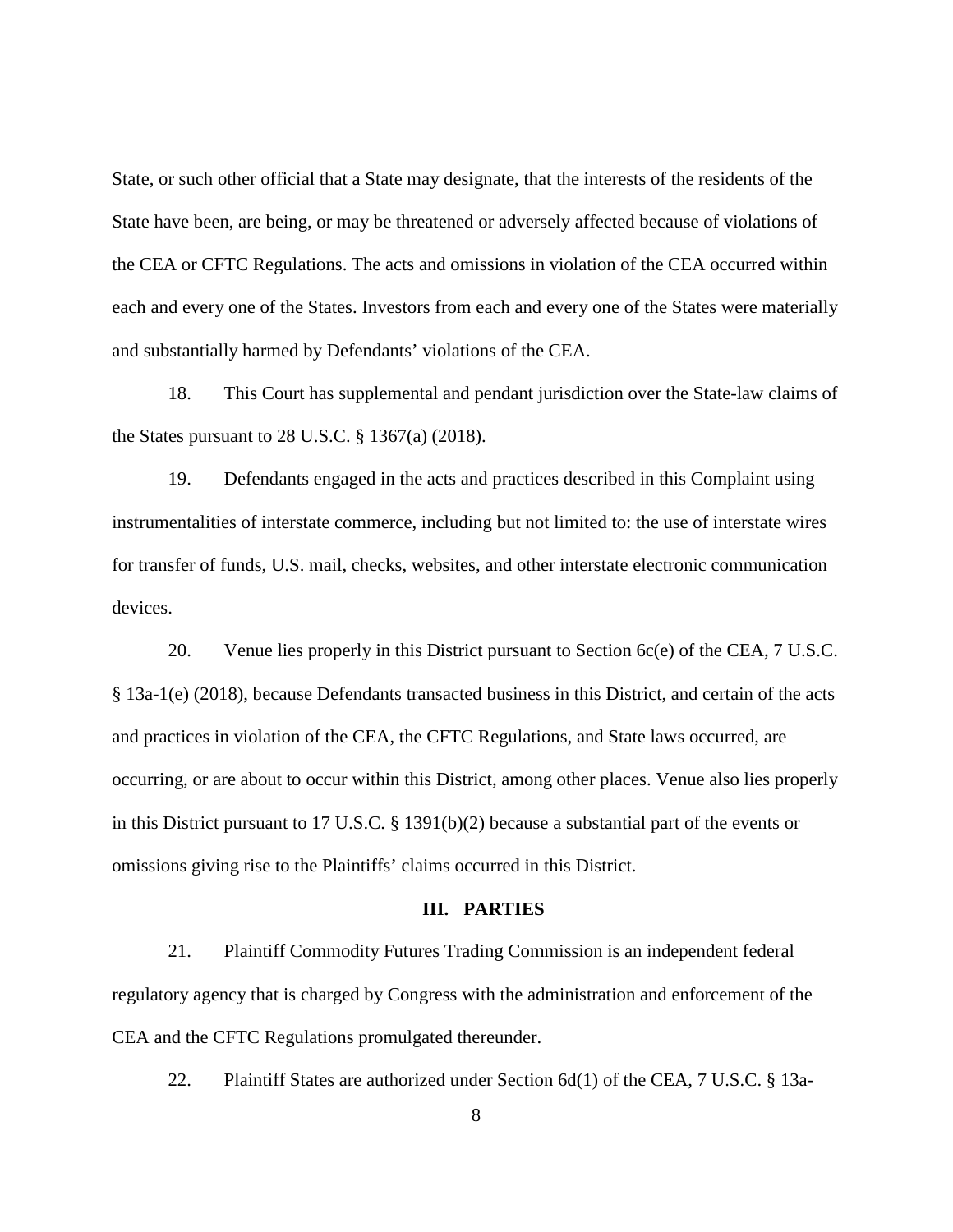State, or such other official that a State may designate, that the interests of the residents of the State have been, are being, or may be threatened or adversely affected because of violations of the CEA or CFTC Regulations. The acts and omissions in violation of the CEA occurred within each and every one of the States. Investors from each and every one of the States were materially and substantially harmed by Defendants' violations of the CEA.

18. This Court has supplemental and pendant jurisdiction over the State-law claims of the States pursuant to 28 U.S.C. § 1367(a) (2018).

19. Defendants engaged in the acts and practices described in this Complaint using instrumentalities of interstate commerce, including but not limited to: the use of interstate wires for transfer of funds, U.S. mail, checks, websites, and other interstate electronic communication devices.

20. Venue lies properly in this District pursuant to Section 6c(e) of the CEA, 7 U.S.C. § 13a-1(e) (2018), because Defendants transacted business in this District, and certain of the acts and practices in violation of the CEA, the CFTC Regulations, and State laws occurred, are occurring, or are about to occur within this District, among other places. Venue also lies properly in this District pursuant to 17 U.S.C. § 1391(b)(2) because a substantial part of the events or omissions giving rise to the Plaintiffs' claims occurred in this District.

## III. PARTIES

21. Plaintiff Commodity Futures Trading Commission is an independent federal regulatory agency that is charged by Congress with the administration and enforcement of the CEA and the CFTC Regulations promulgated thereunder.

22. Plaintiff States are authorized under Section 6d(1) of the CEA, 7 U.S.C. § 13a-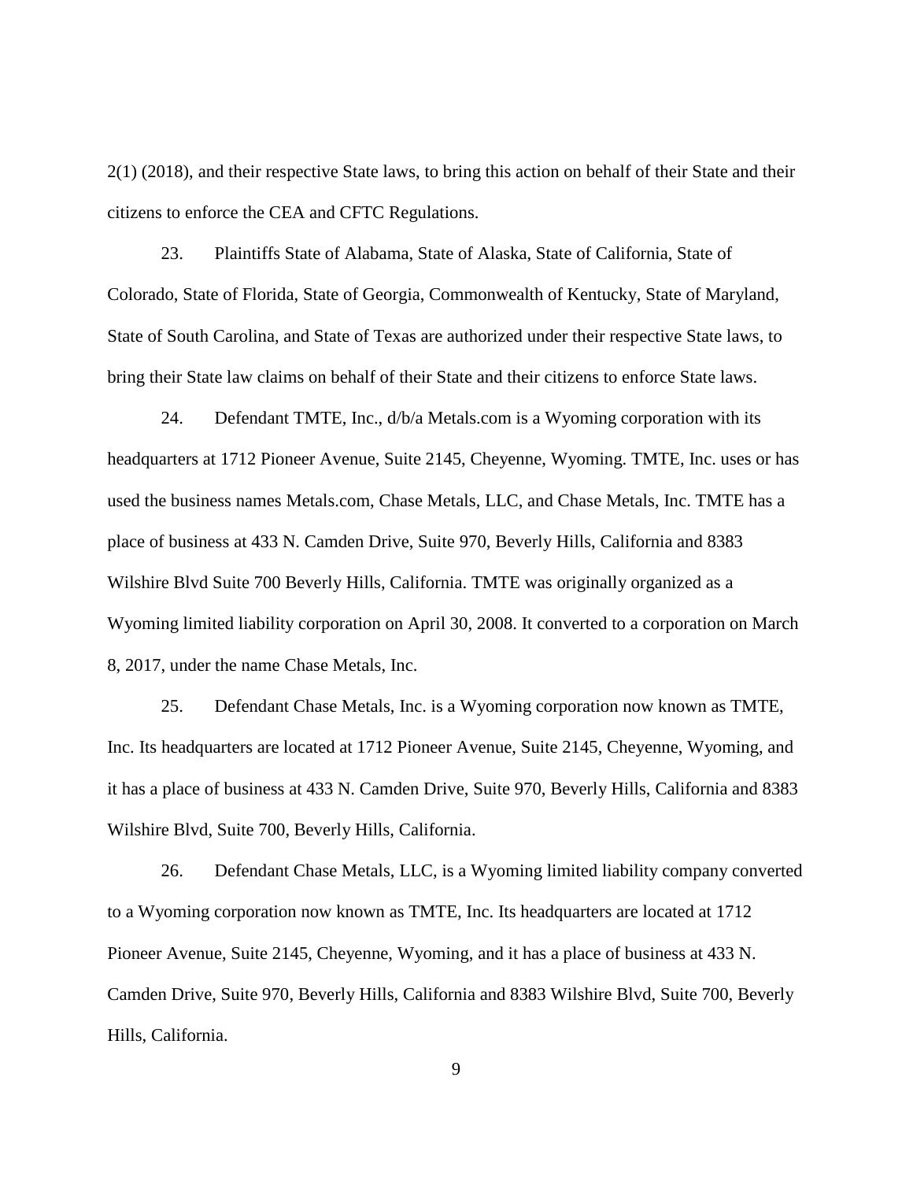2(1) (2018), and their respective State laws, to bring this action on behalf of their State and their citizens to enforce the CEA and CFTC Regulations.

23. Plaintiffs State of Alabama, State of Alaska, State of California, State of Colorado, State of Florida, State of Georgia, Commonwealth of Kentucky, State of Maryland, State of South Carolina, and State of Texas are authorized under their respective State laws, to bring their State law claims on behalf of their State and their citizens to enforce State laws.

24. Defendant TMTE, Inc., d/b/a Metals.com is a Wyoming corporation with its headquarters at 1712 Pioneer Avenue, Suite 2145, Cheyenne, Wyoming. TMTE, Inc. uses or has used the business names Metals.com, Chase Metals, LLC, and Chase Metals, Inc. TMTE has a place of business at 433 N. Camden Drive, Suite 970, Beverly Hills, California and 8383 Wilshire Blvd Suite 700 Beverly Hills, California. TMTE was originally organized as a Wyoming limited liability corporation on April 30, 2008. It converted to a corporation on March 8, 2017, under the name Chase Metals, Inc.

25. Defendant Chase Metals, Inc. is a Wyoming corporation now known as TMTE, Inc. Its headquarters are located at 1712 Pioneer Avenue, Suite 2145, Cheyenne, Wyoming, and it has a place of business at 433 N. Camden Drive, Suite 970, Beverly Hills, California and 8383 Wilshire Blvd, Suite 700, Beverly Hills, California.

26. Defendant Chase Metals, LLC, is a Wyoming limited liability company converted to a Wyoming corporation now known as TMTE, Inc. Its headquarters are located at 1712 Pioneer Avenue, Suite 2145, Cheyenne, Wyoming, and it has a place of business at 433 N. Camden Drive, Suite 970, Beverly Hills, California and 8383 Wilshire Blvd, Suite 700, Beverly Hills, California.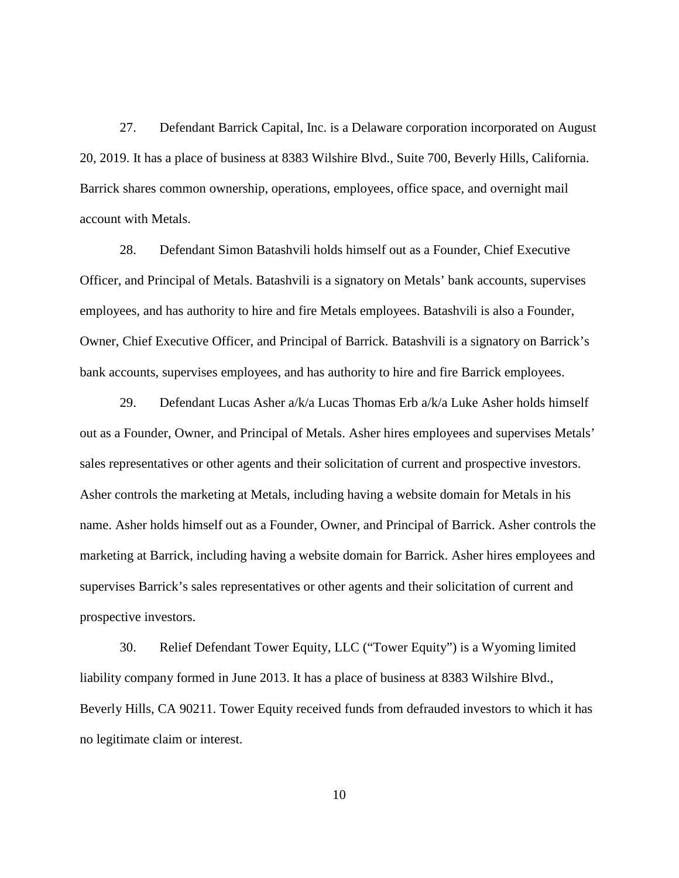27. Defendant Barrick Capital, Inc. is a Delaware corporation incorporated on August 20, 2019. It has a place of business at 8383 Wilshire Blvd., Suite 700, Beverly Hills, California. Barrick shares common ownership, operations, employees, office space, and overnight mail account with Metals.

28. Defendant Simon Batashvili holds himself out as a Founder, Chief Executive Officer, and Principal of Metals. Batashvili is a signatory on Metals' bank accounts, supervises employees, and has authority to hire and fire Metals employees. Batashvili is also a Founder, Owner, Chief Executive Officer, and Principal of Barrick. Batashvili is a signatory on Barrick's bank accounts, supervises employees, and has authority to hire and fire Barrick employees.

29. Defendant Lucas Asher a/k/a Lucas Thomas Erb a/k/a Luke Asher holds himself out as a Founder, Owner, and Principal of Metals. Asher hires employees and supervises Metals' sales representatives or other agents and their solicitation of current and prospective investors. Asher controls the marketing at Metals, including having a website domain for Metals in his name. Asher holds himself out as a Founder, Owner, and Principal of Barrick. Asher controls the marketing at Barrick, including having a website domain for Barrick. Asher hires employees and supervises Barrick's sales representatives or other agents and their solicitation of current and prospective investors.

30. Relief Defendant Tower Equity, LLC ("Tower Equity") is a Wyoming limited liability company formed in June 2013. It has a place of business at 8383 Wilshire Blvd., Beverly Hills, CA 90211. Tower Equity received funds from defrauded investors to which it has no legitimate claim or interest.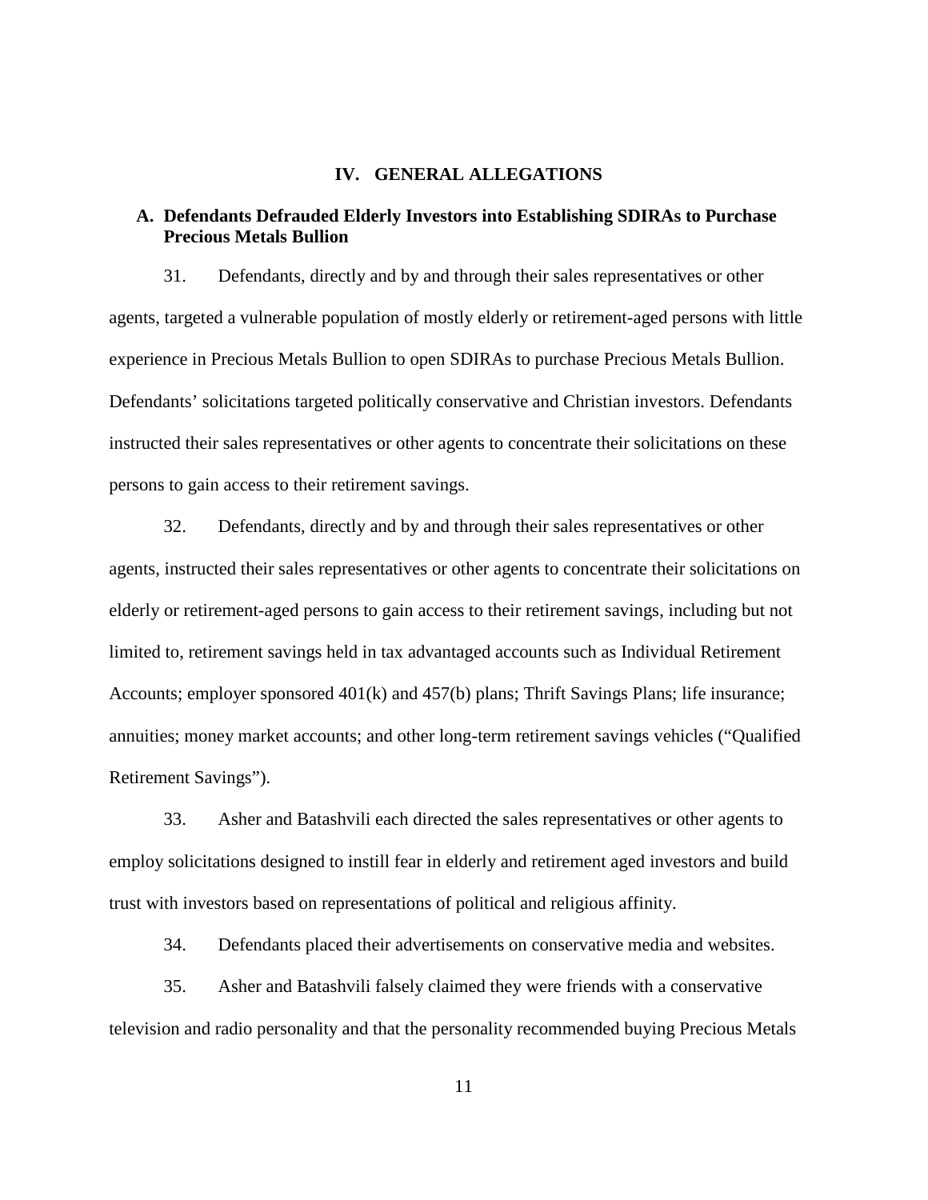## IV. GENERAL ALLEGATIONS

### A. Defendants Defrauded Elderly Investors into Establishing SDIRAs to Purchase Precious Metals Bullion

31. Defendants, directly and by and through their sales representatives or other agents, targeted a vulnerable population of mostly elderly or retirement-aged persons with little experience in Precious Metals Bullion to open SDIRAs to purchase Precious Metals Bullion. Defendants' solicitations targeted politically conservative and Christian investors. Defendants instructed their sales representatives or other agents to concentrate their solicitations on these persons to gain access to their retirement savings.

32. Defendants, directly and by and through their sales representatives or other agents, instructed their sales representatives or other agents to concentrate their solicitations on elderly or retirement-aged persons to gain access to their retirement savings, including but not limited to, retirement savings held in tax advantaged accounts such as Individual Retirement Accounts; employer sponsored 401(k) and 457(b) plans; Thrift Savings Plans; life insurance; annuities; money market accounts; and other long-term retirement savings vehicles ("Qualified Retirement Savings").

33. Asher and Batashvili each directed the sales representatives or other agents to employ solicitations designed to instill fear in elderly and retirement aged investors and build trust with investors based on representations of political and religious affinity.

34. Defendants placed their advertisements on conservative media and websites.

35. Asher and Batashvili falsely claimed they were friends with a conservative television and radio personality and that the personality recommended buying Precious Metals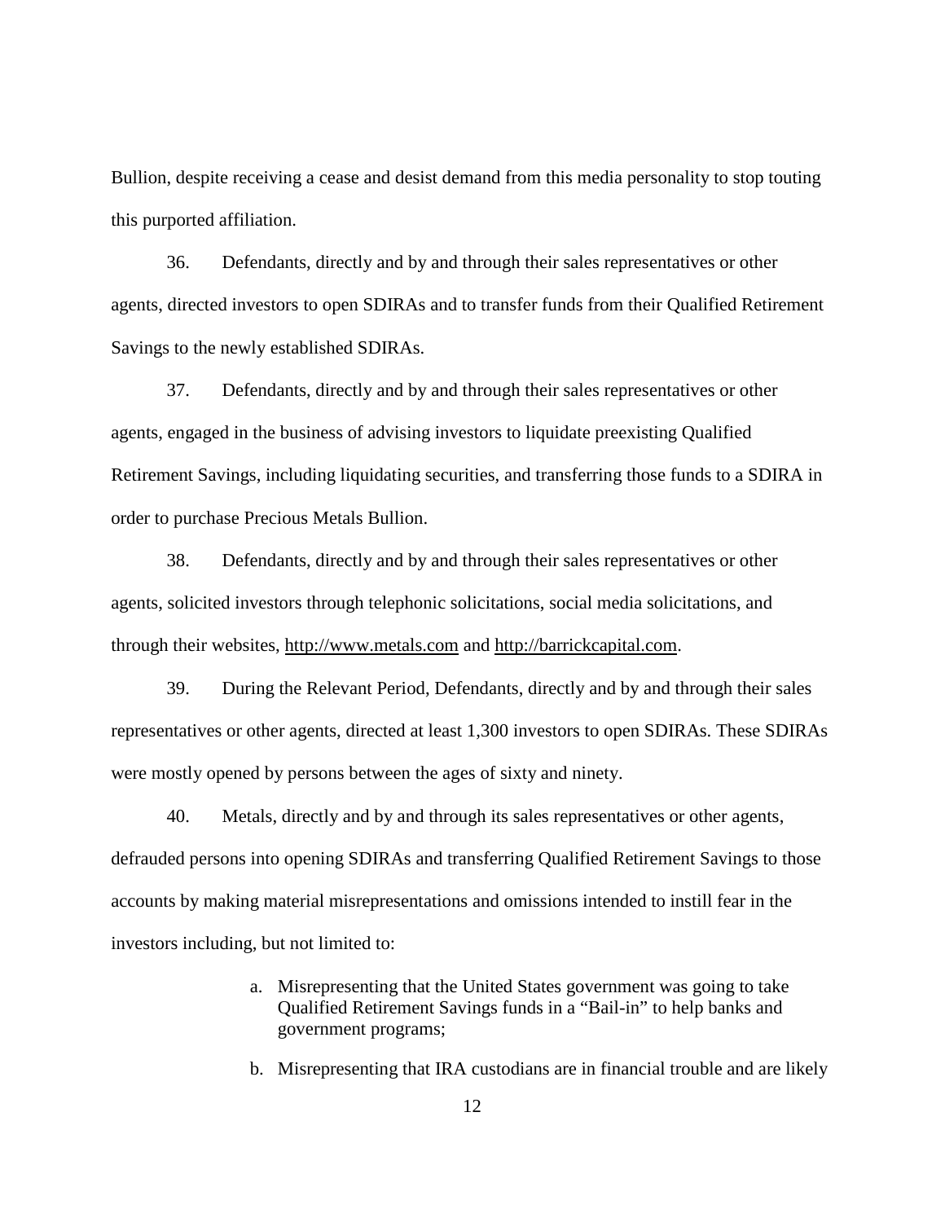Bullion, despite receiving a cease and desist demand from this media personality to stop touting this purported affiliation.

36. Defendants, directly and by and through their sales representatives or other agents, directed investors to open SDIRAs and to transfer funds from their Qualified Retirement Savings to the newly established SDIRAs.

37. Defendants, directly and by and through their sales representatives or other agents, engaged in the business of advising investors to liquidate preexisting Qualified Retirement Savings, including liquidating securities, and transferring those funds to a SDIRA in order to purchase Precious Metals Bullion.

38. Defendants, directly and by and through their sales representatives or other agents, solicited investors through telephonic solicitations, social media solicitations, and through their websites, http://www.metals.com and http://barrickcapital.com.

39. During the Relevant Period, Defendants, directly and by and through their sales representatives or other agents, directed at least 1,300 investors to open SDIRAs. These SDIRAs were mostly opened by persons between the ages of sixty and ninety.

40. Metals, directly and by and through its sales representatives or other agents, defrauded persons into opening SDIRAs and transferring Qualified Retirement Savings to those accounts by making material misrepresentations and omissions intended to instill fear in the investors including, but not limited to:

a. Misrepresenting that the United States government was going to take Qualified Retirement Savings funds in a "Bail-in" to help banks and government programs;

b. Misrepresenting that IRA custodians are in financial trouble and are likely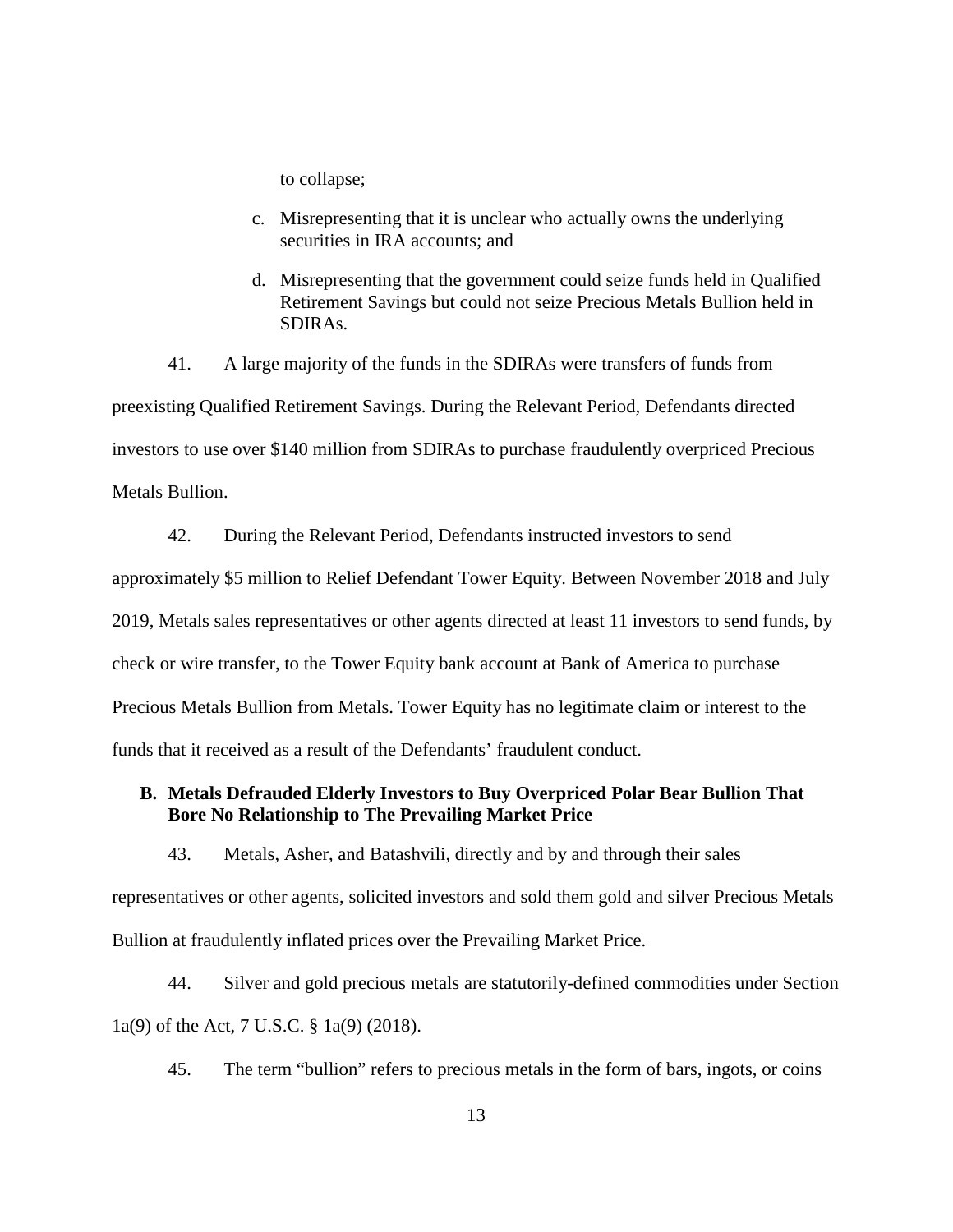to collapse;

c. Misrepresenting that it is unclear who actually owns the underlying securities in IRA accounts; and

d. Misrepresenting that the government could seize funds held in Qualified Retirement Savings but could not seize Precious Metals Bullion held in SDIRAs.

41. A large majority of the funds in the SDIRAs were transfers of funds from preexisting Qualified Retirement Savings. During the Relevant Period, Defendants directed investors to use over $140 million from SDIRAs to purchase fraudulently overpriced Precious Metals Bullion.

42. During the Relevant Period, Defendants instructed investors to send approximately $5 million to Relief Defendant Tower Equity. Between November 2018 and July 2019, Metals sales representatives or other agents directed at least 11 investors to send funds, by check or wire transfer, to the Tower Equity bank account at Bank of America to purchase Precious Metals Bullion from Metals. Tower Equity has no legitimate claim or interest to the funds that it received as a result of the Defendants' fraudulent conduct.

### B. Metals Defrauded Elderly Investors to Buy Overpriced Polar Bear Bullion That Bore No Relationship to The Prevailing Market Price

43. Metals, Asher, and Batashvili, directly and by and through their sales representatives or other agents, solicited investors and sold them gold and silver Precious Metals Bullion at fraudulently inflated prices over the Prevailing Market Price.

44. Silver and gold precious metals are statutorily-defined commodities under Section 1a(9) of the Act, 7 U.S.C. § 1a(9) (2018).

45. The term "bullion" refers to precious metals in the form of bars, ingots, or coins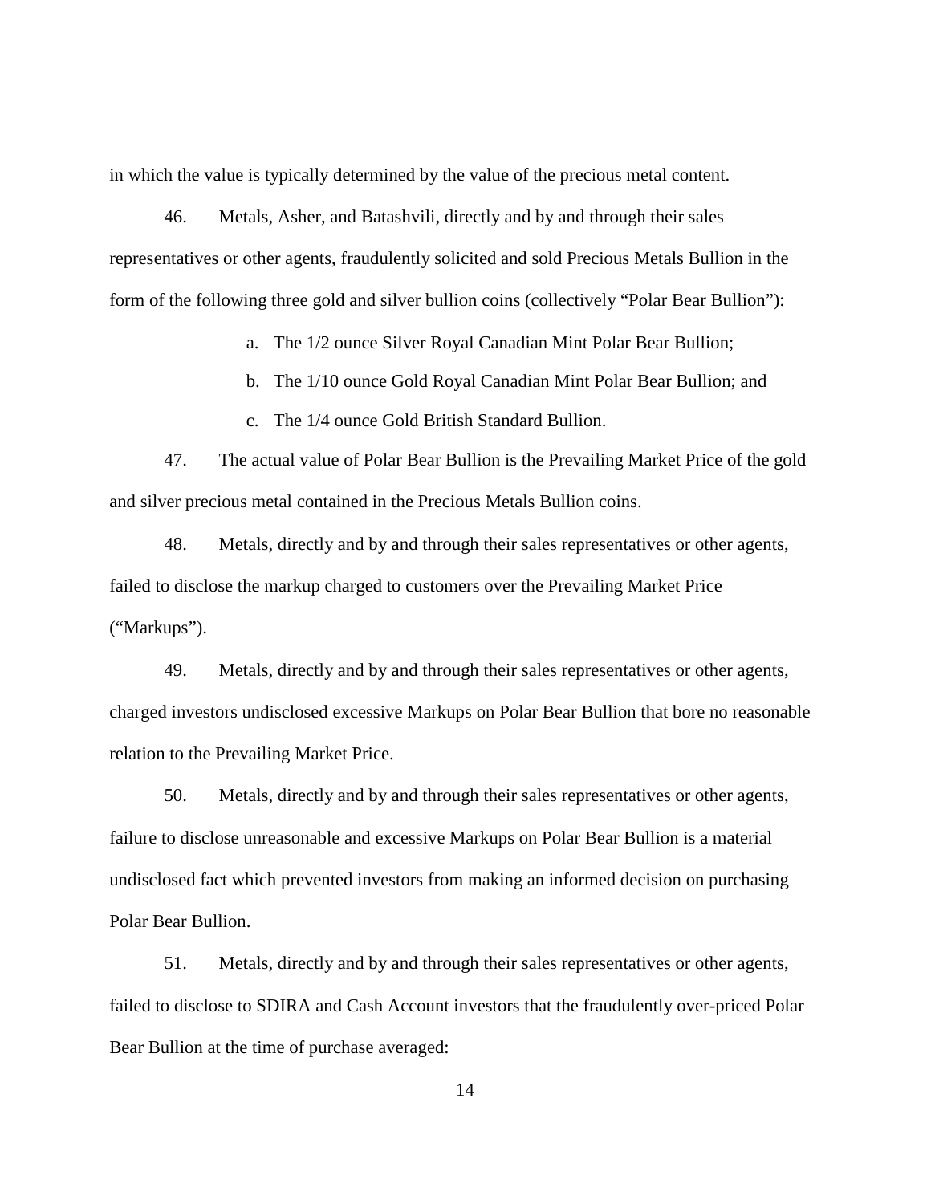in which the value is typically determined by the value of the precious metal content.

46. Metals, Asher, and Batashvili, directly and by and through their sales representatives or other agents, fraudulently solicited and sold Precious Metals Bullion in the form of the following three gold and silver bullion coins (collectively "Polar Bear Bullion"):

a. The 1/2 ounce Silver Royal Canadian Mint Polar Bear Bullion;

b. The 1/10 ounce Gold Royal Canadian Mint Polar Bear Bullion; and

c. The 1/4 ounce Gold British Standard Bullion.

47. The actual value of Polar Bear Bullion is the Prevailing Market Price of the gold and silver precious metal contained in the Precious Metals Bullion coins.

48. Metals, directly and by and through their sales representatives or other agents, failed to disclose the markup charged to customers over the Prevailing Market Price ("Markups").

49. Metals, directly and by and through their sales representatives or other agents, charged investors undisclosed excessive Markups on Polar Bear Bullion that bore no reasonable relation to the Prevailing Market Price.

50. Metals, directly and by and through their sales representatives or other agents, failure to disclose unreasonable and excessive Markups on Polar Bear Bullion is a material undisclosed fact which prevented investors from making an informed decision on purchasing Polar Bear Bullion.

51. Metals, directly and by and through their sales representatives or other agents, failed to disclose to SDIRA and Cash Account investors that the fraudulently over-priced Polar Bear Bullion at the time of purchase averaged: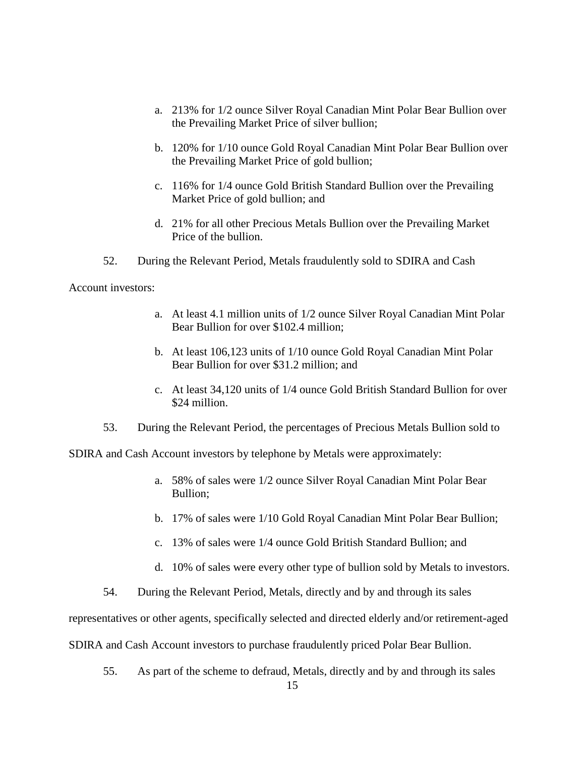a. 213% for 1/2 ounce Silver Royal Canadian Mint Polar Bear Bullion over the Prevailing Market Price of silver bullion;

b. 120% for 1/10 ounce Gold Royal Canadian Mint Polar Bear Bullion over the Prevailing Market Price of gold bullion;

c. 116% for 1/4 ounce Gold British Standard Bullion over the Prevailing Market Price of gold bullion; and

d. 21% for all other Precious Metals Bullion over the Prevailing Market Price of the bullion.

52. During the Relevant Period, Metals fraudulently sold to SDIRA and Cash Account investors:

a. At least 4.1 million units of 1/2 ounce Silver Royal Canadian Mint Polar Bear Bullion for over $102.4 million;

b. At least 106,123 units of 1/10 ounce Gold Royal Canadian Mint Polar Bear Bullion for over $31.2 million; and

c. At least 34,120 units of 1/4 ounce Gold British Standard Bullion for over $24 million.

53. During the Relevant Period, the percentages of Precious Metals Bullion sold to SDIRA and Cash Account investors by telephone by Metals were approximately:

a. 58% of sales were 1/2 ounce Silver Royal Canadian Mint Polar Bear Bullion;

b. 17% of sales were 1/10 Gold Royal Canadian Mint Polar Bear Bullion;

c. 13% of sales were 1/4 ounce Gold British Standard Bullion; and

d. 10% of sales were every other type of bullion sold by Metals to investors.

54. During the Relevant Period, Metals, directly and by and through its sales representatives or other agents, specifically selected and directed elderly and/or retirement-aged SDIRA and Cash Account investors to purchase fraudulently priced Polar Bear Bullion.

55. As part of the scheme to defraud, Metals, directly and by and through its sales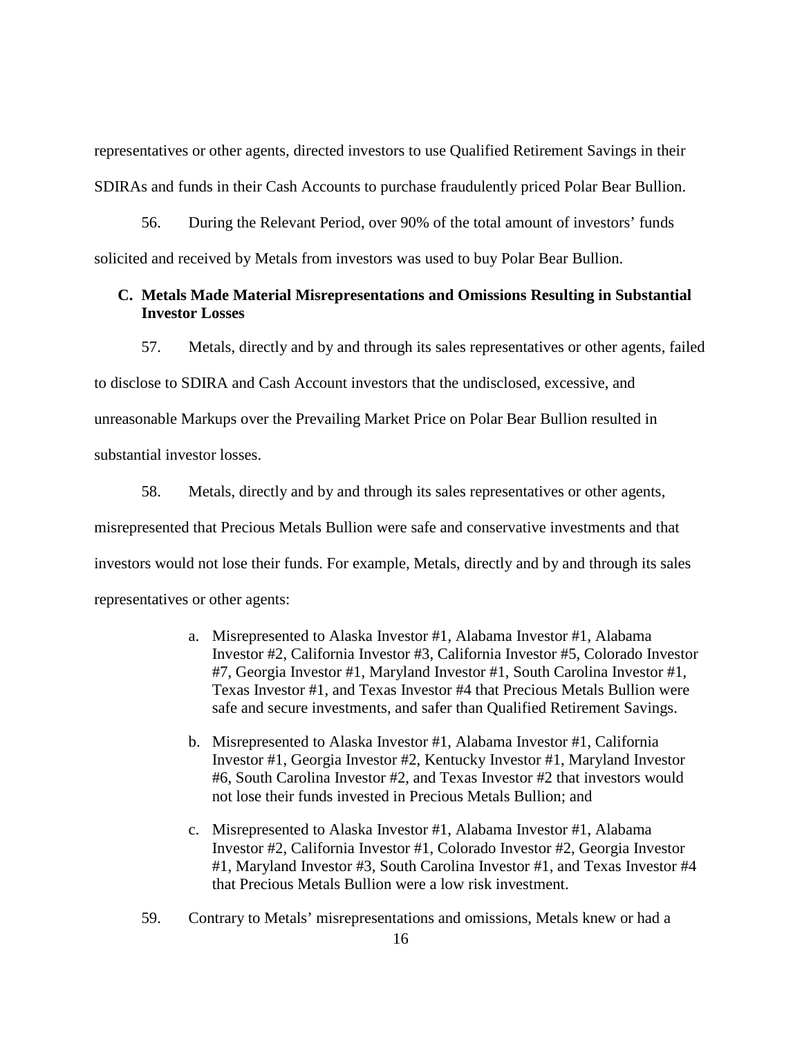representatives or other agents, directed investors to use Qualified Retirement Savings in their SDIRAs and funds in their Cash Accounts to purchase fraudulently priced Polar Bear Bullion.

56. During the Relevant Period, over 90% of the total amount of investors' funds solicited and received by Metals from investors was used to buy Polar Bear Bullion.

### C. Metals Made Material Misrepresentations and Omissions Resulting in Substantial Investor Losses

57. Metals, directly and by and through its sales representatives or other agents, failed to disclose to SDIRA and Cash Account investors that the undisclosed, excessive, and unreasonable Markups over the Prevailing Market Price on Polar Bear Bullion resulted in substantial investor losses.

58. Metals, directly and by and through its sales representatives or other agents, misrepresented that Precious Metals Bullion were safe and conservative investments and that investors would not lose their funds. For example, Metals, directly and by and through its sales representatives or other agents:

a. Misrepresented to Alaska Investor #1, Alabama Investor #1, Alabama Investor #2, California Investor #3, California Investor #5, Colorado Investor #7, Georgia Investor #1, Maryland Investor #1, South Carolina Investor #1, Texas Investor #1, and Texas Investor #4 that Precious Metals Bullion were safe and secure investments, and safer than Qualified Retirement Savings.

b. Misrepresented to Alaska Investor #1, Alabama Investor #1, California Investor #1, Georgia Investor #2, Kentucky Investor #1, Maryland Investor #6, South Carolina Investor #2, and Texas Investor #2 that investors would not lose their funds invested in Precious Metals Bullion; and

c. Misrepresented to Alaska Investor #1, Alabama Investor #1, Alabama Investor #2, California Investor #1, Colorado Investor #2, Georgia Investor #1, Maryland Investor #3, South Carolina Investor #1, and Texas Investor #4 that Precious Metals Bullion were a low risk investment.

59. Contrary to Metals' misrepresentations and omissions, Metals knew or had a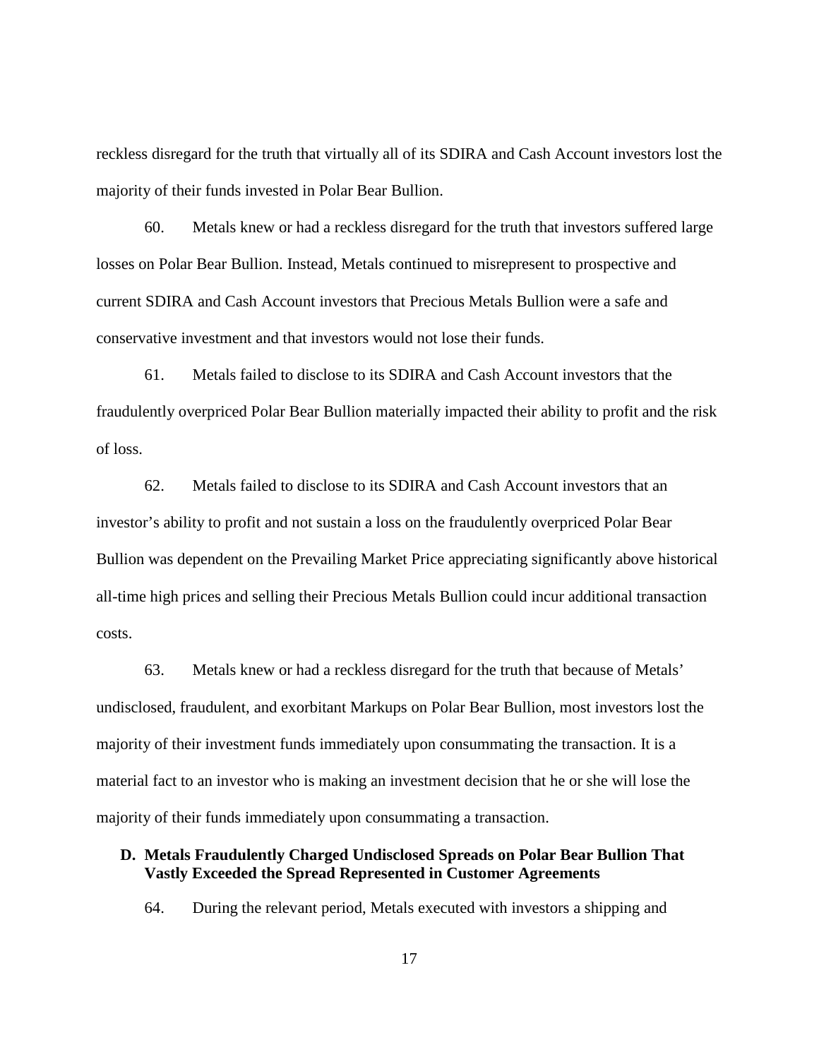reckless disregard for the truth that virtually all of its SDIRA and Cash Account investors lost the majority of their funds invested in Polar Bear Bullion.

60. Metals knew or had a reckless disregard for the truth that investors suffered large losses on Polar Bear Bullion. Instead, Metals continued to misrepresent to prospective and current SDIRA and Cash Account investors that Precious Metals Bullion were a safe and conservative investment and that investors would not lose their funds.

61. Metals failed to disclose to its SDIRA and Cash Account investors that the fraudulently overpriced Polar Bear Bullion materially impacted their ability to profit and the risk of loss.

62. Metals failed to disclose to its SDIRA and Cash Account investors that an investor's ability to profit and not sustain a loss on the fraudulently overpriced Polar Bear Bullion was dependent on the Prevailing Market Price appreciating significantly above historical all-time high prices and selling their Precious Metals Bullion could incur additional transaction costs.

63. Metals knew or had a reckless disregard for the truth that because of Metals' undisclosed, fraudulent, and exorbitant Markups on Polar Bear Bullion, most investors lost the majority of their investment funds immediately upon consummating the transaction. It is a material fact to an investor who is making an investment decision that he or she will lose the majority of their funds immediately upon consummating a transaction.

### D. Metals Fraudulently Charged Undisclosed Spreads on Polar Bear Bullion That Vastly Exceeded the Spread Represented in Customer Agreements

64. During the relevant period, Metals executed with investors a shipping and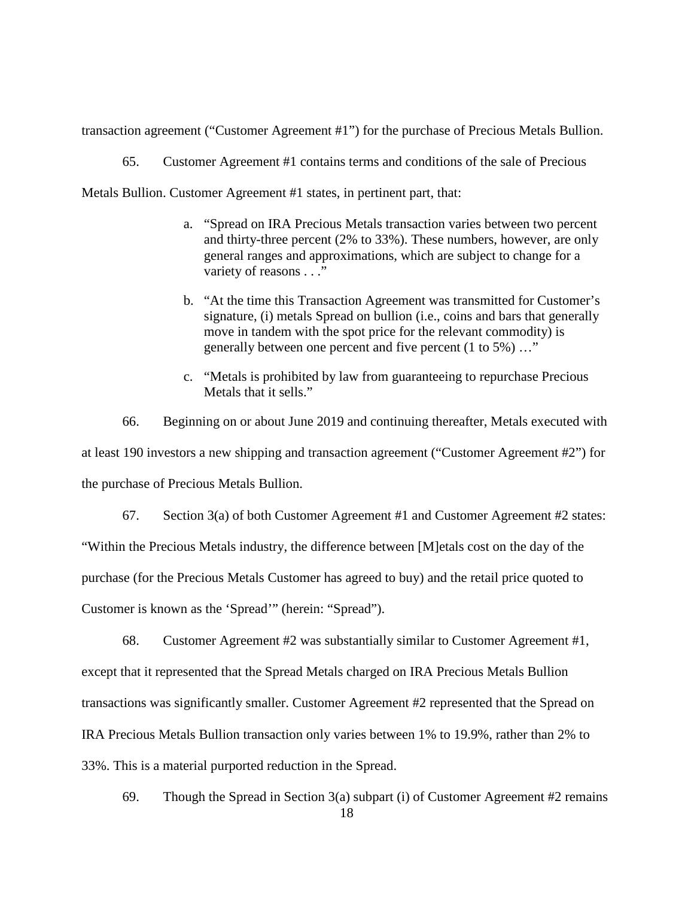transaction agreement ("Customer Agreement #1") for the purchase of Precious Metals Bullion.

65. Customer Agreement #1 contains terms and conditions of the sale of Precious Metals Bullion. Customer Agreement #1 states, in pertinent part, that:

a. "Spread on IRA Precious Metals transaction varies between two percent and thirty-three percent (2% to 33%). These numbers, however, are only general ranges and approximations, which are subject to change for a variety of reasons . . ."

b. "At the time this Transaction Agreement was transmitted for Customer's signature, (i) metals Spread on bullion (i.e., coins and bars that generally move in tandem with the spot price for the relevant commodity) is generally between one percent and five percent (1 to 5%) …"

c. "Metals is prohibited by law from guaranteeing to repurchase Precious Metals that it sells."

66. Beginning on or about June 2019 and continuing thereafter, Metals executed with at least 190 investors a new shipping and transaction agreement ("Customer Agreement #2") for the purchase of Precious Metals Bullion.

67. Section 3(a) of both Customer Agreement #1 and Customer Agreement #2 states: "Within the Precious Metals industry, the difference between [M]etals cost on the day of the purchase (for the Precious Metals Customer has agreed to buy) and the retail price quoted to Customer is known as the 'Spread'" (herein: "Spread").

68. Customer Agreement #2 was substantially similar to Customer Agreement #1, except that it represented that the Spread Metals charged on IRA Precious Metals Bullion transactions was significantly smaller. Customer Agreement #2 represented that the Spread on IRA Precious Metals Bullion transaction only varies between 1% to 19.9%, rather than 2% to 33%. This is a material purported reduction in the Spread.

69. Though the Spread in Section 3(a) subpart (i) of Customer Agreement #2 remains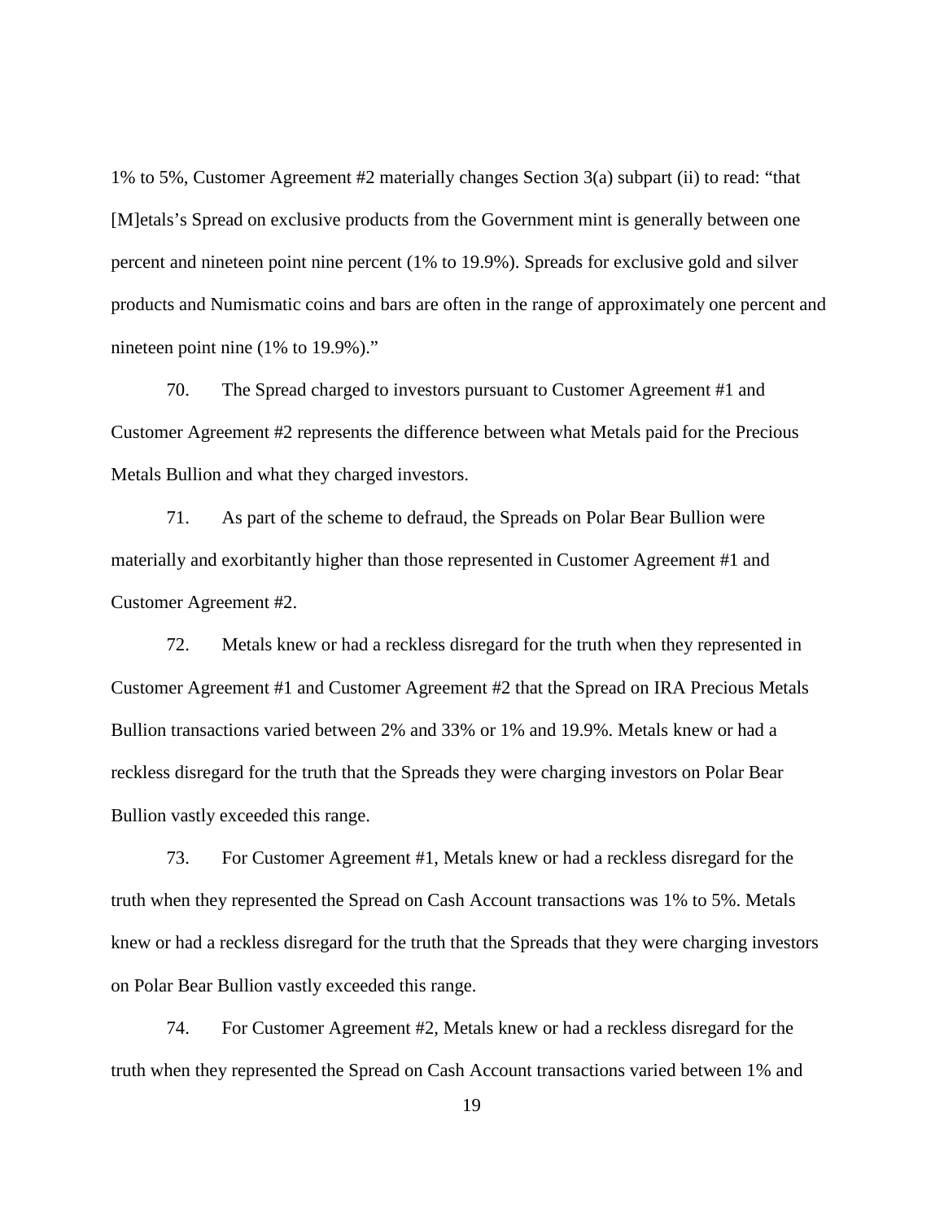1% to 5%, Customer Agreement #2 materially changes Section 3(a) subpart (ii) to read: "that [M]etals's Spread on exclusive products from the Government mint is generally between one percent and nineteen point nine percent (1% to 19.9%). Spreads for exclusive gold and silver products and Numismatic coins and bars are often in the range of approximately one percent and nineteen point nine (1% to 19.9%)."

70. The Spread charged to investors pursuant to Customer Agreement #1 and Customer Agreement #2 represents the difference between what Metals paid for the Precious Metals Bullion and what they charged investors.

71. As part of the scheme to defraud, the Spreads on Polar Bear Bullion were materially and exorbitantly higher than those represented in Customer Agreement #1 and Customer Agreement #2.

72. Metals knew or had a reckless disregard for the truth when they represented in Customer Agreement #1 and Customer Agreement #2 that the Spread on IRA Precious Metals Bullion transactions varied between 2% and 33% or 1% and 19.9%. Metals knew or had a reckless disregard for the truth that the Spreads they were charging investors on Polar Bear Bullion vastly exceeded this range.

73. For Customer Agreement #1, Metals knew or had a reckless disregard for the truth when they represented the Spread on Cash Account transactions was 1% to 5%. Metals knew or had a reckless disregard for the truth that the Spreads that they were charging investors on Polar Bear Bullion vastly exceeded this range.

74. For Customer Agreement #2, Metals knew or had a reckless disregard for the truth when they represented the Spread on Cash Account transactions varied between 1% and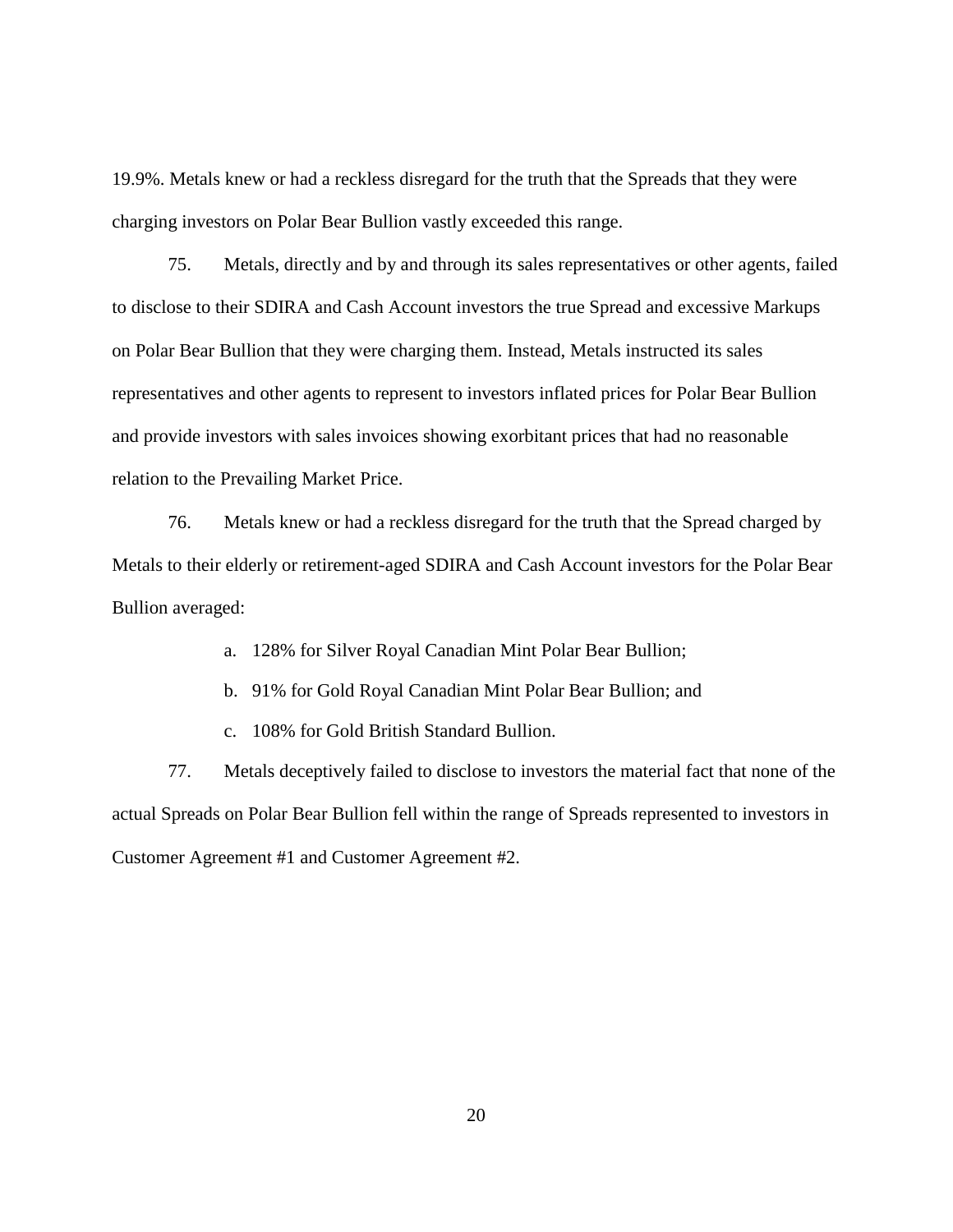19.9%. Metals knew or had a reckless disregard for the truth that the Spreads that they were charging investors on Polar Bear Bullion vastly exceeded this range.

75. Metals, directly and by and through its sales representatives or other agents, failed to disclose to their SDIRA and Cash Account investors the true Spread and excessive Markups on Polar Bear Bullion that they were charging them. Instead, Metals instructed its sales representatives and other agents to represent to investors inflated prices for Polar Bear Bullion and provide investors with sales invoices showing exorbitant prices that had no reasonable relation to the Prevailing Market Price.

76. Metals knew or had a reckless disregard for the truth that the Spread charged by Metals to their elderly or retirement-aged SDIRA and Cash Account investors for the Polar Bear Bullion averaged:

a. 128% for Silver Royal Canadian Mint Polar Bear Bullion;

b. 91% for Gold Royal Canadian Mint Polar Bear Bullion; and

c. 108% for Gold British Standard Bullion.

77. Metals deceptively failed to disclose to investors the material fact that none of the actual Spreads on Polar Bear Bullion fell within the range of Spreads represented to investors in Customer Agreement #1 and Customer Agreement #2.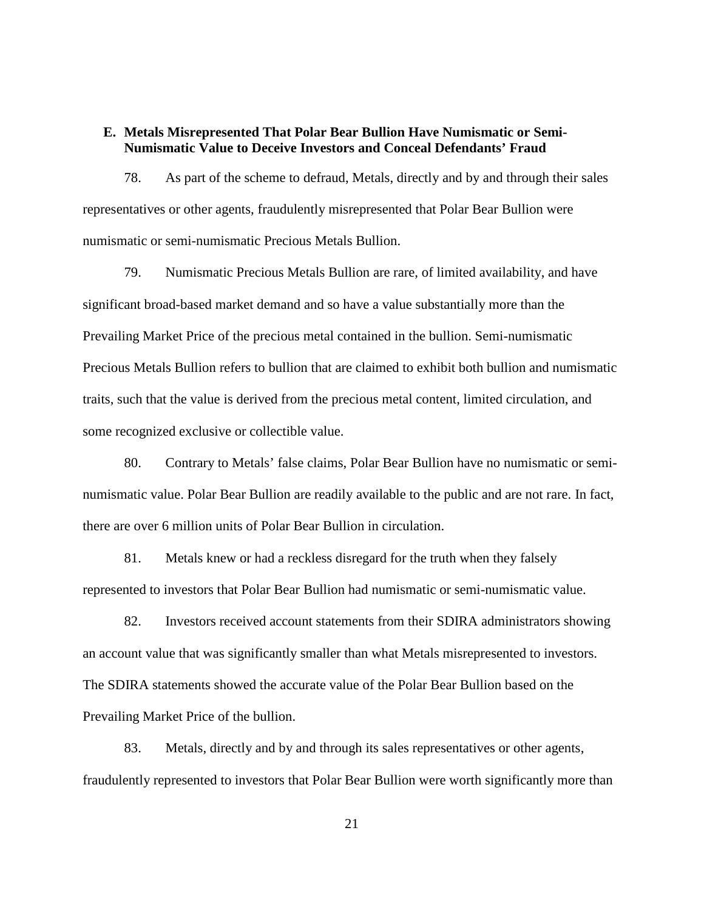### E. Metals Misrepresented That Polar Bear Bullion Have Numismatic or Semi-Numismatic Value to Deceive Investors and Conceal Defendants' Fraud

78. As part of the scheme to defraud, Metals, directly and by and through their sales representatives or other agents, fraudulently misrepresented that Polar Bear Bullion were numismatic or semi-numismatic Precious Metals Bullion.

79. Numismatic Precious Metals Bullion are rare, of limited availability, and have significant broad-based market demand and so have a value substantially more than the Prevailing Market Price of the precious metal contained in the bullion. Semi-numismatic Precious Metals Bullion refers to bullion that are claimed to exhibit both bullion and numismatic traits, such that the value is derived from the precious metal content, limited circulation, and some recognized exclusive or collectible value.

80. Contrary to Metals' false claims, Polar Bear Bullion have no numismatic or semi-numismatic value. Polar Bear Bullion are readily available to the public and are not rare. In fact, there are over 6 million units of Polar Bear Bullion in circulation.

81. Metals knew or had a reckless disregard for the truth when they falsely represented to investors that Polar Bear Bullion had numismatic or semi-numismatic value.

82. Investors received account statements from their SDIRA administrators showing an account value that was significantly smaller than what Metals misrepresented to investors. The SDIRA statements showed the accurate value of the Polar Bear Bullion based on the Prevailing Market Price of the bullion.

83. Metals, directly and by and through its sales representatives or other agents, fraudulently represented to investors that Polar Bear Bullion were worth significantly more than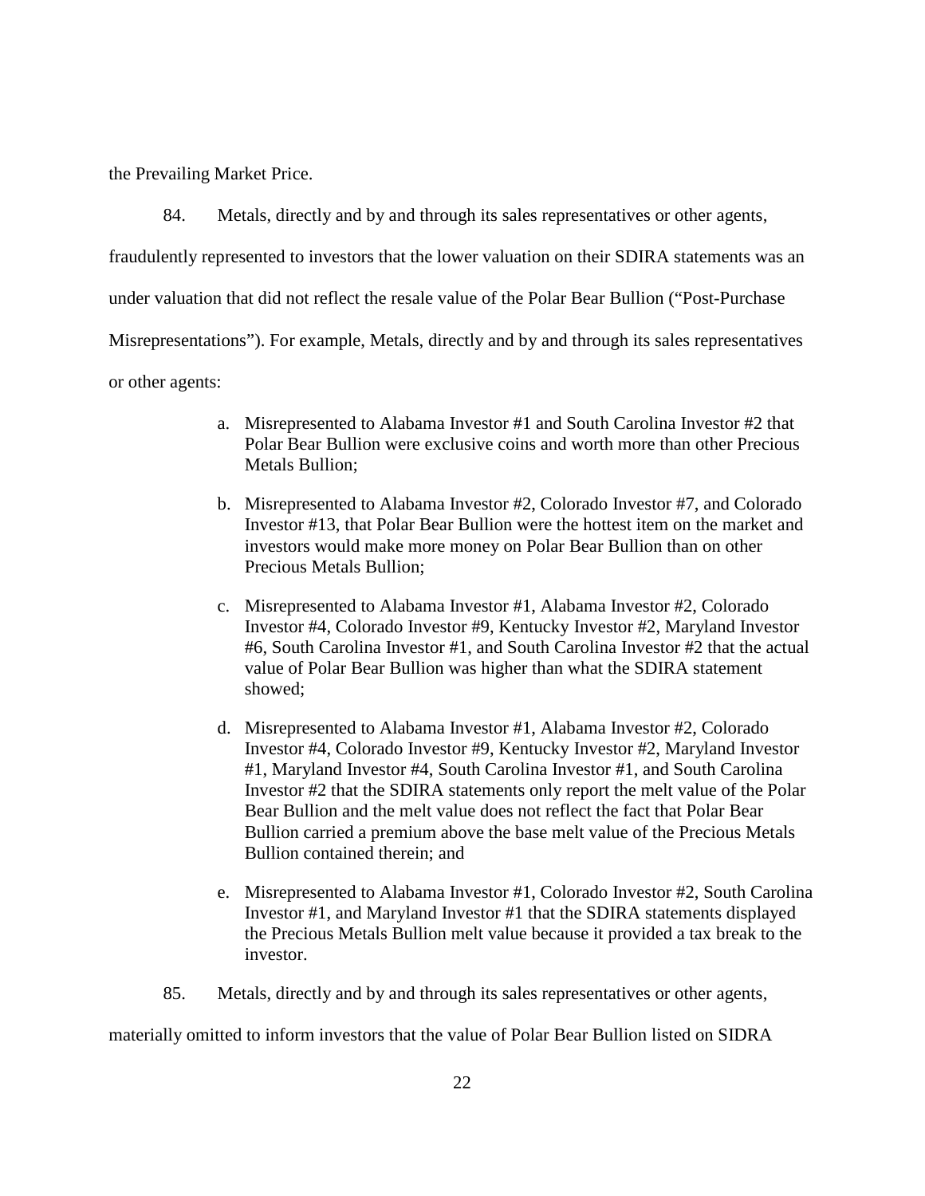the Prevailing Market Price.

84. Metals, directly and by and through its sales representatives or other agents, fraudulently represented to investors that the lower valuation on their SDIRA statements was an under valuation that did not reflect the resale value of the Polar Bear Bullion ("Post-Purchase Misrepresentations"). For example, Metals, directly and by and through its sales representatives or other agents:

a. Misrepresented to Alabama Investor #1 and South Carolina Investor #2 that Polar Bear Bullion were exclusive coins and worth more than other Precious Metals Bullion;

b. Misrepresented to Alabama Investor #2, Colorado Investor #7, and Colorado Investor #13, that Polar Bear Bullion were the hottest item on the market and investors would make more money on Polar Bear Bullion than on other Precious Metals Bullion;

c. Misrepresented to Alabama Investor #1, Alabama Investor #2, Colorado Investor #4, Colorado Investor #9, Kentucky Investor #2, Maryland Investor #6, South Carolina Investor #1, and South Carolina Investor #2 that the actual value of Polar Bear Bullion was higher than what the SDIRA statement showed;

d. Misrepresented to Alabama Investor #1, Alabama Investor #2, Colorado Investor #4, Colorado Investor #9, Kentucky Investor #2, Maryland Investor #1, Maryland Investor #4, South Carolina Investor #1, and South Carolina Investor #2 that the SDIRA statements only report the melt value of the Polar Bear Bullion and the melt value does not reflect the fact that Polar Bear Bullion carried a premium above the base melt value of the Precious Metals Bullion contained therein; and

e. Misrepresented to Alabama Investor #1, Colorado Investor #2, South Carolina Investor #1, and Maryland Investor #1 that the SDIRA statements displayed the Precious Metals Bullion melt value because it provided a tax break to the investor.

85. Metals, directly and by and through its sales representatives or other agents, materially omitted to inform investors that the value of Polar Bear Bullion listed on SIDRA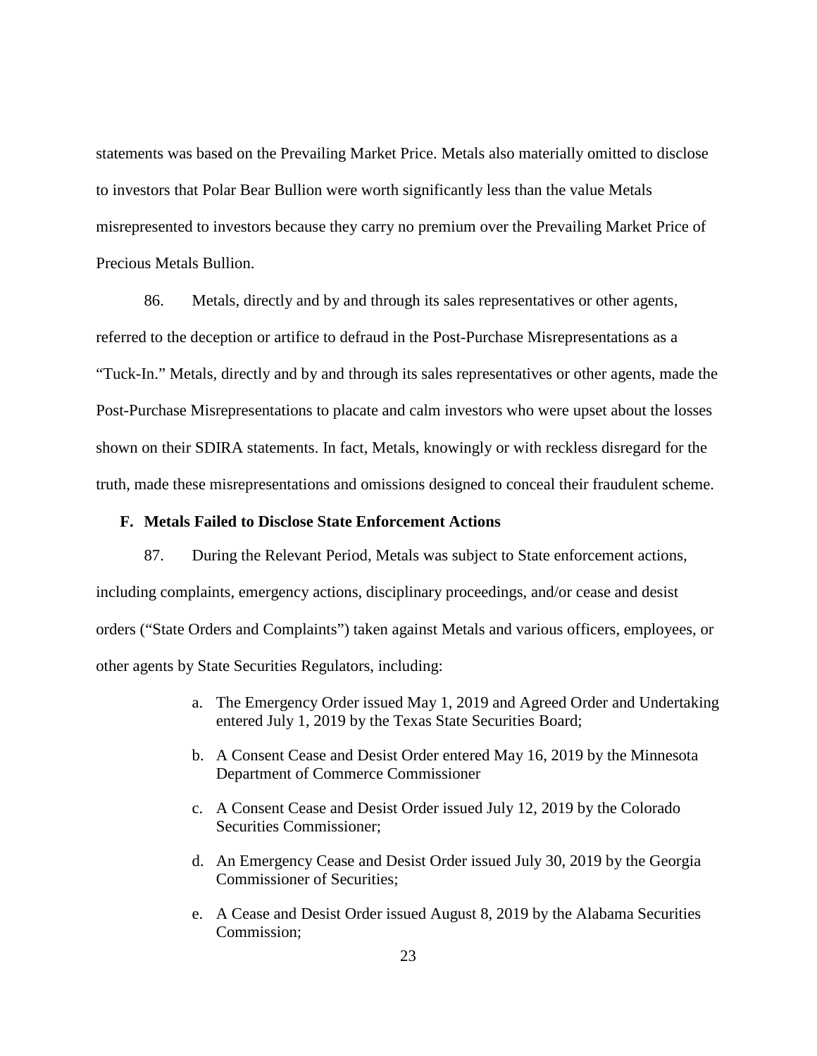statements was based on the Prevailing Market Price. Metals also materially omitted to disclose to investors that Polar Bear Bullion were worth significantly less than the value Metals misrepresented to investors because they carry no premium over the Prevailing Market Price of Precious Metals Bullion.

86. Metals, directly and by and through its sales representatives or other agents, referred to the deception or artifice to defraud in the Post-Purchase Misrepresentations as a "Tuck-In." Metals, directly and by and through its sales representatives or other agents, made the Post-Purchase Misrepresentations to placate and calm investors who were upset about the losses shown on their SDIRA statements. In fact, Metals, knowingly or with reckless disregard for the truth, made these misrepresentations and omissions designed to conceal their fraudulent scheme.

### F. Metals Failed to Disclose State Enforcement Actions

87. During the Relevant Period, Metals was subject to State enforcement actions, including complaints, emergency actions, disciplinary proceedings, and/or cease and desist orders ("State Orders and Complaints") taken against Metals and various officers, employees, or other agents by State Securities Regulators, including:

a. The Emergency Order issued May 1, 2019 and Agreed Order and Undertaking entered July 1, 2019 by the Texas State Securities Board;

b. A Consent Cease and Desist Order entered May 16, 2019 by the Minnesota Department of Commerce Commissioner

c. A Consent Cease and Desist Order issued July 12, 2019 by the Colorado Securities Commissioner;

d. An Emergency Cease and Desist Order issued July 30, 2019 by the Georgia Commissioner of Securities;

e. A Cease and Desist Order issued August 8, 2019 by the Alabama Securities Commission;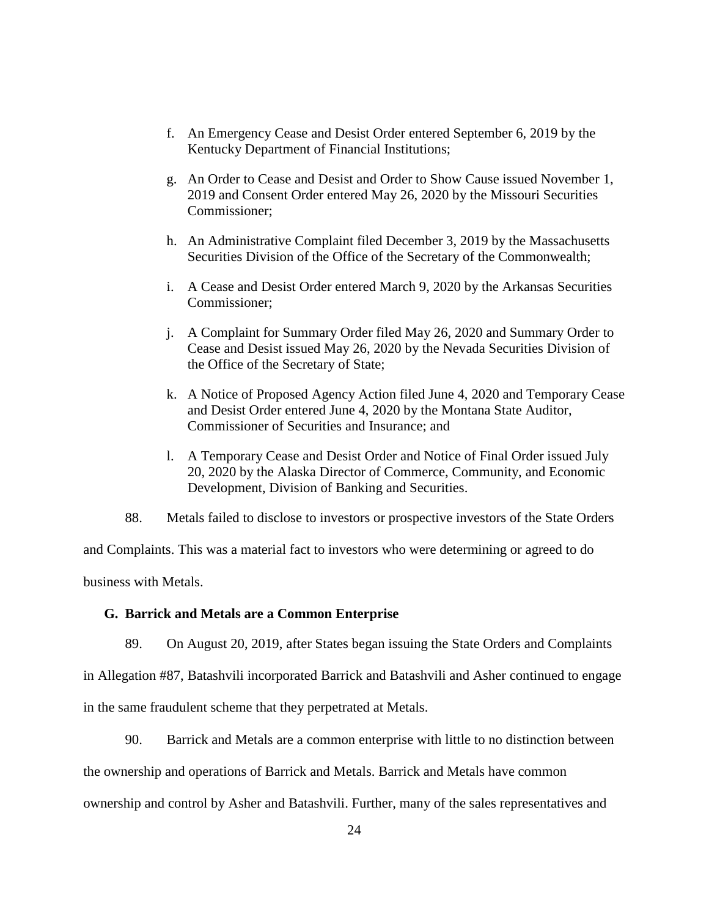f. An Emergency Cease and Desist Order entered September 6, 2019 by the Kentucky Department of Financial Institutions;

g. An Order to Cease and Desist and Order to Show Cause issued November 1, 2019 and Consent Order entered May 26, 2020 by the Missouri Securities Commissioner;

h. An Administrative Complaint filed December 3, 2019 by the Massachusetts Securities Division of the Office of the Secretary of the Commonwealth;

i. A Cease and Desist Order entered March 9, 2020 by the Arkansas Securities Commissioner;

j. A Complaint for Summary Order filed May 26, 2020 and Summary Order to Cease and Desist issued May 26, 2020 by the Nevada Securities Division of the Office of the Secretary of State;

k. A Notice of Proposed Agency Action filed June 4, 2020 and Temporary Cease and Desist Order entered June 4, 2020 by the Montana State Auditor, Commissioner of Securities and Insurance; and

l. A Temporary Cease and Desist Order and Notice of Final Order issued July 20, 2020 by the Alaska Director of Commerce, Community, and Economic Development, Division of Banking and Securities.

88. Metals failed to disclose to investors or prospective investors of the State Orders and Complaints. This was a material fact to investors who were determining or agreed to do business with Metals.

### G. Barrick and Metals are a Common Enterprise

89. On August 20, 2019, after States began issuing the State Orders and Complaints in Allegation #87, Batashvili incorporated Barrick and Batashvili and Asher continued to engage in the same fraudulent scheme that they perpetrated at Metals.

90. Barrick and Metals are a common enterprise with little to no distinction between the ownership and operations of Barrick and Metals. Barrick and Metals have common ownership and control by Asher and Batashvili. Further, many of the sales representatives and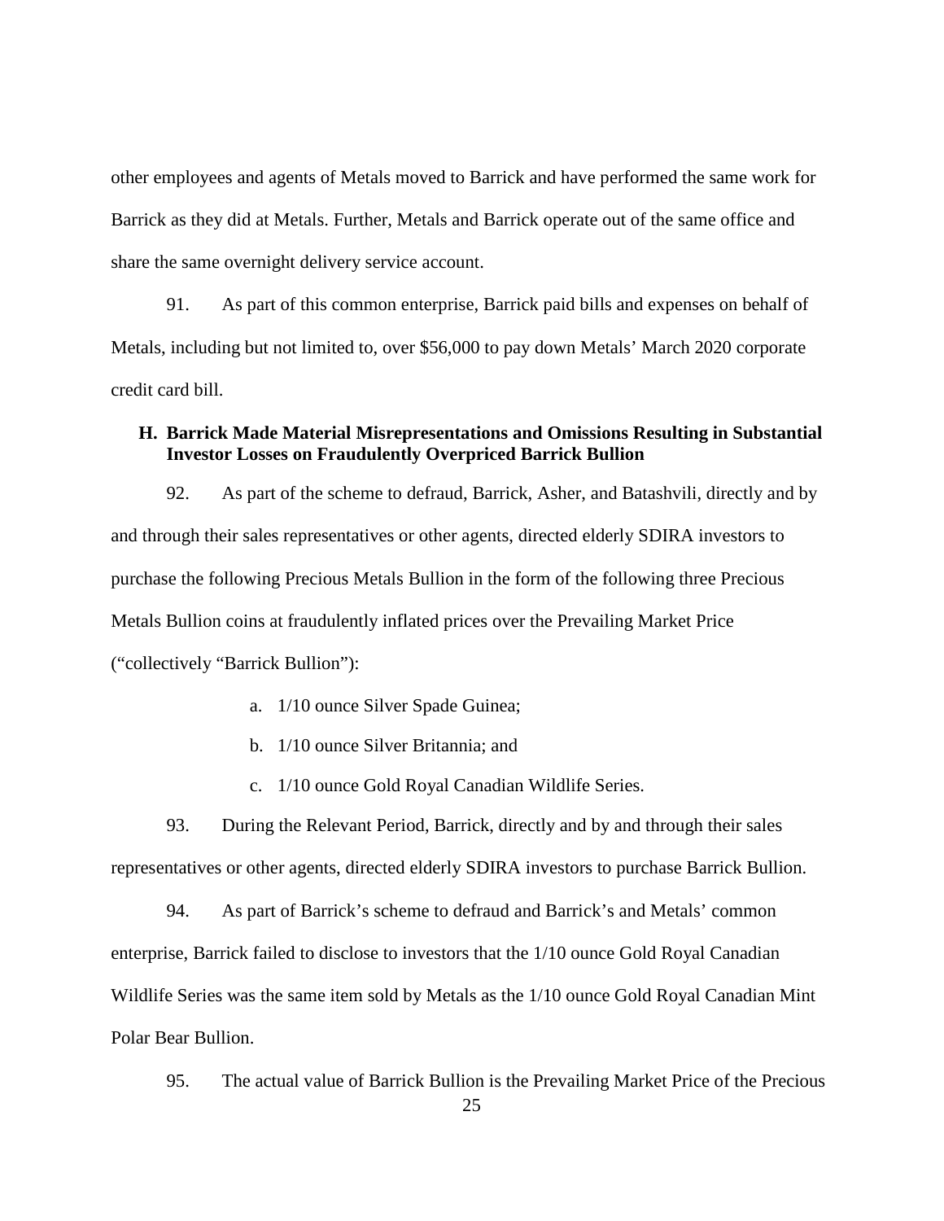other employees and agents of Metals moved to Barrick and have performed the same work for Barrick as they did at Metals. Further, Metals and Barrick operate out of the same office and share the same overnight delivery service account.

91. As part of this common enterprise, Barrick paid bills and expenses on behalf of Metals, including but not limited to, over $56,000 to pay down Metals' March 2020 corporate credit card bill.

### H. Barrick Made Material Misrepresentations and Omissions Resulting in Substantial Investor Losses on Fraudulently Overpriced Barrick Bullion

92. As part of the scheme to defraud, Barrick, Asher, and Batashvili, directly and by and through their sales representatives or other agents, directed elderly SDIRA investors to purchase the following Precious Metals Bullion in the form of the following three Precious Metals Bullion coins at fraudulently inflated prices over the Prevailing Market Price ("collectively "Barrick Bullion"):

a. 1/10 ounce Silver Spade Guinea;

b. 1/10 ounce Silver Britannia; and

c. 1/10 ounce Gold Royal Canadian Wildlife Series.

93. During the Relevant Period, Barrick, directly and by and through their sales representatives or other agents, directed elderly SDIRA investors to purchase Barrick Bullion.

94. As part of Barrick's scheme to defraud and Barrick's and Metals' common enterprise, Barrick failed to disclose to investors that the 1/10 ounce Gold Royal Canadian Wildlife Series was the same item sold by Metals as the 1/10 ounce Gold Royal Canadian Mint Polar Bear Bullion.

95. The actual value of Barrick Bullion is the Prevailing Market Price of the Precious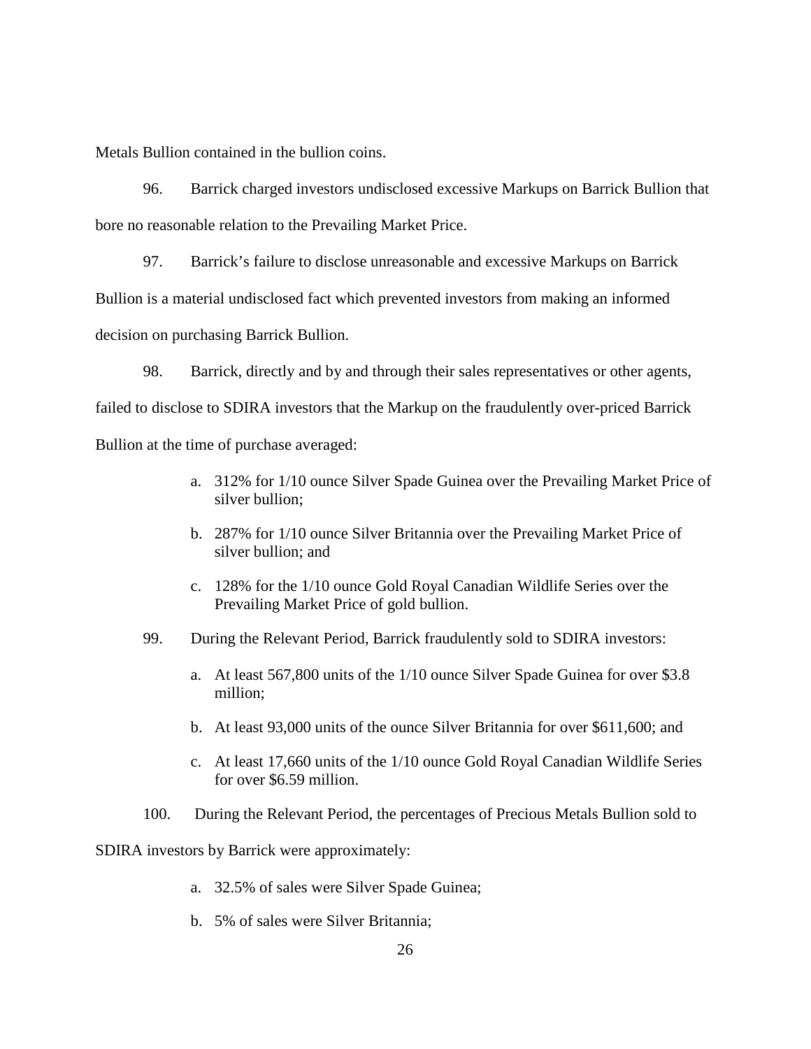Metals Bullion contained in the bullion coins.

96. Barrick charged investors undisclosed excessive Markups on Barrick Bullion that bore no reasonable relation to the Prevailing Market Price.

97. Barrick's failure to disclose unreasonable and excessive Markups on Barrick Bullion is a material undisclosed fact which prevented investors from making an informed decision on purchasing Barrick Bullion.

98. Barrick, directly and by and through their sales representatives or other agents, failed to disclose to SDIRA investors that the Markup on the fraudulently over-priced Barrick Bullion at the time of purchase averaged:

a. 312% for 1/10 ounce Silver Spade Guinea over the Prevailing Market Price of silver bullion;

b. 287% for 1/10 ounce Silver Britannia over the Prevailing Market Price of silver bullion; and

c. 128% for the 1/10 ounce Gold Royal Canadian Wildlife Series over the Prevailing Market Price of gold bullion.

99. During the Relevant Period, Barrick fraudulently sold to SDIRA investors:

a. At least 567,800 units of the 1/10 ounce Silver Spade Guinea for over $3.8 million;

b. At least 93,000 units of the ounce Silver Britannia for over $611,600; and

c. At least 17,660 units of the 1/10 ounce Gold Royal Canadian Wildlife Series for over $6.59 million.

100. During the Relevant Period, the percentages of Precious Metals Bullion sold to SDIRA investors by Barrick were approximately:

a. 32.5% of sales were Silver Spade Guinea;

b. 5% of sales were Silver Britannia;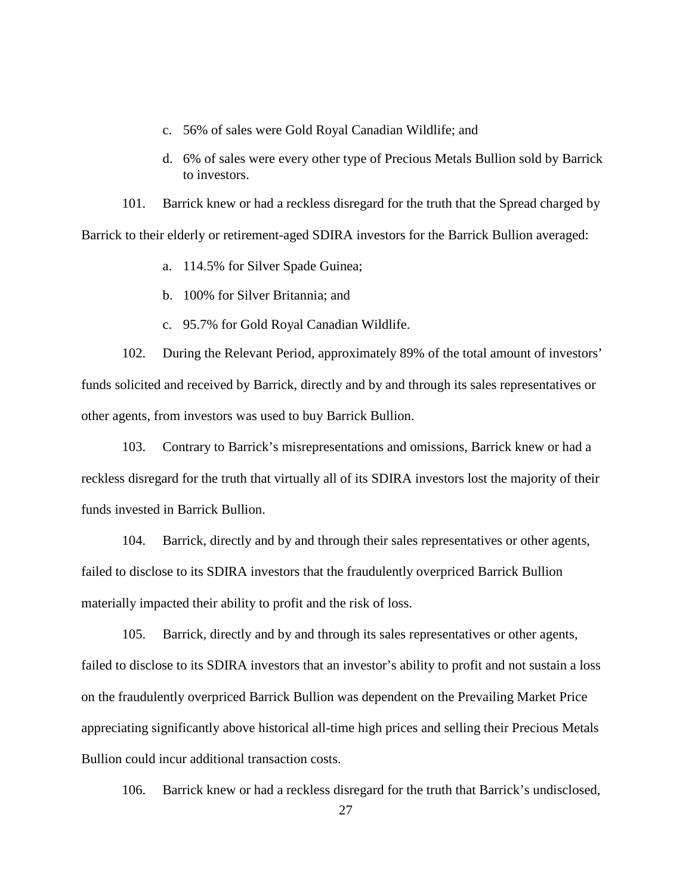c. 56% of sales were Gold Royal Canadian Wildlife; and

d. 6% of sales were every other type of Precious Metals Bullion sold by Barrick to investors.

101. Barrick knew or had a reckless disregard for the truth that the Spread charged by Barrick to their elderly or retirement-aged SDIRA investors for the Barrick Bullion averaged:

a. 114.5% for Silver Spade Guinea;

b. 100% for Silver Britannia; and

c. 95.7% for Gold Royal Canadian Wildlife.

102. During the Relevant Period, approximately 89% of the total amount of investors' funds solicited and received by Barrick, directly and by and through its sales representatives or other agents, from investors was used to buy Barrick Bullion.

103. Contrary to Barrick's misrepresentations and omissions, Barrick knew or had a reckless disregard for the truth that virtually all of its SDIRA investors lost the majority of their funds invested in Barrick Bullion.

104. Barrick, directly and by and through their sales representatives or other agents, failed to disclose to its SDIRA investors that the fraudulently overpriced Barrick Bullion materially impacted their ability to profit and the risk of loss.

105. Barrick, directly and by and through its sales representatives or other agents, failed to disclose to its SDIRA investors that an investor's ability to profit and not sustain a loss on the fraudulently overpriced Barrick Bullion was dependent on the Prevailing Market Price appreciating significantly above historical all-time high prices and selling their Precious Metals Bullion could incur additional transaction costs.

106. Barrick knew or had a reckless disregard for the truth that Barrick's undisclosed,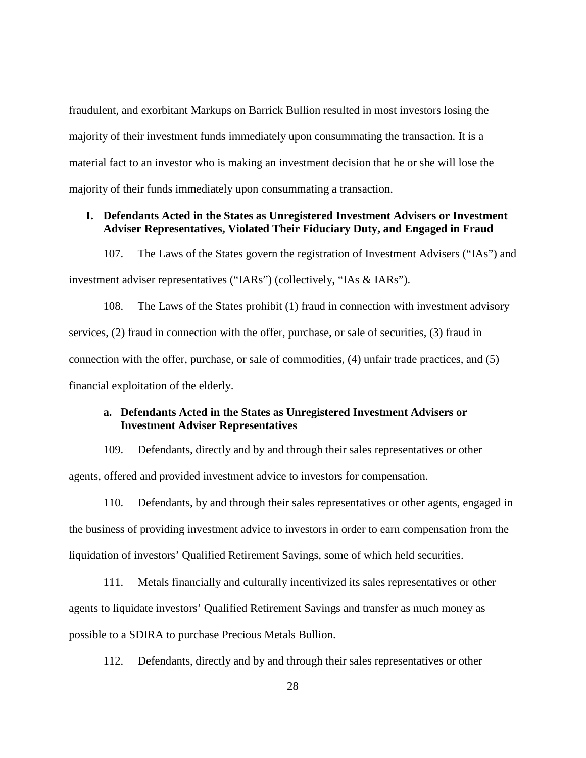fraudulent, and exorbitant Markups on Barrick Bullion resulted in most investors losing the majority of their investment funds immediately upon consummating the transaction. It is a material fact to an investor who is making an investment decision that he or she will lose the majority of their funds immediately upon consummating a transaction.

## I. Defendants Acted in the States as Unregistered Investment Advisers or Investment Adviser Representatives, Violated Their Fiduciary Duty, and Engaged in Fraud

107. The Laws of the States govern the registration of Investment Advisers ("IAs") and investment adviser representatives ("IARs") (collectively, "IAs & IARs").

108. The Laws of the States prohibit (1) fraud in connection with investment advisory services, (2) fraud in connection with the offer, purchase, or sale of securities, (3) fraud in connection with the offer, purchase, or sale of commodities, (4) unfair trade practices, and (5) financial exploitation of the elderly.

### a. Defendants Acted in the States as Unregistered Investment Advisers or Investment Adviser Representatives

109. Defendants, directly and by and through their sales representatives or other agents, offered and provided investment advice to investors for compensation.

110. Defendants, by and through their sales representatives or other agents, engaged in the business of providing investment advice to investors in order to earn compensation from the liquidation of investors' Qualified Retirement Savings, some of which held securities.

111. Metals financially and culturally incentivized its sales representatives or other agents to liquidate investors' Qualified Retirement Savings and transfer as much money as possible to a SDIRA to purchase Precious Metals Bullion.

112. Defendants, directly and by and through their sales representatives or other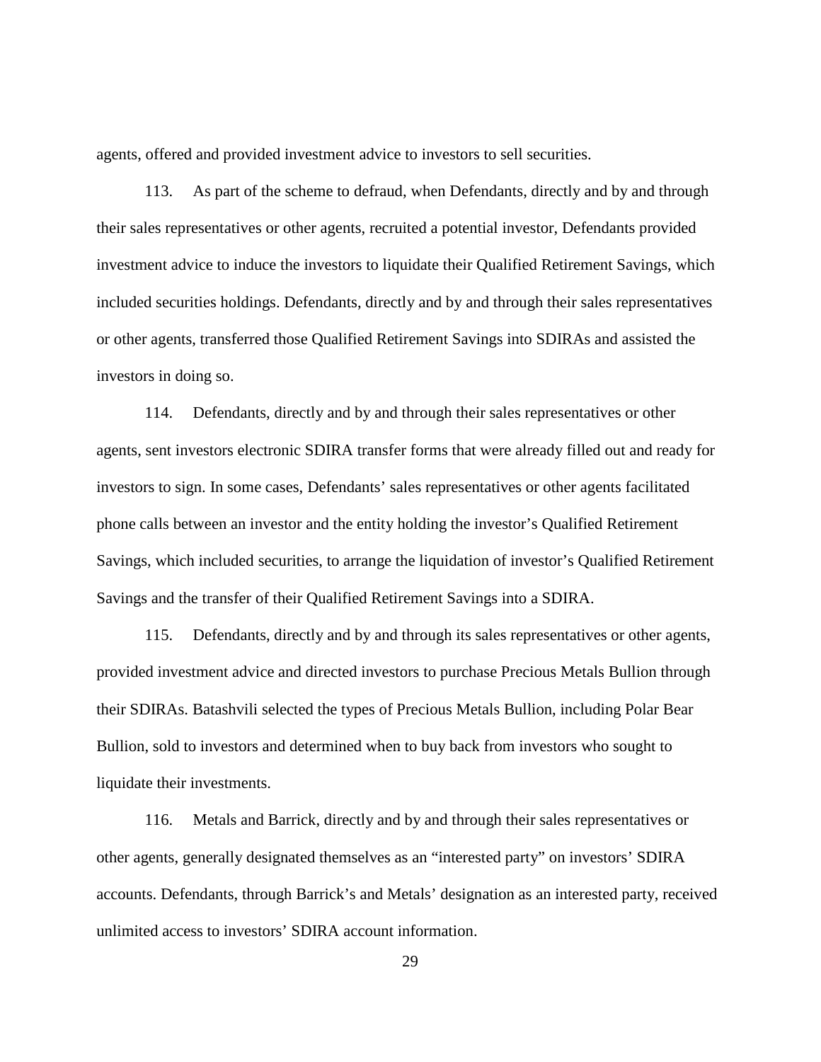agents, offered and provided investment advice to investors to sell securities.

113. As part of the scheme to defraud, when Defendants, directly and by and through their sales representatives or other agents, recruited a potential investor, Defendants provided investment advice to induce the investors to liquidate their Qualified Retirement Savings, which included securities holdings. Defendants, directly and by and through their sales representatives or other agents, transferred those Qualified Retirement Savings into SDIRAs and assisted the investors in doing so.

114. Defendants, directly and by and through their sales representatives or other agents, sent investors electronic SDIRA transfer forms that were already filled out and ready for investors to sign. In some cases, Defendants' sales representatives or other agents facilitated phone calls between an investor and the entity holding the investor's Qualified Retirement Savings, which included securities, to arrange the liquidation of investor's Qualified Retirement Savings and the transfer of their Qualified Retirement Savings into a SDIRA.

115. Defendants, directly and by and through its sales representatives or other agents, provided investment advice and directed investors to purchase Precious Metals Bullion through their SDIRAs. Batashvili selected the types of Precious Metals Bullion, including Polar Bear Bullion, sold to investors and determined when to buy back from investors who sought to liquidate their investments.

116. Metals and Barrick, directly and by and through their sales representatives or other agents, generally designated themselves as an "interested party" on investors' SDIRA accounts. Defendants, through Barrick's and Metals' designation as an interested party, received unlimited access to investors' SDIRA account information.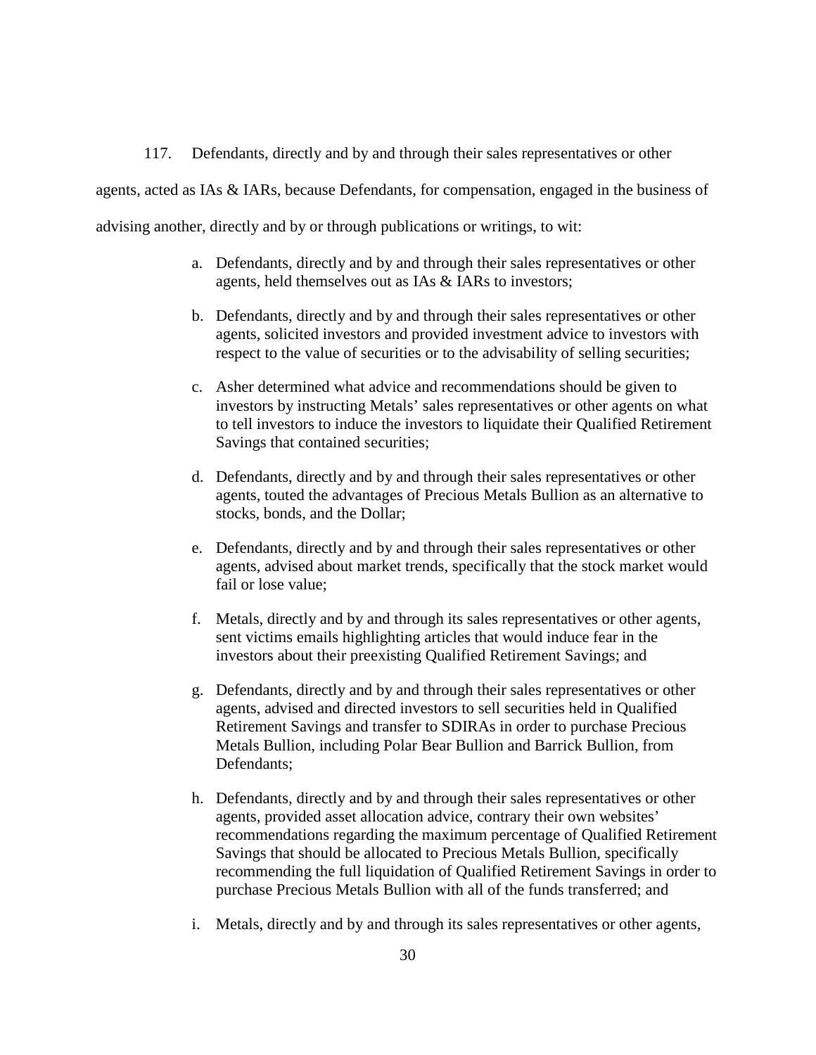117. Defendants, directly and by and through their sales representatives or other agents, acted as IAs & IARs, because Defendants, for compensation, engaged in the business of advising another, directly and by or through publications or writings, to wit:

a. Defendants, directly and by and through their sales representatives or other agents, held themselves out as IAs & IARs to investors;

b. Defendants, directly and by and through their sales representatives or other agents, solicited investors and provided investment advice to investors with respect to the value of securities or to the advisability of selling securities;

c. Asher determined what advice and recommendations should be given to investors by instructing Metals' sales representatives or other agents on what to tell investors to induce the investors to liquidate their Qualified Retirement Savings that contained securities;

d. Defendants, directly and by and through their sales representatives or other agents, touted the advantages of Precious Metals Bullion as an alternative to stocks, bonds, and the Dollar;

e. Defendants, directly and by and through their sales representatives or other agents, advised about market trends, specifically that the stock market would fail or lose value;

f. Metals, directly and by and through its sales representatives or other agents, sent victims emails highlighting articles that would induce fear in the investors about their preexisting Qualified Retirement Savings; and

g. Defendants, directly and by and through their sales representatives or other agents, advised and directed investors to sell securities held in Qualified Retirement Savings and transfer to SDIRAs in order to purchase Precious Metals Bullion, including Polar Bear Bullion and Barrick Bullion, from Defendants;

h. Defendants, directly and by and through their sales representatives or other agents, provided asset allocation advice, contrary their own websites' recommendations regarding the maximum percentage of Qualified Retirement Savings that should be allocated to Precious Metals Bullion, specifically recommending the full liquidation of Qualified Retirement Savings in order to purchase Precious Metals Bullion with all of the funds transferred; and

i. Metals, directly and by and through its sales representatives or other agents,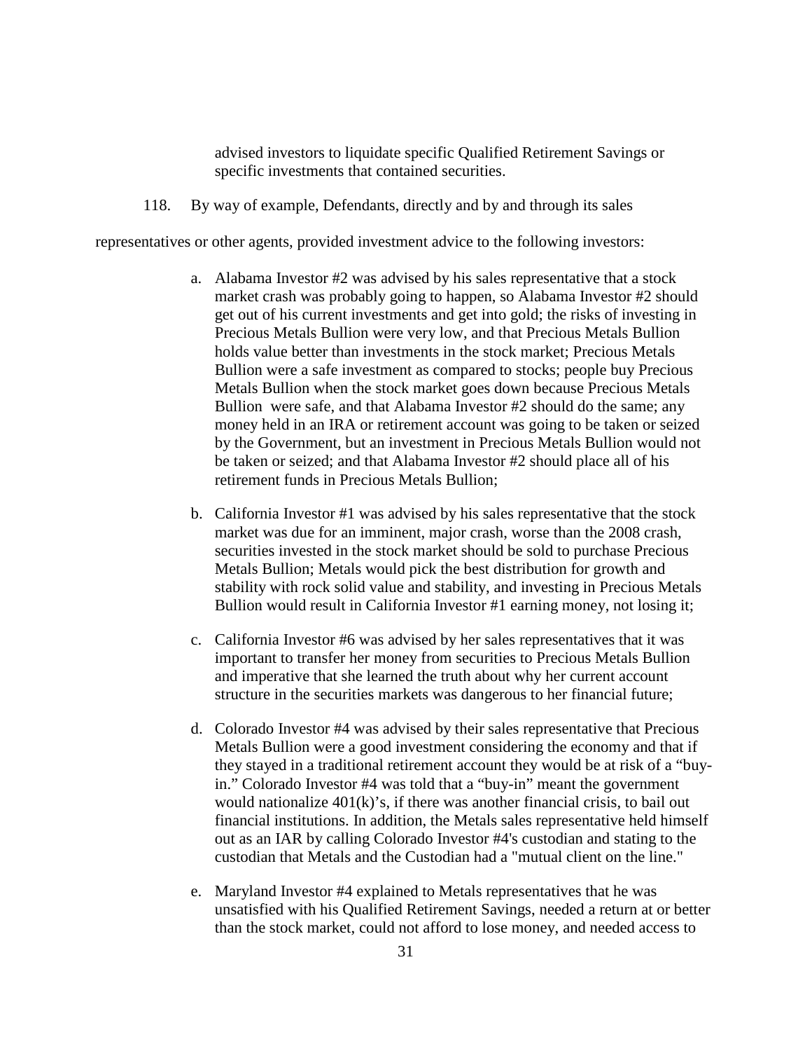advised investors to liquidate specific Qualified Retirement Savings or specific investments that contained securities.

118. By way of example, Defendants, directly and by and through its sales representatives or other agents, provided investment advice to the following investors:

a. Alabama Investor #2 was advised by his sales representative that a stock market crash was probably going to happen, so Alabama Investor #2 should get out of his current investments and get into gold; the risks of investing in Precious Metals Bullion were very low, and that Precious Metals Bullion holds value better than investments in the stock market; Precious Metals Bullion were a safe investment as compared to stocks; people buy Precious Metals Bullion when the stock market goes down because Precious Metals Bullion were safe, and that Alabama Investor #2 should do the same; any money held in an IRA or retirement account was going to be taken or seized by the Government, but an investment in Precious Metals Bullion would not be taken or seized; and that Alabama Investor #2 should place all of his retirement funds in Precious Metals Bullion;

b. California Investor #1 was advised by his sales representative that the stock market was due for an imminent, major crash, worse than the 2008 crash, securities invested in the stock market should be sold to purchase Precious Metals Bullion; Metals would pick the best distribution for growth and stability with rock solid value and stability, and investing in Precious Metals Bullion would result in California Investor #1 earning money, not losing it;

c. California Investor #6 was advised by her sales representatives that it was important to transfer her money from securities to Precious Metals Bullion and imperative that she learned the truth about why her current account structure in the securities markets was dangerous to her financial future;

d. Colorado Investor #4 was advised by their sales representative that Precious Metals Bullion were a good investment considering the economy and that if they stayed in a traditional retirement account they would be at risk of a "buy-in." Colorado Investor #4 was told that a "buy-in" meant the government would nationalize 401(k)'s, if there was another financial crisis, to bail out financial institutions. In addition, the Metals sales representative held himself out as an IAR by calling Colorado Investor #4's custodian and stating to the custodian that Metals and the Custodian had a "mutual client on the line."

e. Maryland Investor #4 explained to Metals representatives that he was unsatisfied with his Qualified Retirement Savings, needed a return at or better than the stock market, could not afford to lose money, and needed access to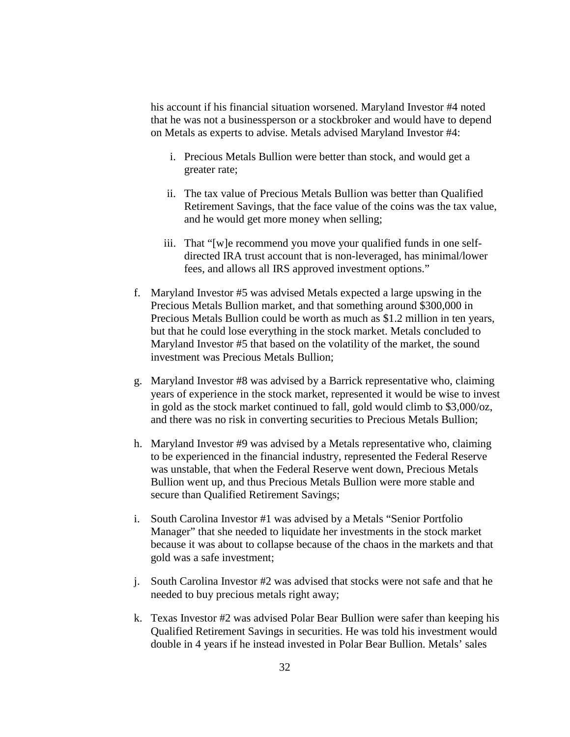his account if his financial situation worsened. Maryland Investor #4 noted that he was not a businessperson or a stockbroker and would have to depend on Metals as experts to advise. Metals advised Maryland Investor #4:

   i. Precious Metals Bullion were better than stock, and would get a greater rate;

   ii. The tax value of Precious Metals Bullion was better than Qualified Retirement Savings, that the face value of the coins was the tax value, and he would get more money when selling;

   iii. That "[w]e recommend you move your qualified funds in one self-directed IRA trust account that is non-leveraged, has minimal/lower fees, and allows all IRS approved investment options."

f. Maryland Investor #5 was advised Metals expected a large upswing in the Precious Metals Bullion market, and that something around $300,000 in Precious Metals Bullion could be worth as much as $1.2 million in ten years, but that he could lose everything in the stock market. Metals concluded to Maryland Investor #5 that based on the volatility of the market, the sound investment was Precious Metals Bullion;

g. Maryland Investor #8 was advised by a Barrick representative who, claiming years of experience in the stock market, represented it would be wise to invest in gold as the stock market continued to fall, gold would climb to $3,000/oz, and there was no risk in converting securities to Precious Metals Bullion;

h. Maryland Investor #9 was advised by a Metals representative who, claiming to be experienced in the financial industry, represented the Federal Reserve was unstable, that when the Federal Reserve went down, Precious Metals Bullion went up, and thus Precious Metals Bullion were more stable and secure than Qualified Retirement Savings;

i. South Carolina Investor #1 was advised by a Metals "Senior Portfolio Manager" that she needed to liquidate her investments in the stock market because it was about to collapse because of the chaos in the markets and that gold was a safe investment;

j. South Carolina Investor #2 was advised that stocks were not safe and that he needed to buy precious metals right away;

k. Texas Investor #2 was advised Polar Bear Bullion were safer than keeping his Qualified Retirement Savings in securities. He was told his investment would double in 4 years if he instead invested in Polar Bear Bullion. Metals' sales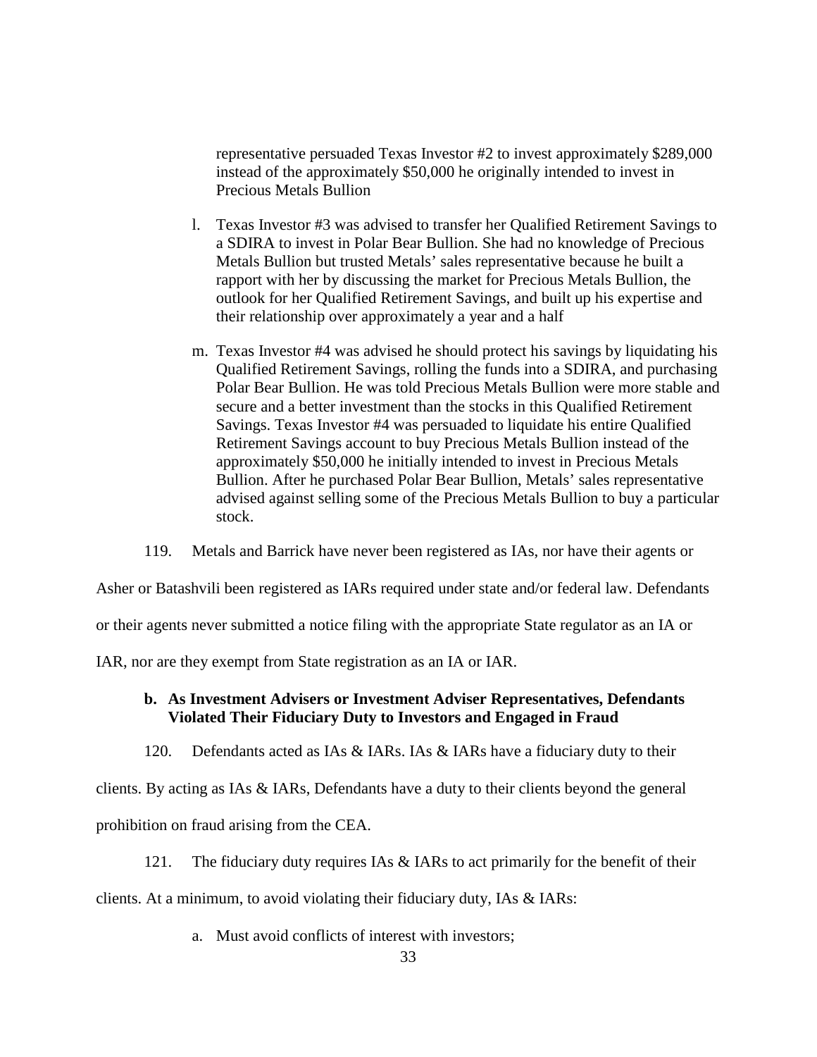representative persuaded Texas Investor #2 to invest approximately $289,000 instead of the approximately $50,000 he originally intended to invest in Precious Metals Bullion

l. Texas Investor #3 was advised to transfer her Qualified Retirement Savings to a SDIRA to invest in Polar Bear Bullion. She had no knowledge of Precious Metals Bullion but trusted Metals' sales representative because he built a rapport with her by discussing the market for Precious Metals Bullion, the outlook for her Qualified Retirement Savings, and built up his expertise and their relationship over approximately a year and a half

m. Texas Investor #4 was advised he should protect his savings by liquidating his Qualified Retirement Savings, rolling the funds into a SDIRA, and purchasing Polar Bear Bullion. He was told Precious Metals Bullion were more stable and secure and a better investment than the stocks in this Qualified Retirement Savings. Texas Investor #4 was persuaded to liquidate his entire Qualified Retirement Savings account to buy Precious Metals Bullion instead of the approximately $50,000 he initially intended to invest in Precious Metals Bullion. After he purchased Polar Bear Bullion, Metals' sales representative advised against selling some of the Precious Metals Bullion to buy a particular stock.

119. Metals and Barrick have never been registered as IAs, nor have their agents or Asher or Batashvili been registered as IARs required under state and/or federal law. Defendants or their agents never submitted a notice filing with the appropriate State regulator as an IA or IAR, nor are they exempt from State registration as an IA or IAR.

### b. As Investment Advisers or Investment Adviser Representatives, Defendants Violated Their Fiduciary Duty to Investors and Engaged in Fraud

120. Defendants acted as IAs & IARs. IAs & IARs have a fiduciary duty to their clients. By acting as IAs & IARs, Defendants have a duty to their clients beyond the general prohibition on fraud arising from the CEA.

121. The fiduciary duty requires IAs & IARs to act primarily for the benefit of their clients. At a minimum, to avoid violating their fiduciary duty, IAs & IARs:

a. Must avoid conflicts of interest with investors;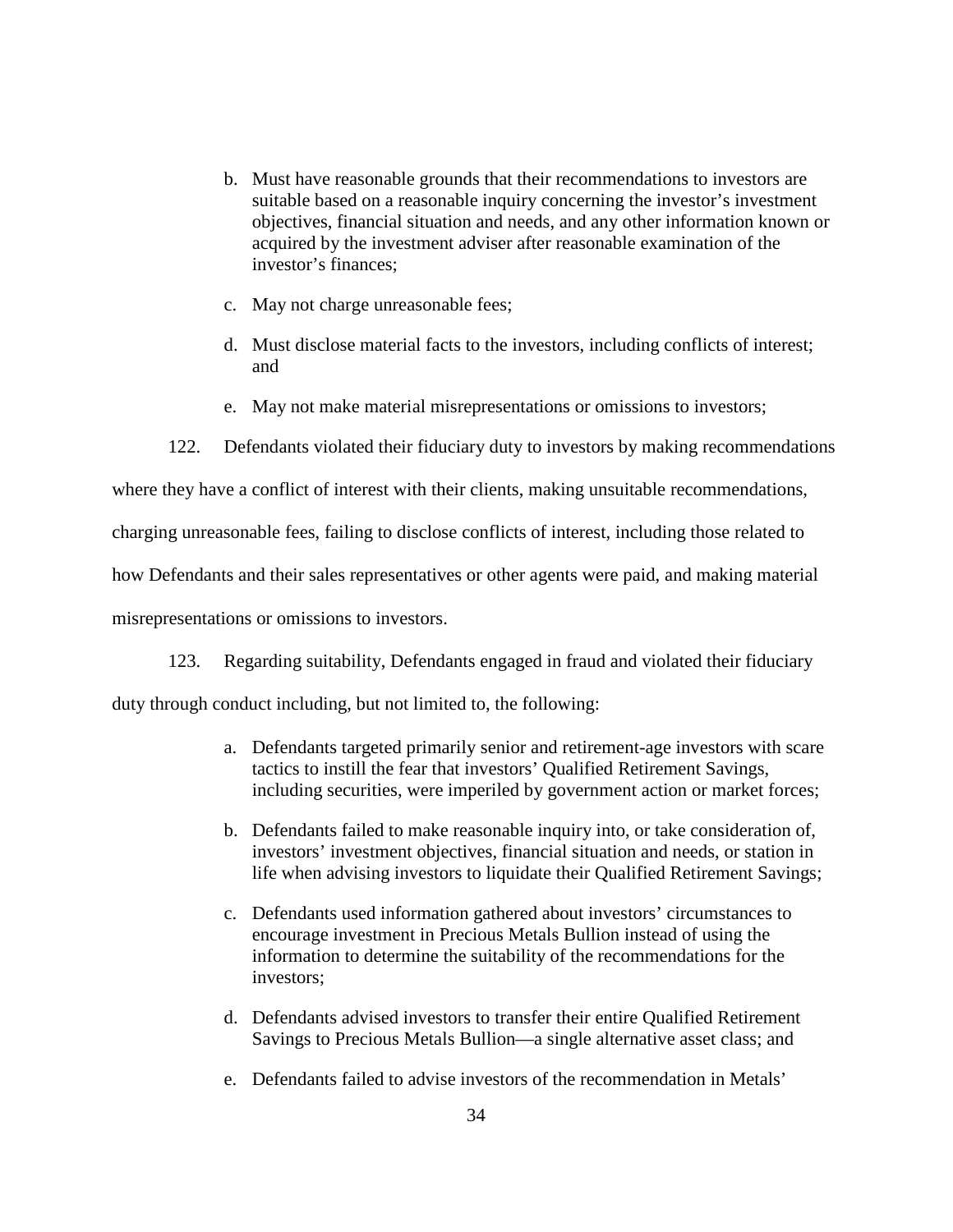b. Must have reasonable grounds that their recommendations to investors are suitable based on a reasonable inquiry concerning the investor's investment objectives, financial situation and needs, and any other information known or acquired by the investment adviser after reasonable examination of the investor's finances;

c. May not charge unreasonable fees;

d. Must disclose material facts to the investors, including conflicts of interest; and

e. May not make material misrepresentations or omissions to investors;

122. Defendants violated their fiduciary duty to investors by making recommendations where they have a conflict of interest with their clients, making unsuitable recommendations, charging unreasonable fees, failing to disclose conflicts of interest, including those related to how Defendants and their sales representatives or other agents were paid, and making material misrepresentations or omissions to investors.

123. Regarding suitability, Defendants engaged in fraud and violated their fiduciary duty through conduct including, but not limited to, the following:

a. Defendants targeted primarily senior and retirement-age investors with scare tactics to instill the fear that investors' Qualified Retirement Savings, including securities, were imperiled by government action or market forces;

b. Defendants failed to make reasonable inquiry into, or take consideration of, investors' investment objectives, financial situation and needs, or station in life when advising investors to liquidate their Qualified Retirement Savings;

c. Defendants used information gathered about investors' circumstances to encourage investment in Precious Metals Bullion instead of using the information to determine the suitability of the recommendations for the investors;

d. Defendants advised investors to transfer their entire Qualified Retirement Savings to Precious Metals Bullion—a single alternative asset class; and

e. Defendants failed to advise investors of the recommendation in Metals'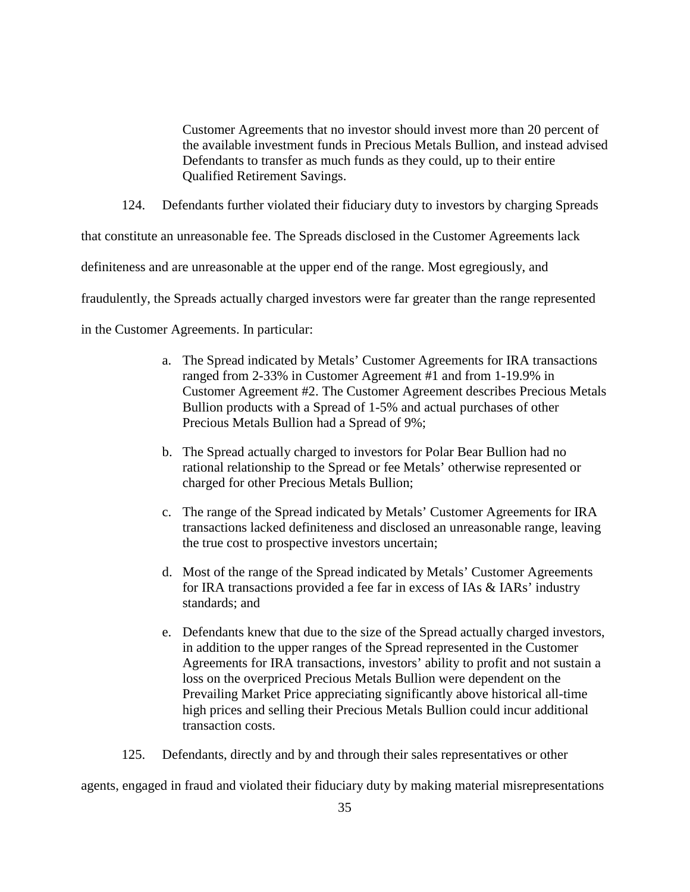> Customer Agreements that no investor should invest more than 20 percent of the available investment funds in Precious Metals Bullion, and instead advised Defendants to transfer as much funds as they could, up to their entire Qualified Retirement Savings.

124. Defendants further violated their fiduciary duty to investors by charging Spreads that constitute an unreasonable fee. The Spreads disclosed in the Customer Agreements lack definiteness and are unreasonable at the upper end of the range. Most egregiously, and fraudulently, the Spreads actually charged investors were far greater than the range represented in the Customer Agreements. In particular:

a. The Spread indicated by Metals' Customer Agreements for IRA transactions ranged from 2-33% in Customer Agreement #1 and from 1-19.9% in Customer Agreement #2. The Customer Agreement describes Precious Metals Bullion products with a Spread of 1-5% and actual purchases of other Precious Metals Bullion had a Spread of 9%;

b. The Spread actually charged to investors for Polar Bear Bullion had no rational relationship to the Spread or fee Metals' otherwise represented or charged for other Precious Metals Bullion;

c. The range of the Spread indicated by Metals' Customer Agreements for IRA transactions lacked definiteness and disclosed an unreasonable range, leaving the true cost to prospective investors uncertain;

d. Most of the range of the Spread indicated by Metals' Customer Agreements for IRA transactions provided a fee far in excess of IAs & IARs' industry standards; and

e. Defendants knew that due to the size of the Spread actually charged investors, in addition to the upper ranges of the Spread represented in the Customer Agreements for IRA transactions, investors' ability to profit and not sustain a loss on the overpriced Precious Metals Bullion were dependent on the Prevailing Market Price appreciating significantly above historical all-time high prices and selling their Precious Metals Bullion could incur additional transaction costs.

125. Defendants, directly and by and through their sales representatives or other agents, engaged in fraud and violated their fiduciary duty by making material misrepresentations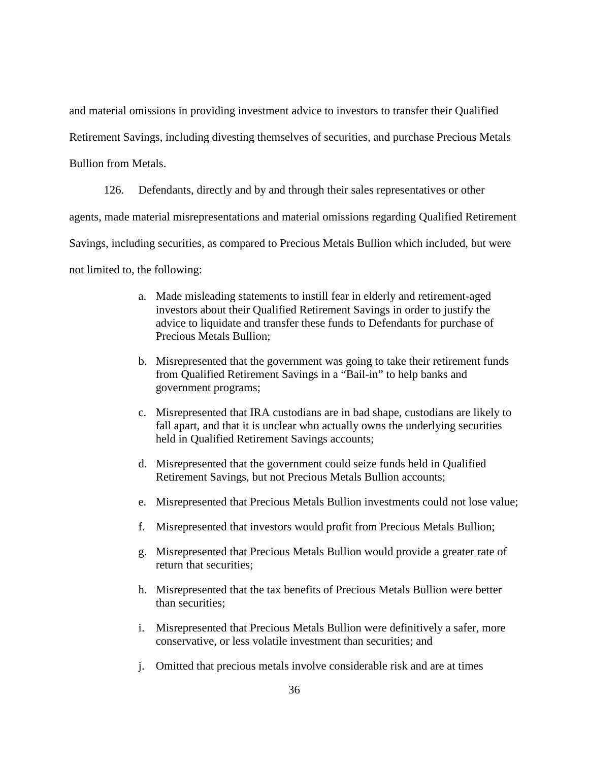and material omissions in providing investment advice to investors to transfer their Qualified Retirement Savings, including divesting themselves of securities, and purchase Precious Metals Bullion from Metals.

126. Defendants, directly and by and through their sales representatives or other agents, made material misrepresentations and material omissions regarding Qualified Retirement Savings, including securities, as compared to Precious Metals Bullion which included, but were not limited to, the following:

a. Made misleading statements to instill fear in elderly and retirement-aged investors about their Qualified Retirement Savings in order to justify the advice to liquidate and transfer these funds to Defendants for purchase of Precious Metals Bullion;

b. Misrepresented that the government was going to take their retirement funds from Qualified Retirement Savings in a "Bail-in" to help banks and government programs;

c. Misrepresented that IRA custodians are in bad shape, custodians are likely to fall apart, and that it is unclear who actually owns the underlying securities held in Qualified Retirement Savings accounts;

d. Misrepresented that the government could seize funds held in Qualified Retirement Savings, but not Precious Metals Bullion accounts;

e. Misrepresented that Precious Metals Bullion investments could not lose value;

f. Misrepresented that investors would profit from Precious Metals Bullion;

g. Misrepresented that Precious Metals Bullion would provide a greater rate of return that securities;

h. Misrepresented that the tax benefits of Precious Metals Bullion were better than securities;

i. Misrepresented that Precious Metals Bullion were definitively a safer, more conservative, or less volatile investment than securities; and

j. Omitted that precious metals involve considerable risk and are at times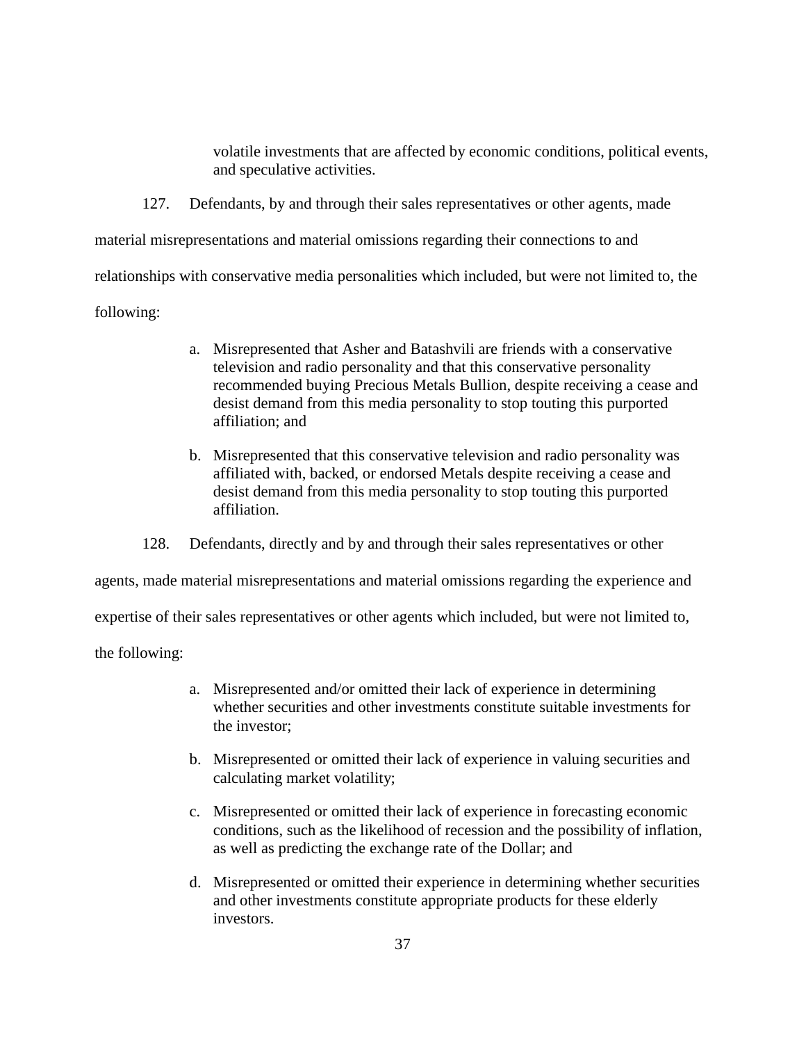volatile investments that are affected by economic conditions, political events, and speculative activities.

127. Defendants, by and through their sales representatives or other agents, made material misrepresentations and material omissions regarding their connections to and relationships with conservative media personalities which included, but were not limited to, the following:

a. Misrepresented that Asher and Batashvili are friends with a conservative television and radio personality and that this conservative personality recommended buying Precious Metals Bullion, despite receiving a cease and desist demand from this media personality to stop touting this purported affiliation; and

b. Misrepresented that this conservative television and radio personality was affiliated with, backed, or endorsed Metals despite receiving a cease and desist demand from this media personality to stop touting this purported affiliation.

128. Defendants, directly and by and through their sales representatives or other agents, made material misrepresentations and material omissions regarding the experience and expertise of their sales representatives or other agents which included, but were not limited to, the following:

a. Misrepresented and/or omitted their lack of experience in determining whether securities and other investments constitute suitable investments for the investor;

b. Misrepresented or omitted their lack of experience in valuing securities and calculating market volatility;

c. Misrepresented or omitted their lack of experience in forecasting economic conditions, such as the likelihood of recession and the possibility of inflation, as well as predicting the exchange rate of the Dollar; and

d. Misrepresented or omitted their experience in determining whether securities and other investments constitute appropriate products for these elderly investors.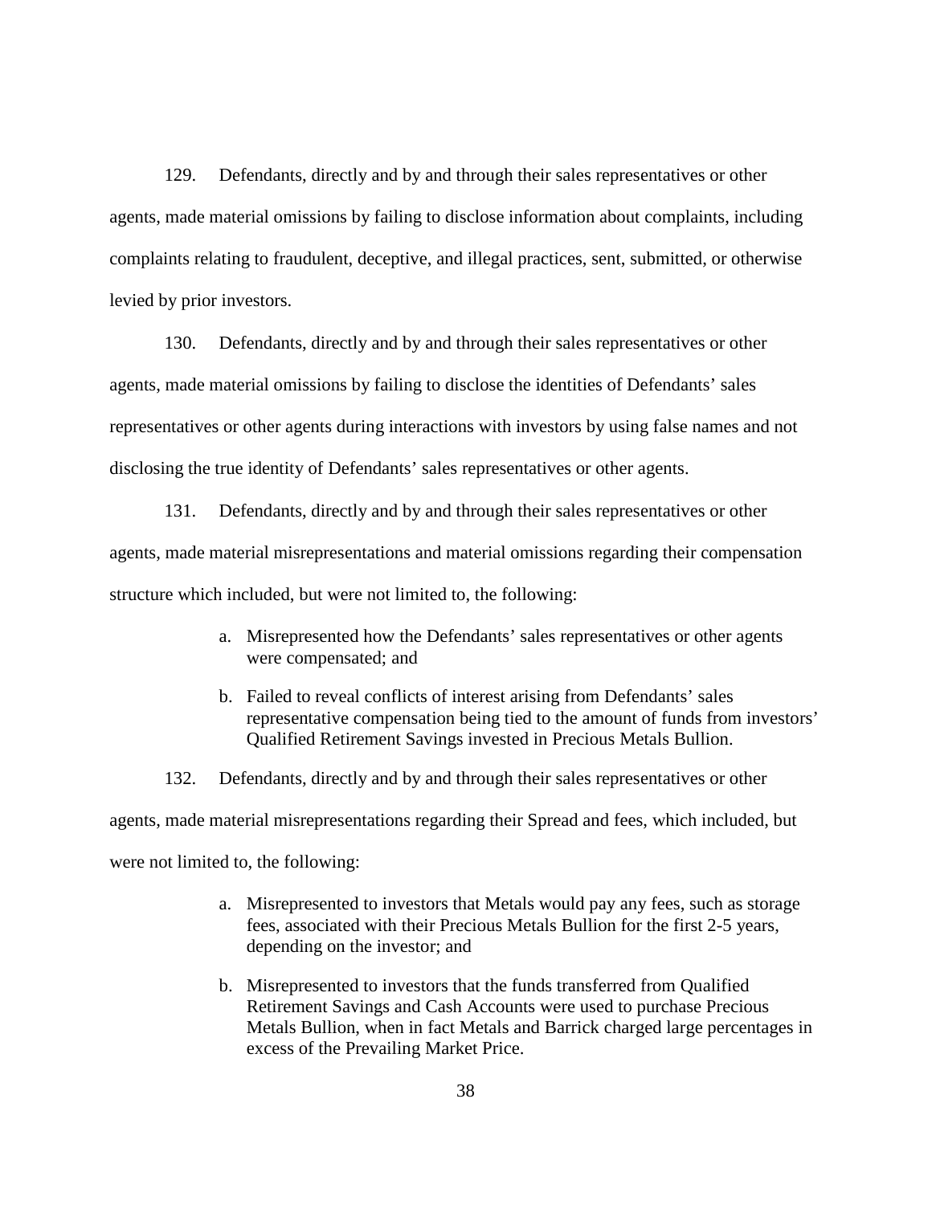129. Defendants, directly and by and through their sales representatives or other agents, made material omissions by failing to disclose information about complaints, including complaints relating to fraudulent, deceptive, and illegal practices, sent, submitted, or otherwise levied by prior investors.

130. Defendants, directly and by and through their sales representatives or other agents, made material omissions by failing to disclose the identities of Defendants' sales representatives or other agents during interactions with investors by using false names and not disclosing the true identity of Defendants' sales representatives or other agents.

131. Defendants, directly and by and through their sales representatives or other agents, made material misrepresentations and material omissions regarding their compensation structure which included, but were not limited to, the following:

a. Misrepresented how the Defendants' sales representatives or other agents were compensated; and

b. Failed to reveal conflicts of interest arising from Defendants' sales representative compensation being tied to the amount of funds from investors' Qualified Retirement Savings invested in Precious Metals Bullion.

132. Defendants, directly and by and through their sales representatives or other agents, made material misrepresentations regarding their Spread and fees, which included, but were not limited to, the following:

a. Misrepresented to investors that Metals would pay any fees, such as storage fees, associated with their Precious Metals Bullion for the first 2-5 years, depending on the investor; and

b. Misrepresented to investors that the funds transferred from Qualified Retirement Savings and Cash Accounts were used to purchase Precious Metals Bullion, when in fact Metals and Barrick charged large percentages in excess of the Prevailing Market Price.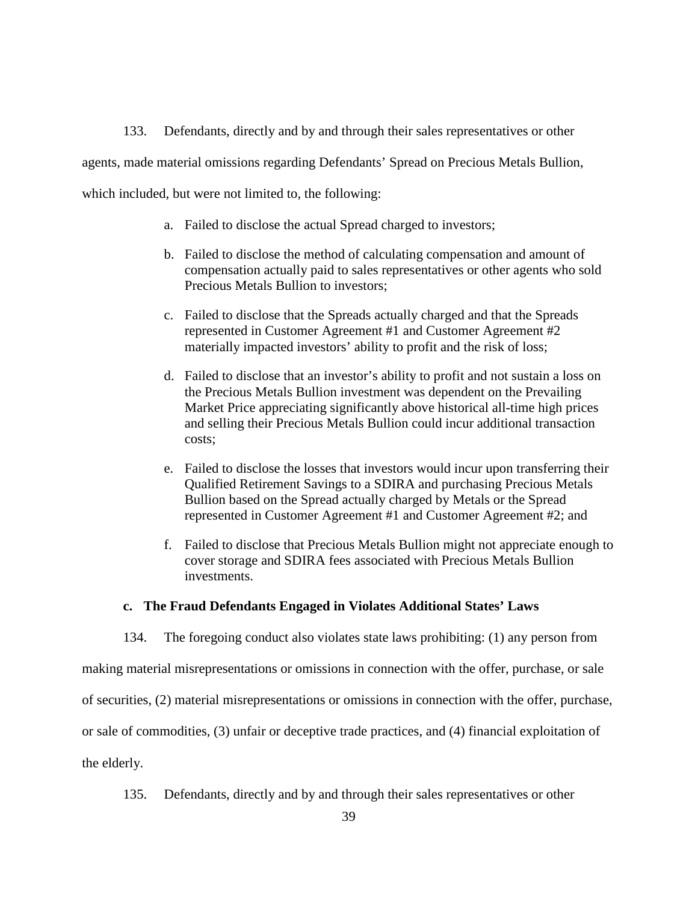133. Defendants, directly and by and through their sales representatives or other agents, made material omissions regarding Defendants' Spread on Precious Metals Bullion, which included, but were not limited to, the following:

a. Failed to disclose the actual Spread charged to investors;

b. Failed to disclose the method of calculating compensation and amount of compensation actually paid to sales representatives or other agents who sold Precious Metals Bullion to investors;

c. Failed to disclose that the Spreads actually charged and that the Spreads represented in Customer Agreement #1 and Customer Agreement #2 materially impacted investors' ability to profit and the risk of loss;

d. Failed to disclose that an investor's ability to profit and not sustain a loss on the Precious Metals Bullion investment was dependent on the Prevailing Market Price appreciating significantly above historical all-time high prices and selling their Precious Metals Bullion could incur additional transaction costs;

e. Failed to disclose the losses that investors would incur upon transferring their Qualified Retirement Savings to a SDIRA and purchasing Precious Metals Bullion based on the Spread actually charged by Metals or the Spread represented in Customer Agreement #1 and Customer Agreement #2; and

f. Failed to disclose that Precious Metals Bullion might not appreciate enough to cover storage and SDIRA fees associated with Precious Metals Bullion investments.

### c. The Fraud Defendants Engaged in Violates Additional States' Laws

134. The foregoing conduct also violates state laws prohibiting: (1) any person from making material misrepresentations or omissions in connection with the offer, purchase, or sale of securities, (2) material misrepresentations or omissions in connection with the offer, purchase, or sale of commodities, (3) unfair or deceptive trade practices, and (4) financial exploitation of the elderly.

135. Defendants, directly and by and through their sales representatives or other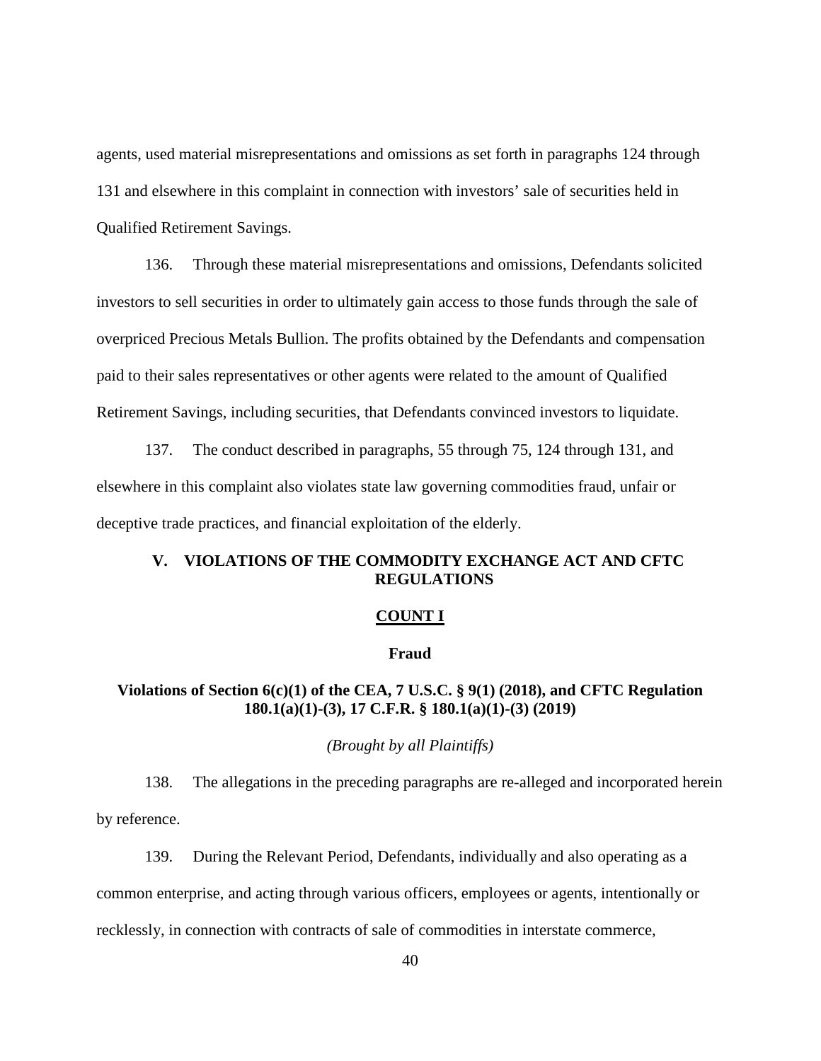agents, used material misrepresentations and omissions as set forth in paragraphs 124 through 131 and elsewhere in this complaint in connection with investors' sale of securities held in Qualified Retirement Savings.

136. Through these material misrepresentations and omissions, Defendants solicited investors to sell securities in order to ultimately gain access to those funds through the sale of overpriced Precious Metals Bullion. The profits obtained by the Defendants and compensation paid to their sales representatives or other agents were related to the amount of Qualified Retirement Savings, including securities, that Defendants convinced investors to liquidate.

137. The conduct described in paragraphs, 55 through 75, 124 through 131, and elsewhere in this complaint also violates state law governing commodities fraud, unfair or deceptive trade practices, and financial exploitation of the elderly.

## V. VIOLATIONS OF THE COMMODITY EXCHANGE ACT AND CFTC REGULATIONS

### COUNT I

### Fraud

### Violations of Section 6(c)(1) of the CEA, 7 U.S.C. § 9(1) (2018), and CFTC Regulation 180.1(a)(1)-(3), 17 C.F.R. § 180.1(a)(1)-(3) (2019)

*(Brought by all Plaintiffs)*

138. The allegations in the preceding paragraphs are re-alleged and incorporated herein by reference.

139. During the Relevant Period, Defendants, individually and also operating as a common enterprise, and acting through various officers, employees or agents, intentionally or recklessly, in connection with contracts of sale of commodities in interstate commerce,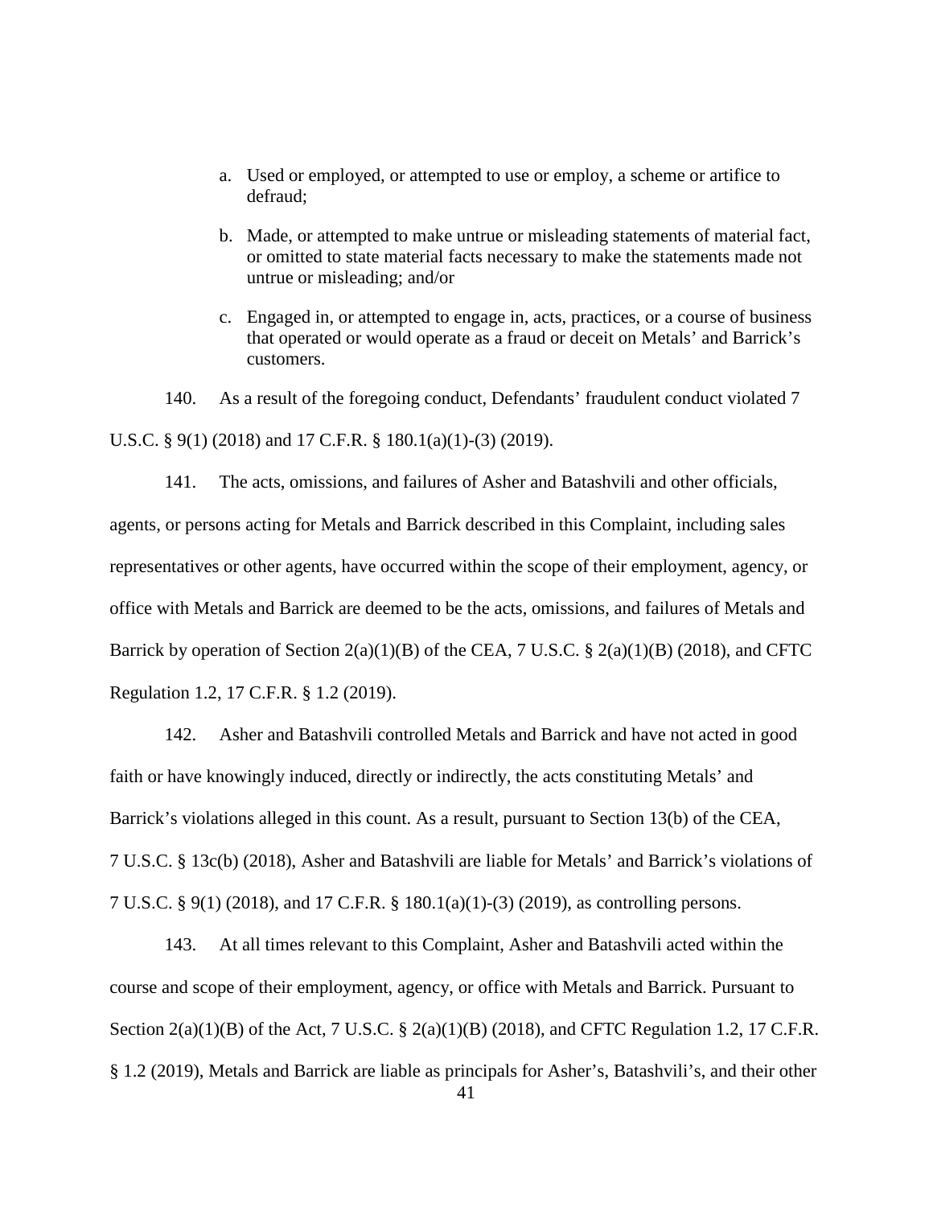a. Used or employed, or attempted to use or employ, a scheme or artifice to defraud;

b. Made, or attempted to make untrue or misleading statements of material fact, or omitted to state material facts necessary to make the statements made not untrue or misleading; and/or

c. Engaged in, or attempted to engage in, acts, practices, or a course of business that operated or would operate as a fraud or deceit on Metals' and Barrick's customers.

140. As a result of the foregoing conduct, Defendants' fraudulent conduct violated 7 U.S.C. § 9(1) (2018) and 17 C.F.R. § 180.1(a)(1)-(3) (2019).

141. The acts, omissions, and failures of Asher and Batashvili and other officials, agents, or persons acting for Metals and Barrick described in this Complaint, including sales representatives or other agents, have occurred within the scope of their employment, agency, or office with Metals and Barrick are deemed to be the acts, omissions, and failures of Metals and Barrick by operation of Section 2(a)(1)(B) of the CEA, 7 U.S.C. § 2(a)(1)(B) (2018), and CFTC Regulation 1.2, 17 C.F.R. § 1.2 (2019).

142. Asher and Batashvili controlled Metals and Barrick and have not acted in good faith or have knowingly induced, directly or indirectly, the acts constituting Metals' and Barrick's violations alleged in this count. As a result, pursuant to Section 13(b) of the CEA, 7 U.S.C. § 13c(b) (2018), Asher and Batashvili are liable for Metals' and Barrick's violations of 7 U.S.C. § 9(1) (2018), and 17 C.F.R. § 180.1(a)(1)-(3) (2019), as controlling persons.

143. At all times relevant to this Complaint, Asher and Batashvili acted within the course and scope of their employment, agency, or office with Metals and Barrick. Pursuant to Section 2(a)(1)(B) of the Act, 7 U.S.C. § 2(a)(1)(B) (2018), and CFTC Regulation 1.2, 17 C.F.R. § 1.2 (2019), Metals and Barrick are liable as principals for Asher's, Batashvili's, and their other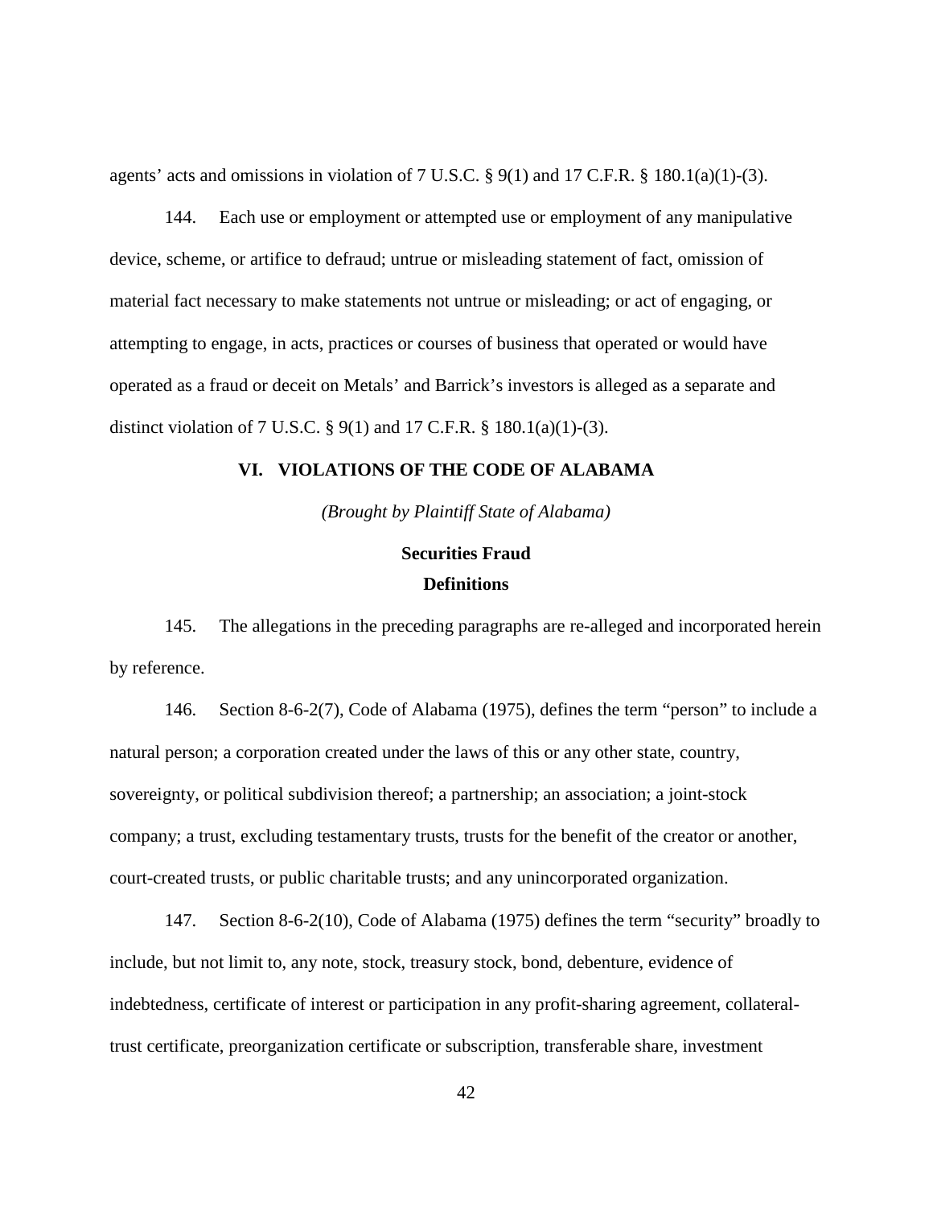agents' acts and omissions in violation of 7 U.S.C. § 9(1) and 17 C.F.R. § 180.1(a)(1)-(3).

144. Each use or employment or attempted use or employment of any manipulative device, scheme, or artifice to defraud; untrue or misleading statement of fact, omission of material fact necessary to make statements not untrue or misleading; or act of engaging, or attempting to engage, in acts, practices or courses of business that operated or would have operated as a fraud or deceit on Metals' and Barrick's investors is alleged as a separate and distinct violation of 7 U.S.C. § 9(1) and 17 C.F.R. § 180.1(a)(1)-(3).

## VI. VIOLATIONS OF THE CODE OF ALABAMA

*(Brought by Plaintiff State of Alabama)*

### Securities Fraud

### Definitions

145. The allegations in the preceding paragraphs are re-alleged and incorporated herein by reference.

146. Section 8-6-2(7), Code of Alabama (1975), defines the term "person" to include a natural person; a corporation created under the laws of this or any other state, country, sovereignty, or political subdivision thereof; a partnership; an association; a joint-stock company; a trust, excluding testamentary trusts, trusts for the benefit of the creator or another, court-created trusts, or public charitable trusts; and any unincorporated organization.

147. Section 8-6-2(10), Code of Alabama (1975) defines the term "security" broadly to include, but not limit to, any note, stock, treasury stock, bond, debenture, evidence of indebtedness, certificate of interest or participation in any profit-sharing agreement, collateral-trust certificate, preorganization certificate or subscription, transferable share, investment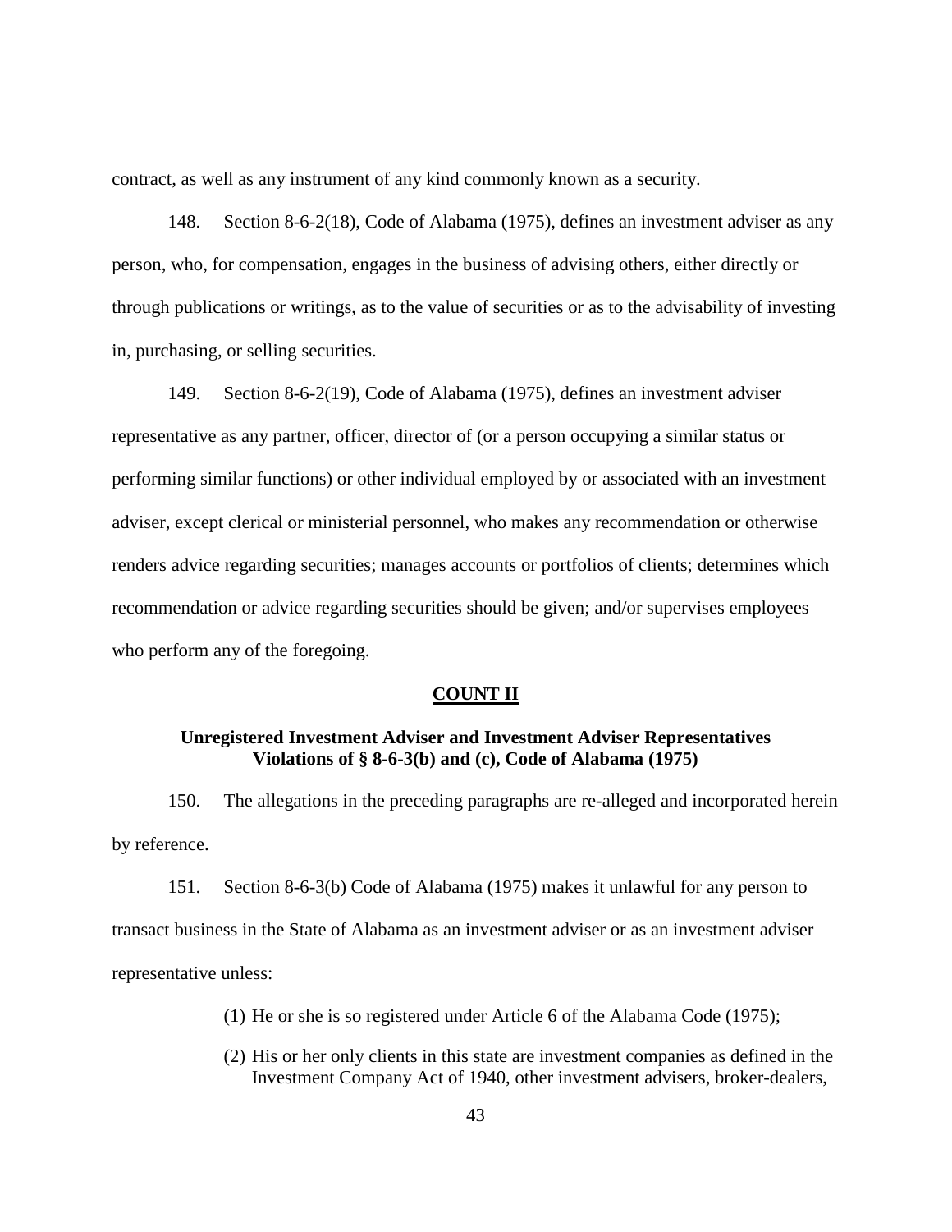contract, as well as any instrument of any kind commonly known as a security.

148. Section 8-6-2(18), Code of Alabama (1975), defines an investment adviser as any person, who, for compensation, engages in the business of advising others, either directly or through publications or writings, as to the value of securities or as to the advisability of investing in, purchasing, or selling securities.

149. Section 8-6-2(19), Code of Alabama (1975), defines an investment adviser representative as any partner, officer, director of (or a person occupying a similar status or performing similar functions) or other individual employed by or associated with an investment adviser, except clerical or ministerial personnel, who makes any recommendation or otherwise renders advice regarding securities; manages accounts or portfolios of clients; determines which recommendation or advice regarding securities should be given; and/or supervises employees who perform any of the foregoing.

**COUNT II**

**Unregistered Investment Adviser and Investment Adviser Representatives Violations of § 8-6-3(b) and (c), Code of Alabama (1975)**

150. The allegations in the preceding paragraphs are re-alleged and incorporated herein by reference.

151. Section 8-6-3(b) Code of Alabama (1975) makes it unlawful for any person to transact business in the State of Alabama as an investment adviser or as an investment adviser representative unless:

(1) He or she is so registered under Article 6 of the Alabama Code (1975);

(2) His or her only clients in this state are investment companies as defined in the Investment Company Act of 1940, other investment advisers, broker-dealers,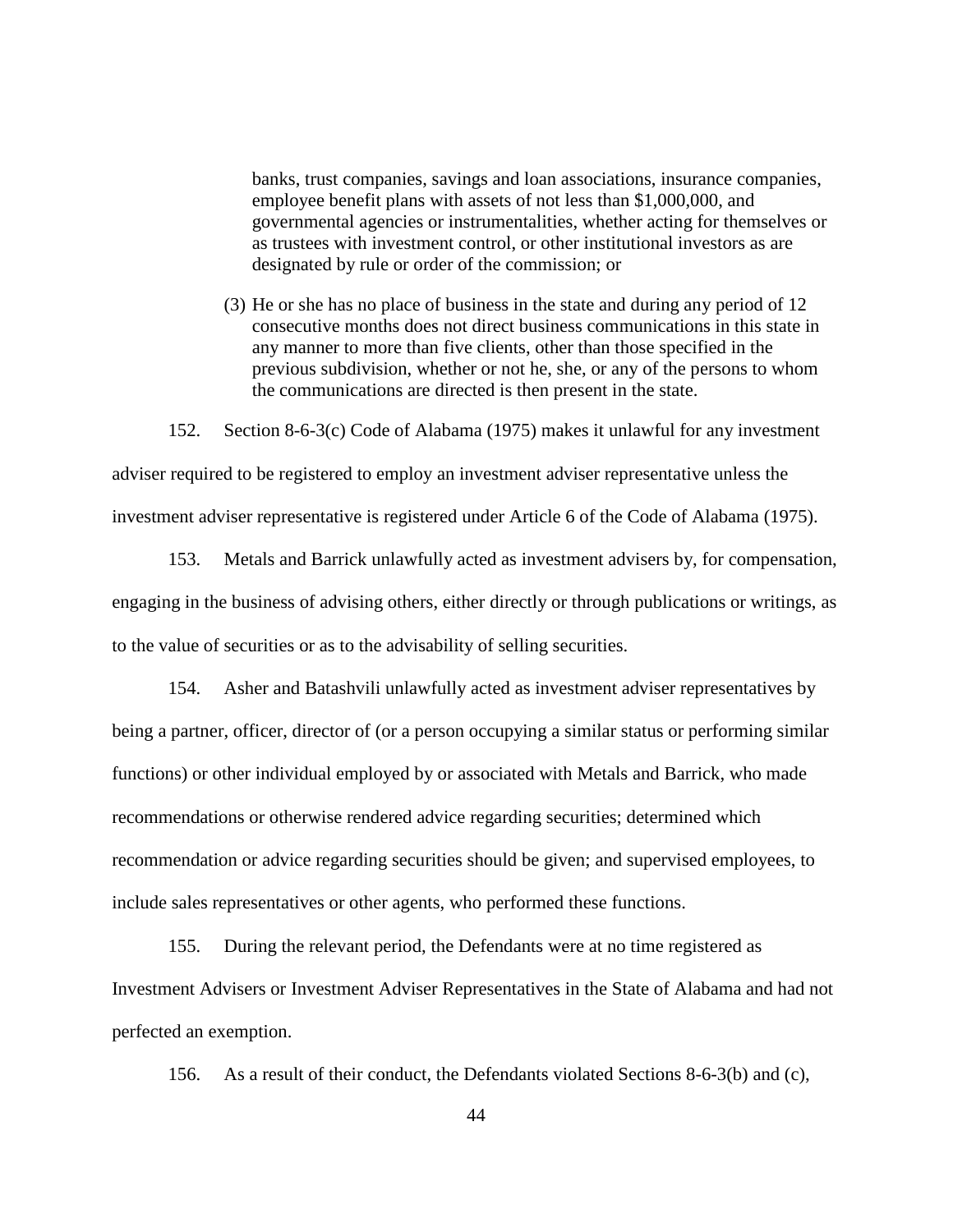> banks, trust companies, savings and loan associations, insurance companies, employee benefit plans with assets of not less than $1,000,000, and governmental agencies or instrumentalities, whether acting for themselves or as trustees with investment control, or other institutional investors as are designated by rule or order of the commission; or
>
> (3) He or she has no place of business in the state and during any period of 12 consecutive months does not direct business communications in this state in any manner to more than five clients, other than those specified in the previous subdivision, whether or not he, she, or any of the persons to whom the communications are directed is then present in the state.

152. Section 8-6-3(c) Code of Alabama (1975) makes it unlawful for any investment adviser required to be registered to employ an investment adviser representative unless the investment adviser representative is registered under Article 6 of the Code of Alabama (1975).

153. Metals and Barrick unlawfully acted as investment advisers by, for compensation, engaging in the business of advising others, either directly or through publications or writings, as to the value of securities or as to the advisability of selling securities.

154. Asher and Batashvili unlawfully acted as investment adviser representatives by being a partner, officer, director of (or a person occupying a similar status or performing similar functions) or other individual employed by or associated with Metals and Barrick, who made recommendations or otherwise rendered advice regarding securities; determined which recommendation or advice regarding securities should be given; and supervised employees, to include sales representatives or other agents, who performed these functions.

155. During the relevant period, the Defendants were at no time registered as Investment Advisers or Investment Adviser Representatives in the State of Alabama and had not perfected an exemption.

156. As a result of their conduct, the Defendants violated Sections 8-6-3(b) and (c),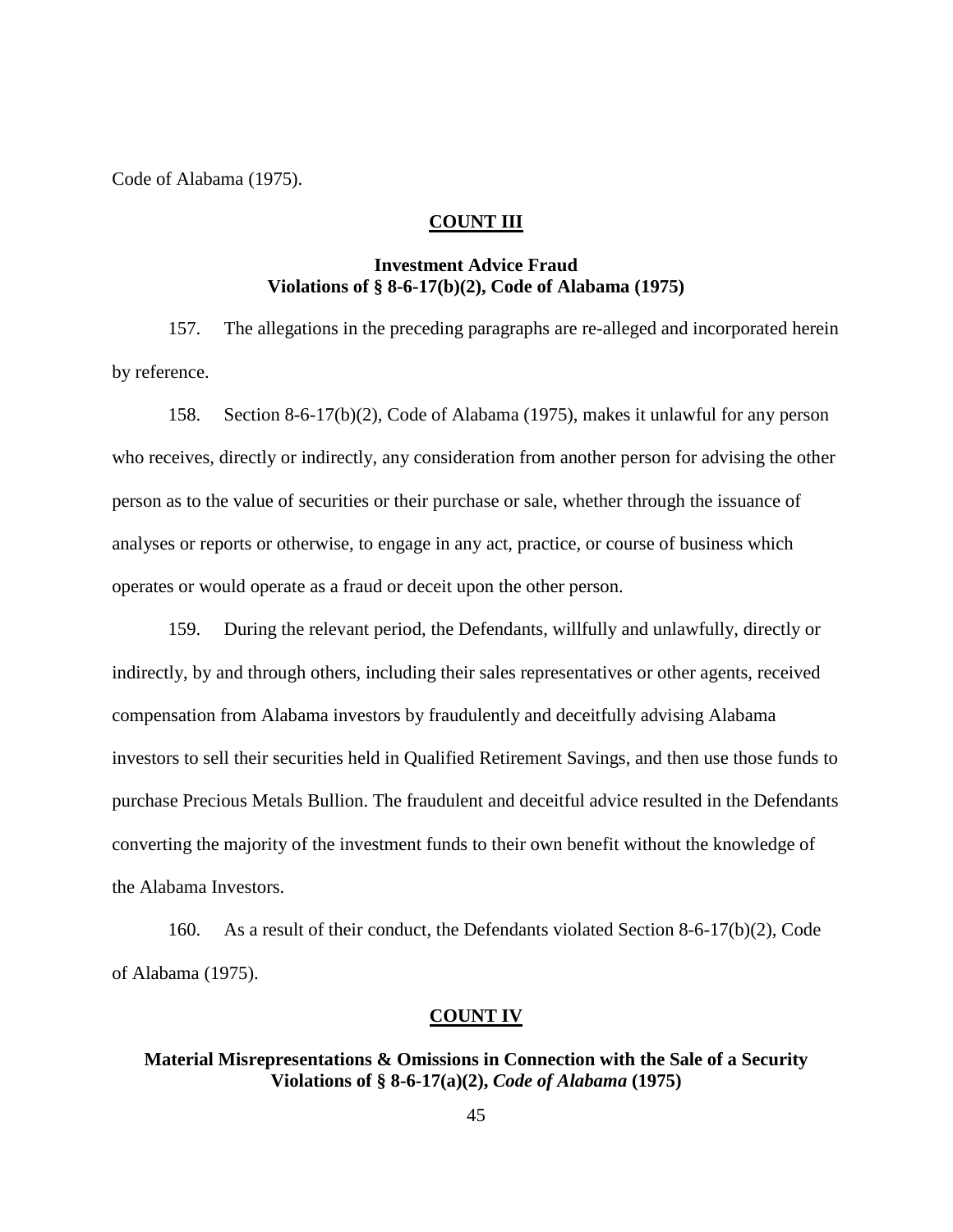Code of Alabama (1975).

## COUNT III

### Investment Advice Fraud
### Violations of § 8-6-17(b)(2), Code of Alabama (1975)

157. The allegations in the preceding paragraphs are re-alleged and incorporated herein by reference.

158. Section 8-6-17(b)(2), Code of Alabama (1975), makes it unlawful for any person who receives, directly or indirectly, any consideration from another person for advising the other person as to the value of securities or their purchase or sale, whether through the issuance of analyses or reports or otherwise, to engage in any act, practice, or course of business which operates or would operate as a fraud or deceit upon the other person.

159. During the relevant period, the Defendants, willfully and unlawfully, directly or indirectly, by and through others, including their sales representatives or other agents, received compensation from Alabama investors by fraudulently and deceitfully advising Alabama investors to sell their securities held in Qualified Retirement Savings, and then use those funds to purchase Precious Metals Bullion. The fraudulent and deceitful advice resulted in the Defendants converting the majority of the investment funds to their own benefit without the knowledge of the Alabama Investors.

160. As a result of their conduct, the Defendants violated Section 8-6-17(b)(2), Code of Alabama (1975).

## COUNT IV

### Material Misrepresentations & Omissions in Connection with the Sale of a Security
### Violations of § 8-6-17(a)(2), *Code of Alabama* (1975)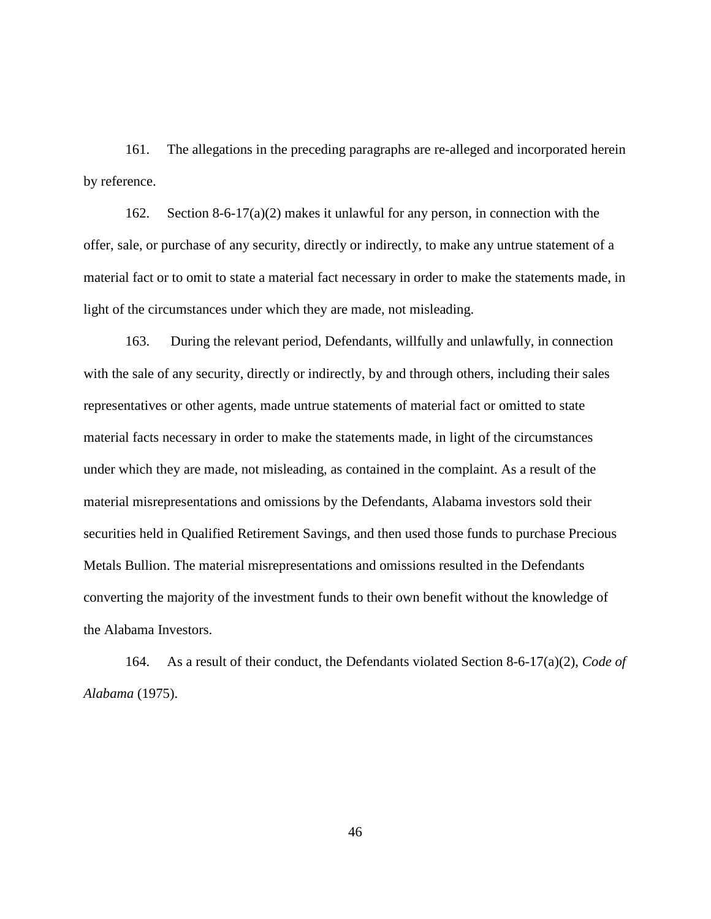161. The allegations in the preceding paragraphs are re-alleged and incorporated herein by reference.

162. Section 8-6-17(a)(2) makes it unlawful for any person, in connection with the offer, sale, or purchase of any security, directly or indirectly, to make any untrue statement of a material fact or to omit to state a material fact necessary in order to make the statements made, in light of the circumstances under which they are made, not misleading.

163. During the relevant period, Defendants, willfully and unlawfully, in connection with the sale of any security, directly or indirectly, by and through others, including their sales representatives or other agents, made untrue statements of material fact or omitted to state material facts necessary in order to make the statements made, in light of the circumstances under which they are made, not misleading, as contained in the complaint. As a result of the material misrepresentations and omissions by the Defendants, Alabama investors sold their securities held in Qualified Retirement Savings, and then used those funds to purchase Precious Metals Bullion. The material misrepresentations and omissions resulted in the Defendants converting the majority of the investment funds to their own benefit without the knowledge of the Alabama Investors.

164. As a result of their conduct, the Defendants violated Section 8-6-17(a)(2), *Code of Alabama* (1975).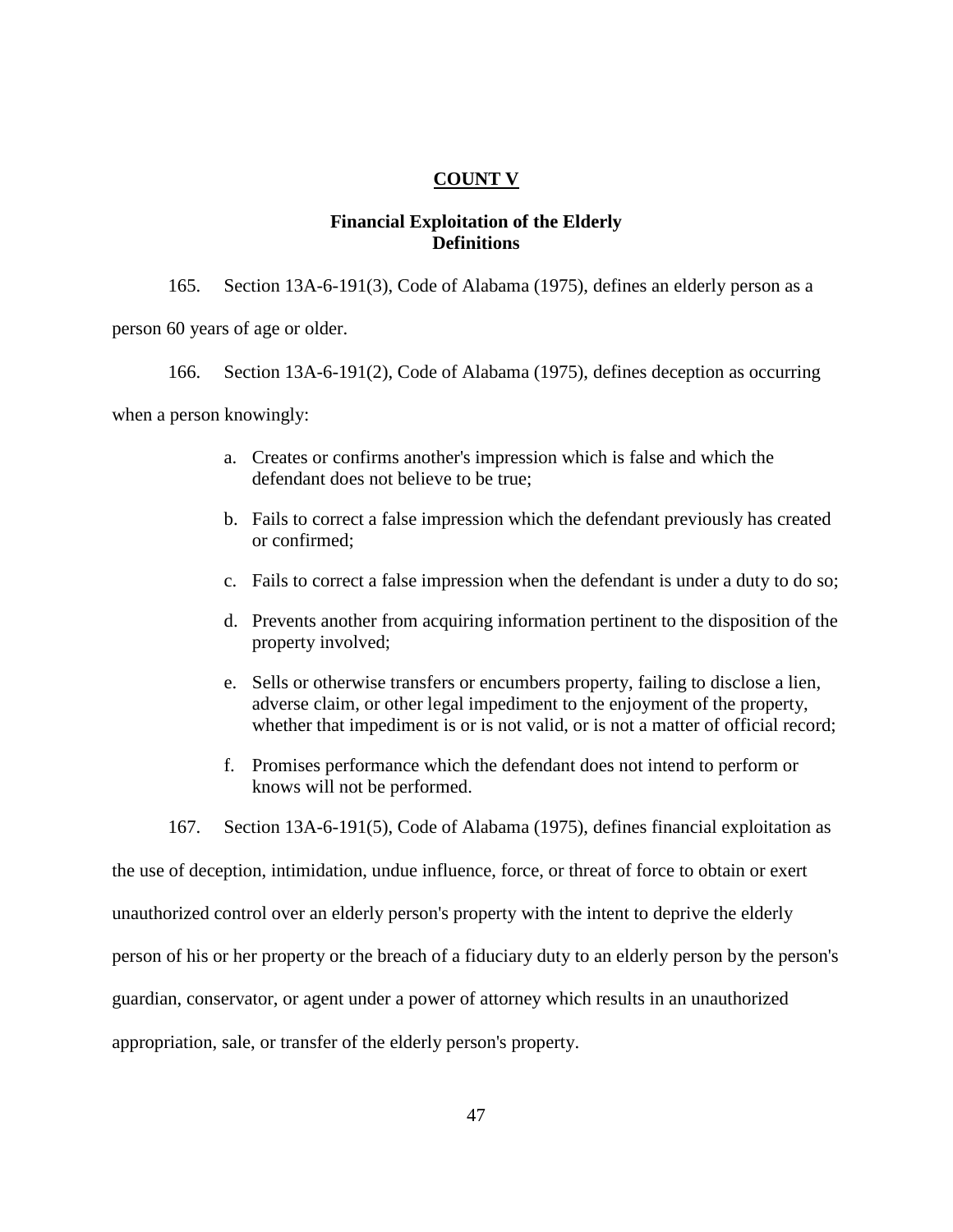## COUNT V

### Financial Exploitation of the Elderly
### Definitions

165. Section 13A-6-191(3), Code of Alabama (1975), defines an elderly person as a person 60 years of age or older.

166. Section 13A-6-191(2), Code of Alabama (1975), defines deception as occurring when a person knowingly:

a. Creates or confirms another's impression which is false and which the defendant does not believe to be true;

b. Fails to correct a false impression which the defendant previously has created or confirmed;

c. Fails to correct a false impression when the defendant is under a duty to do so;

d. Prevents another from acquiring information pertinent to the disposition of the property involved;

e. Sells or otherwise transfers or encumbers property, failing to disclose a lien, adverse claim, or other legal impediment to the enjoyment of the property, whether that impediment is or is not valid, or is not a matter of official record;

f. Promises performance which the defendant does not intend to perform or knows will not be performed.

167. Section 13A-6-191(5), Code of Alabama (1975), defines financial exploitation as the use of deception, intimidation, undue influence, force, or threat of force to obtain or exert unauthorized control over an elderly person's property with the intent to deprive the elderly person of his or her property or the breach of a fiduciary duty to an elderly person by the person's guardian, conservator, or agent under a power of attorney which results in an unauthorized appropriation, sale, or transfer of the elderly person's property.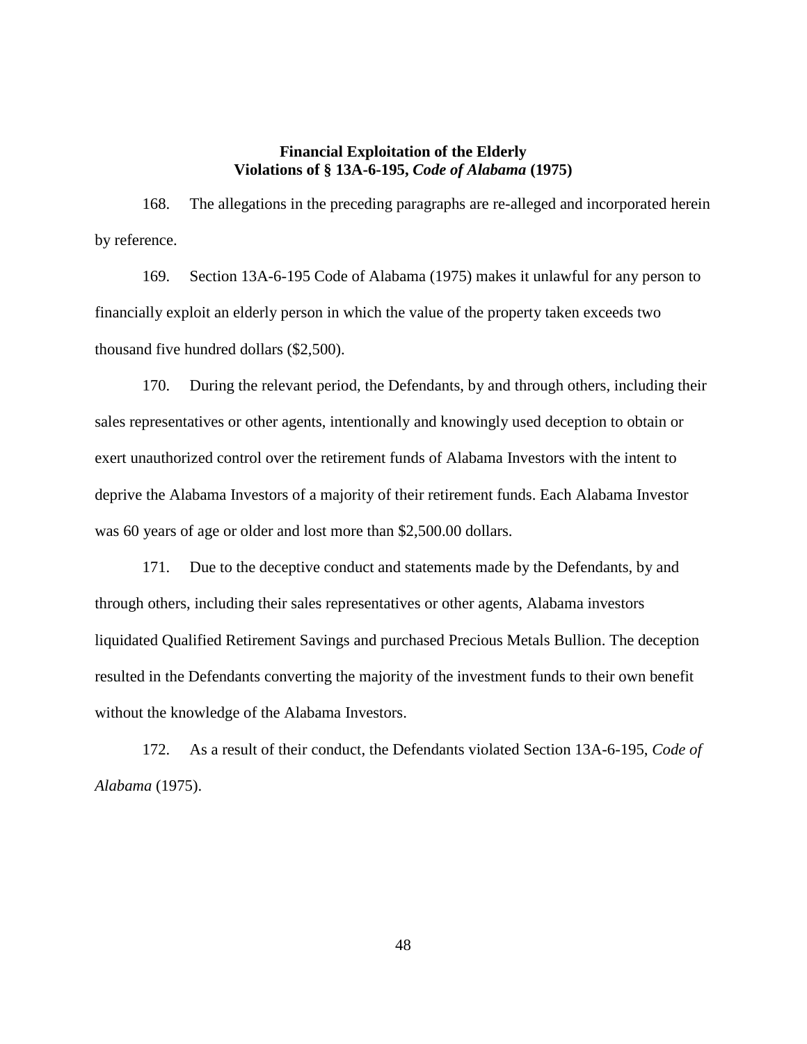**Financial Exploitation of the Elderly**
**Violations of § 13A-6-195, *Code of Alabama* (1975)**

168. The allegations in the preceding paragraphs are re-alleged and incorporated herein by reference.

169. Section 13A-6-195 Code of Alabama (1975) makes it unlawful for any person to financially exploit an elderly person in which the value of the property taken exceeds two thousand five hundred dollars ($2,500).

170. During the relevant period, the Defendants, by and through others, including their sales representatives or other agents, intentionally and knowingly used deception to obtain or exert unauthorized control over the retirement funds of Alabama Investors with the intent to deprive the Alabama Investors of a majority of their retirement funds. Each Alabama Investor was 60 years of age or older and lost more than $2,500.00 dollars.

171. Due to the deceptive conduct and statements made by the Defendants, by and through others, including their sales representatives or other agents, Alabama investors liquidated Qualified Retirement Savings and purchased Precious Metals Bullion. The deception resulted in the Defendants converting the majority of the investment funds to their own benefit without the knowledge of the Alabama Investors.

172. As a result of their conduct, the Defendants violated Section 13A-6-195, *Code of Alabama* (1975).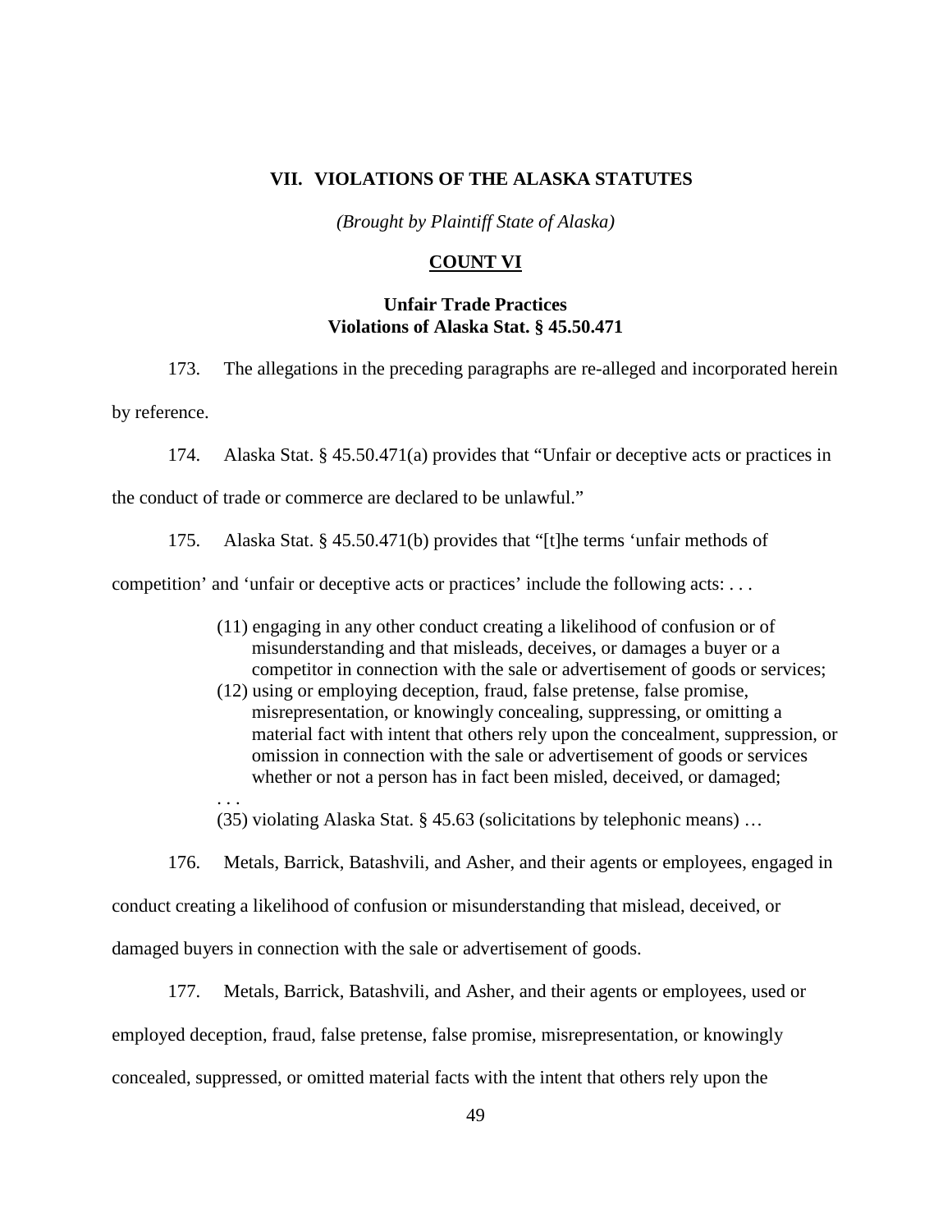## VII. VIOLATIONS OF THE ALASKA STATUTES

*(Brought by Plaintiff State of Alaska)*

### COUNT VI

**Unfair Trade Practices**
**Violations of Alaska Stat. § 45.50.471**

173. The allegations in the preceding paragraphs are re-alleged and incorporated herein by reference.

174. Alaska Stat. § 45.50.471(a) provides that "Unfair or deceptive acts or practices in the conduct of trade or commerce are declared to be unlawful."

175. Alaska Stat. § 45.50.471(b) provides that "[t]he terms 'unfair methods of competition' and 'unfair or deceptive acts or practices' include the following acts: . . .

> (11) engaging in any other conduct creating a likelihood of confusion or of misunderstanding and that misleads, deceives, or damages a buyer or a competitor in connection with the sale or advertisement of goods or services;
>
> (12) using or employing deception, fraud, false pretense, false promise, misrepresentation, or knowingly concealing, suppressing, or omitting a material fact with intent that others rely upon the concealment, suppression, or omission in connection with the sale or advertisement of goods or services whether or not a person has in fact been misled, deceived, or damaged;
>
> . . .
>
> (35) violating Alaska Stat. § 45.63 (solicitations by telephonic means) …

176. Metals, Barrick, Batashvili, and Asher, and their agents or employees, engaged in conduct creating a likelihood of confusion or misunderstanding that mislead, deceived, or damaged buyers in connection with the sale or advertisement of goods.

177. Metals, Barrick, Batashvili, and Asher, and their agents or employees, used or employed deception, fraud, false pretense, false promise, misrepresentation, or knowingly concealed, suppressed, or omitted material facts with the intent that others rely upon the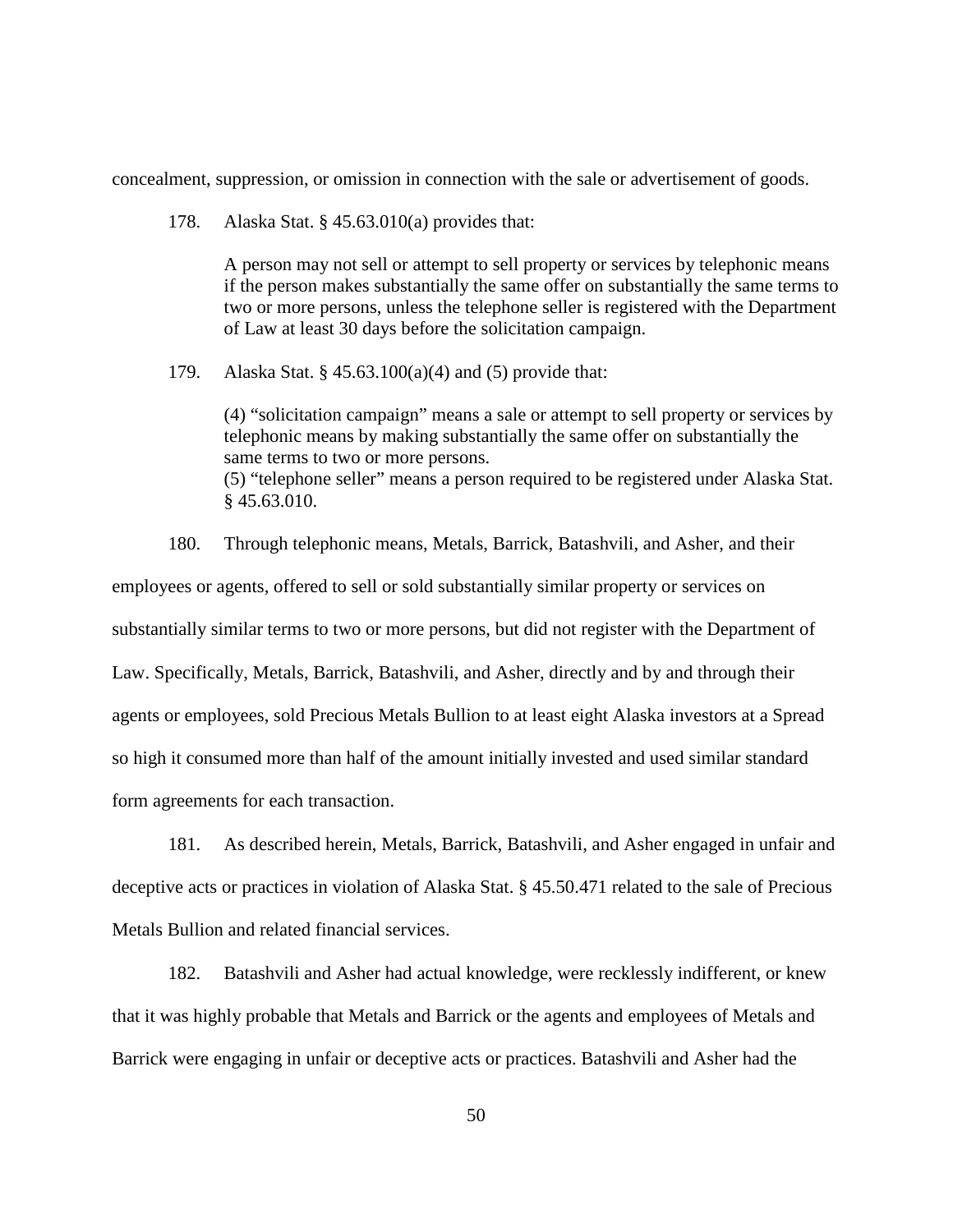concealment, suppression, or omission in connection with the sale or advertisement of goods.

178. Alaska Stat. § 45.63.010(a) provides that:

> A person may not sell or attempt to sell property or services by telephonic means if the person makes substantially the same offer on substantially the same terms to two or more persons, unless the telephone seller is registered with the Department of Law at least 30 days before the solicitation campaign.

179. Alaska Stat. § 45.63.100(a)(4) and (5) provide that:

> (4) "solicitation campaign" means a sale or attempt to sell property or services by telephonic means by making substantially the same offer on substantially the same terms to two or more persons.
> (5) "telephone seller" means a person required to be registered under Alaska Stat. § 45.63.010.

180. Through telephonic means, Metals, Barrick, Batashvili, and Asher, and their employees or agents, offered to sell or sold substantially similar property or services on substantially similar terms to two or more persons, but did not register with the Department of Law. Specifically, Metals, Barrick, Batashvili, and Asher, directly and by and through their agents or employees, sold Precious Metals Bullion to at least eight Alaska investors at a Spread so high it consumed more than half of the amount initially invested and used similar standard form agreements for each transaction.

181. As described herein, Metals, Barrick, Batashvili, and Asher engaged in unfair and deceptive acts or practices in violation of Alaska Stat. § 45.50.471 related to the sale of Precious Metals Bullion and related financial services.

182. Batashvili and Asher had actual knowledge, were recklessly indifferent, or knew that it was highly probable that Metals and Barrick or the agents and employees of Metals and Barrick were engaging in unfair or deceptive acts or practices. Batashvili and Asher had the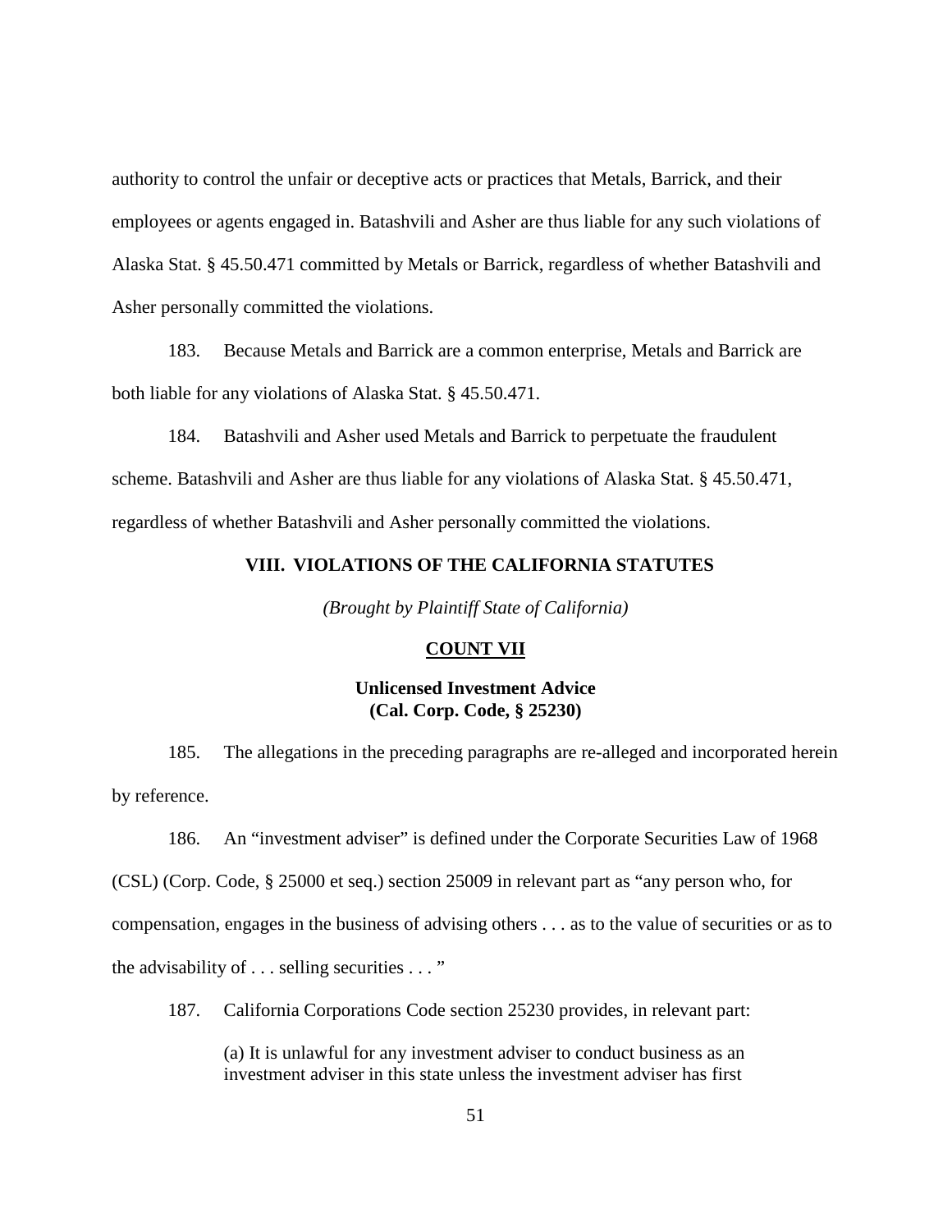authority to control the unfair or deceptive acts or practices that Metals, Barrick, and their employees or agents engaged in. Batashvili and Asher are thus liable for any such violations of Alaska Stat. § 45.50.471 committed by Metals or Barrick, regardless of whether Batashvili and Asher personally committed the violations.

183. Because Metals and Barrick are a common enterprise, Metals and Barrick are both liable for any violations of Alaska Stat. § 45.50.471.

184. Batashvili and Asher used Metals and Barrick to perpetuate the fraudulent scheme. Batashvili and Asher are thus liable for any violations of Alaska Stat. § 45.50.471, regardless of whether Batashvili and Asher personally committed the violations.

## VIII. VIOLATIONS OF THE CALIFORNIA STATUTES

*(Brought by Plaintiff State of California)*

### COUNT VII

**Unlicensed Investment Advice**
**(Cal. Corp. Code, § 25230)**

185. The allegations in the preceding paragraphs are re-alleged and incorporated herein by reference.

186. An "investment adviser" is defined under the Corporate Securities Law of 1968 (CSL) (Corp. Code, § 25000 et seq.) section 25009 in relevant part as "any person who, for compensation, engages in the business of advising others . . . as to the value of securities or as to the advisability of . . . selling securities . . . "

187. California Corporations Code section 25230 provides, in relevant part:

> (a) It is unlawful for any investment adviser to conduct business as an investment adviser in this state unless the investment adviser has first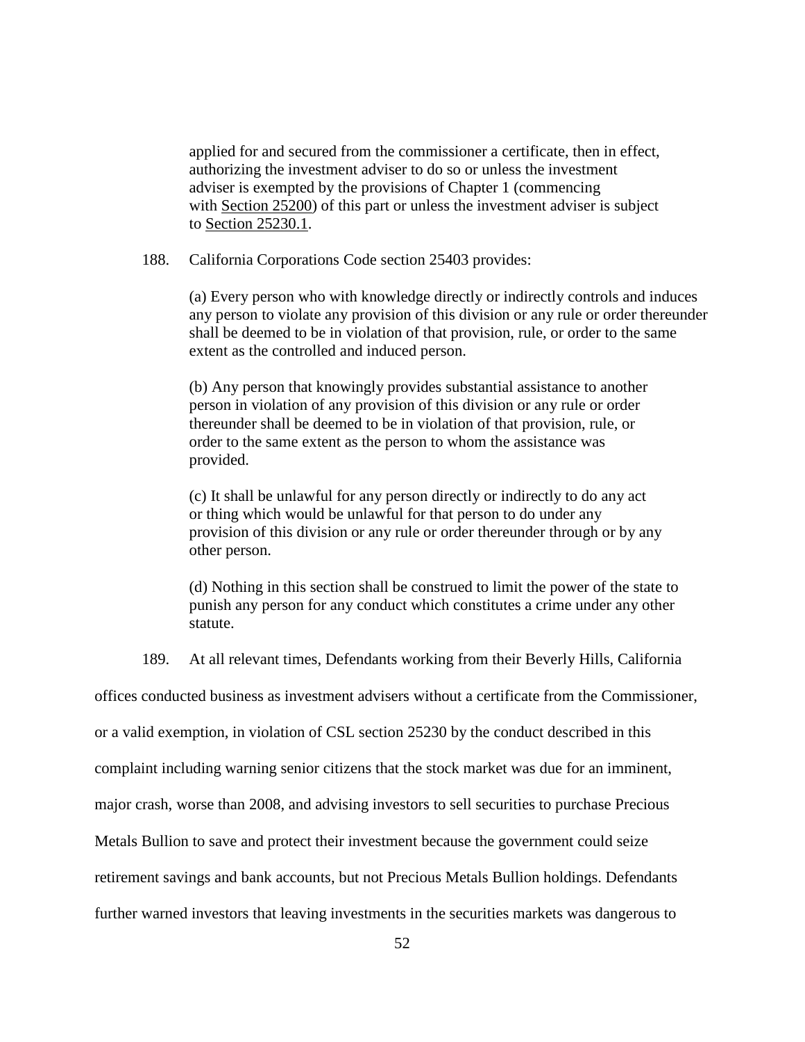> applied for and secured from the commissioner a certificate, then in effect, authorizing the investment adviser to do so or unless the investment adviser is exempted by the provisions of Chapter 1 (commencing with Section 25200) of this part or unless the investment adviser is subject to Section 25230.1.

188. California Corporations Code section 25403 provides:

> (a) Every person who with knowledge directly or indirectly controls and induces any person to violate any provision of this division or any rule or order thereunder shall be deemed to be in violation of that provision, rule, or order to the same extent as the controlled and induced person.
>
> (b) Any person that knowingly provides substantial assistance to another person in violation of any provision of this division or any rule or order thereunder shall be deemed to be in violation of that provision, rule, or order to the same extent as the person to whom the assistance was provided.
>
> (c) It shall be unlawful for any person directly or indirectly to do any act or thing which would be unlawful for that person to do under any provision of this division or any rule or order thereunder through or by any other person.
>
> (d) Nothing in this section shall be construed to limit the power of the state to punish any person for any conduct which constitutes a crime under any other statute.

189. At all relevant times, Defendants working from their Beverly Hills, California offices conducted business as investment advisers without a certificate from the Commissioner, or a valid exemption, in violation of CSL section 25230 by the conduct described in this complaint including warning senior citizens that the stock market was due for an imminent, major crash, worse than 2008, and advising investors to sell securities to purchase Precious Metals Bullion to save and protect their investment because the government could seize retirement savings and bank accounts, but not Precious Metals Bullion holdings. Defendants further warned investors that leaving investments in the securities markets was dangerous to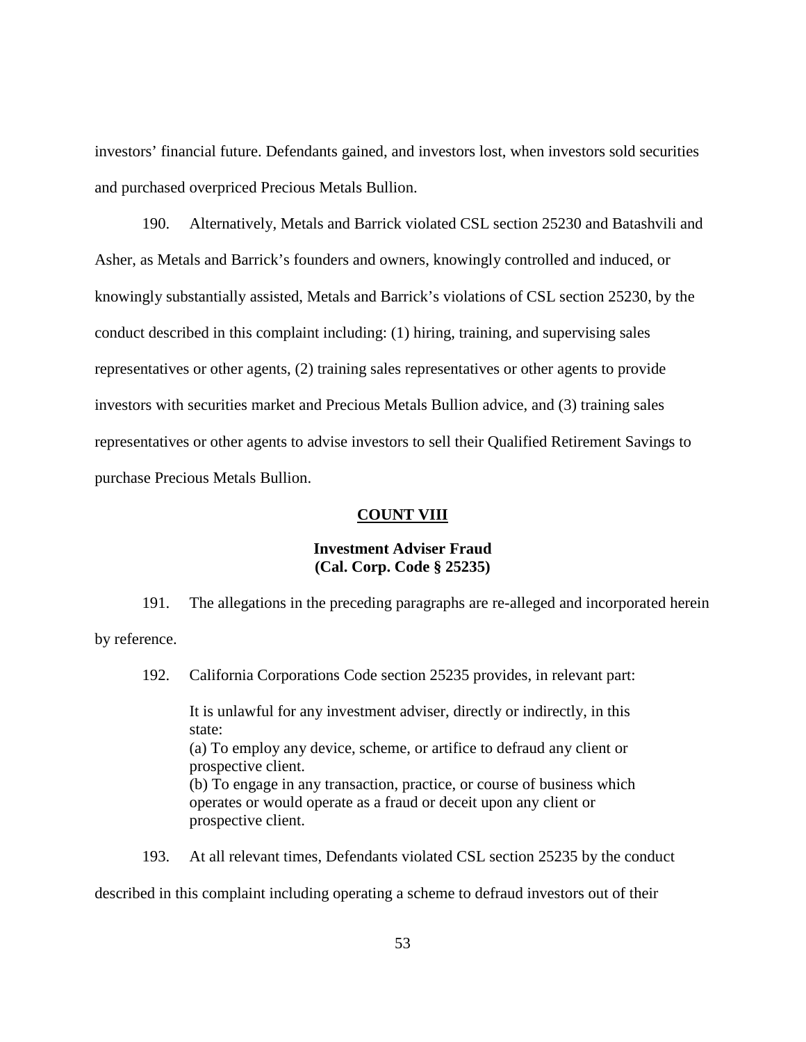investors' financial future. Defendants gained, and investors lost, when investors sold securities and purchased overpriced Precious Metals Bullion.

190. Alternatively, Metals and Barrick violated CSL section 25230 and Batashvili and Asher, as Metals and Barrick's founders and owners, knowingly controlled and induced, or knowingly substantially assisted, Metals and Barrick's violations of CSL section 25230, by the conduct described in this complaint including: (1) hiring, training, and supervising sales representatives or other agents, (2) training sales representatives or other agents to provide investors with securities market and Precious Metals Bullion advice, and (3) training sales representatives or other agents to advise investors to sell their Qualified Retirement Savings to purchase Precious Metals Bullion.

## COUNT VIII

### Investment Adviser Fraud (Cal. Corp. Code § 25235)

191. The allegations in the preceding paragraphs are re-alleged and incorporated herein by reference.

192. California Corporations Code section 25235 provides, in relevant part:

> It is unlawful for any investment adviser, directly or indirectly, in this state:
> (a) To employ any device, scheme, or artifice to defraud any client or prospective client.
> (b) To engage in any transaction, practice, or course of business which operates or would operate as a fraud or deceit upon any client or prospective client.

193. At all relevant times, Defendants violated CSL section 25235 by the conduct described in this complaint including operating a scheme to defraud investors out of their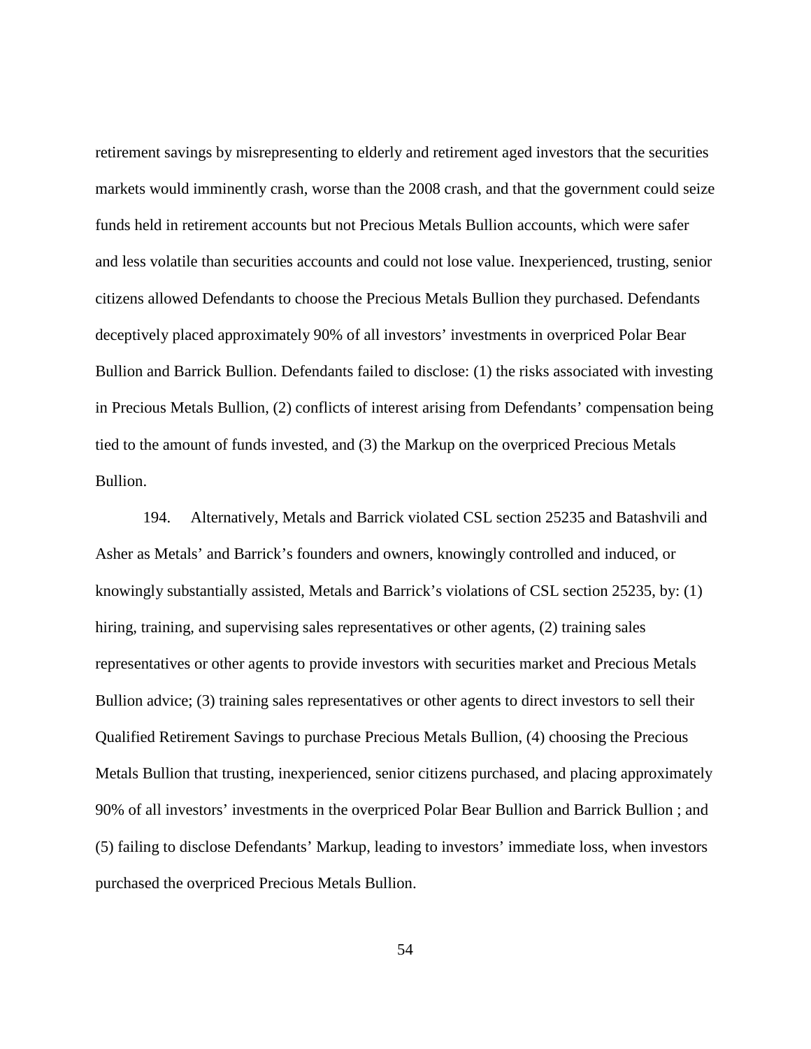retirement savings by misrepresenting to elderly and retirement aged investors that the securities markets would imminently crash, worse than the 2008 crash, and that the government could seize funds held in retirement accounts but not Precious Metals Bullion accounts, which were safer and less volatile than securities accounts and could not lose value. Inexperienced, trusting, senior citizens allowed Defendants to choose the Precious Metals Bullion they purchased. Defendants deceptively placed approximately 90% of all investors' investments in overpriced Polar Bear Bullion and Barrick Bullion. Defendants failed to disclose: (1) the risks associated with investing in Precious Metals Bullion, (2) conflicts of interest arising from Defendants' compensation being tied to the amount of funds invested, and (3) the Markup on the overpriced Precious Metals Bullion.

194. Alternatively, Metals and Barrick violated CSL section 25235 and Batashvili and Asher as Metals' and Barrick's founders and owners, knowingly controlled and induced, or knowingly substantially assisted, Metals and Barrick's violations of CSL section 25235, by: (1) hiring, training, and supervising sales representatives or other agents, (2) training sales representatives or other agents to provide investors with securities market and Precious Metals Bullion advice; (3) training sales representatives or other agents to direct investors to sell their Qualified Retirement Savings to purchase Precious Metals Bullion, (4) choosing the Precious Metals Bullion that trusting, inexperienced, senior citizens purchased, and placing approximately 90% of all investors' investments in the overpriced Polar Bear Bullion and Barrick Bullion ; and (5) failing to disclose Defendants' Markup, leading to investors' immediate loss, when investors purchased the overpriced Precious Metals Bullion.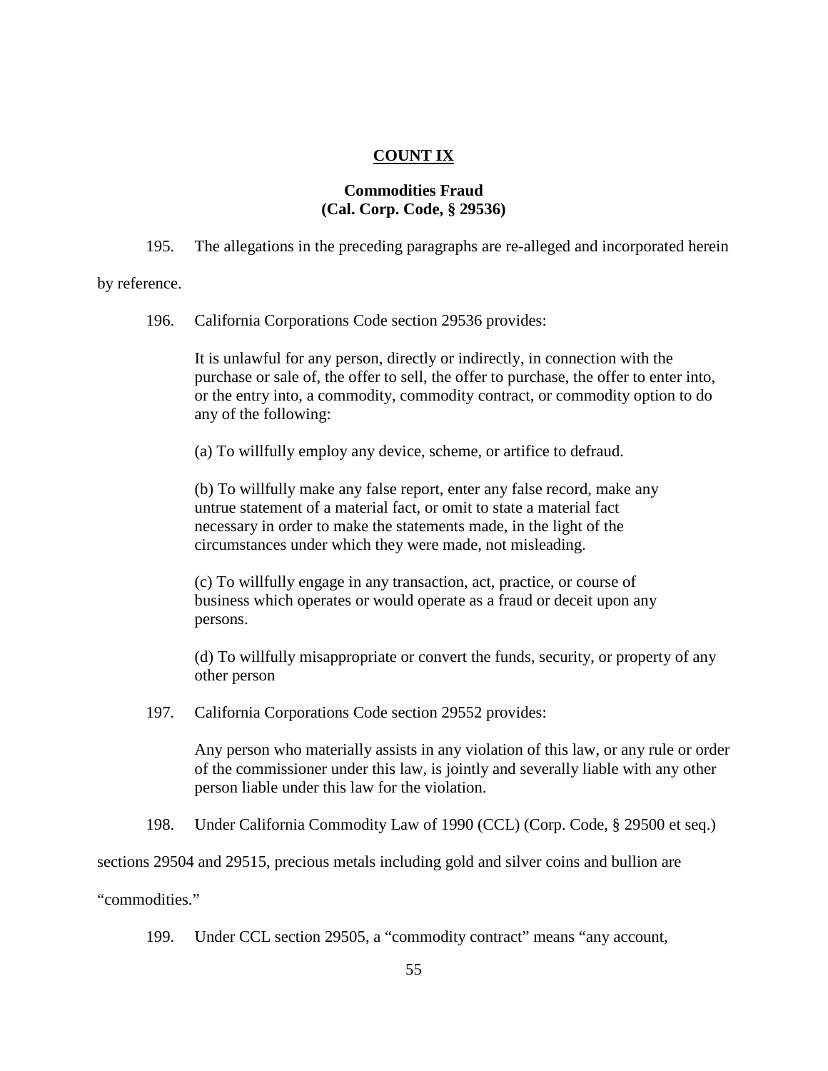**COUNT IX**

**Commodities Fraud**
**(Cal. Corp. Code, § 29536)**

195. The allegations in the preceding paragraphs are re-alleged and incorporated herein by reference.

196. California Corporations Code section 29536 provides:

> It is unlawful for any person, directly or indirectly, in connection with the purchase or sale of, the offer to sell, the offer to purchase, the offer to enter into, or the entry into, a commodity, commodity contract, or commodity option to do any of the following:
>
> (a) To willfully employ any device, scheme, or artifice to defraud.
>
> (b) To willfully make any false report, enter any false record, make any untrue statement of a material fact, or omit to state a material fact necessary in order to make the statements made, in the light of the circumstances under which they were made, not misleading.
>
> (c) To willfully engage in any transaction, act, practice, or course of business which operates or would operate as a fraud or deceit upon any persons.
>
> (d) To willfully misappropriate or convert the funds, security, or property of any other person

197. California Corporations Code section 29552 provides:

> Any person who materially assists in any violation of this law, or any rule or order of the commissioner under this law, is jointly and severally liable with any other person liable under this law for the violation.

198. Under California Commodity Law of 1990 (CCL) (Corp. Code, § 29500 et seq.) sections 29504 and 29515, precious metals including gold and silver coins and bullion are "commodities."

199. Under CCL section 29505, a "commodity contract" means "any account,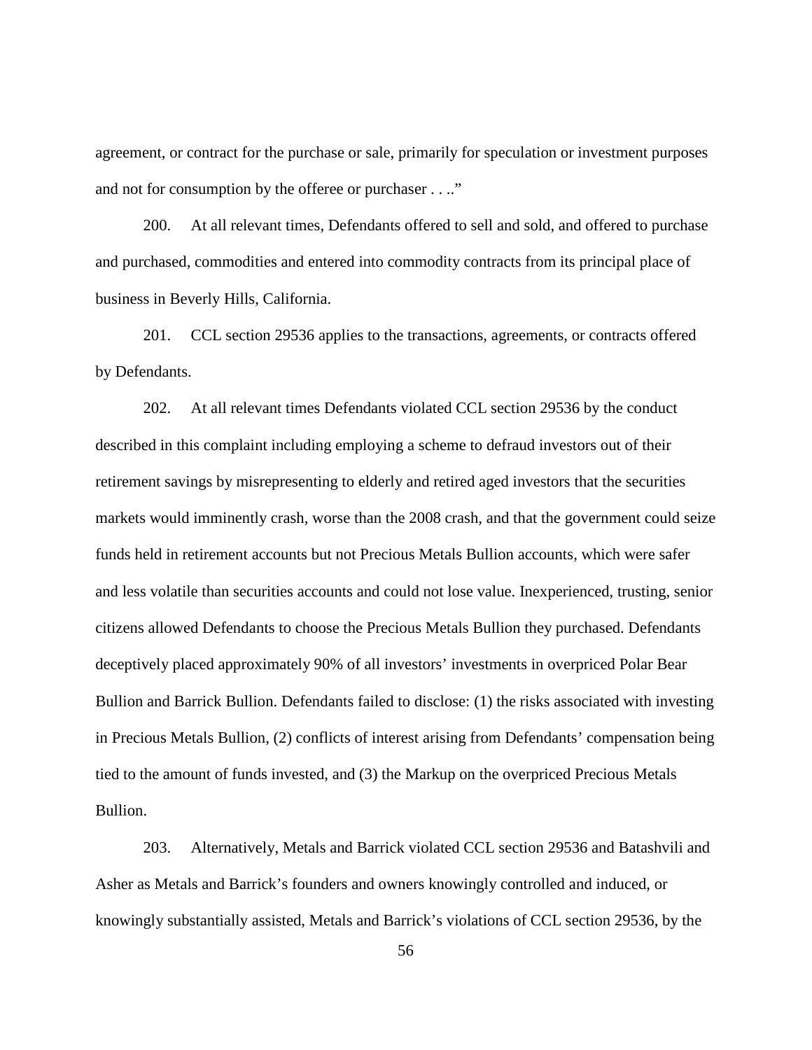agreement, or contract for the purchase or sale, primarily for speculation or investment purposes and not for consumption by the offeree or purchaser . . ..”

200. At all relevant times, Defendants offered to sell and sold, and offered to purchase and purchased, commodities and entered into commodity contracts from its principal place of business in Beverly Hills, California.

201. CCL section 29536 applies to the transactions, agreements, or contracts offered by Defendants.

202. At all relevant times Defendants violated CCL section 29536 by the conduct described in this complaint including employing a scheme to defraud investors out of their retirement savings by misrepresenting to elderly and retired aged investors that the securities markets would imminently crash, worse than the 2008 crash, and that the government could seize funds held in retirement accounts but not Precious Metals Bullion accounts, which were safer and less volatile than securities accounts and could not lose value. Inexperienced, trusting, senior citizens allowed Defendants to choose the Precious Metals Bullion they purchased. Defendants deceptively placed approximately 90% of all investors’ investments in overpriced Polar Bear Bullion and Barrick Bullion. Defendants failed to disclose: (1) the risks associated with investing in Precious Metals Bullion, (2) conflicts of interest arising from Defendants’ compensation being tied to the amount of funds invested, and (3) the Markup on the overpriced Precious Metals Bullion.

203. Alternatively, Metals and Barrick violated CCL section 29536 and Batashvili and Asher as Metals and Barrick’s founders and owners knowingly controlled and induced, or knowingly substantially assisted, Metals and Barrick’s violations of CCL section 29536, by the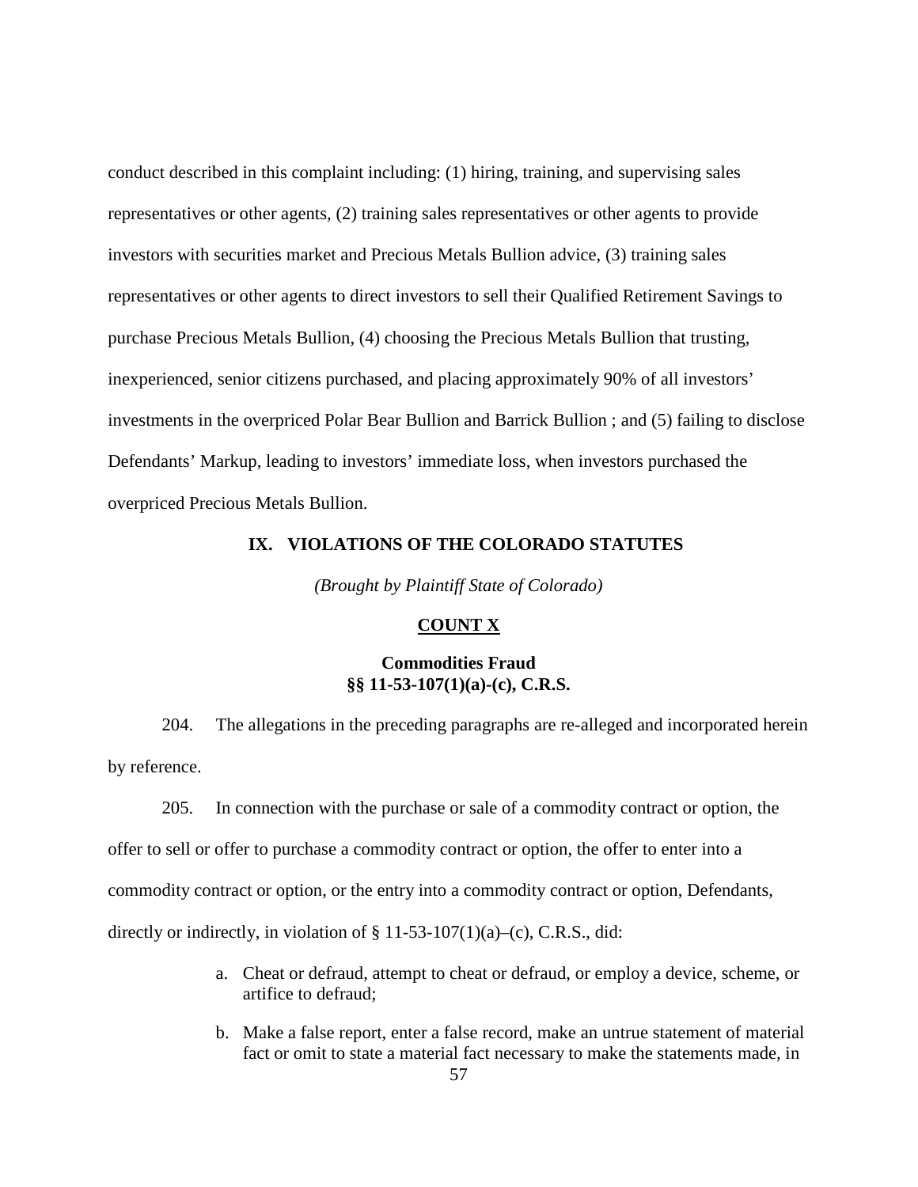conduct described in this complaint including: (1) hiring, training, and supervising sales representatives or other agents, (2) training sales representatives or other agents to provide investors with securities market and Precious Metals Bullion advice, (3) training sales representatives or other agents to direct investors to sell their Qualified Retirement Savings to purchase Precious Metals Bullion, (4) choosing the Precious Metals Bullion that trusting, inexperienced, senior citizens purchased, and placing approximately 90% of all investors' investments in the overpriced Polar Bear Bullion and Barrick Bullion ; and (5) failing to disclose Defendants' Markup, leading to investors' immediate loss, when investors purchased the overpriced Precious Metals Bullion.

## IX. VIOLATIONS OF THE COLORADO STATUTES

*(Brought by Plaintiff State of Colorado)*

### COUNT X

### Commodities Fraud
### §§ 11-53-107(1)(a)-(c), C.R.S.

204. The allegations in the preceding paragraphs are re-alleged and incorporated herein by reference.

205. In connection with the purchase or sale of a commodity contract or option, the offer to sell or offer to purchase a commodity contract or option, the offer to enter into a commodity contract or option, or the entry into a commodity contract or option, Defendants, directly or indirectly, in violation of § 11-53-107(1)(a)–(c), C.R.S., did:

a. Cheat or defraud, attempt to cheat or defraud, or employ a device, scheme, or artifice to defraud;

b. Make a false report, enter a false record, make an untrue statement of material fact or omit to state a material fact necessary to make the statements made, in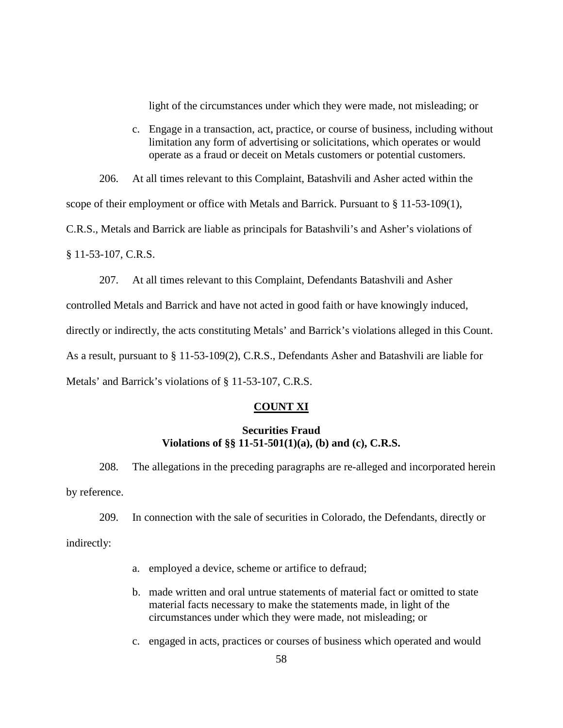light of the circumstances under which they were made, not misleading; or

c. Engage in a transaction, act, practice, or course of business, including without limitation any form of advertising or solicitations, which operates or would operate as a fraud or deceit on Metals customers or potential customers.

206. At all times relevant to this Complaint, Batashvili and Asher acted within the scope of their employment or office with Metals and Barrick. Pursuant to § 11-53-109(1), C.R.S., Metals and Barrick are liable as principals for Batashvili's and Asher's violations of § 11-53-107, C.R.S.

207. At all times relevant to this Complaint, Defendants Batashvili and Asher controlled Metals and Barrick and have not acted in good faith or have knowingly induced, directly or indirectly, the acts constituting Metals' and Barrick's violations alleged in this Count. As a result, pursuant to § 11-53-109(2), C.R.S., Defendants Asher and Batashvili are liable for Metals' and Barrick's violations of § 11-53-107, C.R.S.

## COUNT XI

### Securities Fraud
### Violations of §§ 11-51-501(1)(a), (b) and (c), C.R.S.

208. The allegations in the preceding paragraphs are re-alleged and incorporated herein by reference.

209. In connection with the sale of securities in Colorado, the Defendants, directly or indirectly:

a. employed a device, scheme or artifice to defraud;

b. made written and oral untrue statements of material fact or omitted to state material facts necessary to make the statements made, in light of the circumstances under which they were made, not misleading; or

c. engaged in acts, practices or courses of business which operated and would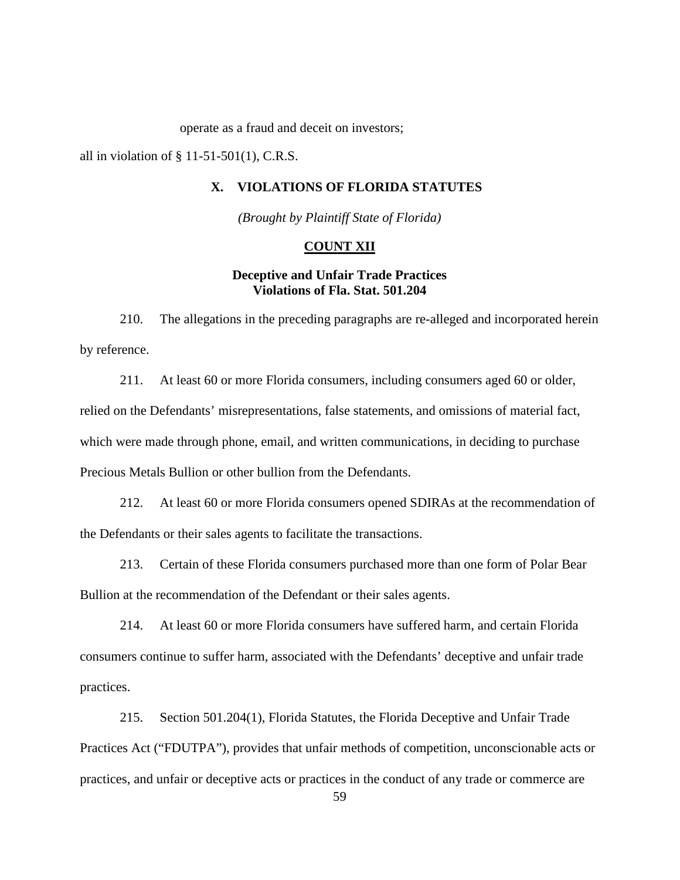operate as a fraud and deceit on investors;

all in violation of § 11-51-501(1), C.R.S.

## X. VIOLATIONS OF FLORIDA STATUTES

*(Brought by Plaintiff State of Florida)*

### COUNT XII

**Deceptive and Unfair Trade Practices**
**Violations of Fla. Stat. 501.204**

210. The allegations in the preceding paragraphs are re-alleged and incorporated herein by reference.

211. At least 60 or more Florida consumers, including consumers aged 60 or older, relied on the Defendants' misrepresentations, false statements, and omissions of material fact, which were made through phone, email, and written communications, in deciding to purchase Precious Metals Bullion or other bullion from the Defendants.

212. At least 60 or more Florida consumers opened SDIRAs at the recommendation of the Defendants or their sales agents to facilitate the transactions.

213. Certain of these Florida consumers purchased more than one form of Polar Bear Bullion at the recommendation of the Defendant or their sales agents.

214. At least 60 or more Florida consumers have suffered harm, and certain Florida consumers continue to suffer harm, associated with the Defendants' deceptive and unfair trade practices.

215. Section 501.204(1), Florida Statutes, the Florida Deceptive and Unfair Trade Practices Act ("FDUTPA"), provides that unfair methods of competition, unconscionable acts or practices, and unfair or deceptive acts or practices in the conduct of any trade or commerce are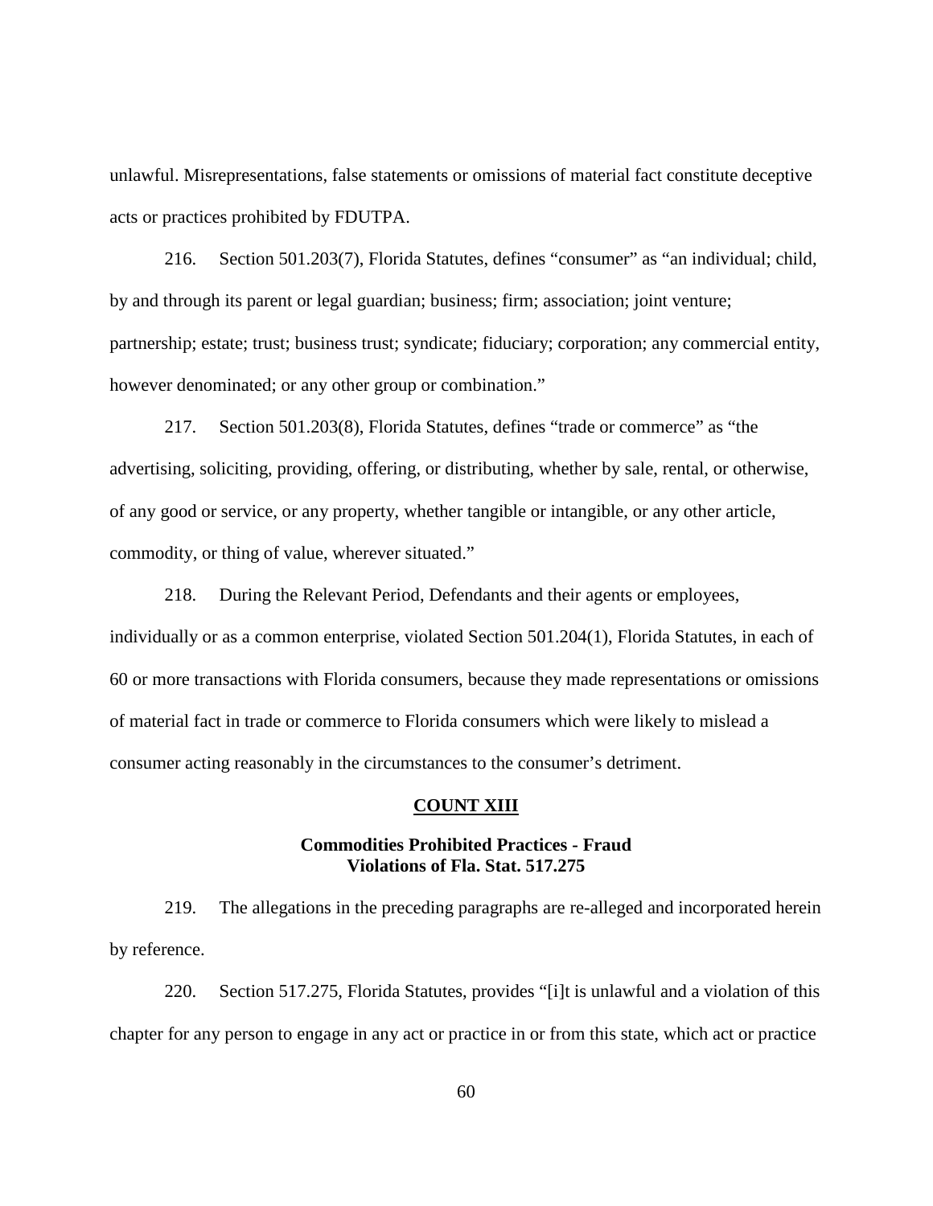unlawful. Misrepresentations, false statements or omissions of material fact constitute deceptive acts or practices prohibited by FDUTPA.

216. Section 501.203(7), Florida Statutes, defines "consumer" as "an individual; child, by and through its parent or legal guardian; business; firm; association; joint venture; partnership; estate; trust; business trust; syndicate; fiduciary; corporation; any commercial entity, however denominated; or any other group or combination."

217. Section 501.203(8), Florida Statutes, defines "trade or commerce" as "the advertising, soliciting, providing, offering, or distributing, whether by sale, rental, or otherwise, of any good or service, or any property, whether tangible or intangible, or any other article, commodity, or thing of value, wherever situated."

218. During the Relevant Period, Defendants and their agents or employees, individually or as a common enterprise, violated Section 501.204(1), Florida Statutes, in each of 60 or more transactions with Florida consumers, because they made representations or omissions of material fact in trade or commerce to Florida consumers which were likely to mislead a consumer acting reasonably in the circumstances to the consumer's detriment.

## COUNT XIII

### Commodities Prohibited Practices - Fraud
### Violations of Fla. Stat. 517.275

219. The allegations in the preceding paragraphs are re-alleged and incorporated herein by reference.

220. Section 517.275, Florida Statutes, provides "[i]t is unlawful and a violation of this chapter for any person to engage in any act or practice in or from this state, which act or practice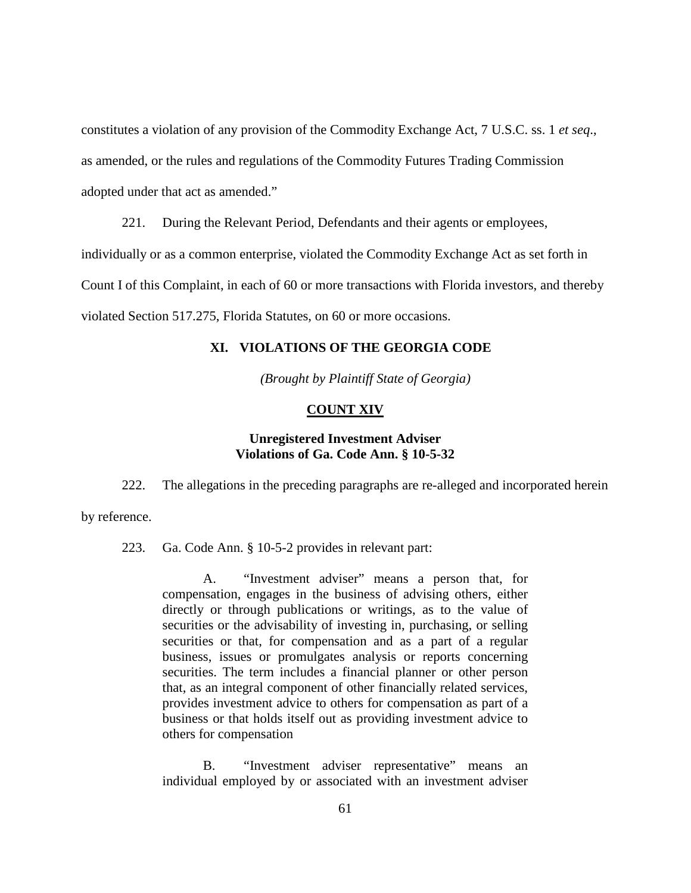constitutes a violation of any provision of the Commodity Exchange Act, 7 U.S.C. ss. 1 *et seq*., as amended, or the rules and regulations of the Commodity Futures Trading Commission adopted under that act as amended."

221. During the Relevant Period, Defendants and their agents or employees, individually or as a common enterprise, violated the Commodity Exchange Act as set forth in Count I of this Complaint, in each of 60 or more transactions with Florida investors, and thereby violated Section 517.275, Florida Statutes, on 60 or more occasions.

## XI. VIOLATIONS OF THE GEORGIA CODE

*(Brought by Plaintiff State of Georgia)*

### COUNT XIV

**Unregistered Investment Adviser**
**Violations of Ga. Code Ann. § 10-5-32**

222. The allegations in the preceding paragraphs are re-alleged and incorporated herein by reference.

223. Ga. Code Ann. § 10-5-2 provides in relevant part:

> A. "Investment adviser" means a person that, for compensation, engages in the business of advising others, either directly or through publications or writings, as to the value of securities or the advisability of investing in, purchasing, or selling securities or that, for compensation and as a part of a regular business, issues or promulgates analysis or reports concerning securities. The term includes a financial planner or other person that, as an integral component of other financially related services, provides investment advice to others for compensation as part of a business or that holds itself out as providing investment advice to others for compensation
>
> B. "Investment adviser representative" means an individual employed by or associated with an investment adviser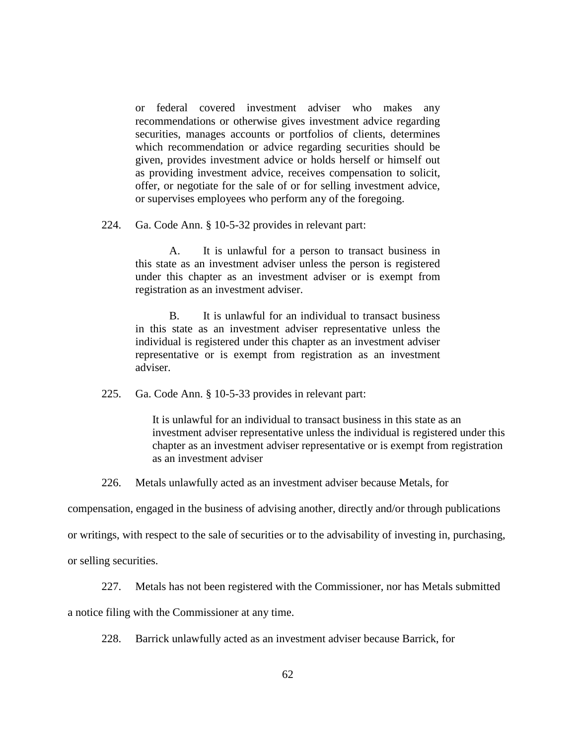> or federal covered investment adviser who makes any recommendations or otherwise gives investment advice regarding securities, manages accounts or portfolios of clients, determines which recommendation or advice regarding securities should be given, provides investment advice or holds herself or himself out as providing investment advice, receives compensation to solicit, offer, or negotiate for the sale of or for selling investment advice, or supervises employees who perform any of the foregoing.

224. Ga. Code Ann. § 10-5-32 provides in relevant part:

> A. It is unlawful for a person to transact business in this state as an investment adviser unless the person is registered under this chapter as an investment adviser or is exempt from registration as an investment adviser.
>
> B. It is unlawful for an individual to transact business in this state as an investment adviser representative unless the individual is registered under this chapter as an investment adviser representative or is exempt from registration as an investment adviser.

225. Ga. Code Ann. § 10-5-33 provides in relevant part:

> It is unlawful for an individual to transact business in this state as an investment adviser representative unless the individual is registered under this chapter as an investment adviser representative or is exempt from registration as an investment adviser

226. Metals unlawfully acted as an investment adviser because Metals, for compensation, engaged in the business of advising another, directly and/or through publications or writings, with respect to the sale of securities or to the advisability of investing in, purchasing, or selling securities.

227. Metals has not been registered with the Commissioner, nor has Metals submitted a notice filing with the Commissioner at any time.

228. Barrick unlawfully acted as an investment adviser because Barrick, for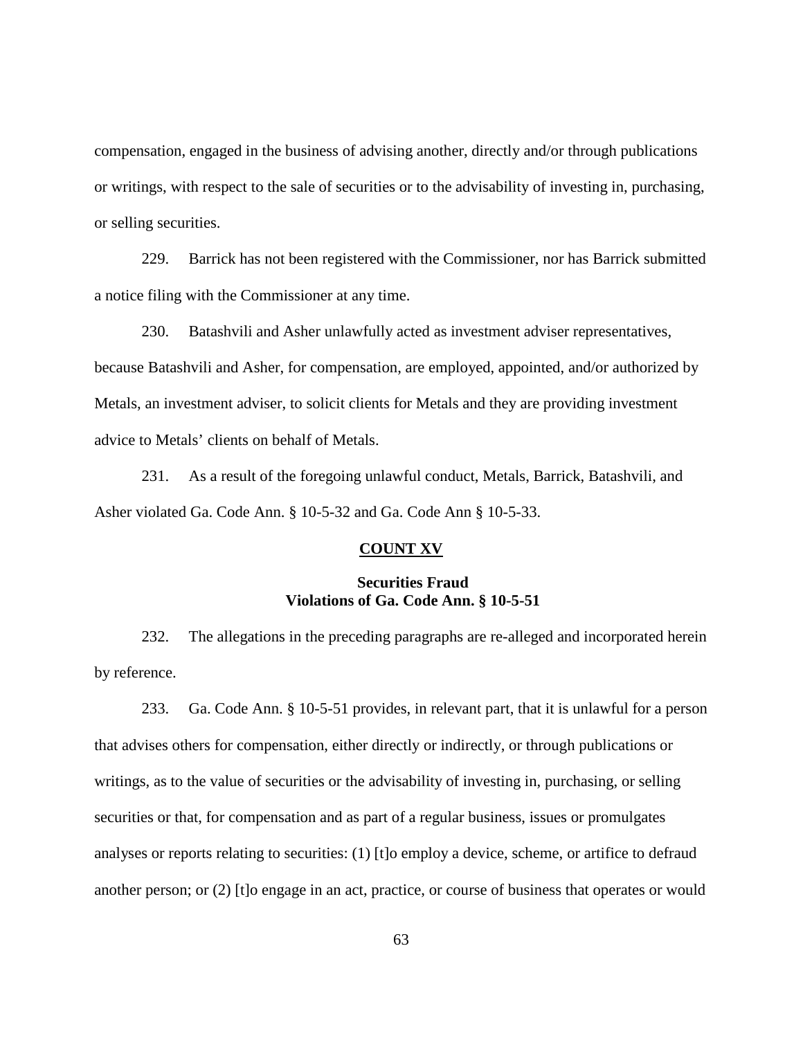compensation, engaged in the business of advising another, directly and/or through publications or writings, with respect to the sale of securities or to the advisability of investing in, purchasing, or selling securities.

229. Barrick has not been registered with the Commissioner, nor has Barrick submitted a notice filing with the Commissioner at any time.

230. Batashvili and Asher unlawfully acted as investment adviser representatives, because Batashvili and Asher, for compensation, are employed, appointed, and/or authorized by Metals, an investment adviser, to solicit clients for Metals and they are providing investment advice to Metals' clients on behalf of Metals.

231. As a result of the foregoing unlawful conduct, Metals, Barrick, Batashvili, and Asher violated Ga. Code Ann. § 10-5-32 and Ga. Code Ann § 10-5-33.

## COUNT XV

### Securities Fraud
### Violations of Ga. Code Ann. § 10-5-51

232. The allegations in the preceding paragraphs are re-alleged and incorporated herein by reference.

233. Ga. Code Ann. § 10-5-51 provides, in relevant part, that it is unlawful for a person that advises others for compensation, either directly or indirectly, or through publications or writings, as to the value of securities or the advisability of investing in, purchasing, or selling securities or that, for compensation and as part of a regular business, issues or promulgates analyses or reports relating to securities: (1) [t]o employ a device, scheme, or artifice to defraud another person; or (2) [t]o engage in an act, practice, or course of business that operates or would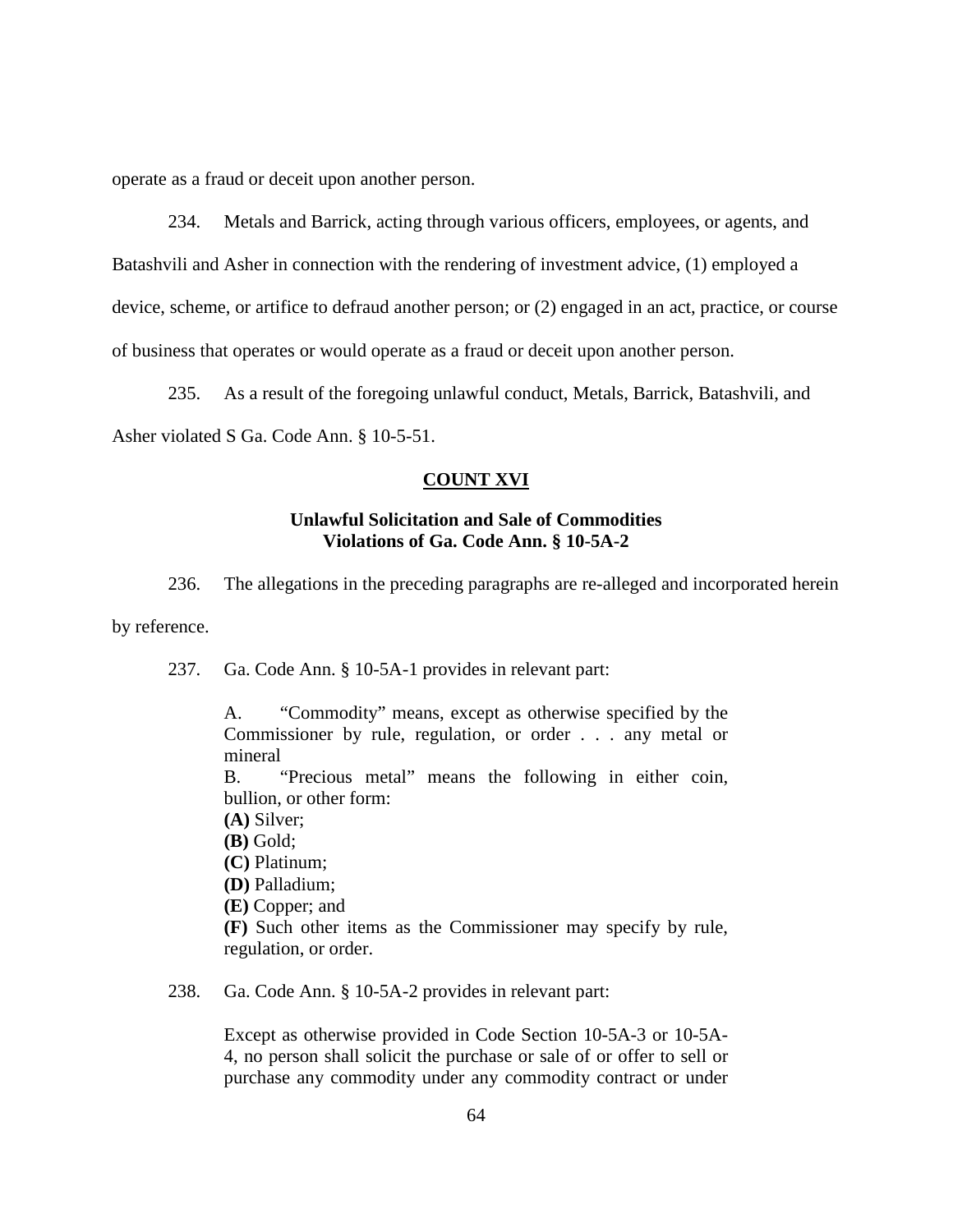operate as a fraud or deceit upon another person.

234. Metals and Barrick, acting through various officers, employees, or agents, and Batashvili and Asher in connection with the rendering of investment advice, (1) employed a device, scheme, or artifice to defraud another person; or (2) engaged in an act, practice, or course of business that operates or would operate as a fraud or deceit upon another person.

235. As a result of the foregoing unlawful conduct, Metals, Barrick, Batashvili, and Asher violated S Ga. Code Ann. § 10-5-51.

**COUNT XVI**

**Unlawful Solicitation and Sale of Commodities**
**Violations of Ga. Code Ann. § 10-5A-2**

236. The allegations in the preceding paragraphs are re-alleged and incorporated herein by reference.

237. Ga. Code Ann. § 10-5A-1 provides in relevant part:

> A. "Commodity" means, except as otherwise specified by the Commissioner by rule, regulation, or order . . . any metal or mineral
> B. "Precious metal" means the following in either coin, bullion, or other form:
> **(A)** Silver;
> **(B)** Gold;
> **(C)** Platinum;
> **(D)** Palladium;
> **(E)** Copper; and
> **(F)** Such other items as the Commissioner may specify by rule, regulation, or order.

238. Ga. Code Ann. § 10-5A-2 provides in relevant part:

> Except as otherwise provided in Code Section 10-5A-3 or 10-5A-4, no person shall solicit the purchase or sale of or offer to sell or purchase any commodity under any commodity contract or under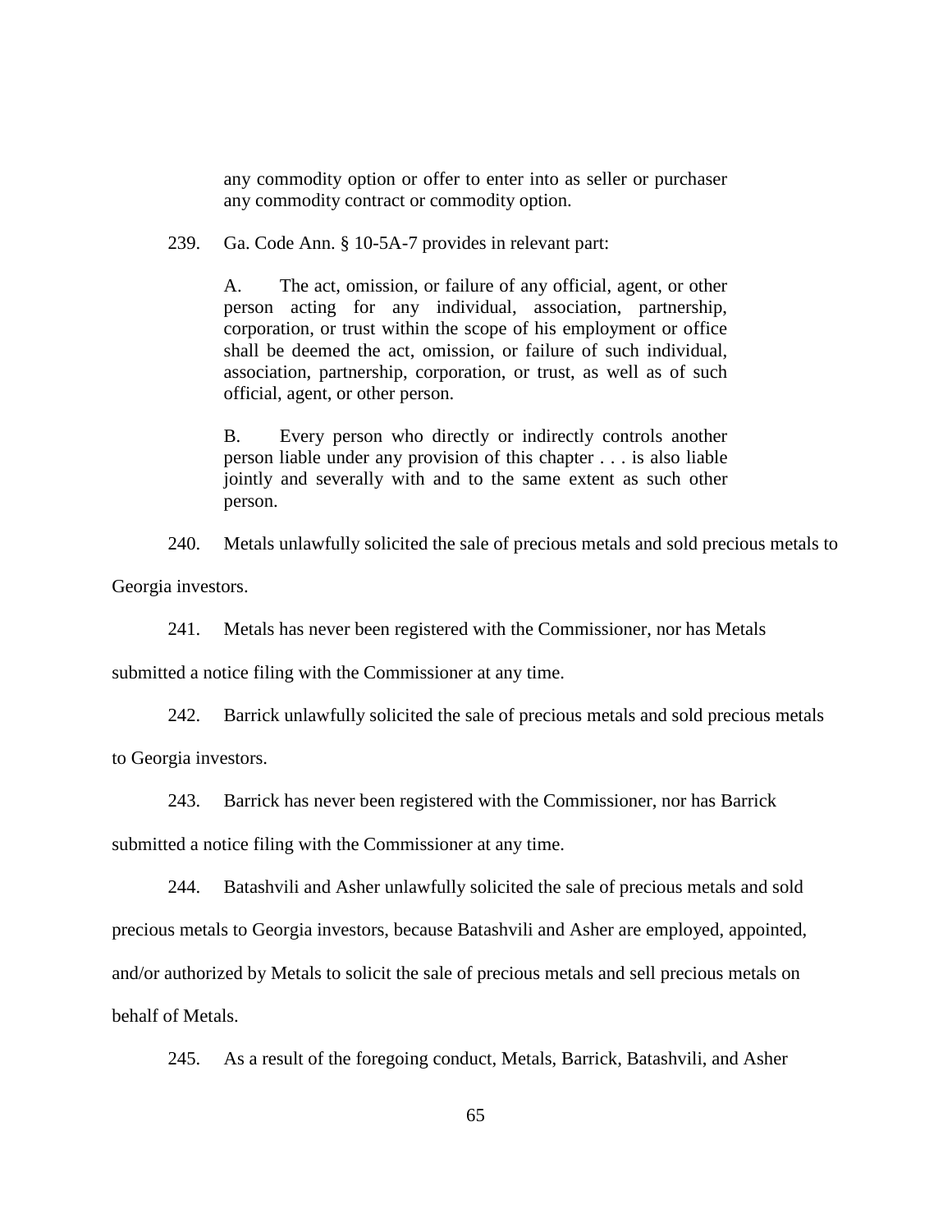> any commodity option or offer to enter into as seller or purchaser any commodity contract or commodity option.

239. Ga. Code Ann. § 10-5A-7 provides in relevant part:

> A. The act, omission, or failure of any official, agent, or other person acting for any individual, association, partnership, corporation, or trust within the scope of his employment or office shall be deemed the act, omission, or failure of such individual, association, partnership, corporation, or trust, as well as of such official, agent, or other person.
>
> B. Every person who directly or indirectly controls another person liable under any provision of this chapter . . . is also liable jointly and severally with and to the same extent as such other person.

240. Metals unlawfully solicited the sale of precious metals and sold precious metals to Georgia investors.

241. Metals has never been registered with the Commissioner, nor has Metals submitted a notice filing with the Commissioner at any time.

242. Barrick unlawfully solicited the sale of precious metals and sold precious metals to Georgia investors.

243. Barrick has never been registered with the Commissioner, nor has Barrick submitted a notice filing with the Commissioner at any time.

244. Batashvili and Asher unlawfully solicited the sale of precious metals and sold precious metals to Georgia investors, because Batashvili and Asher are employed, appointed, and/or authorized by Metals to solicit the sale of precious metals and sell precious metals on behalf of Metals.

245. As a result of the foregoing conduct, Metals, Barrick, Batashvili, and Asher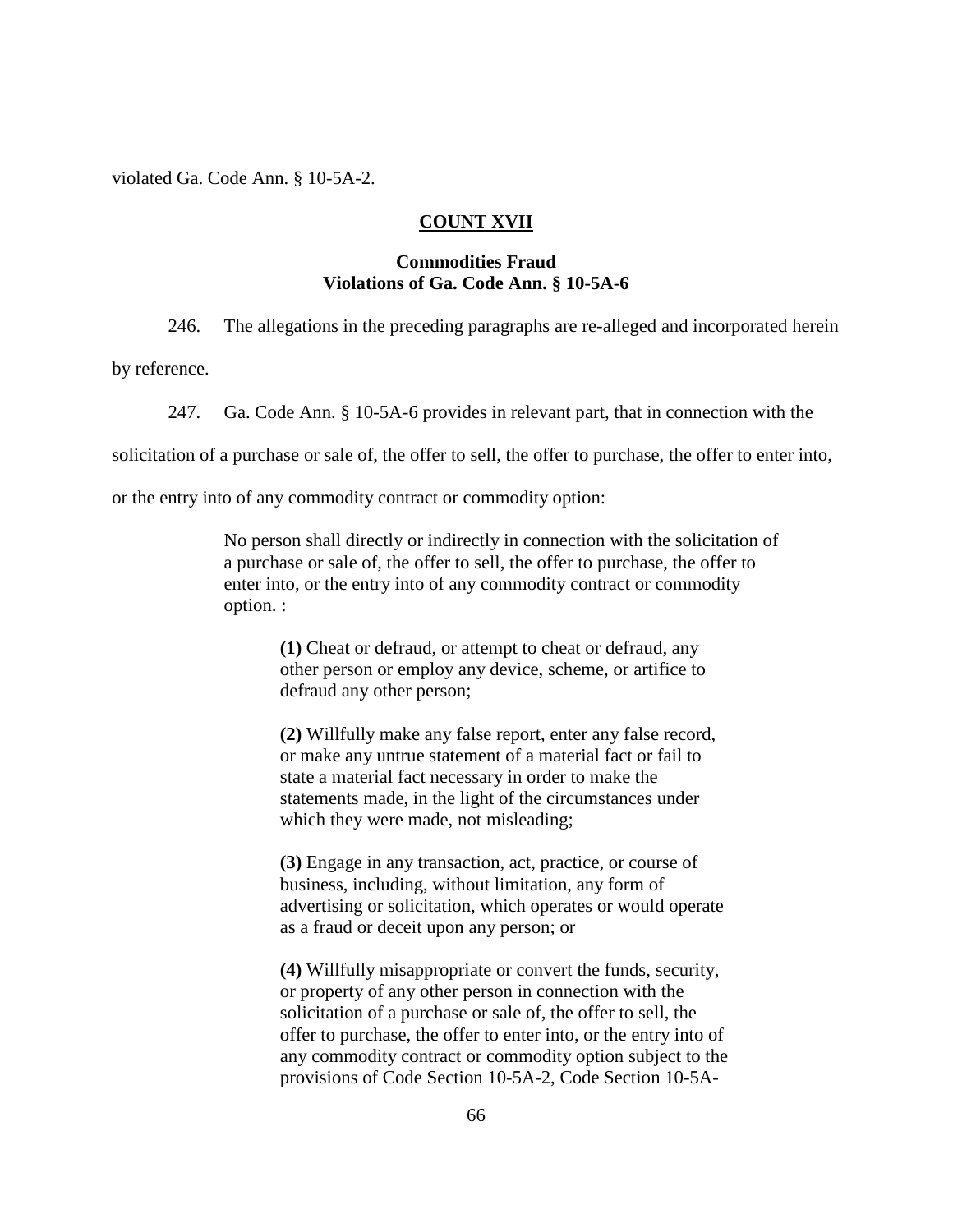violated Ga. Code Ann. § 10-5A-2.

## COUNT XVII

### Commodities Fraud
### Violations of Ga. Code Ann. § 10-5A-6

246. The allegations in the preceding paragraphs are re-alleged and incorporated herein by reference.

247. Ga. Code Ann. § 10-5A-6 provides in relevant part, that in connection with the solicitation of a purchase or sale of, the offer to sell, the offer to purchase, the offer to enter into, or the entry into of any commodity contract or commodity option:

> No person shall directly or indirectly in connection with the solicitation of a purchase or sale of, the offer to sell, the offer to purchase, the offer to enter into, or the entry into of any commodity contract or commodity option. :
>
> > **(1)** Cheat or defraud, or attempt to cheat or defraud, any other person or employ any device, scheme, or artifice to defraud any other person;
> >
> > **(2)** Willfully make any false report, enter any false record, or make any untrue statement of a material fact or fail to state a material fact necessary in order to make the statements made, in the light of the circumstances under which they were made, not misleading;
> >
> > **(3)** Engage in any transaction, act, practice, or course of business, including, without limitation, any form of advertising or solicitation, which operates or would operate as a fraud or deceit upon any person; or
> >
> > **(4)** Willfully misappropriate or convert the funds, security, or property of any other person in connection with the solicitation of a purchase or sale of, the offer to sell, the offer to purchase, the offer to enter into, or the entry into of any commodity contract or commodity option subject to the provisions of Code Section 10-5A-2, Code Section 10-5A-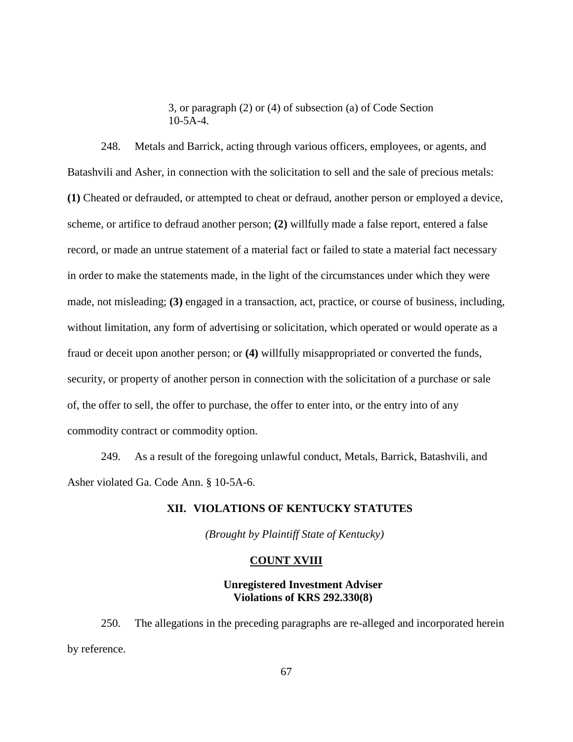3, or paragraph (2) or (4) of subsection (a) of Code Section 10-5A-4.

248. Metals and Barrick, acting through various officers, employees, or agents, and Batashvili and Asher, in connection with the solicitation to sell and the sale of precious metals: **(1)** Cheated or defrauded, or attempted to cheat or defraud, another person or employed a device, scheme, or artifice to defraud another person; **(2)** willfully made a false report, entered a false record, or made an untrue statement of a material fact or failed to state a material fact necessary in order to make the statements made, in the light of the circumstances under which they were made, not misleading; **(3)** engaged in a transaction, act, practice, or course of business, including, without limitation, any form of advertising or solicitation, which operated or would operate as a fraud or deceit upon another person; or **(4)** willfully misappropriated or converted the funds, security, or property of another person in connection with the solicitation of a purchase or sale of, the offer to sell, the offer to purchase, the offer to enter into, or the entry into of any commodity contract or commodity option.

249. As a result of the foregoing unlawful conduct, Metals, Barrick, Batashvili, and Asher violated Ga. Code Ann. § 10-5A-6.

## XII. VIOLATIONS OF KENTUCKY STATUTES

*(Brought by Plaintiff State of Kentucky)*

### COUNT XVIII

**Unregistered Investment Adviser**
**Violations of KRS 292.330(8)**

250. The allegations in the preceding paragraphs are re-alleged and incorporated herein by reference.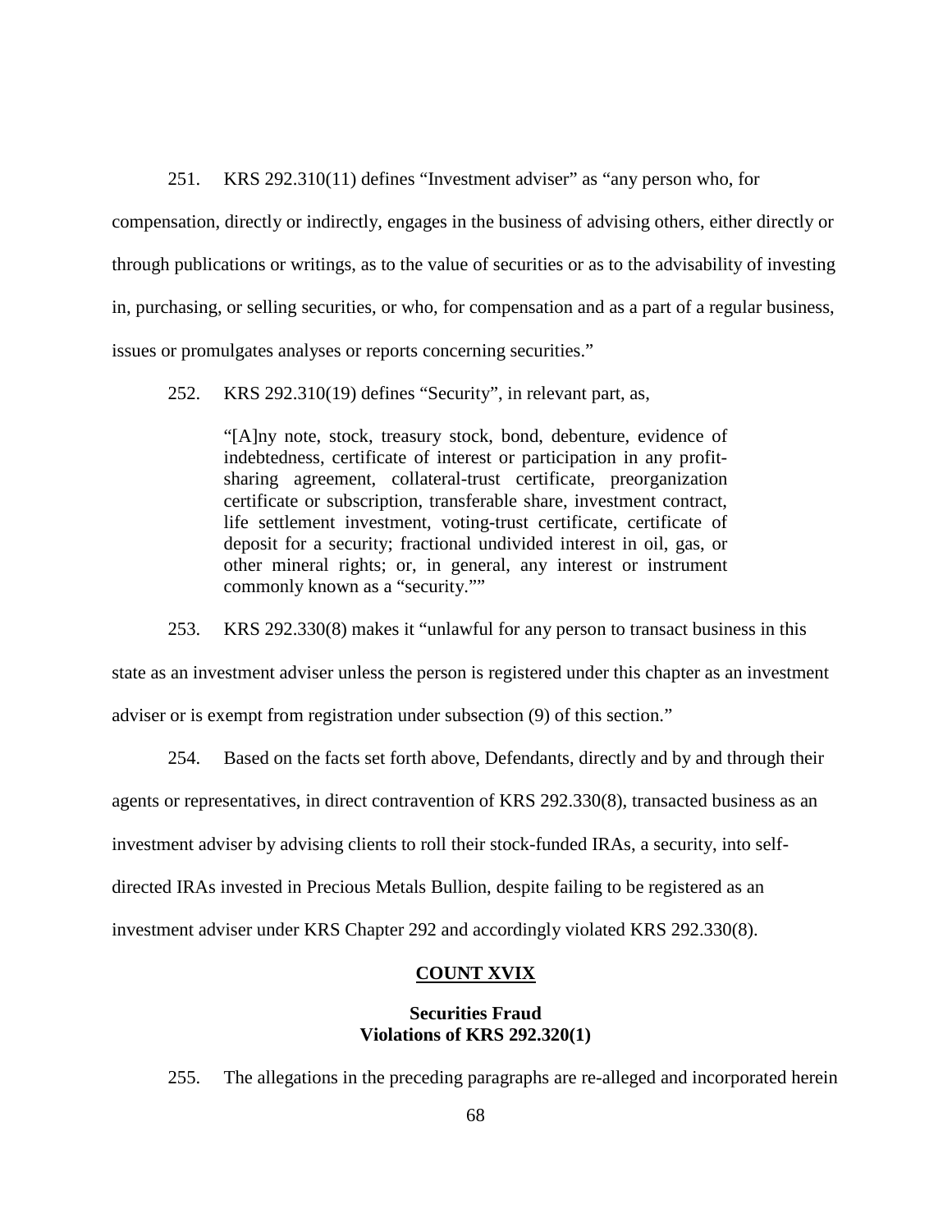251. KRS 292.310(11) defines "Investment adviser" as "any person who, for compensation, directly or indirectly, engages in the business of advising others, either directly or through publications or writings, as to the value of securities or as to the advisability of investing in, purchasing, or selling securities, or who, for compensation and as a part of a regular business, issues or promulgates analyses or reports concerning securities."

252. KRS 292.310(19) defines "Security", in relevant part, as,

> "[A]ny note, stock, treasury stock, bond, debenture, evidence of indebtedness, certificate of interest or participation in any profit-sharing agreement, collateral-trust certificate, preorganization certificate or subscription, transferable share, investment contract, life settlement investment, voting-trust certificate, certificate of deposit for a security; fractional undivided interest in oil, gas, or other mineral rights; or, in general, any interest or instrument commonly known as a "security.""

253. KRS 292.330(8) makes it "unlawful for any person to transact business in this state as an investment adviser unless the person is registered under this chapter as an investment adviser or is exempt from registration under subsection (9) of this section."

254. Based on the facts set forth above, Defendants, directly and by and through their agents or representatives, in direct contravention of KRS 292.330(8), transacted business as an investment adviser by advising clients to roll their stock-funded IRAs, a security, into self-directed IRAs invested in Precious Metals Bullion, despite failing to be registered as an investment adviser under KRS Chapter 292 and accordingly violated KRS 292.330(8).

## COUNT XVIX

### Securities Fraud
### Violations of KRS 292.320(1)

255. The allegations in the preceding paragraphs are re-alleged and incorporated herein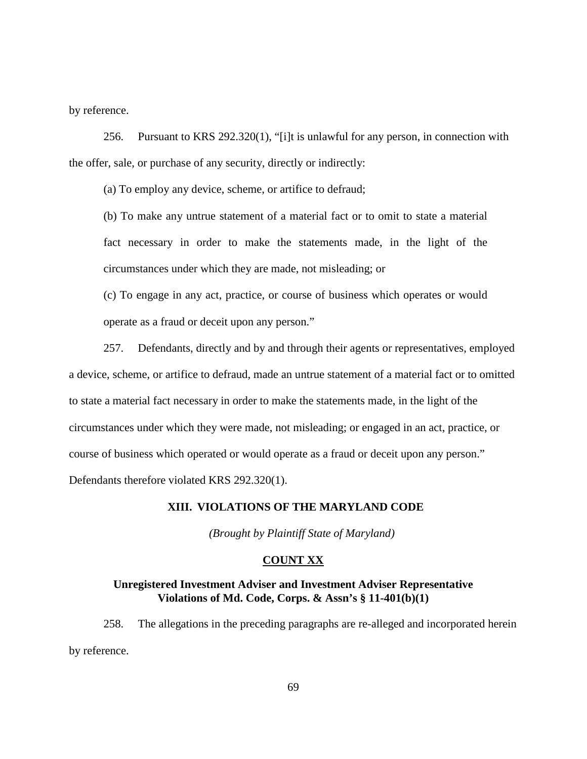by reference.

256. Pursuant to KRS 292.320(1), "[i]t is unlawful for any person, in connection with the offer, sale, or purchase of any security, directly or indirectly:

> (a) To employ any device, scheme, or artifice to defraud;
>
> (b) To make any untrue statement of a material fact or to omit to state a material fact necessary in order to make the statements made, in the light of the circumstances under which they are made, not misleading; or
>
> (c) To engage in any act, practice, or course of business which operates or would operate as a fraud or deceit upon any person."

257. Defendants, directly and by and through their agents or representatives, employed a device, scheme, or artifice to defraud, made an untrue statement of a material fact or to omitted to state a material fact necessary in order to make the statements made, in the light of the circumstances under which they were made, not misleading; or engaged in an act, practice, or course of business which operated or would operate as a fraud or deceit upon any person." Defendants therefore violated KRS 292.320(1).

## XIII. VIOLATIONS OF THE MARYLAND CODE

*(Brought by Plaintiff State of Maryland)*

### COUNT XX

### Unregistered Investment Adviser and Investment Adviser Representative Violations of Md. Code, Corps. & Assn's § 11-401(b)(1)

258. The allegations in the preceding paragraphs are re-alleged and incorporated herein by reference.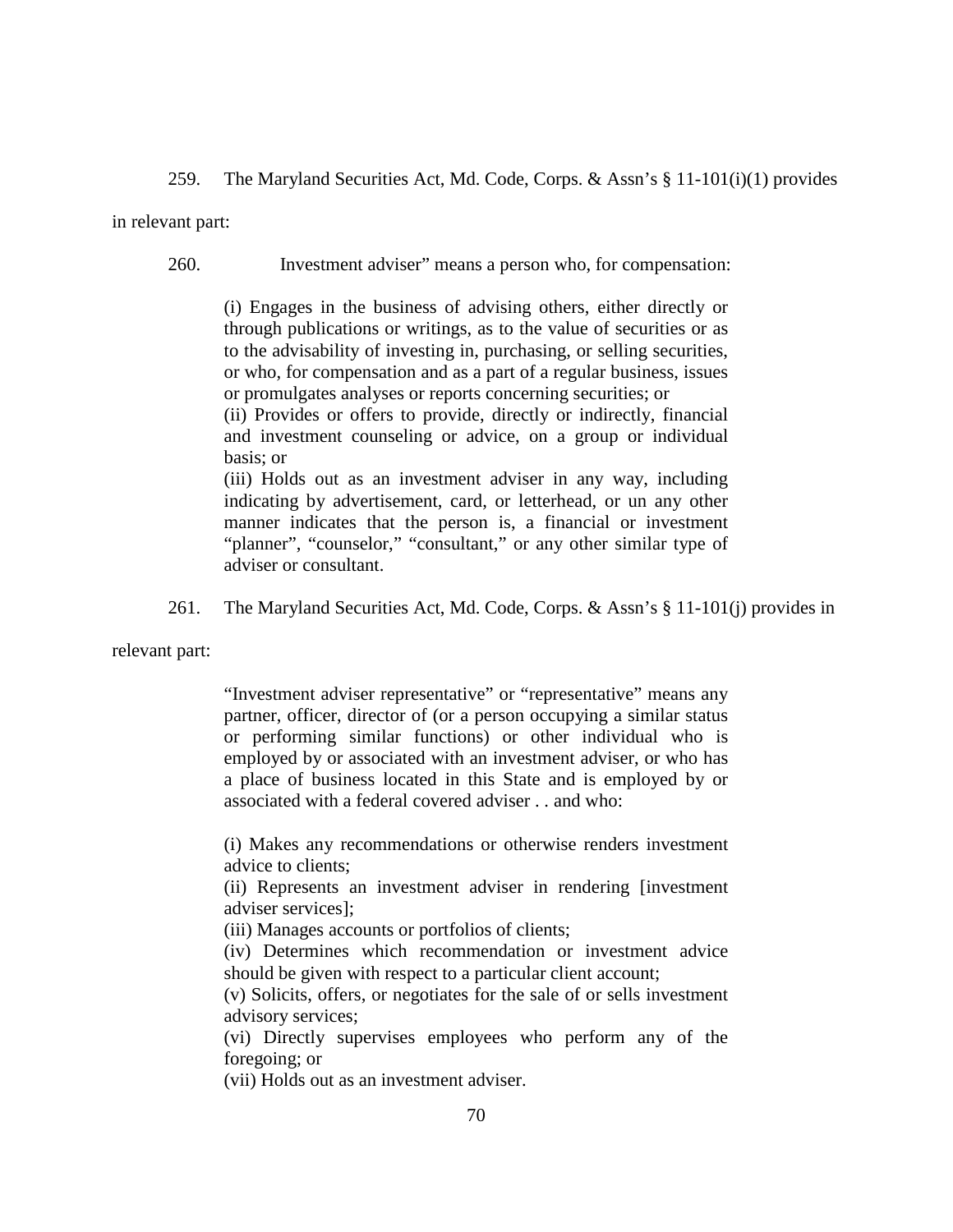259. The Maryland Securities Act, Md. Code, Corps. & Assn's § 11-101(i)(1) provides in relevant part:

260. Investment adviser" means a person who, for compensation:

> (i) Engages in the business of advising others, either directly or through publications or writings, as to the value of securities or as to the advisability of investing in, purchasing, or selling securities, or who, for compensation and as a part of a regular business, issues or promulgates analyses or reports concerning securities; or
> (ii) Provides or offers to provide, directly or indirectly, financial and investment counseling or advice, on a group or individual basis; or
> (iii) Holds out as an investment adviser in any way, including indicating by advertisement, card, or letterhead, or un any other manner indicates that the person is, a financial or investment "planner", "counselor," "consultant," or any other similar type of adviser or consultant.

261. The Maryland Securities Act, Md. Code, Corps. & Assn's § 11-101(j) provides in relevant part:

> "Investment adviser representative" or "representative" means any partner, officer, director of (or a person occupying a similar status or performing similar functions) or other individual who is employed by or associated with an investment adviser, or who has a place of business located in this State and is employed by or associated with a federal covered adviser . . and who:
>
> (i) Makes any recommendations or otherwise renders investment advice to clients;
> (ii) Represents an investment adviser in rendering [investment adviser services];
> (iii) Manages accounts or portfolios of clients;
> (iv) Determines which recommendation or investment advice should be given with respect to a particular client account;
> (v) Solicits, offers, or negotiates for the sale of or sells investment advisory services;
> (vi) Directly supervises employees who perform any of the foregoing; or
> (vii) Holds out as an investment adviser.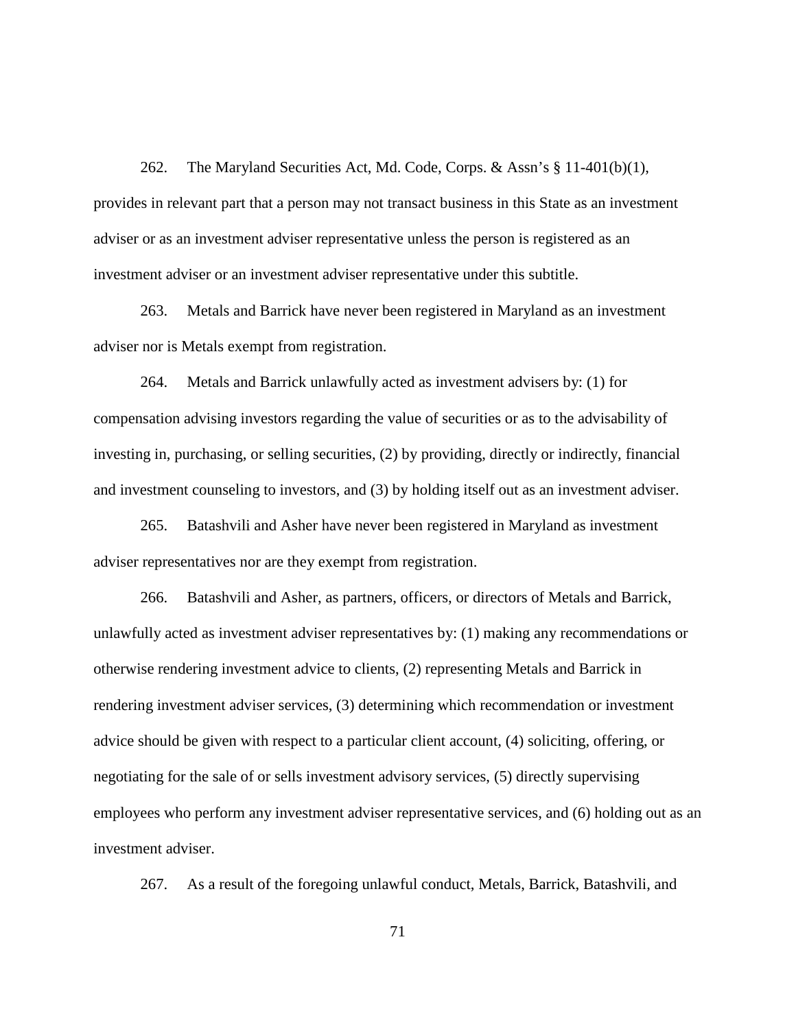262. The Maryland Securities Act, Md. Code, Corps. & Assn's § 11-401(b)(1), provides in relevant part that a person may not transact business in this State as an investment adviser or as an investment adviser representative unless the person is registered as an investment adviser or an investment adviser representative under this subtitle.

263. Metals and Barrick have never been registered in Maryland as an investment adviser nor is Metals exempt from registration.

264. Metals and Barrick unlawfully acted as investment advisers by: (1) for compensation advising investors regarding the value of securities or as to the advisability of investing in, purchasing, or selling securities, (2) by providing, directly or indirectly, financial and investment counseling to investors, and (3) by holding itself out as an investment adviser.

265. Batashvili and Asher have never been registered in Maryland as investment adviser representatives nor are they exempt from registration.

266. Batashvili and Asher, as partners, officers, or directors of Metals and Barrick, unlawfully acted as investment adviser representatives by: (1) making any recommendations or otherwise rendering investment advice to clients, (2) representing Metals and Barrick in rendering investment adviser services, (3) determining which recommendation or investment advice should be given with respect to a particular client account, (4) soliciting, offering, or negotiating for the sale of or sells investment advisory services, (5) directly supervising employees who perform any investment adviser representative services, and (6) holding out as an investment adviser.

267. As a result of the foregoing unlawful conduct, Metals, Barrick, Batashvili, and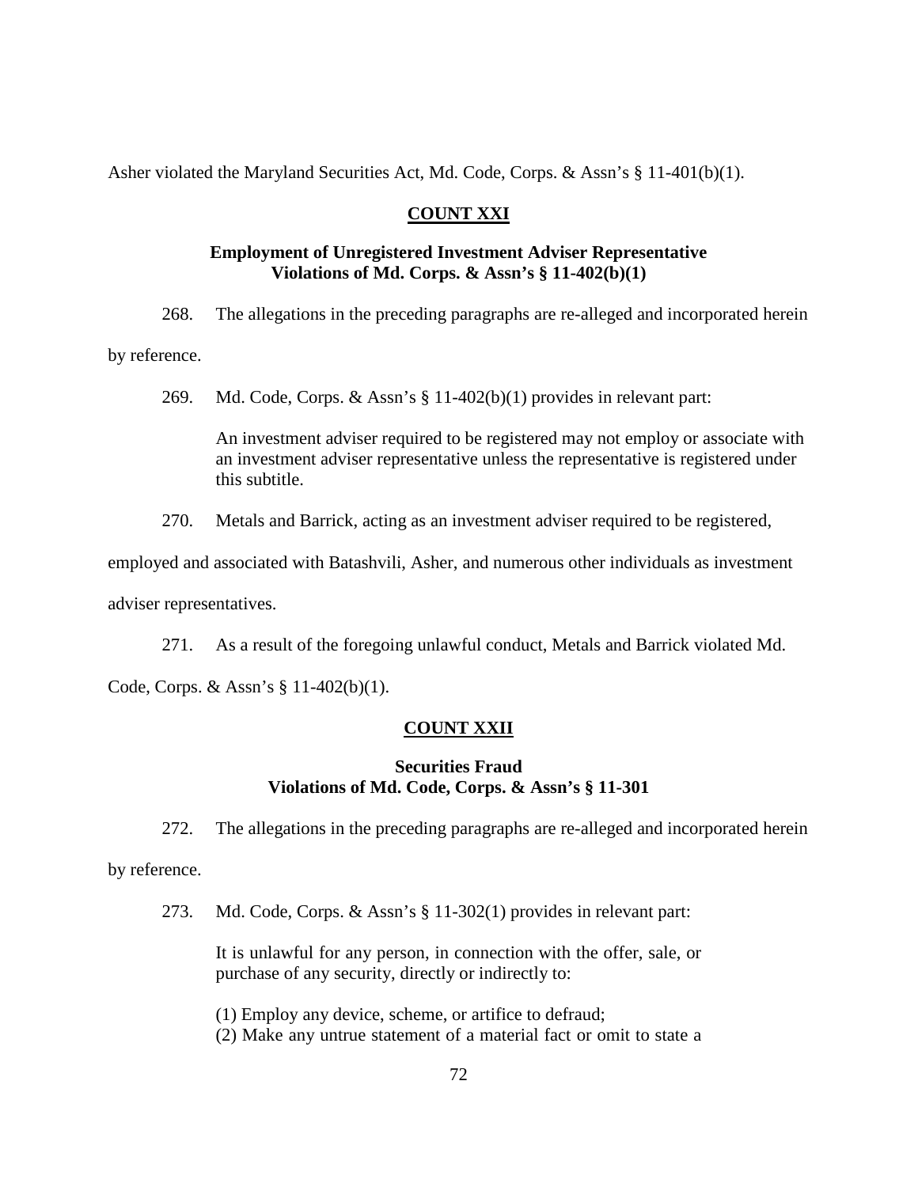Asher violated the Maryland Securities Act, Md. Code, Corps. & Assn's § 11-401(b)(1).

## COUNT XXI

### Employment of Unregistered Investment Adviser Representative Violations of Md. Corps. & Assn's § 11-402(b)(1)

268. The allegations in the preceding paragraphs are re-alleged and incorporated herein by reference.

269. Md. Code, Corps. & Assn's § 11-402(b)(1) provides in relevant part:

> An investment adviser required to be registered may not employ or associate with an investment adviser representative unless the representative is registered under this subtitle.

270. Metals and Barrick, acting as an investment adviser required to be registered, employed and associated with Batashvili, Asher, and numerous other individuals as investment adviser representatives.

271. As a result of the foregoing unlawful conduct, Metals and Barrick violated Md. Code, Corps. & Assn's § 11-402(b)(1).

## COUNT XXII

### Securities Fraud Violations of Md. Code, Corps. & Assn's § 11-301

272. The allegations in the preceding paragraphs are re-alleged and incorporated herein by reference.

273. Md. Code, Corps. & Assn's § 11-302(1) provides in relevant part:

> It is unlawful for any person, in connection with the offer, sale, or purchase of any security, directly or indirectly to:
>
> (1) Employ any device, scheme, or artifice to defraud;
> (2) Make any untrue statement of a material fact or omit to state a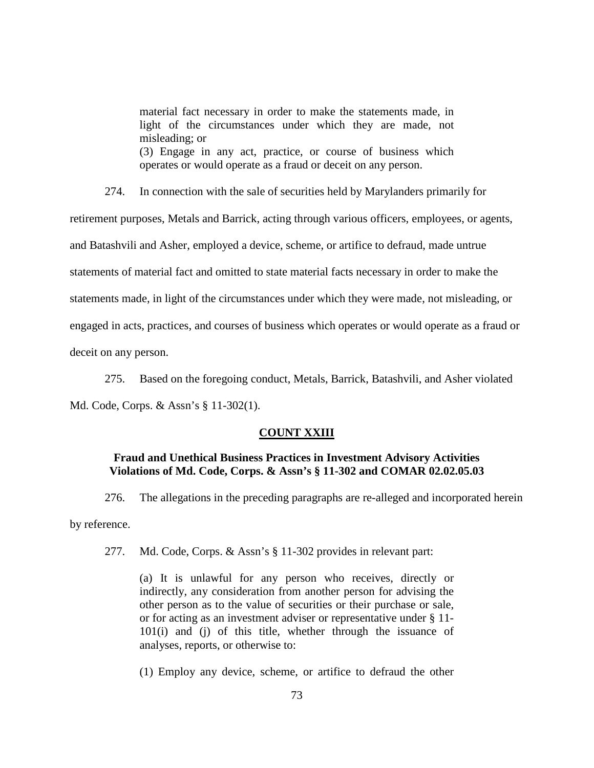> material fact necessary in order to make the statements made, in light of the circumstances under which they are made, not misleading; or
> (3) Engage in any act, practice, or course of business which operates or would operate as a fraud or deceit on any person.

274. In connection with the sale of securities held by Marylanders primarily for retirement purposes, Metals and Barrick, acting through various officers, employees, or agents, and Batashvili and Asher, employed a device, scheme, or artifice to defraud, made untrue statements of material fact and omitted to state material facts necessary in order to make the statements made, in light of the circumstances under which they were made, not misleading, or engaged in acts, practices, and courses of business which operates or would operate as a fraud or deceit on any person.

275. Based on the foregoing conduct, Metals, Barrick, Batashvili, and Asher violated Md. Code, Corps. & Assn's § 11-302(1).

**COUNT XXIII**

**Fraud and Unethical Business Practices in Investment Advisory Activities Violations of Md. Code, Corps. & Assn's § 11-302 and COMAR 02.02.05.03**

276. The allegations in the preceding paragraphs are re-alleged and incorporated herein by reference.

277. Md. Code, Corps. & Assn's § 11-302 provides in relevant part:

> (a) It is unlawful for any person who receives, directly or indirectly, any consideration from another person for advising the other person as to the value of securities or their purchase or sale, or for acting as an investment adviser or representative under § 11-101(i) and (j) of this title, whether through the issuance of analyses, reports, or otherwise to:
>
> (1) Employ any device, scheme, or artifice to defraud the other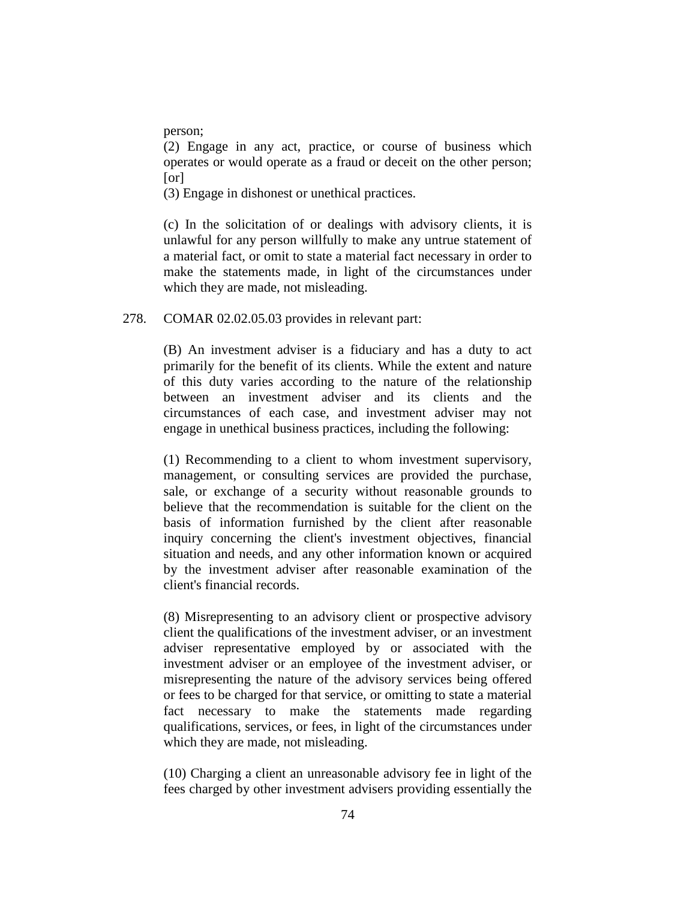person;

(2) Engage in any act, practice, or course of business which operates or would operate as a fraud or deceit on the other person; [or]

(3) Engage in dishonest or unethical practices.

(c) In the solicitation of or dealings with advisory clients, it is unlawful for any person willfully to make any untrue statement of a material fact, or omit to state a material fact necessary in order to make the statements made, in light of the circumstances under which they are made, not misleading.

278. COMAR 02.02.05.03 provides in relevant part:

(B) An investment adviser is a fiduciary and has a duty to act primarily for the benefit of its clients. While the extent and nature of this duty varies according to the nature of the relationship between an investment adviser and its clients and the circumstances of each case, and investment adviser may not engage in unethical business practices, including the following:

(1) Recommending to a client to whom investment supervisory, management, or consulting services are provided the purchase, sale, or exchange of a security without reasonable grounds to believe that the recommendation is suitable for the client on the basis of information furnished by the client after reasonable inquiry concerning the client's investment objectives, financial situation and needs, and any other information known or acquired by the investment adviser after reasonable examination of the client's financial records.

(8) Misrepresenting to an advisory client or prospective advisory client the qualifications of the investment adviser, or an investment adviser representative employed by or associated with the investment adviser or an employee of the investment adviser, or misrepresenting the nature of the advisory services being offered or fees to be charged for that service, or omitting to state a material fact necessary to make the statements made regarding qualifications, services, or fees, in light of the circumstances under which they are made, not misleading.

(10) Charging a client an unreasonable advisory fee in light of the fees charged by other investment advisers providing essentially the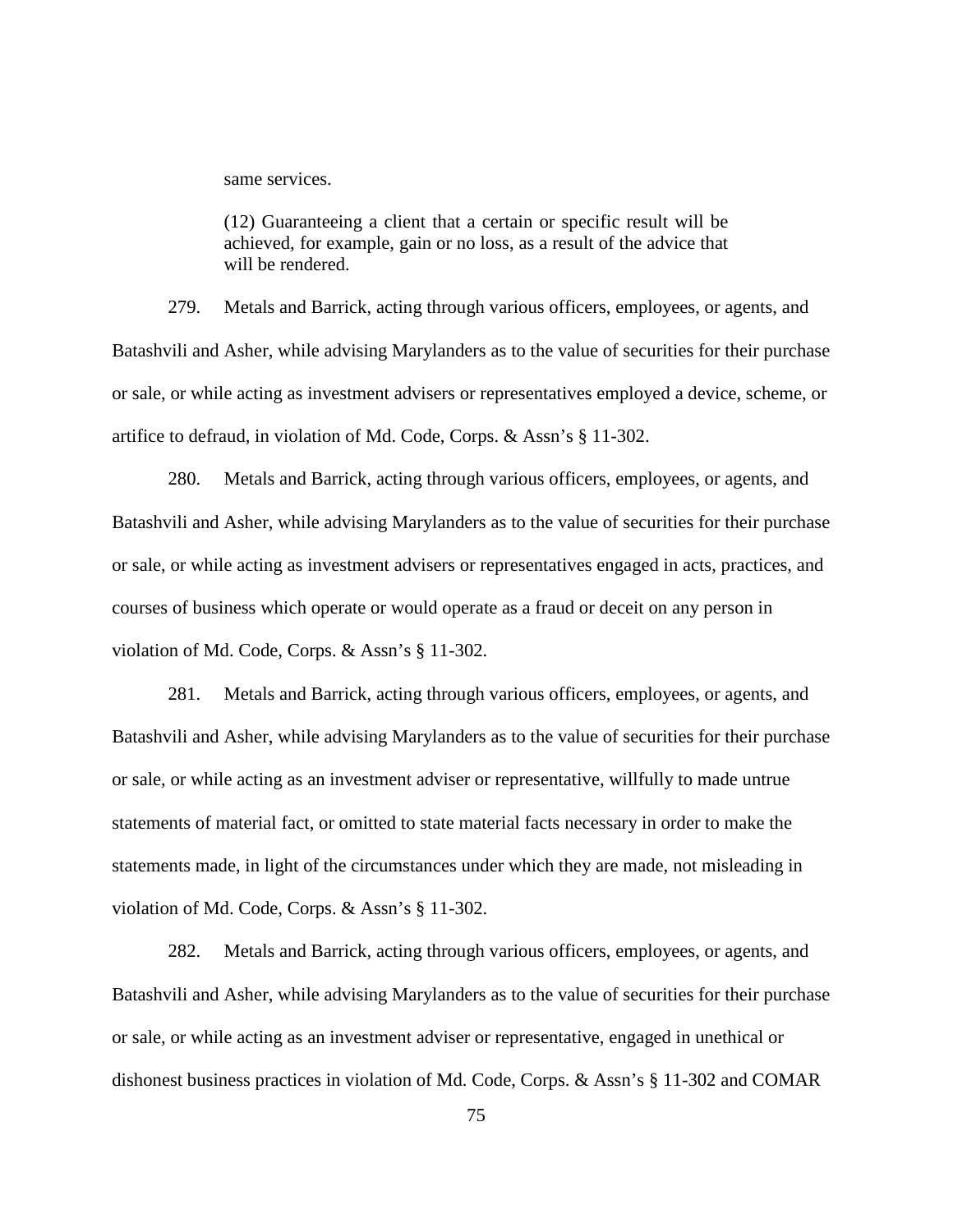same services.

> (12) Guaranteeing a client that a certain or specific result will be achieved, for example, gain or no loss, as a result of the advice that will be rendered.

279. Metals and Barrick, acting through various officers, employees, or agents, and Batashvili and Asher, while advising Marylanders as to the value of securities for their purchase or sale, or while acting as investment advisers or representatives employed a device, scheme, or artifice to defraud, in violation of Md. Code, Corps. & Assn's § 11-302.

280. Metals and Barrick, acting through various officers, employees, or agents, and Batashvili and Asher, while advising Marylanders as to the value of securities for their purchase or sale, or while acting as investment advisers or representatives engaged in acts, practices, and courses of business which operate or would operate as a fraud or deceit on any person in violation of Md. Code, Corps. & Assn's § 11-302.

281. Metals and Barrick, acting through various officers, employees, or agents, and Batashvili and Asher, while advising Marylanders as to the value of securities for their purchase or sale, or while acting as an investment adviser or representative, willfully to made untrue statements of material fact, or omitted to state material facts necessary in order to make the statements made, in light of the circumstances under which they are made, not misleading in violation of Md. Code, Corps. & Assn's § 11-302.

282. Metals and Barrick, acting through various officers, employees, or agents, and Batashvili and Asher, while advising Marylanders as to the value of securities for their purchase or sale, or while acting as an investment adviser or representative, engaged in unethical or dishonest business practices in violation of Md. Code, Corps. & Assn's § 11-302 and COMAR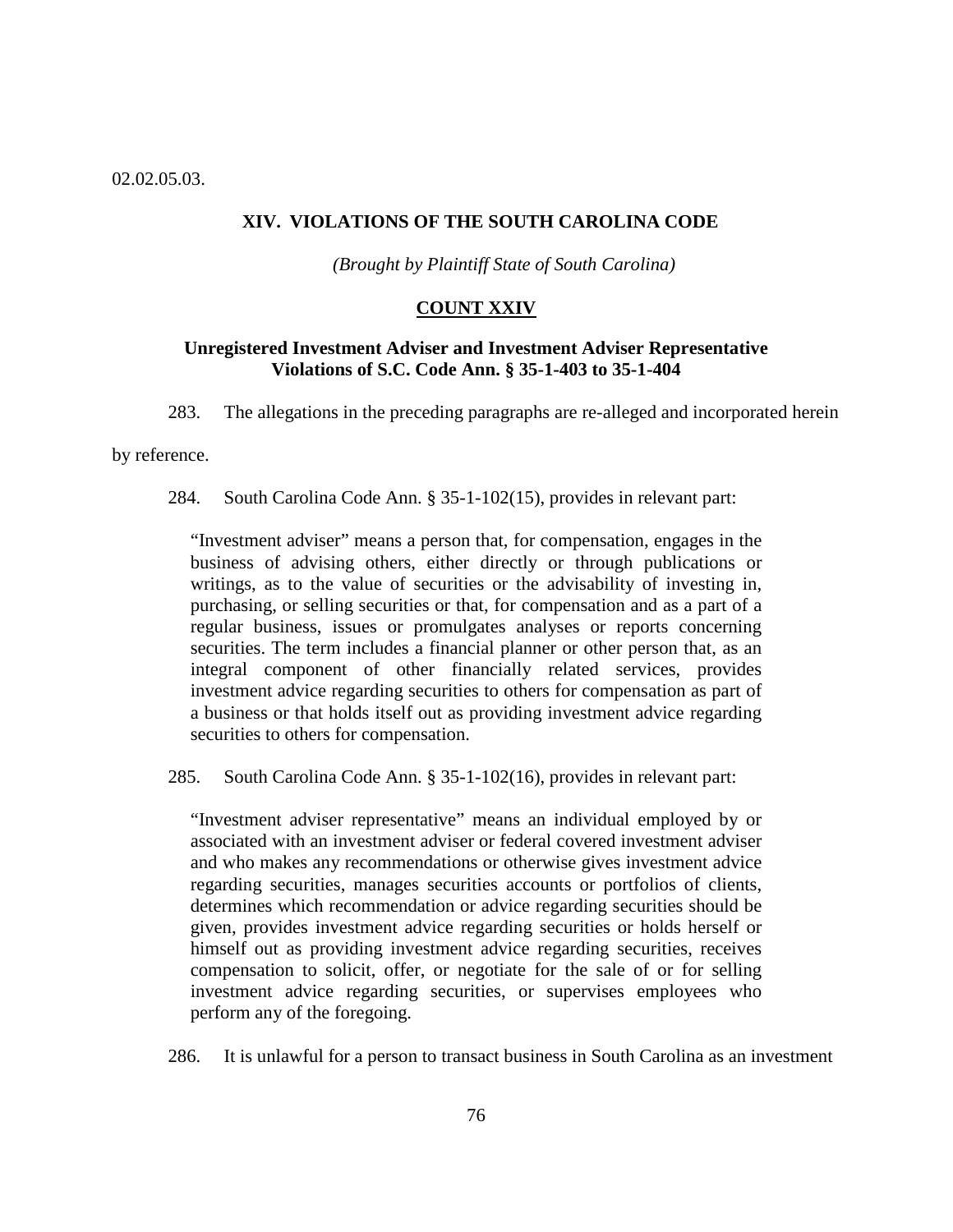02.02.05.03.

## XIV. VIOLATIONS OF THE SOUTH CAROLINA CODE

*(Brought by Plaintiff State of South Carolina)*

### COUNT XXIV

**Unregistered Investment Adviser and Investment Adviser Representative Violations of S.C. Code Ann. § 35-1-403 to 35-1-404**

283. The allegations in the preceding paragraphs are re-alleged and incorporated herein by reference.

284. South Carolina Code Ann. § 35-1-102(15), provides in relevant part:

> "Investment adviser" means a person that, for compensation, engages in the business of advising others, either directly or through publications or writings, as to the value of securities or the advisability of investing in, purchasing, or selling securities or that, for compensation and as a part of a regular business, issues or promulgates analyses or reports concerning securities. The term includes a financial planner or other person that, as an integral component of other financially related services, provides investment advice regarding securities to others for compensation as part of a business or that holds itself out as providing investment advice regarding securities to others for compensation.

285. South Carolina Code Ann. § 35-1-102(16), provides in relevant part:

> "Investment adviser representative" means an individual employed by or associated with an investment adviser or federal covered investment adviser and who makes any recommendations or otherwise gives investment advice regarding securities, manages securities accounts or portfolios of clients, determines which recommendation or advice regarding securities should be given, provides investment advice regarding securities or holds herself or himself out as providing investment advice regarding securities, receives compensation to solicit, offer, or negotiate for the sale of or for selling investment advice regarding securities, or supervises employees who perform any of the foregoing.

286. It is unlawful for a person to transact business in South Carolina as an investment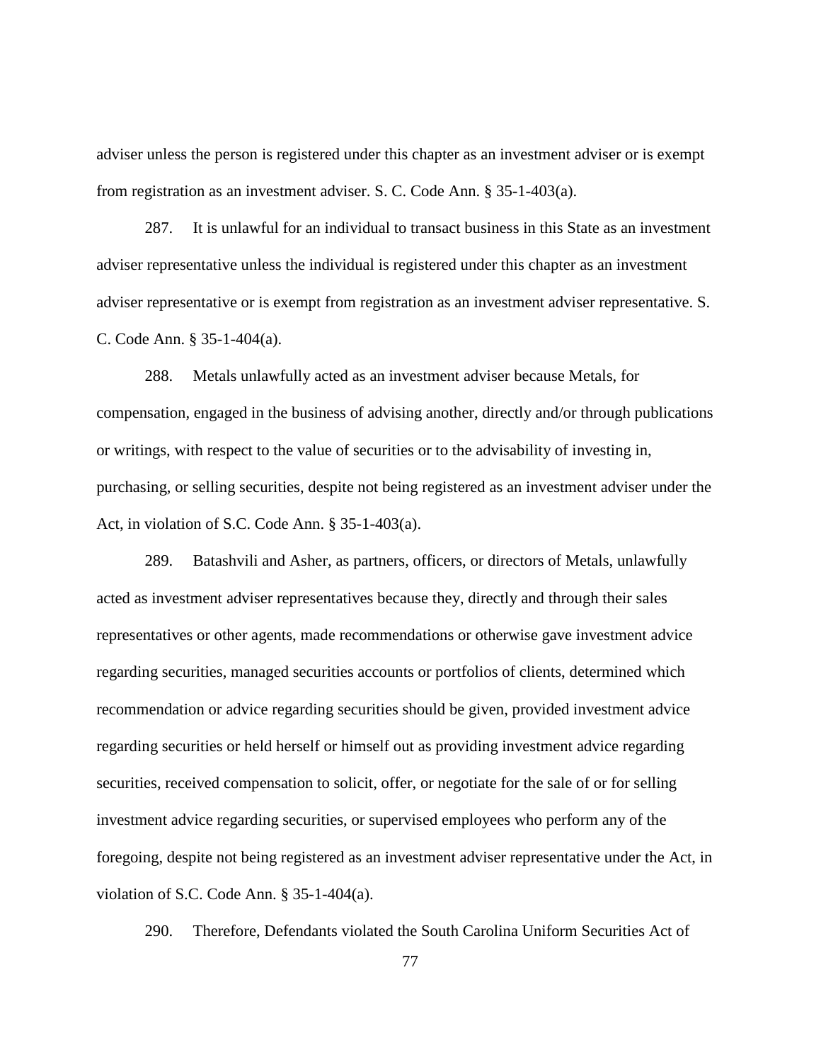adviser unless the person is registered under this chapter as an investment adviser or is exempt from registration as an investment adviser. S. C. Code Ann. § 35-1-403(a).

287. It is unlawful for an individual to transact business in this State as an investment adviser representative unless the individual is registered under this chapter as an investment adviser representative or is exempt from registration as an investment adviser representative. S. C. Code Ann. § 35-1-404(a).

288. Metals unlawfully acted as an investment adviser because Metals, for compensation, engaged in the business of advising another, directly and/or through publications or writings, with respect to the value of securities or to the advisability of investing in, purchasing, or selling securities, despite not being registered as an investment adviser under the Act, in violation of S.C. Code Ann. § 35-1-403(a).

289. Batashvili and Asher, as partners, officers, or directors of Metals, unlawfully acted as investment adviser representatives because they, directly and through their sales representatives or other agents, made recommendations or otherwise gave investment advice regarding securities, managed securities accounts or portfolios of clients, determined which recommendation or advice regarding securities should be given, provided investment advice regarding securities or held herself or himself out as providing investment advice regarding securities, received compensation to solicit, offer, or negotiate for the sale of or for selling investment advice regarding securities, or supervised employees who perform any of the foregoing, despite not being registered as an investment adviser representative under the Act, in violation of S.C. Code Ann. § 35-1-404(a).

290. Therefore, Defendants violated the South Carolina Uniform Securities Act of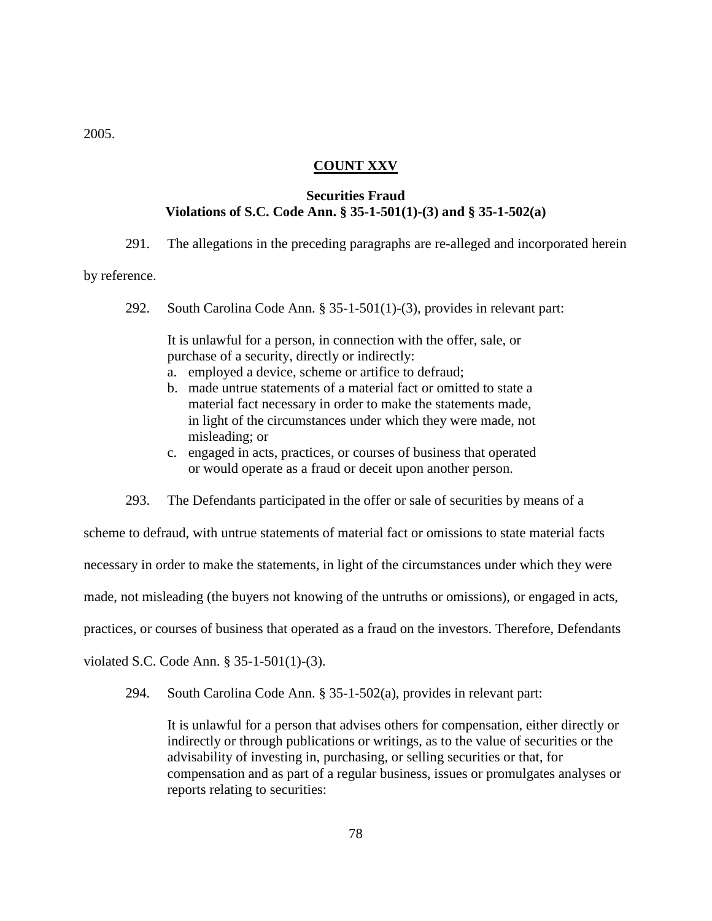2005.

## COUNT XXV

### Securities Fraud
### Violations of S.C. Code Ann. § 35-1-501(1)-(3) and § 35-1-502(a)

291. The allegations in the preceding paragraphs are re-alleged and incorporated herein by reference.

292. South Carolina Code Ann. § 35-1-501(1)-(3), provides in relevant part:

> It is unlawful for a person, in connection with the offer, sale, or purchase of a security, directly or indirectly:
> a. employed a device, scheme or artifice to defraud;
> b. made untrue statements of a material fact or omitted to state a material fact necessary in order to make the statements made, in light of the circumstances under which they were made, not misleading; or
> c. engaged in acts, practices, or courses of business that operated or would operate as a fraud or deceit upon another person.

293. The Defendants participated in the offer or sale of securities by means of a scheme to defraud, with untrue statements of material fact or omissions to state material facts necessary in order to make the statements, in light of the circumstances under which they were made, not misleading (the buyers not knowing of the untruths or omissions), or engaged in acts, practices, or courses of business that operated as a fraud on the investors. Therefore, Defendants violated S.C. Code Ann. § 35-1-501(1)-(3).

294. South Carolina Code Ann. § 35-1-502(a), provides in relevant part:

> It is unlawful for a person that advises others for compensation, either directly or indirectly or through publications or writings, as to the value of securities or the advisability of investing in, purchasing, or selling securities or that, for compensation and as part of a regular business, issues or promulgates analyses or reports relating to securities: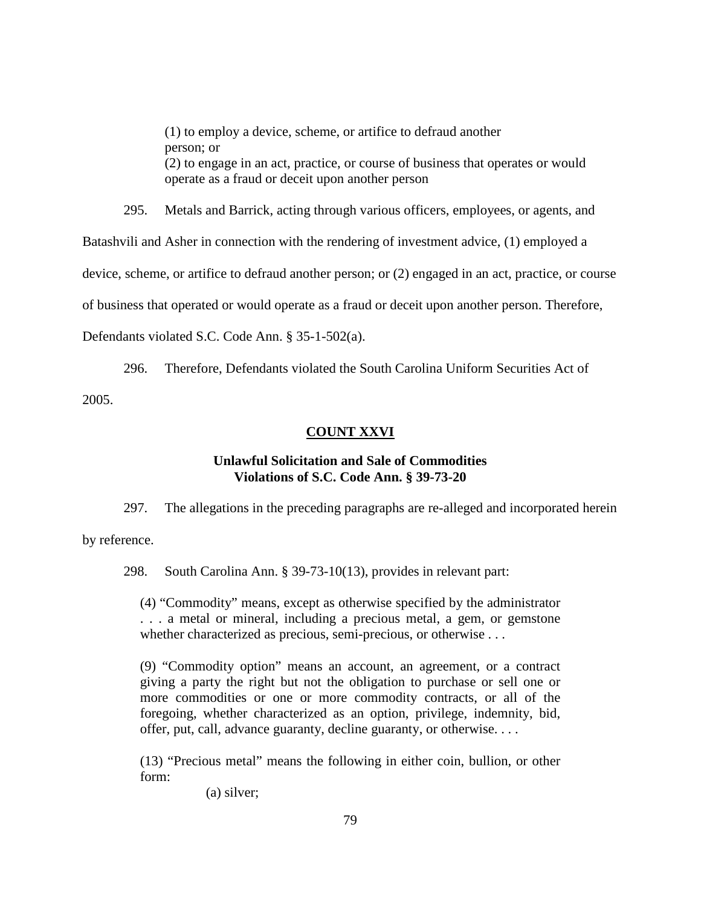> (1) to employ a device, scheme, or artifice to defraud another person; or
> (2) to engage in an act, practice, or course of business that operates or would operate as a fraud or deceit upon another person

295. Metals and Barrick, acting through various officers, employees, or agents, and Batashvili and Asher in connection with the rendering of investment advice, (1) employed a device, scheme, or artifice to defraud another person; or (2) engaged in an act, practice, or course of business that operated or would operate as a fraud or deceit upon another person. Therefore, Defendants violated S.C. Code Ann. § 35-1-502(a).

296. Therefore, Defendants violated the South Carolina Uniform Securities Act of 2005.

**COUNT XXVI**

**Unlawful Solicitation and Sale of Commodities**
**Violations of S.C. Code Ann. § 39-73-20**

297. The allegations in the preceding paragraphs are re-alleged and incorporated herein by reference.

298. South Carolina Ann. § 39-73-10(13), provides in relevant part:

> (4) "Commodity" means, except as otherwise specified by the administrator . . . a metal or mineral, including a precious metal, a gem, or gemstone whether characterized as precious, semi-precious, or otherwise . . .
>
> (9) "Commodity option" means an account, an agreement, or a contract giving a party the right but not the obligation to purchase or sell one or more commodities or one or more commodity contracts, or all of the foregoing, whether characterized as an option, privilege, indemnity, bid, offer, put, call, advance guaranty, decline guaranty, or otherwise. . . .
>
> (13) "Precious metal" means the following in either coin, bullion, or other form:
>
> (a) silver;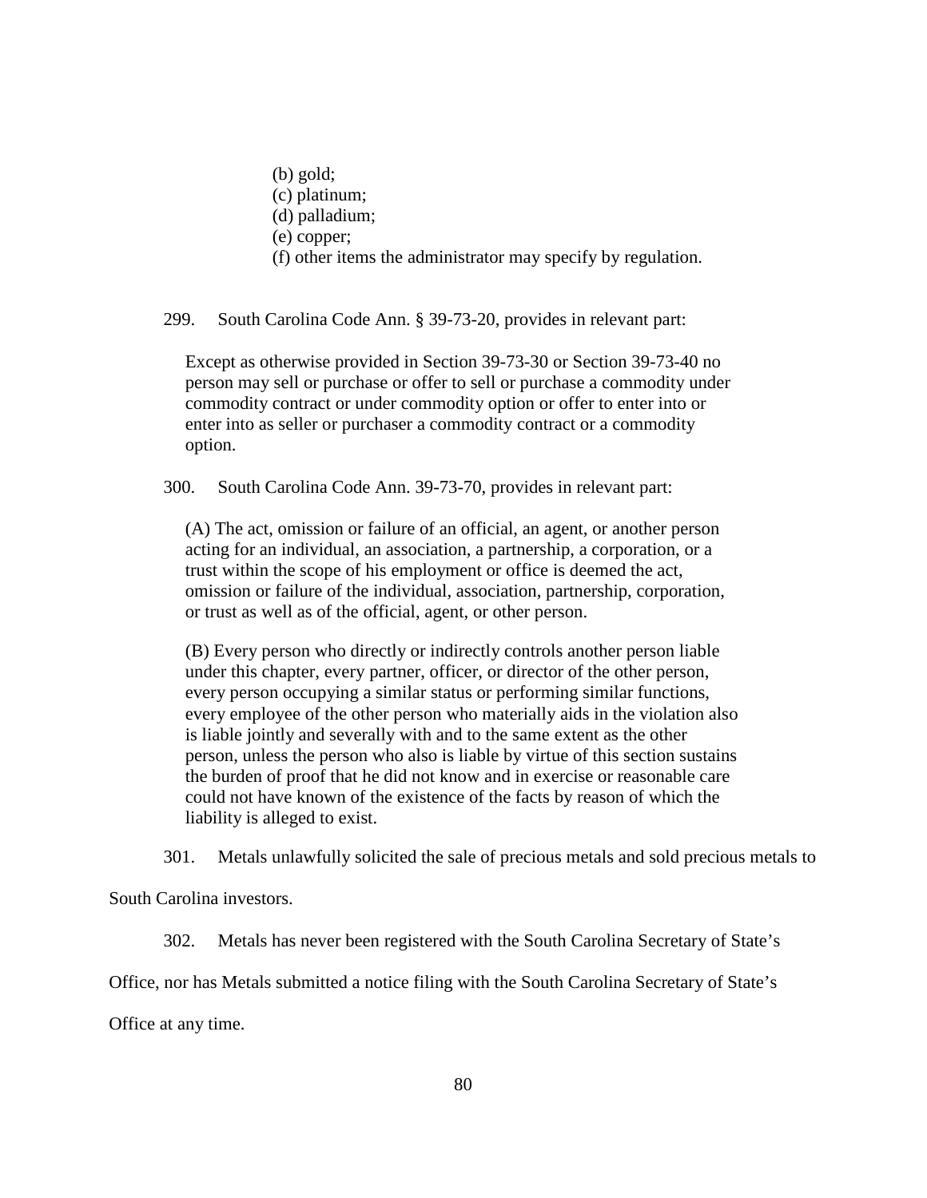> (b) gold;
> (c) platinum;
> (d) palladium;
> (e) copper;
> (f) other items the administrator may specify by regulation.

299. South Carolina Code Ann. § 39-73-20, provides in relevant part:

> Except as otherwise provided in Section 39-73-30 or Section 39-73-40 no person may sell or purchase or offer to sell or purchase a commodity under commodity contract or under commodity option or offer to enter into or enter into as seller or purchaser a commodity contract or a commodity option.

300. South Carolina Code Ann. 39-73-70, provides in relevant part:

> (A) The act, omission or failure of an official, an agent, or another person acting for an individual, an association, a partnership, a corporation, or a trust within the scope of his employment or office is deemed the act, omission or failure of the individual, association, partnership, corporation, or trust as well as of the official, agent, or other person.
>
> (B) Every person who directly or indirectly controls another person liable under this chapter, every partner, officer, or director of the other person, every person occupying a similar status or performing similar functions, every employee of the other person who materially aids in the violation also is liable jointly and severally with and to the same extent as the other person, unless the person who also is liable by virtue of this section sustains the burden of proof that he did not know and in exercise or reasonable care could not have known of the existence of the facts by reason of which the liability is alleged to exist.

301. Metals unlawfully solicited the sale of precious metals and sold precious metals to South Carolina investors.

302. Metals has never been registered with the South Carolina Secretary of State's Office, nor has Metals submitted a notice filing with the South Carolina Secretary of State's Office at any time.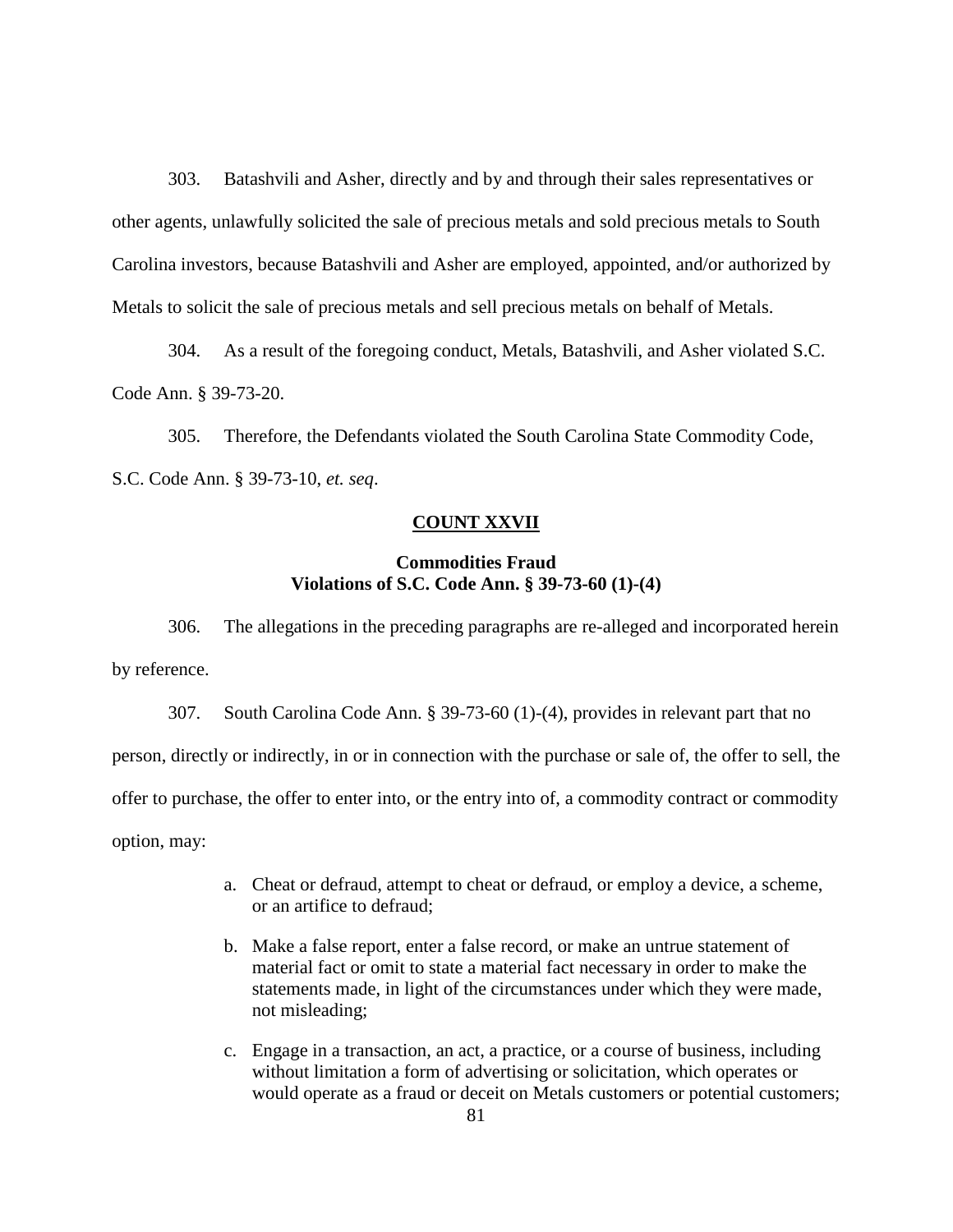303. Batashvili and Asher, directly and by and through their sales representatives or other agents, unlawfully solicited the sale of precious metals and sold precious metals to South Carolina investors, because Batashvili and Asher are employed, appointed, and/or authorized by Metals to solicit the sale of precious metals and sell precious metals on behalf of Metals.

304. As a result of the foregoing conduct, Metals, Batashvili, and Asher violated S.C. Code Ann. § 39-73-20.

305. Therefore, the Defendants violated the South Carolina State Commodity Code, S.C. Code Ann. § 39-73-10, *et. seq*.

## COUNT XXVII

### Commodities Fraud
### Violations of S.C. Code Ann. § 39-73-60 (1)-(4)

306. The allegations in the preceding paragraphs are re-alleged and incorporated herein by reference.

307. South Carolina Code Ann. § 39-73-60 (1)-(4), provides in relevant part that no person, directly or indirectly, in or in connection with the purchase or sale of, the offer to sell, the offer to purchase, the offer to enter into, or the entry into of, a commodity contract or commodity option, may:

a. Cheat or defraud, attempt to cheat or defraud, or employ a device, a scheme, or an artifice to defraud;

b. Make a false report, enter a false record, or make an untrue statement of material fact or omit to state a material fact necessary in order to make the statements made, in light of the circumstances under which they were made, not misleading;

c. Engage in a transaction, an act, a practice, or a course of business, including without limitation a form of advertising or solicitation, which operates or would operate as a fraud or deceit on Metals customers or potential customers;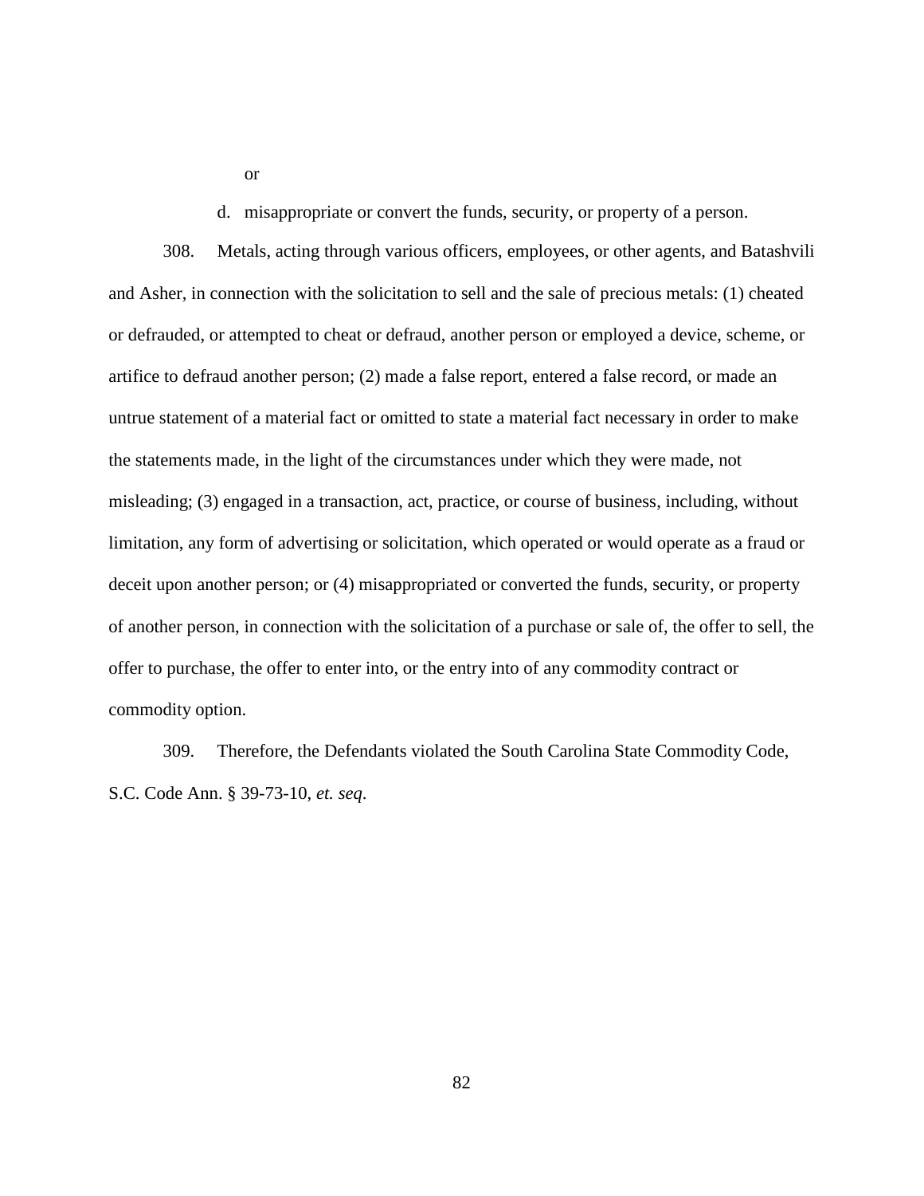or

d. misappropriate or convert the funds, security, or property of a person.

308. Metals, acting through various officers, employees, or other agents, and Batashvili and Asher, in connection with the solicitation to sell and the sale of precious metals: (1) cheated or defrauded, or attempted to cheat or defraud, another person or employed a device, scheme, or artifice to defraud another person; (2) made a false report, entered a false record, or made an untrue statement of a material fact or omitted to state a material fact necessary in order to make the statements made, in the light of the circumstances under which they were made, not misleading; (3) engaged in a transaction, act, practice, or course of business, including, without limitation, any form of advertising or solicitation, which operated or would operate as a fraud or deceit upon another person; or (4) misappropriated or converted the funds, security, or property of another person, in connection with the solicitation of a purchase or sale of, the offer to sell, the offer to purchase, the offer to enter into, or the entry into of any commodity contract or commodity option.

309. Therefore, the Defendants violated the South Carolina State Commodity Code, S.C. Code Ann. § 39-73-10, *et. seq*.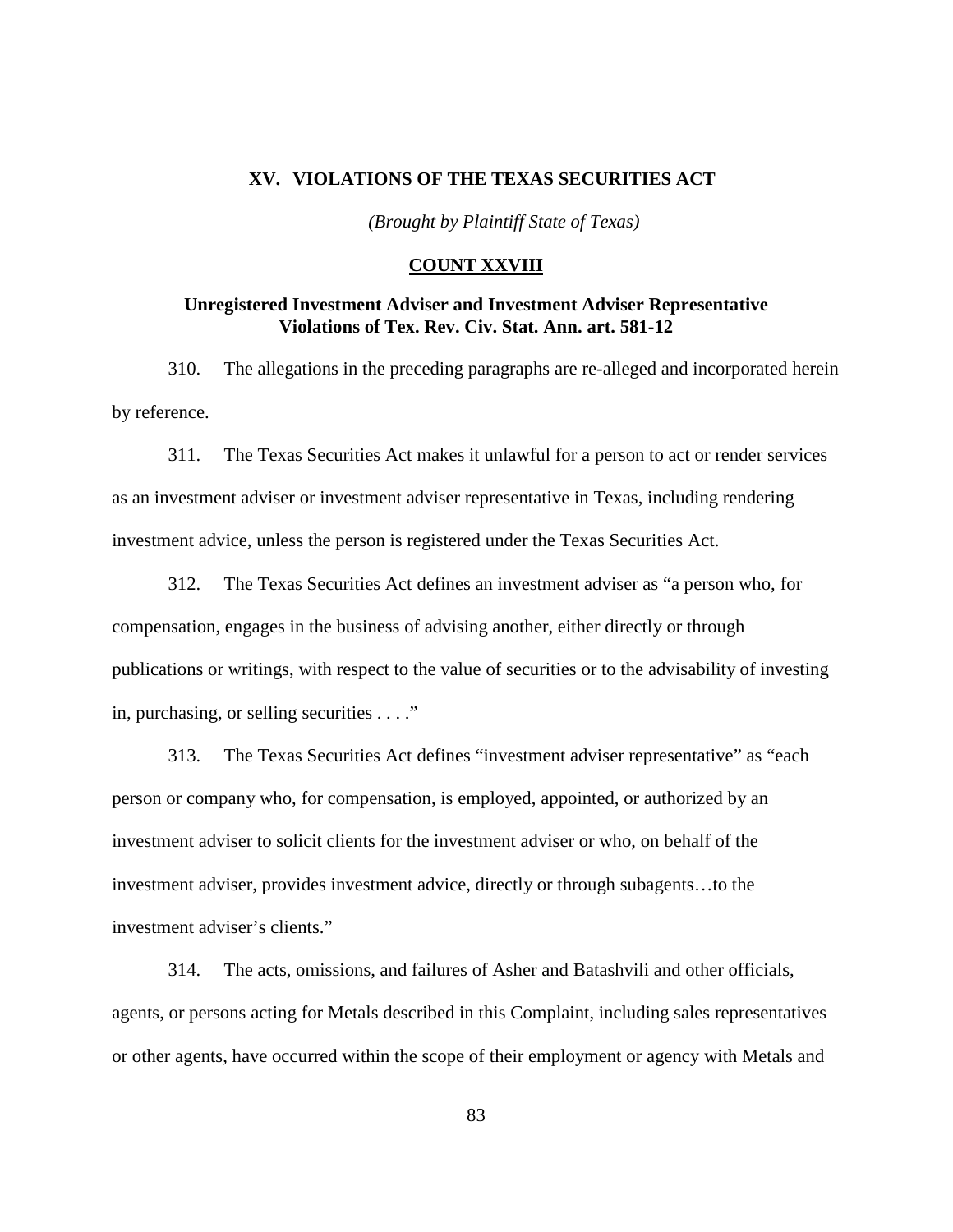## XV. VIOLATIONS OF THE TEXAS SECURITIES ACT

*(Brought by Plaintiff State of Texas)*

### COUNT XXVIII

### Unregistered Investment Adviser and Investment Adviser Representative Violations of Tex. Rev. Civ. Stat. Ann. art. 581-12

310. The allegations in the preceding paragraphs are re-alleged and incorporated herein by reference.

311. The Texas Securities Act makes it unlawful for a person to act or render services as an investment adviser or investment adviser representative in Texas, including rendering investment advice, unless the person is registered under the Texas Securities Act.

312. The Texas Securities Act defines an investment adviser as "a person who, for compensation, engages in the business of advising another, either directly or through publications or writings, with respect to the value of securities or to the advisability of investing in, purchasing, or selling securities . . . ."

313. The Texas Securities Act defines "investment adviser representative" as "each person or company who, for compensation, is employed, appointed, or authorized by an investment adviser to solicit clients for the investment adviser or who, on behalf of the investment adviser, provides investment advice, directly or through subagents…to the investment adviser's clients."

314. The acts, omissions, and failures of Asher and Batashvili and other officials, agents, or persons acting for Metals described in this Complaint, including sales representatives or other agents, have occurred within the scope of their employment or agency with Metals and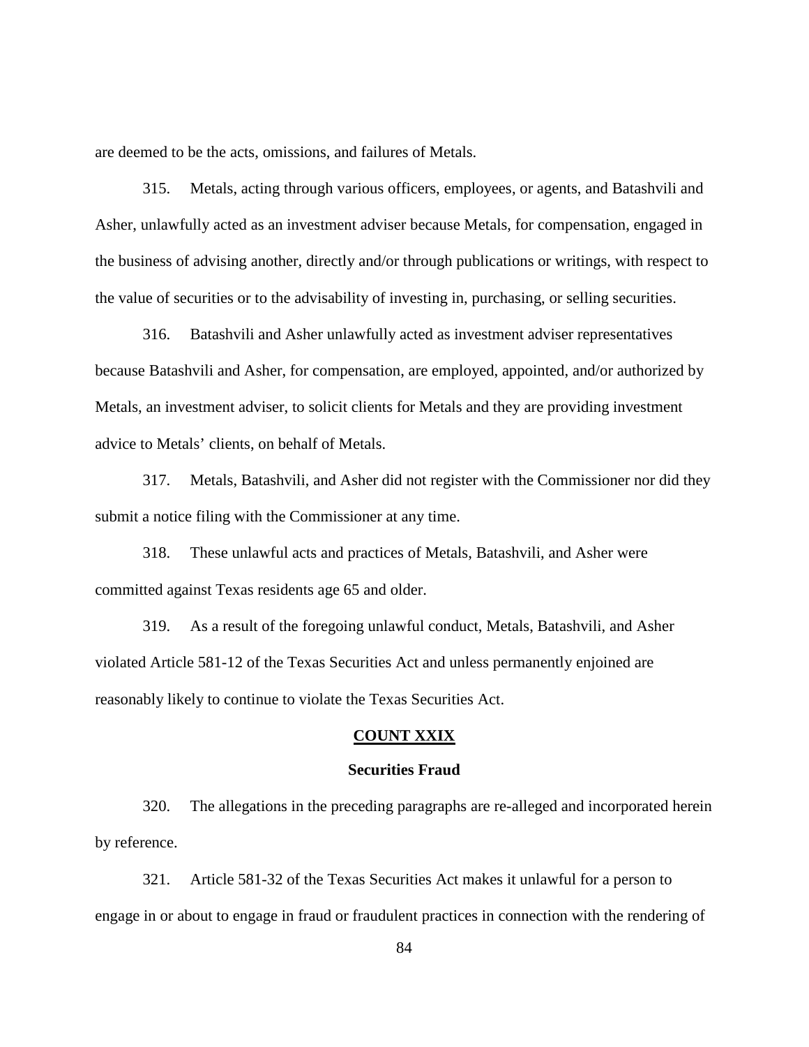are deemed to be the acts, omissions, and failures of Metals.

315. Metals, acting through various officers, employees, or agents, and Batashvili and Asher, unlawfully acted as an investment adviser because Metals, for compensation, engaged in the business of advising another, directly and/or through publications or writings, with respect to the value of securities or to the advisability of investing in, purchasing, or selling securities.

316. Batashvili and Asher unlawfully acted as investment adviser representatives because Batashvili and Asher, for compensation, are employed, appointed, and/or authorized by Metals, an investment adviser, to solicit clients for Metals and they are providing investment advice to Metals' clients, on behalf of Metals.

317. Metals, Batashvili, and Asher did not register with the Commissioner nor did they submit a notice filing with the Commissioner at any time.

318. These unlawful acts and practices of Metals, Batashvili, and Asher were committed against Texas residents age 65 and older.

319. As a result of the foregoing unlawful conduct, Metals, Batashvili, and Asher violated Article 581-12 of the Texas Securities Act and unless permanently enjoined are reasonably likely to continue to violate the Texas Securities Act.

## COUNT XXIX

### Securities Fraud

320. The allegations in the preceding paragraphs are re-alleged and incorporated herein by reference.

321. Article 581-32 of the Texas Securities Act makes it unlawful for a person to engage in or about to engage in fraud or fraudulent practices in connection with the rendering of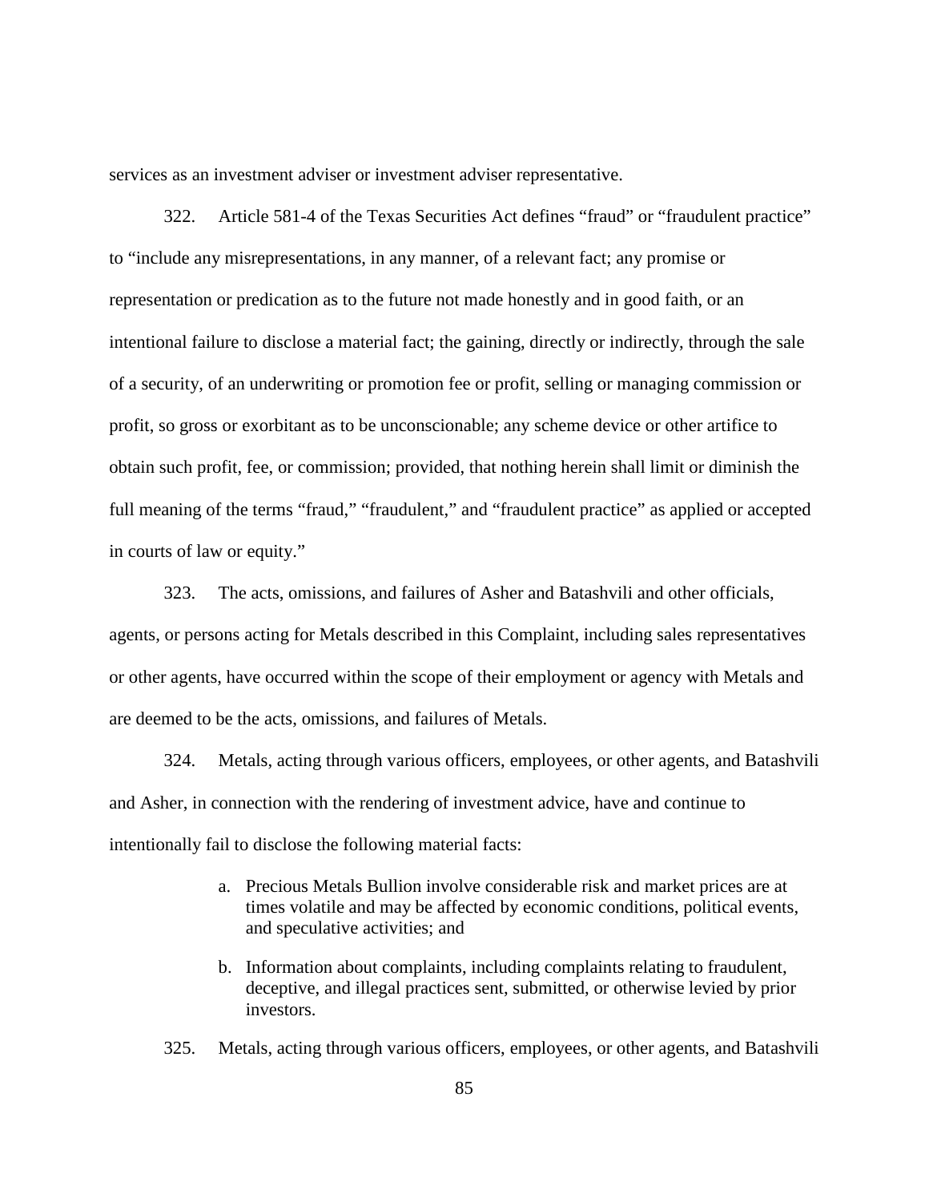services as an investment adviser or investment adviser representative.

322. Article 581-4 of the Texas Securities Act defines "fraud" or "fraudulent practice" to "include any misrepresentations, in any manner, of a relevant fact; any promise or representation or predication as to the future not made honestly and in good faith, or an intentional failure to disclose a material fact; the gaining, directly or indirectly, through the sale of a security, of an underwriting or promotion fee or profit, selling or managing commission or profit, so gross or exorbitant as to be unconscionable; any scheme device or other artifice to obtain such profit, fee, or commission; provided, that nothing herein shall limit or diminish the full meaning of the terms "fraud," "fraudulent," and "fraudulent practice" as applied or accepted in courts of law or equity."

323. The acts, omissions, and failures of Asher and Batashvili and other officials, agents, or persons acting for Metals described in this Complaint, including sales representatives or other agents, have occurred within the scope of their employment or agency with Metals and are deemed to be the acts, omissions, and failures of Metals.

324. Metals, acting through various officers, employees, or other agents, and Batashvili and Asher, in connection with the rendering of investment advice, have and continue to intentionally fail to disclose the following material facts:

a. Precious Metals Bullion involve considerable risk and market prices are at times volatile and may be affected by economic conditions, political events, and speculative activities; and

b. Information about complaints, including complaints relating to fraudulent, deceptive, and illegal practices sent, submitted, or otherwise levied by prior investors.

325. Metals, acting through various officers, employees, or other agents, and Batashvili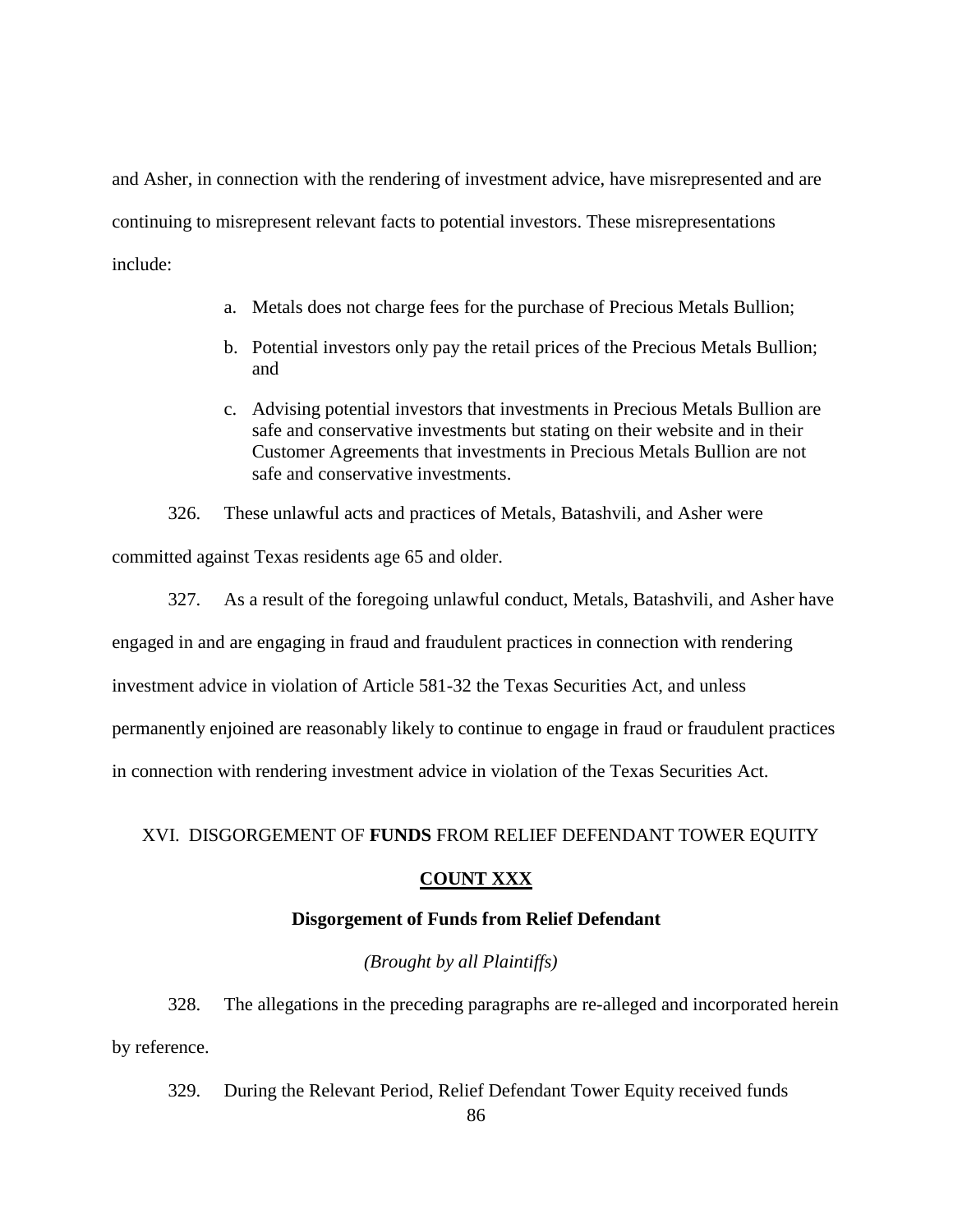and Asher, in connection with the rendering of investment advice, have misrepresented and are continuing to misrepresent relevant facts to potential investors. These misrepresentations include:

a. Metals does not charge fees for the purchase of Precious Metals Bullion;

b. Potential investors only pay the retail prices of the Precious Metals Bullion; and

c. Advising potential investors that investments in Precious Metals Bullion are safe and conservative investments but stating on their website and in their Customer Agreements that investments in Precious Metals Bullion are not safe and conservative investments.

326. These unlawful acts and practices of Metals, Batashvili, and Asher were committed against Texas residents age 65 and older.

327. As a result of the foregoing unlawful conduct, Metals, Batashvili, and Asher have engaged in and are engaging in fraud and fraudulent practices in connection with rendering investment advice in violation of Article 581-32 the Texas Securities Act, and unless permanently enjoined are reasonably likely to continue to engage in fraud or fraudulent practices in connection with rendering investment advice in violation of the Texas Securities Act.

## XVI. DISGORGEMENT OF **FUNDS** FROM RELIEF DEFENDANT TOWER EQUITY

### <u>COUNT XXX</u>

### Disgorgement of Funds from Relief Defendant

*(Brought by all Plaintiffs)*

328. The allegations in the preceding paragraphs are re-alleged and incorporated herein by reference.

329. During the Relevant Period, Relief Defendant Tower Equity received funds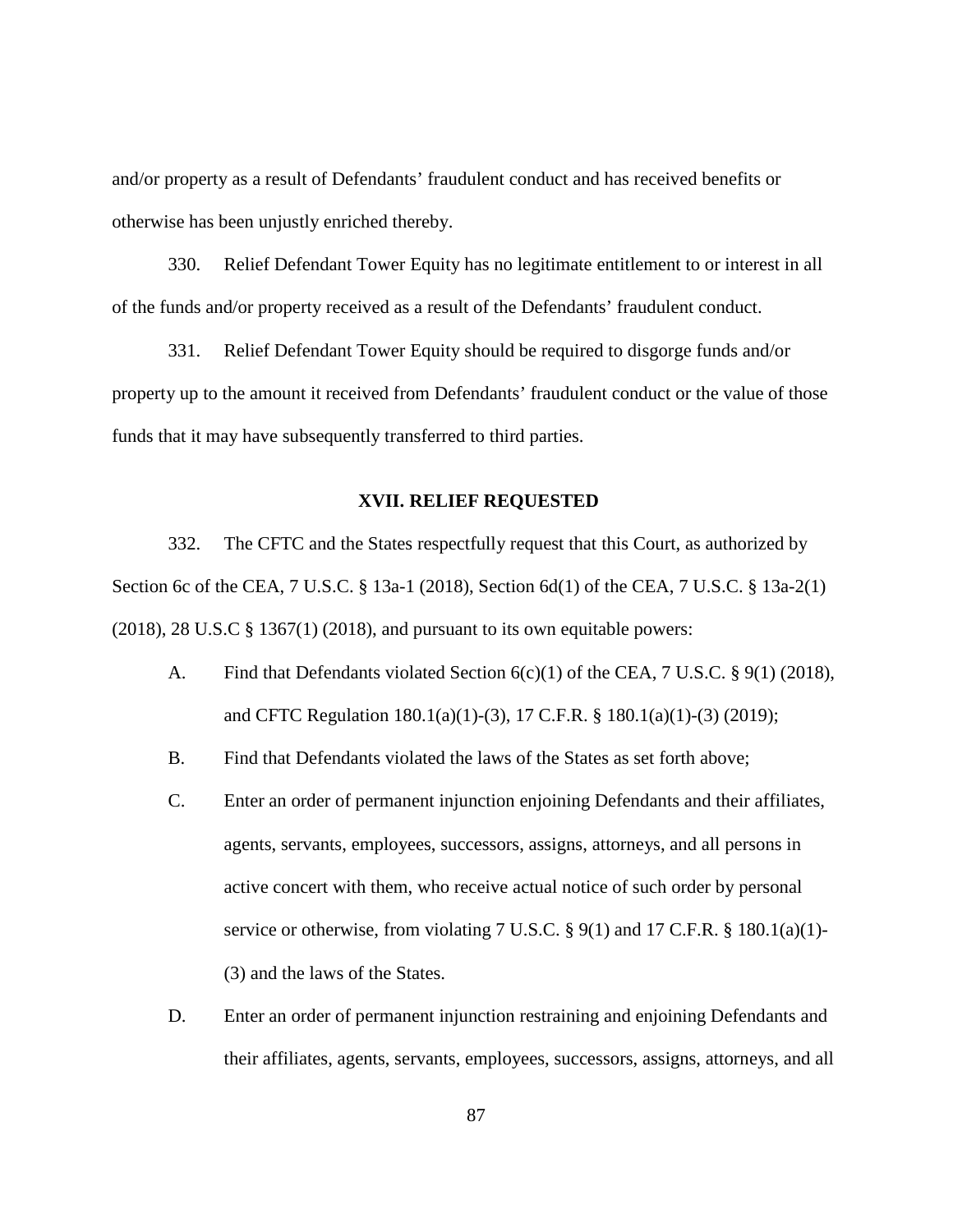and/or property as a result of Defendants' fraudulent conduct and has received benefits or otherwise has been unjustly enriched thereby.

330. Relief Defendant Tower Equity has no legitimate entitlement to or interest in all of the funds and/or property received as a result of the Defendants' fraudulent conduct.

331. Relief Defendant Tower Equity should be required to disgorge funds and/or property up to the amount it received from Defendants' fraudulent conduct or the value of those funds that it may have subsequently transferred to third parties.

## XVII. RELIEF REQUESTED

332. The CFTC and the States respectfully request that this Court, as authorized by Section 6c of the CEA, 7 U.S.C. § 13a-1 (2018), Section 6d(1) of the CEA, 7 U.S.C. § 13a-2(1) (2018), 28 U.S.C § 1367(1) (2018), and pursuant to its own equitable powers:

A. Find that Defendants violated Section 6(c)(1) of the CEA, 7 U.S.C. § 9(1) (2018), and CFTC Regulation 180.1(a)(1)-(3), 17 C.F.R. § 180.1(a)(1)-(3) (2019);

B. Find that Defendants violated the laws of the States as set forth above;

C. Enter an order of permanent injunction enjoining Defendants and their affiliates, agents, servants, employees, successors, assigns, attorneys, and all persons in active concert with them, who receive actual notice of such order by personal service or otherwise, from violating 7 U.S.C. § 9(1) and 17 C.F.R. § 180.1(a)(1)-(3) and the laws of the States.

D. Enter an order of permanent injunction restraining and enjoining Defendants and their affiliates, agents, servants, employees, successors, assigns, attorneys, and all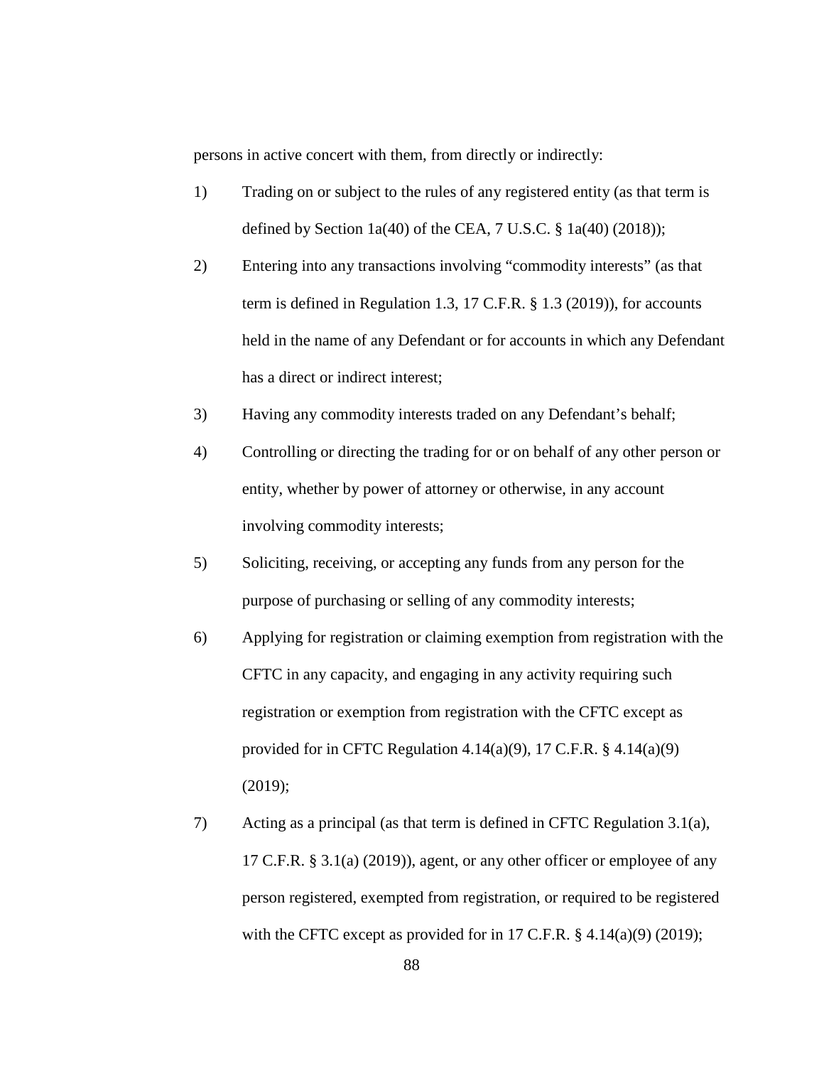persons in active concert with them, from directly or indirectly:

1) Trading on or subject to the rules of any registered entity (as that term is defined by Section 1a(40) of the CEA, 7 U.S.C. § 1a(40) (2018));

2) Entering into any transactions involving "commodity interests" (as that term is defined in Regulation 1.3, 17 C.F.R. § 1.3 (2019)), for accounts held in the name of any Defendant or for accounts in which any Defendant has a direct or indirect interest;

3) Having any commodity interests traded on any Defendant's behalf;

4) Controlling or directing the trading for or on behalf of any other person or entity, whether by power of attorney or otherwise, in any account involving commodity interests;

5) Soliciting, receiving, or accepting any funds from any person for the purpose of purchasing or selling of any commodity interests;

6) Applying for registration or claiming exemption from registration with the CFTC in any capacity, and engaging in any activity requiring such registration or exemption from registration with the CFTC except as provided for in CFTC Regulation 4.14(a)(9), 17 C.F.R. § 4.14(a)(9) (2019);

7) Acting as a principal (as that term is defined in CFTC Regulation 3.1(a), 17 C.F.R. § 3.1(a) (2019)), agent, or any other officer or employee of any person registered, exempted from registration, or required to be registered with the CFTC except as provided for in 17 C.F.R. § 4.14(a)(9) (2019);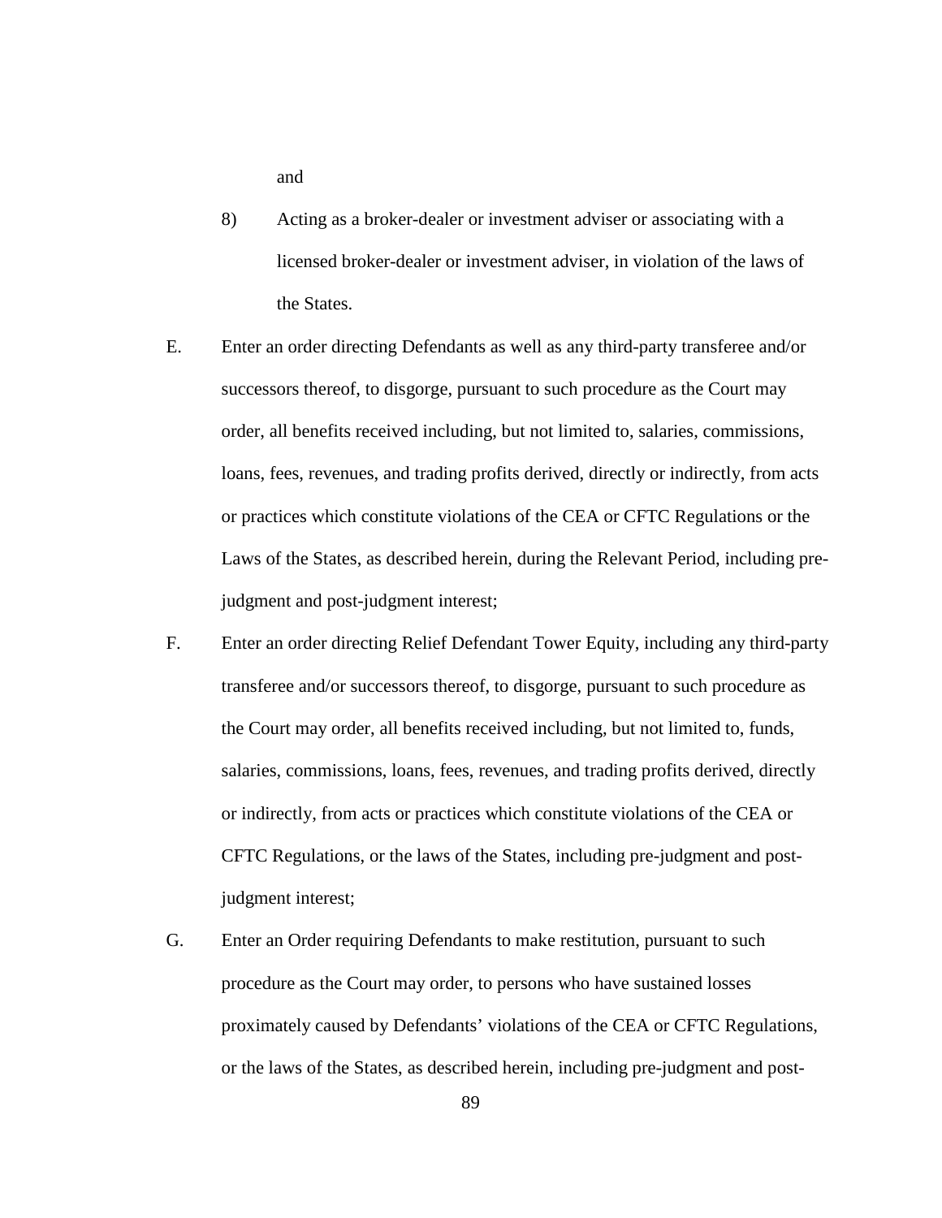and

8) Acting as a broker-dealer or investment adviser or associating with a licensed broker-dealer or investment adviser, in violation of the laws of the States.

E. Enter an order directing Defendants as well as any third-party transferee and/or successors thereof, to disgorge, pursuant to such procedure as the Court may order, all benefits received including, but not limited to, salaries, commissions, loans, fees, revenues, and trading profits derived, directly or indirectly, from acts or practices which constitute violations of the CEA or CFTC Regulations or the Laws of the States, as described herein, during the Relevant Period, including pre-judgment and post-judgment interest;

F. Enter an order directing Relief Defendant Tower Equity, including any third-party transferee and/or successors thereof, to disgorge, pursuant to such procedure as the Court may order, all benefits received including, but not limited to, funds, salaries, commissions, loans, fees, revenues, and trading profits derived, directly or indirectly, from acts or practices which constitute violations of the CEA or CFTC Regulations, or the laws of the States, including pre-judgment and post-judgment interest;

G. Enter an Order requiring Defendants to make restitution, pursuant to such procedure as the Court may order, to persons who have sustained losses proximately caused by Defendants' violations of the CEA or CFTC Regulations, or the laws of the States, as described herein, including pre-judgment and post-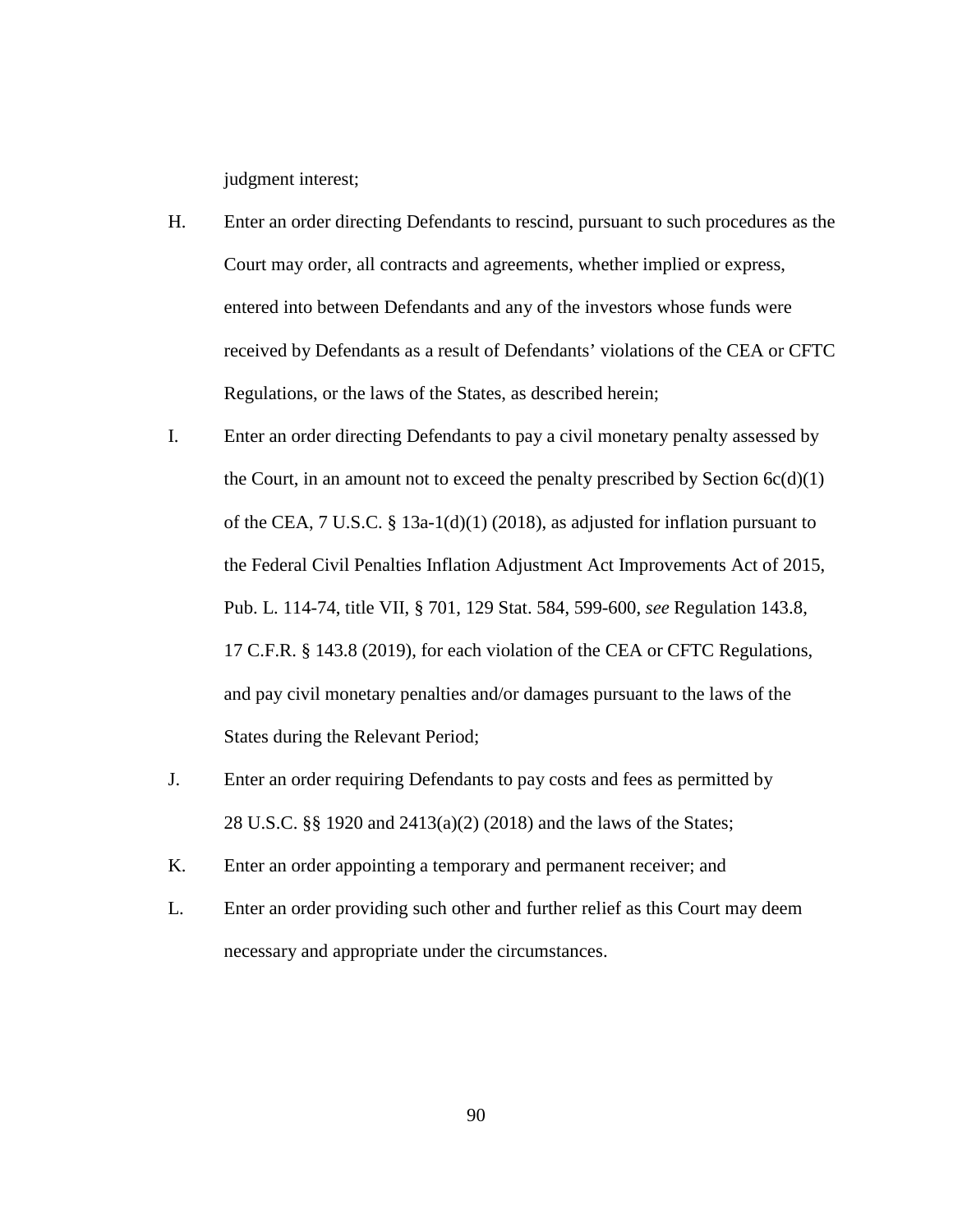judgment interest;

H. Enter an order directing Defendants to rescind, pursuant to such procedures as the Court may order, all contracts and agreements, whether implied or express, entered into between Defendants and any of the investors whose funds were received by Defendants as a result of Defendants' violations of the CEA or CFTC Regulations, or the laws of the States, as described herein;

I. Enter an order directing Defendants to pay a civil monetary penalty assessed by the Court, in an amount not to exceed the penalty prescribed by Section 6c(d)(1) of the CEA, 7 U.S.C. § 13a-1(d)(1) (2018), as adjusted for inflation pursuant to the Federal Civil Penalties Inflation Adjustment Act Improvements Act of 2015, Pub. L. 114-74, title VII, § 701, 129 Stat. 584, 599-600, *see* Regulation 143.8, 17 C.F.R. § 143.8 (2019), for each violation of the CEA or CFTC Regulations, and pay civil monetary penalties and/or damages pursuant to the laws of the States during the Relevant Period;

J. Enter an order requiring Defendants to pay costs and fees as permitted by 28 U.S.C. §§ 1920 and 2413(a)(2) (2018) and the laws of the States;

K. Enter an order appointing a temporary and permanent receiver; and

L. Enter an order providing such other and further relief as this Court may deem necessary and appropriate under the circumstances.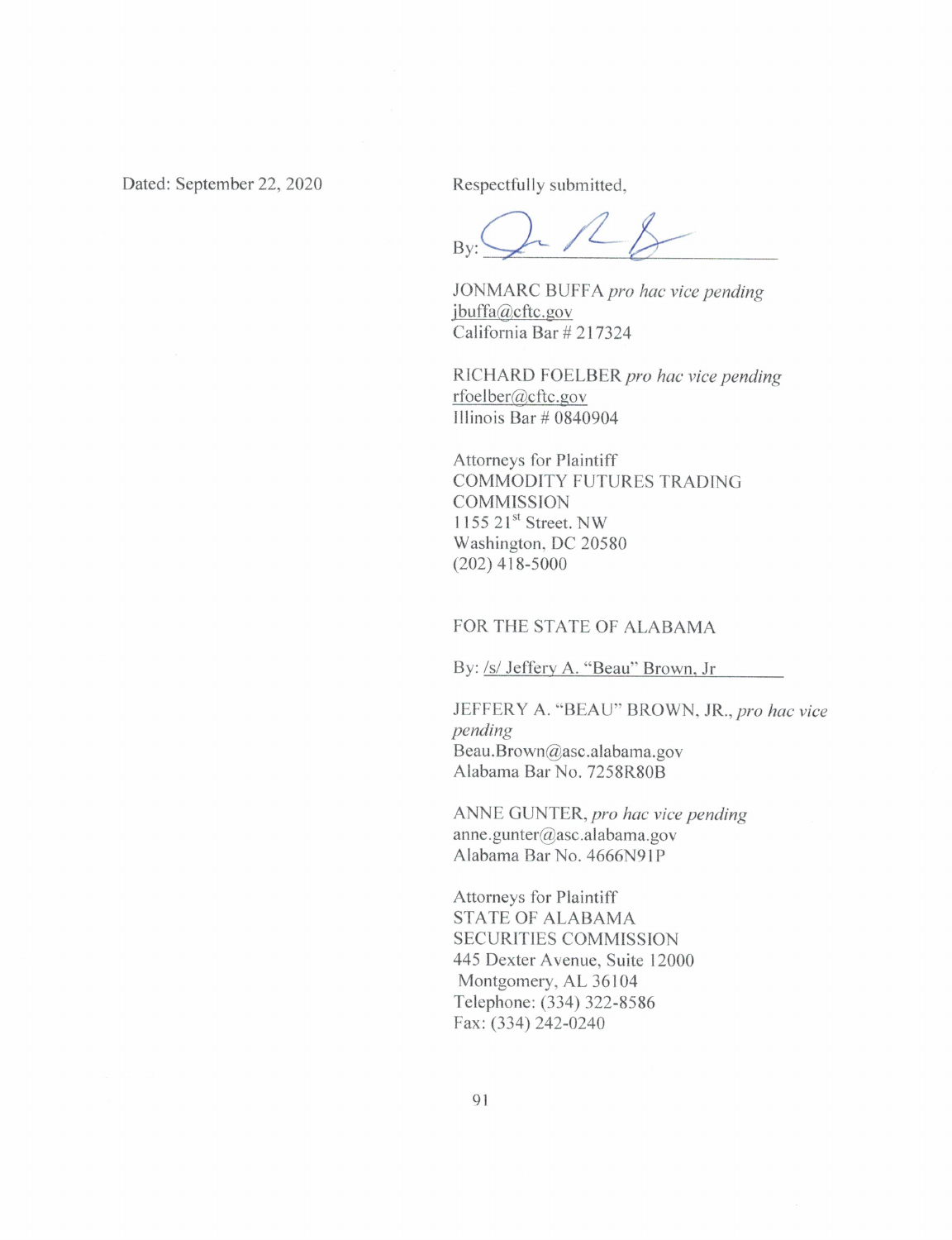Dated: September 22, 2020

Respectfully submitted,

By: ______________________________

JONMARC BUFFA *pro hac vice pending*
jbuffa@cftc.gov
California Bar # 217324

RICHARD FOELBER *pro hac vice pending*
rfoelber@cftc.gov
Illinois Bar # 0840904

Attorneys for Plaintiff
COMMODITY FUTURES TRADING COMMISSION
1155 21st Street. NW
Washington, DC 20580
(202) 418-5000

FOR THE STATE OF ALABAMA

By: /s/ Jeffery A. "Beau" Brown, Jr

JEFFERY A. "BEAU" BROWN, JR., *pro hac vice pending*
Beau.Brown@asc.alabama.gov
Alabama Bar No. 7258R80B

ANNE GUNTER, *pro hac vice pending*
anne.gunter@asc.alabama.gov
Alabama Bar No. 4666N91P

Attorneys for Plaintiff
STATE OF ALABAMA
SECURITIES COMMISSION
445 Dexter Avenue, Suite 12000
Montgomery, AL 36104
Telephone: (334) 322-8586
Fax: (334) 242-0240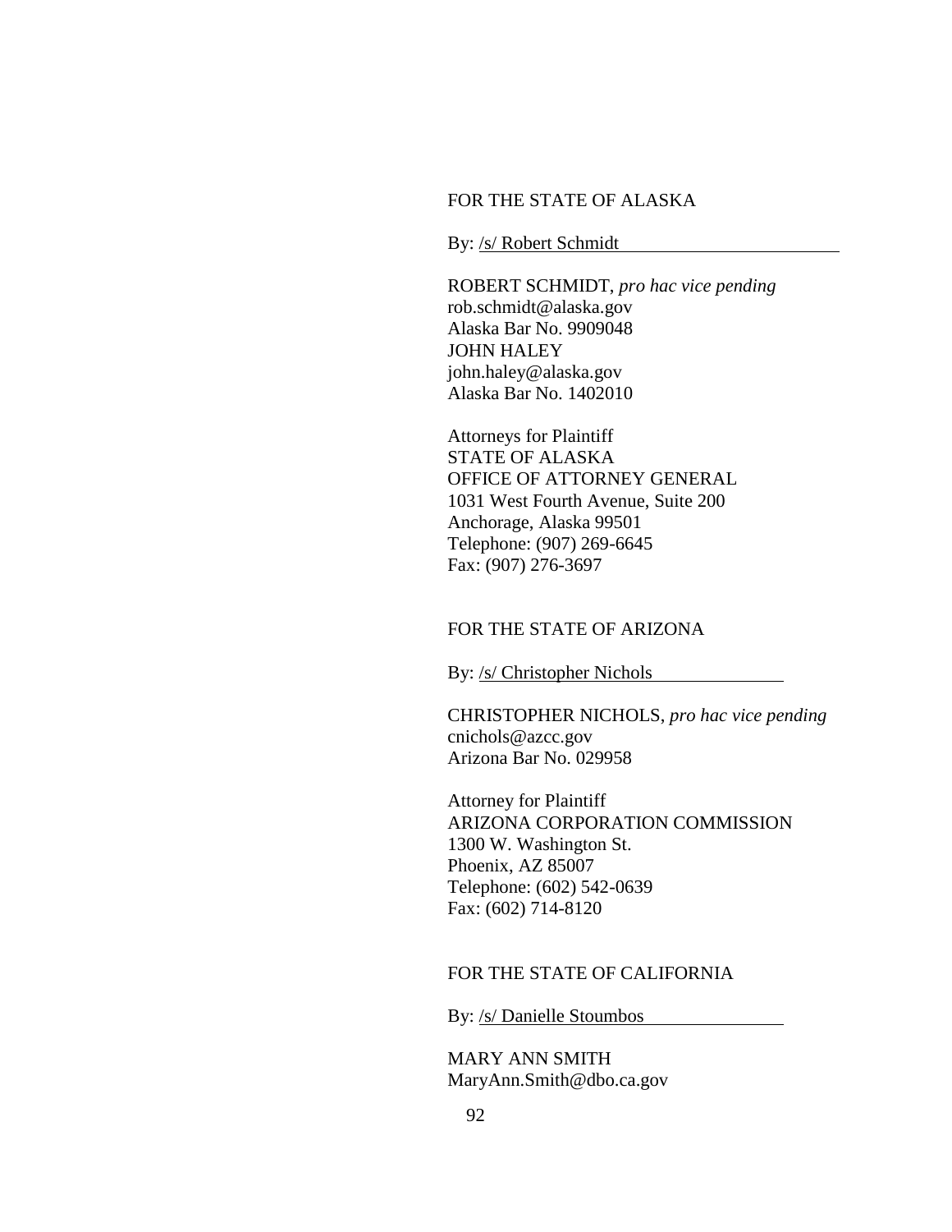FOR THE STATE OF ALASKA

By: /s/ Robert Schmidt

ROBERT SCHMIDT, *pro hac vice pending*
rob.schmidt@alaska.gov
Alaska Bar No. 9909048
JOHN HALEY
john.haley@alaska.gov
Alaska Bar No. 1402010

Attorneys for Plaintiff
STATE OF ALASKA
OFFICE OF ATTORNEY GENERAL
1031 West Fourth Avenue, Suite 200
Anchorage, Alaska 99501
Telephone: (907) 269-6645
Fax: (907) 276-3697

FOR THE STATE OF ARIZONA

By: /s/ Christopher Nichols

CHRISTOPHER NICHOLS, *pro hac vice pending*
cnichols@azcc.gov
Arizona Bar No. 029958

Attorney for Plaintiff
ARIZONA CORPORATION COMMISSION
1300 W. Washington St.
Phoenix, AZ 85007
Telephone: (602) 542-0639
Fax: (602) 714-8120

FOR THE STATE OF CALIFORNIA

By: /s/ Danielle Stoumbos

MARY ANN SMITH
MaryAnn.Smith@dbo.ca.gov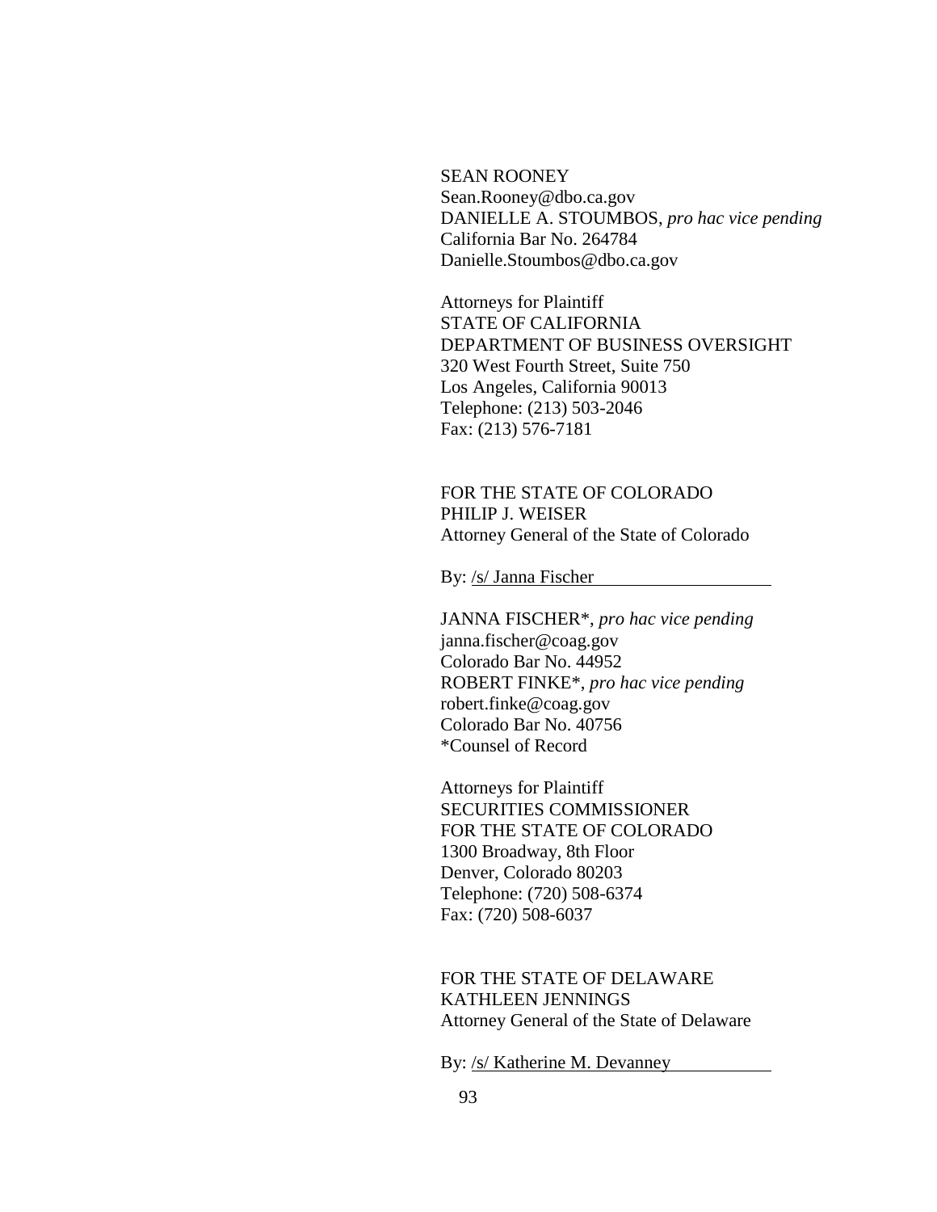SEAN ROONEY
Sean.Rooney@dbo.ca.gov
DANIELLE A. STOUMBOS, *pro hac vice pending*
California Bar No. 264784
Danielle.Stoumbos@dbo.ca.gov

Attorneys for Plaintiff
STATE OF CALIFORNIA
DEPARTMENT OF BUSINESS OVERSIGHT
320 West Fourth Street, Suite 750
Los Angeles, California 90013
Telephone: (213) 503-2046
Fax: (213) 576-7181

FOR THE STATE OF COLORADO
PHILIP J. WEISER
Attorney General of the State of Colorado

By: /s/ Janna Fischer

JANNA FISCHER*, *pro hac vice pending*
janna.fischer@coag.gov
Colorado Bar No. 44952
ROBERT FINKE*, *pro hac vice pending*
robert.finke@coag.gov
Colorado Bar No. 40756
*Counsel of Record

Attorneys for Plaintiff
SECURITIES COMMISSIONER
FOR THE STATE OF COLORADO
1300 Broadway, 8th Floor
Denver, Colorado 80203
Telephone: (720) 508-6374
Fax: (720) 508-6037

FOR THE STATE OF DELAWARE
KATHLEEN JENNINGS
Attorney General of the State of Delaware

By: /s/ Katherine M. Devanney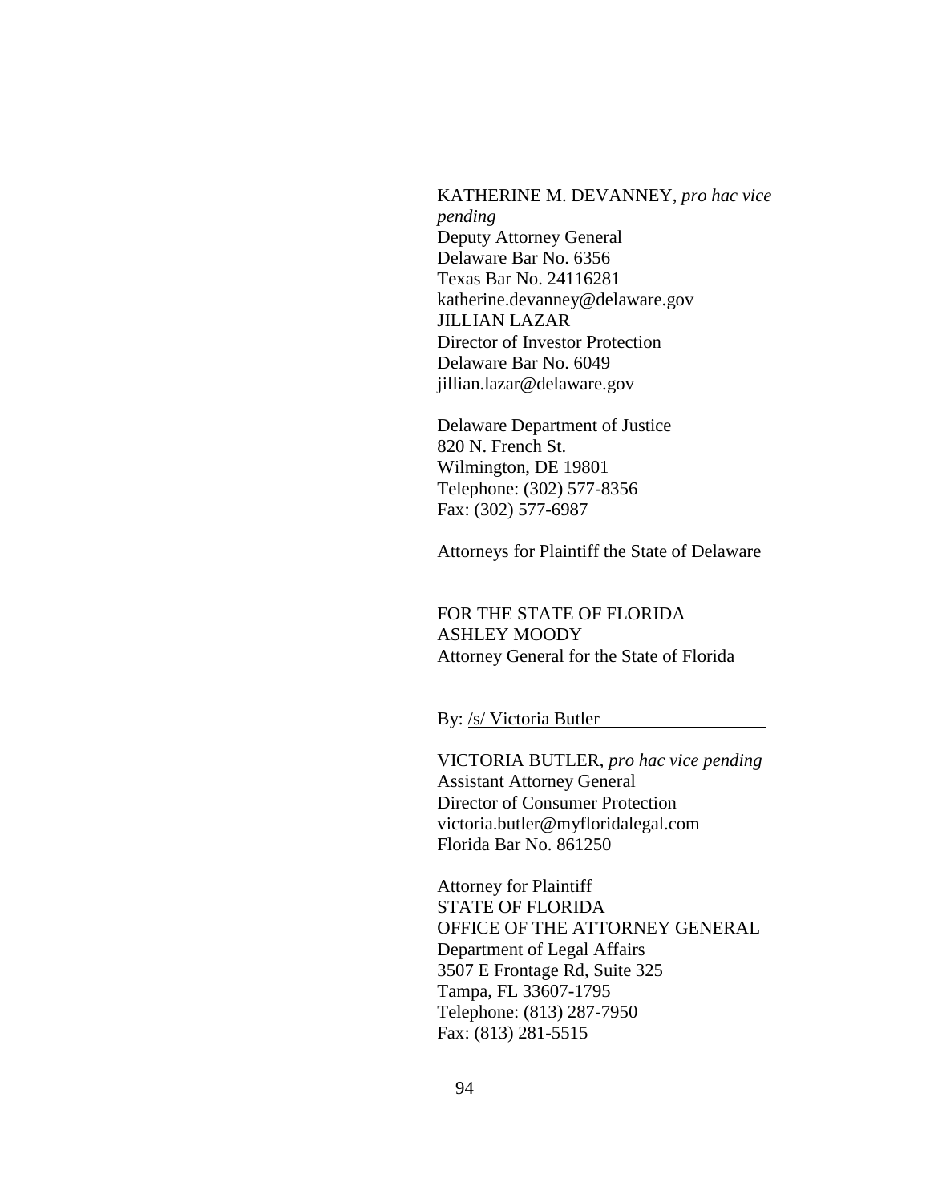KATHERINE M. DEVANNEY, *pro hac vice pending*
Deputy Attorney General
Delaware Bar No. 6356
Texas Bar No. 24116281
katherine.devanney@delaware.gov
JILLIAN LAZAR
Director of Investor Protection
Delaware Bar No. 6049
jillian.lazar@delaware.gov

Delaware Department of Justice
820 N. French St.
Wilmington, DE 19801
Telephone: (302) 577-8356
Fax: (302) 577-6987

Attorneys for Plaintiff the State of Delaware

FOR THE STATE OF FLORIDA
ASHLEY MOODY
Attorney General for the State of Florida

By: /s/ Victoria Butler

VICTORIA BUTLER, *pro hac vice pending*
Assistant Attorney General
Director of Consumer Protection
victoria.butler@myfloridalegal.com
Florida Bar No. 861250

Attorney for Plaintiff
STATE OF FLORIDA
OFFICE OF THE ATTORNEY GENERAL
Department of Legal Affairs
3507 E Frontage Rd, Suite 325
Tampa, FL 33607-1795
Telephone: (813) 287-7950
Fax: (813) 281-5515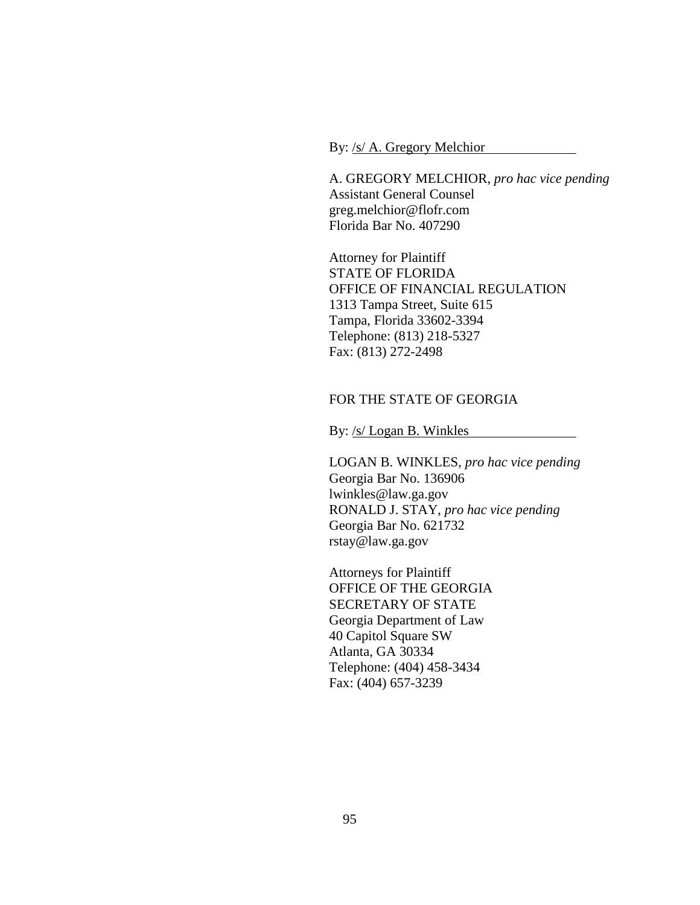By: /s/ A. Gregory Melchior

A. GREGORY MELCHIOR, *pro hac vice pending*
Assistant General Counsel
greg.melchior@flofr.com
Florida Bar No. 407290

Attorney for Plaintiff
STATE OF FLORIDA
OFFICE OF FINANCIAL REGULATION
1313 Tampa Street, Suite 615
Tampa, Florida 33602-3394
Telephone: (813) 218-5327
Fax: (813) 272-2498

FOR THE STATE OF GEORGIA

By: /s/ Logan B. Winkles

LOGAN B. WINKLES, *pro hac vice pending*
Georgia Bar No. 136906
lwinkles@law.ga.gov
RONALD J. STAY, *pro hac vice pending*
Georgia Bar No. 621732
rstay@law.ga.gov

Attorneys for Plaintiff
OFFICE OF THE GEORGIA
SECRETARY OF STATE
Georgia Department of Law
40 Capitol Square SW
Atlanta, GA 30334
Telephone: (404) 458-3434
Fax: (404) 657-3239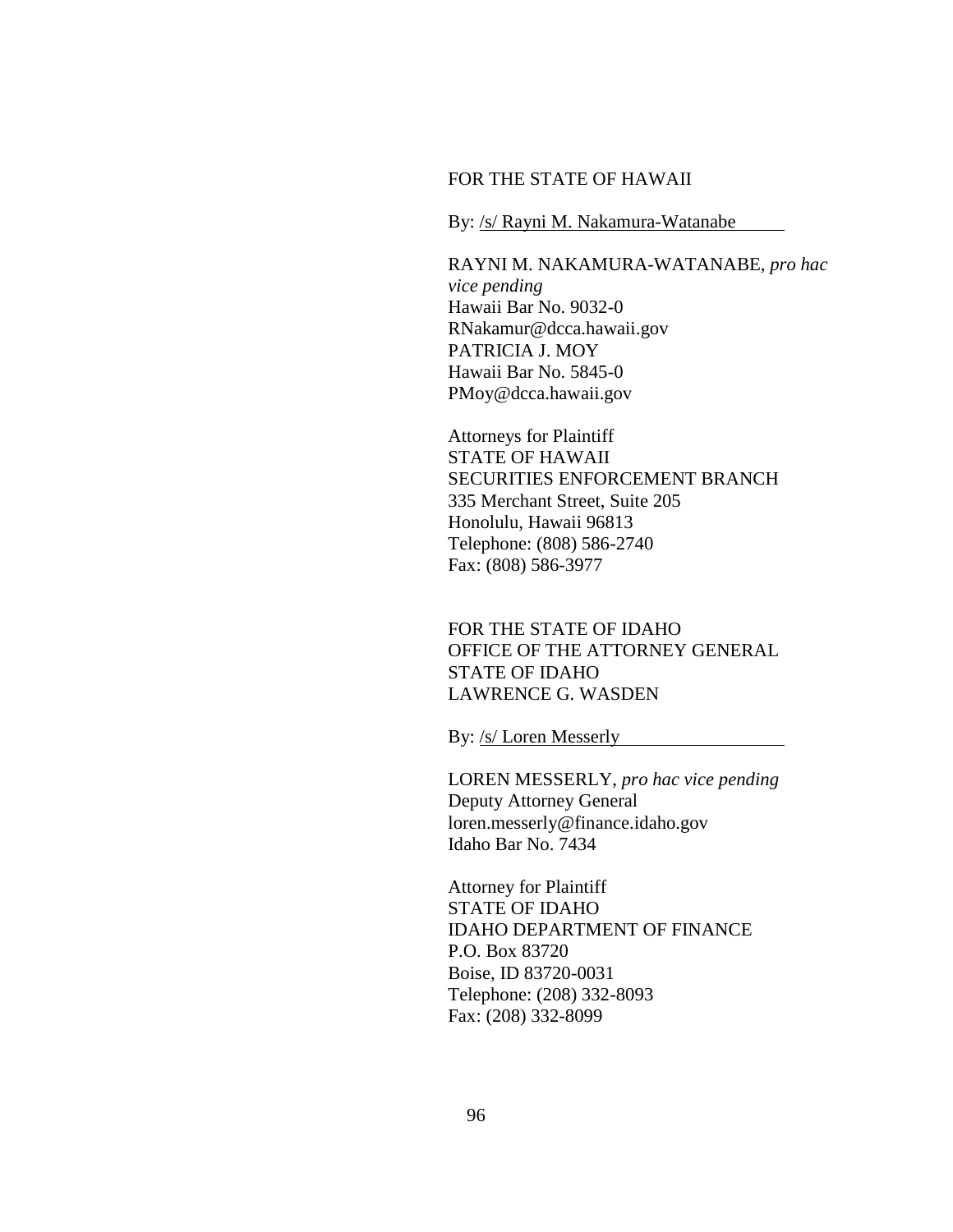FOR THE STATE OF HAWAII

By: /s/ Rayni M. Nakamura-Watanabe

RAYNI M. NAKAMURA-WATANABE, *pro hac vice pending*
Hawaii Bar No. 9032-0
RNakamur@dcca.hawaii.gov
PATRICIA J. MOY
Hawaii Bar No. 5845-0
PMoy@dcca.hawaii.gov

Attorneys for Plaintiff
STATE OF HAWAII
SECURITIES ENFORCEMENT BRANCH
335 Merchant Street, Suite 205
Honolulu, Hawaii 96813
Telephone: (808) 586-2740
Fax: (808) 586-3977

FOR THE STATE OF IDAHO
OFFICE OF THE ATTORNEY GENERAL
STATE OF IDAHO
LAWRENCE G. WASDEN

By: /s/ Loren Messerly

LOREN MESSERLY, *pro hac vice pending*
Deputy Attorney General
loren.messerly@finance.idaho.gov
Idaho Bar No. 7434

Attorney for Plaintiff
STATE OF IDAHO
IDAHO DEPARTMENT OF FINANCE
P.O. Box 83720
Boise, ID 83720-0031
Telephone: (208) 332-8093
Fax: (208) 332-8099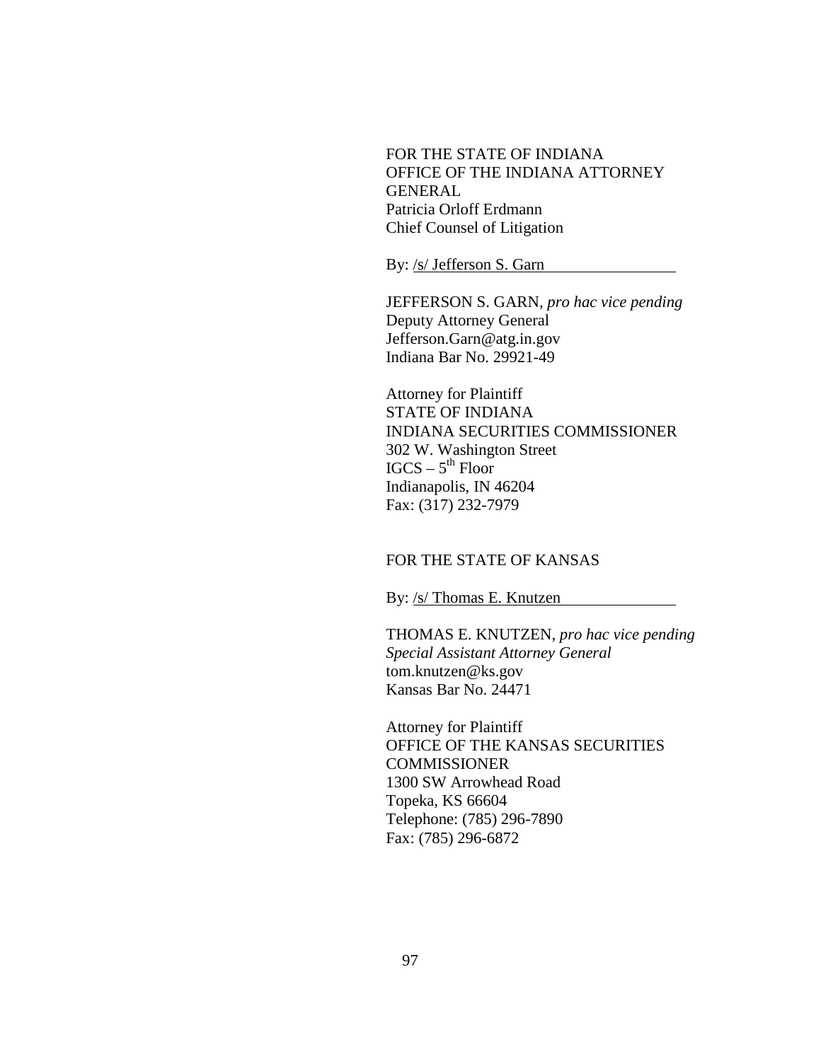FOR THE STATE OF INDIANA
OFFICE OF THE INDIANA ATTORNEY GENERAL
Patricia Orloff Erdmann
Chief Counsel of Litigation

By: /s/ Jefferson S. Garn

JEFFERSON S. GARN, *pro hac vice pending*
Deputy Attorney General
Jefferson.Garn@atg.in.gov
Indiana Bar No. 29921-49

Attorney for Plaintiff
STATE OF INDIANA
INDIANA SECURITIES COMMISSIONER
302 W. Washington Street
IGCS – 5th Floor
Indianapolis, IN 46204
Fax: (317) 232-7979

FOR THE STATE OF KANSAS

By: /s/ Thomas E. Knutzen

THOMAS E. KNUTZEN, *pro hac vice pending*
*Special Assistant Attorney General*
tom.knutzen@ks.gov
Kansas Bar No. 24471

Attorney for Plaintiff
OFFICE OF THE KANSAS SECURITIES COMMISSIONER
1300 SW Arrowhead Road
Topeka, KS 66604
Telephone: (785) 296-7890
Fax: (785) 296-6872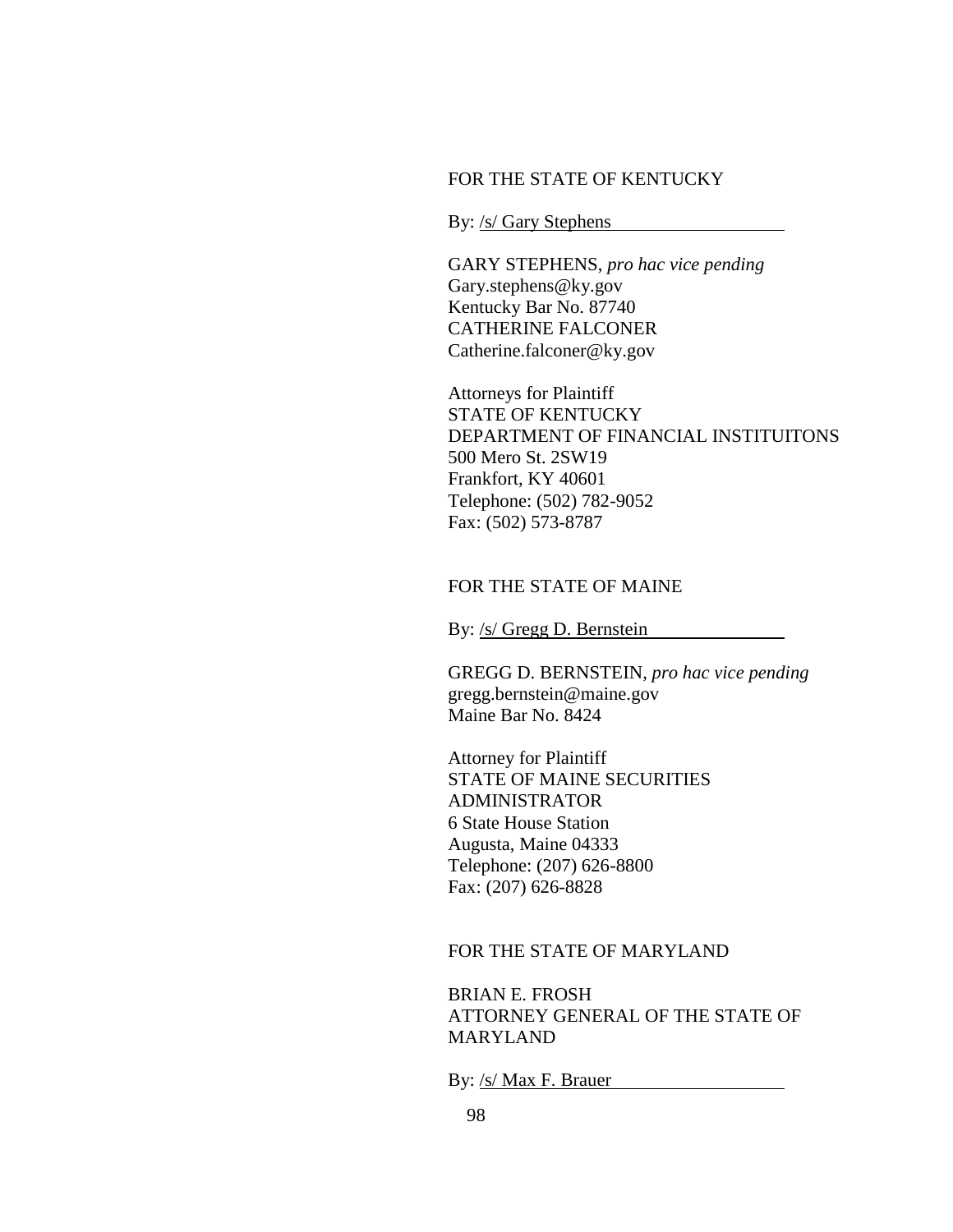FOR THE STATE OF KENTUCKY

By: /s/ Gary Stephens

GARY STEPHENS, *pro hac vice pending*
Gary.stephens@ky.gov
Kentucky Bar No. 87740
CATHERINE FALCONER
Catherine.falconer@ky.gov

Attorneys for Plaintiff
STATE OF KENTUCKY
DEPARTMENT OF FINANCIAL INSTITUITONS
500 Mero St. 2SW19
Frankfort, KY 40601
Telephone: (502) 782-9052
Fax: (502) 573-8787

FOR THE STATE OF MAINE

By: /s/ Gregg D. Bernstein

GREGG D. BERNSTEIN, *pro hac vice pending*
gregg.bernstein@maine.gov
Maine Bar No. 8424

Attorney for Plaintiff
STATE OF MAINE SECURITIES
ADMINISTRATOR
6 State House Station
Augusta, Maine 04333
Telephone: (207) 626-8800
Fax: (207) 626-8828

FOR THE STATE OF MARYLAND

BRIAN E. FROSH
ATTORNEY GENERAL OF THE STATE OF
MARYLAND

By: /s/ Max F. Brauer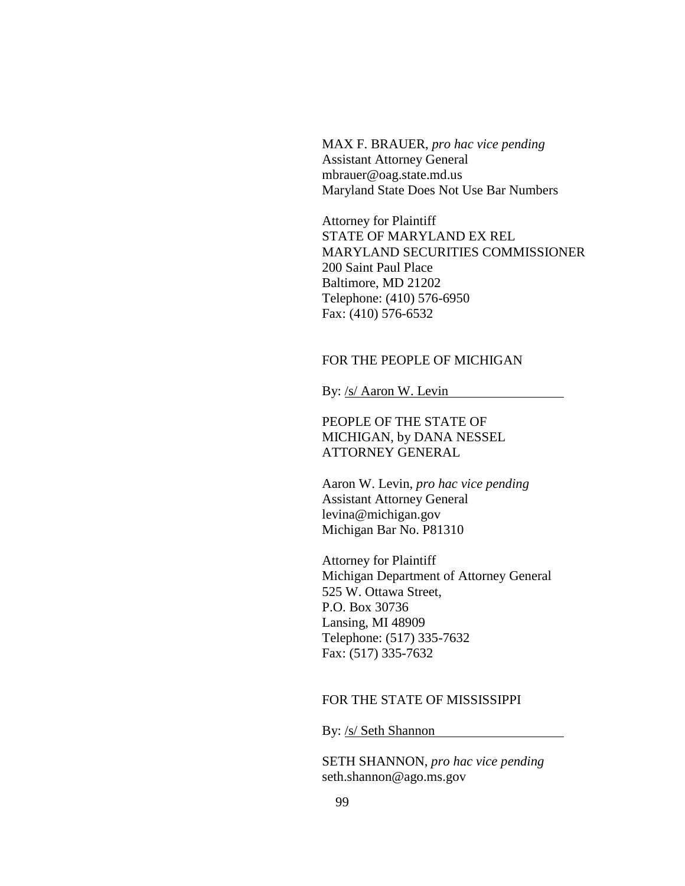MAX F. BRAUER, *pro hac vice pending*
Assistant Attorney General
mbrauer@oag.state.md.us
Maryland State Does Not Use Bar Numbers

Attorney for Plaintiff
STATE OF MARYLAND EX REL
MARYLAND SECURITIES COMMISSIONER
200 Saint Paul Place
Baltimore, MD 21202
Telephone: (410) 576-6950
Fax: (410) 576-6532

FOR THE PEOPLE OF MICHIGAN

By: /s/ Aaron W. Levin

PEOPLE OF THE STATE OF
MICHIGAN, by DANA NESSEL
ATTORNEY GENERAL

Aaron W. Levin, *pro hac vice pending*
Assistant Attorney General
levina@michigan.gov
Michigan Bar No. P81310

Attorney for Plaintiff
Michigan Department of Attorney General
525 W. Ottawa Street,
P.O. Box 30736
Lansing, MI 48909
Telephone: (517) 335-7632
Fax: (517) 335-7632

FOR THE STATE OF MISSISSIPPI

By: /s/ Seth Shannon

SETH SHANNON, *pro hac vice pending*
seth.shannon@ago.ms.gov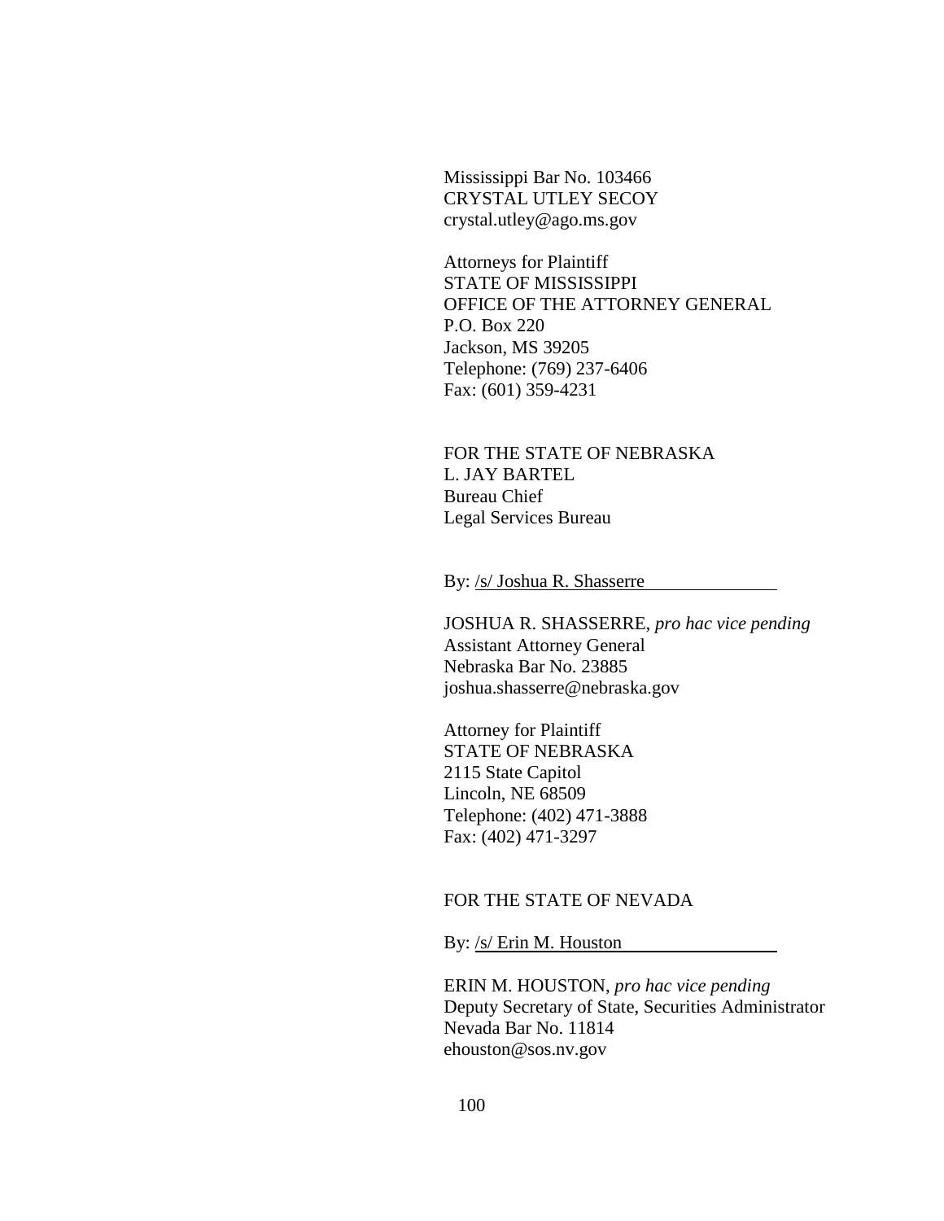Mississippi Bar No. 103466
CRYSTAL UTLEY SECOY
crystal.utley@ago.ms.gov

Attorneys for Plaintiff
STATE OF MISSISSIPPI
OFFICE OF THE ATTORNEY GENERAL
P.O. Box 220
Jackson, MS 39205
Telephone: (769) 237-6406
Fax: (601) 359-4231

FOR THE STATE OF NEBRASKA
L. JAY BARTEL
Bureau Chief
Legal Services Bureau

By: /s/ Joshua R. Shasserre

JOSHUA R. SHASSERRE, *pro hac vice pending*
Assistant Attorney General
Nebraska Bar No. 23885
joshua.shasserre@nebraska.gov

Attorney for Plaintiff
STATE OF NEBRASKA
2115 State Capitol
Lincoln, NE 68509
Telephone: (402) 471-3888
Fax: (402) 471-3297

FOR THE STATE OF NEVADA

By: /s/ Erin M. Houston

ERIN M. HOUSTON, *pro hac vice pending*
Deputy Secretary of State, Securities Administrator
Nevada Bar No. 11814
ehouston@sos.nv.gov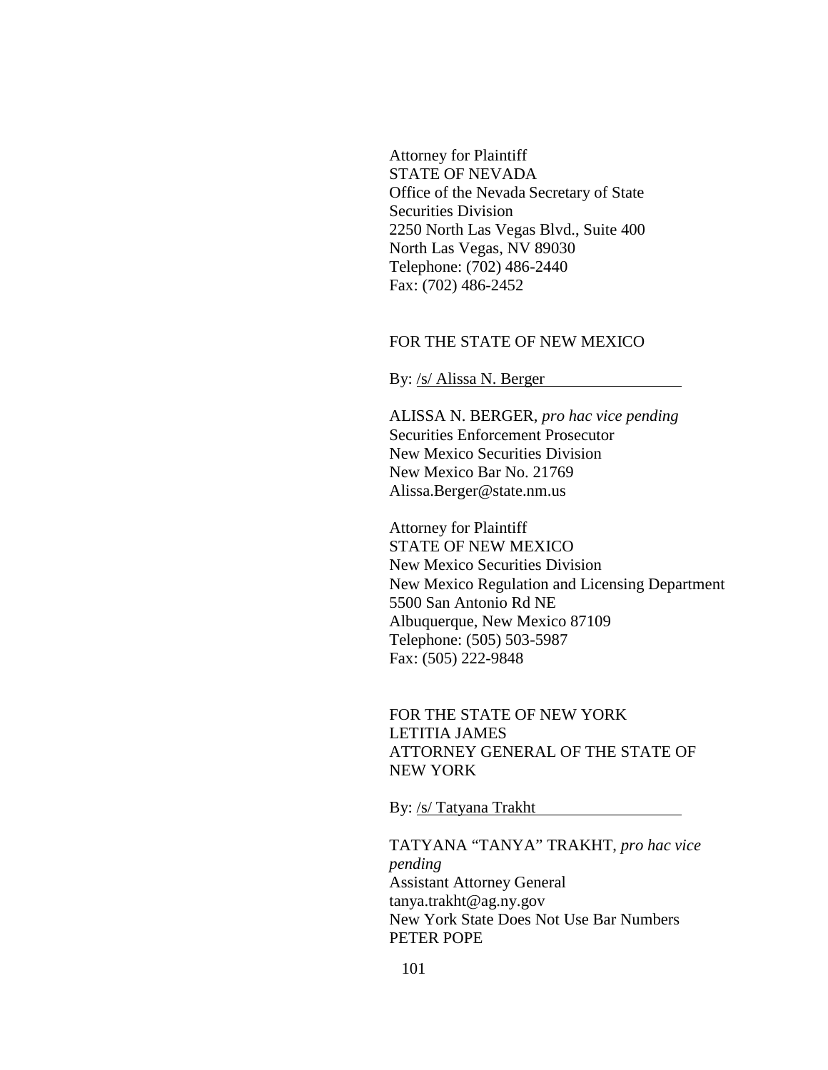Attorney for Plaintiff
STATE OF NEVADA
Office of the Nevada Secretary of State
Securities Division
2250 North Las Vegas Blvd., Suite 400
North Las Vegas, NV 89030
Telephone: (702) 486-2440
Fax: (702) 486-2452

FOR THE STATE OF NEW MEXICO

By: /s/ Alissa N. Berger

ALISSA N. BERGER, *pro hac vice pending*
Securities Enforcement Prosecutor
New Mexico Securities Division
New Mexico Bar No. 21769
Alissa.Berger@state.nm.us

Attorney for Plaintiff
STATE OF NEW MEXICO
New Mexico Securities Division
New Mexico Regulation and Licensing Department
5500 San Antonio Rd NE
Albuquerque, New Mexico 87109
Telephone: (505) 503-5987
Fax: (505) 222-9848

FOR THE STATE OF NEW YORK
LETITIA JAMES
ATTORNEY GENERAL OF THE STATE OF NEW YORK

By: /s/ Tatyana Trakht

TATYANA “TANYA” TRAKHT, *pro hac vice pending*
Assistant Attorney General
tanya.trakht@ag.ny.gov
New York State Does Not Use Bar Numbers
PETER POPE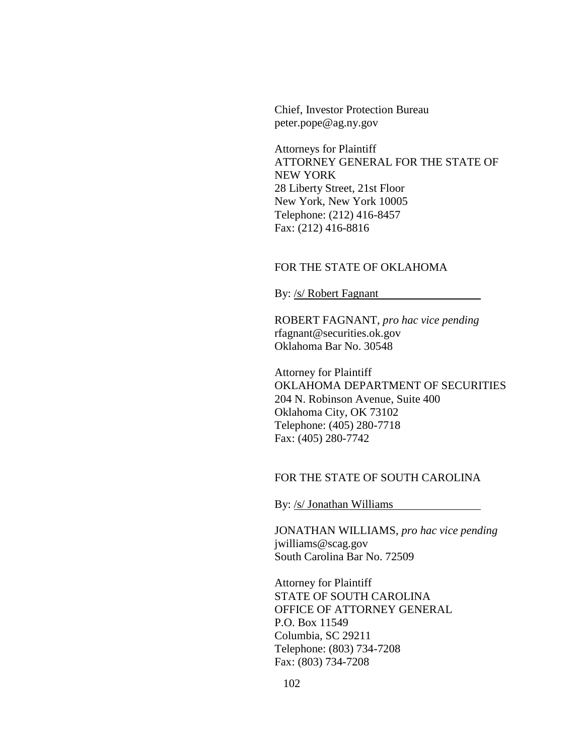Chief, Investor Protection Bureau
peter.pope@ag.ny.gov

Attorneys for Plaintiff
ATTORNEY GENERAL FOR THE STATE OF NEW YORK
28 Liberty Street, 21st Floor
New York, New York 10005
Telephone: (212) 416-8457
Fax: (212) 416-8816

FOR THE STATE OF OKLAHOMA

By: /s/ Robert Fagnant

ROBERT FAGNANT, *pro hac vice pending*
rfagnant@securities.ok.gov
Oklahoma Bar No. 30548

Attorney for Plaintiff
OKLAHOMA DEPARTMENT OF SECURITIES
204 N. Robinson Avenue, Suite 400
Oklahoma City, OK 73102
Telephone: (405) 280-7718
Fax: (405) 280-7742

FOR THE STATE OF SOUTH CAROLINA

By: /s/ Jonathan Williams

JONATHAN WILLIAMS, *pro hac vice pending*
jwilliams@scag.gov
South Carolina Bar No. 72509

Attorney for Plaintiff
STATE OF SOUTH CAROLINA
OFFICE OF ATTORNEY GENERAL
P.O. Box 11549
Columbia, SC 29211
Telephone: (803) 734-7208
Fax: (803) 734-7208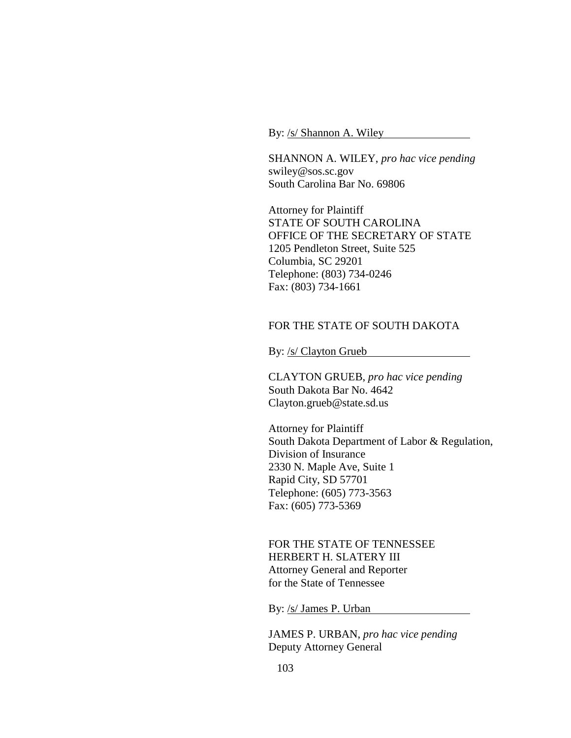By: /s/ Shannon A. Wiley

SHANNON A. WILEY, *pro hac vice pending*
swiley@sos.sc.gov
South Carolina Bar No. 69806

Attorney for Plaintiff
STATE OF SOUTH CAROLINA
OFFICE OF THE SECRETARY OF STATE
1205 Pendleton Street, Suite 525
Columbia, SC 29201
Telephone: (803) 734-0246
Fax: (803) 734-1661

FOR THE STATE OF SOUTH DAKOTA

By: /s/ Clayton Grueb

CLAYTON GRUEB, *pro hac vice pending*
South Dakota Bar No. 4642
Clayton.grueb@state.sd.us

Attorney for Plaintiff
South Dakota Department of Labor & Regulation,
Division of Insurance
2330 N. Maple Ave, Suite 1
Rapid City, SD 57701
Telephone: (605) 773-3563
Fax: (605) 773-5369

FOR THE STATE OF TENNESSEE
HERBERT H. SLATERY III
Attorney General and Reporter
for the State of Tennessee

By: /s/ James P. Urban

JAMES P. URBAN, *pro hac vice pending*
Deputy Attorney General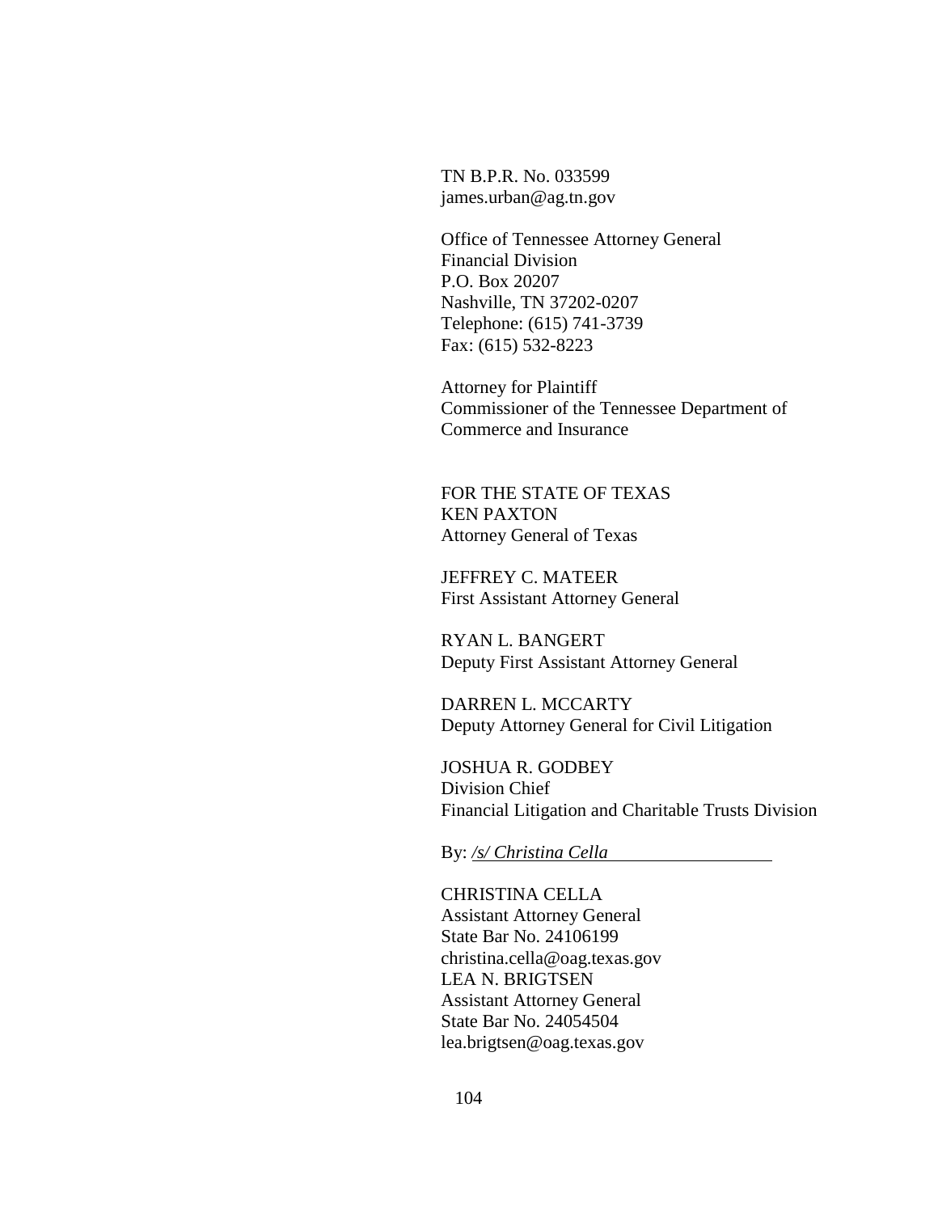TN B.P.R. No. 033599
james.urban@ag.tn.gov

Office of Tennessee Attorney General
Financial Division
P.O. Box 20207
Nashville, TN 37202-0207
Telephone: (615) 741-3739
Fax: (615) 532-8223

Attorney for Plaintiff
Commissioner of the Tennessee Department of Commerce and Insurance

FOR THE STATE OF TEXAS
KEN PAXTON
Attorney General of Texas

JEFFREY C. MATEER
First Assistant Attorney General

RYAN L. BANGERT
Deputy First Assistant Attorney General

DARREN L. MCCARTY
Deputy Attorney General for Civil Litigation

JOSHUA R. GODBEY
Division Chief
Financial Litigation and Charitable Trusts Division

By: */s/ Christina Cella*

CHRISTINA CELLA
Assistant Attorney General
State Bar No. 24106199
christina.cella@oag.texas.gov
LEA N. BRIGTSEN
Assistant Attorney General
State Bar No. 24054504
lea.brigtsen@oag.texas.gov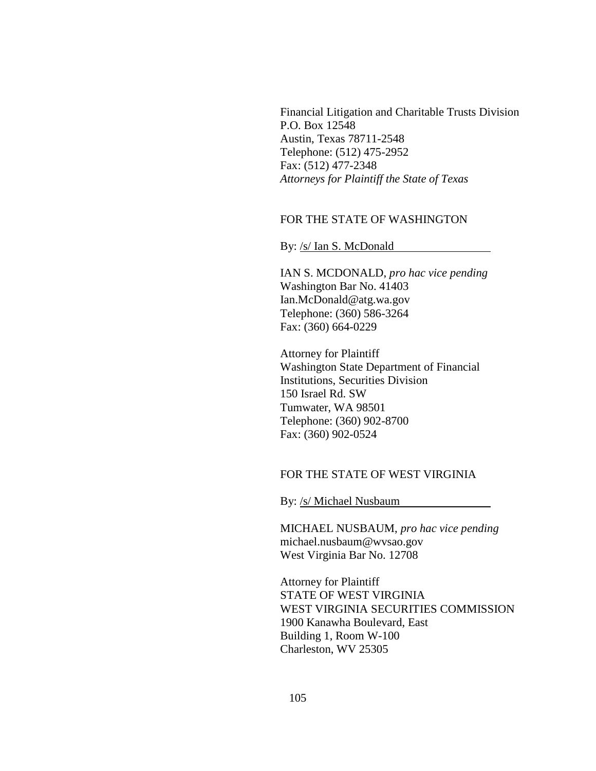Financial Litigation and Charitable Trusts Division
P.O. Box 12548
Austin, Texas 78711-2548
Telephone: (512) 475-2952
Fax: (512) 477-2348
*Attorneys for Plaintiff the State of Texas*

FOR THE STATE OF WASHINGTON

By: /s/ Ian S. McDonald

IAN S. MCDONALD, *pro hac vice pending*
Washington Bar No. 41403
Ian.McDonald@atg.wa.gov
Telephone: (360) 586-3264
Fax: (360) 664-0229

Attorney for Plaintiff
Washington State Department of Financial Institutions, Securities Division
150 Israel Rd. SW
Tumwater, WA 98501
Telephone: (360) 902-8700
Fax: (360) 902-0524

FOR THE STATE OF WEST VIRGINIA

By: /s/ Michael Nusbaum

MICHAEL NUSBAUM, *pro hac vice pending*
michael.nusbaum@wvsao.gov
West Virginia Bar No. 12708

Attorney for Plaintiff
STATE OF WEST VIRGINIA
WEST VIRGINIA SECURITIES COMMISSION
1900 Kanawha Boulevard, East
Building 1, Room W-100
Charleston, WV 25305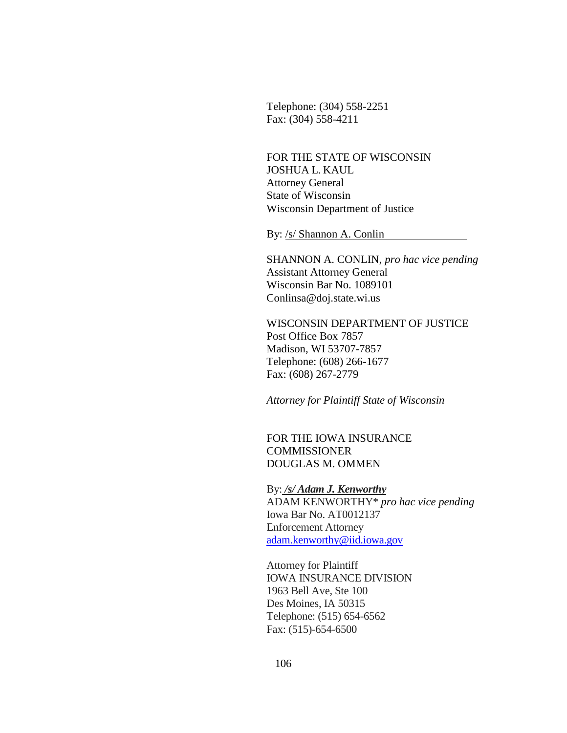Telephone: (304) 558-2251
Fax: (304) 558-4211

FOR THE STATE OF WISCONSIN
JOSHUA L. KAUL
Attorney General
State of Wisconsin
Wisconsin Department of Justice

By: /s/ Shannon A. Conlin

SHANNON A. CONLIN, *pro hac vice pending*
Assistant Attorney General
Wisconsin Bar No. 1089101
Conlinsa@doj.state.wi.us

WISCONSIN DEPARTMENT OF JUSTICE
Post Office Box 7857
Madison, WI 53707-7857
Telephone: (608) 266-1677
Fax: (608) 267-2779

*Attorney for Plaintiff State of Wisconsin*

FOR THE IOWA INSURANCE COMMISSIONER
DOUGLAS M. OMMEN

By: ***/s/ Adam J. Kenworthy***
ADAM KENWORTHY* *pro hac vice pending*
Iowa Bar No. AT0012137
Enforcement Attorney
adam.kenworthy@iid.iowa.gov

Attorney for Plaintiff
IOWA INSURANCE DIVISION
1963 Bell Ave, Ste 100
Des Moines, IA 50315
Telephone: (515) 654-6562
Fax: (515)-654-6500